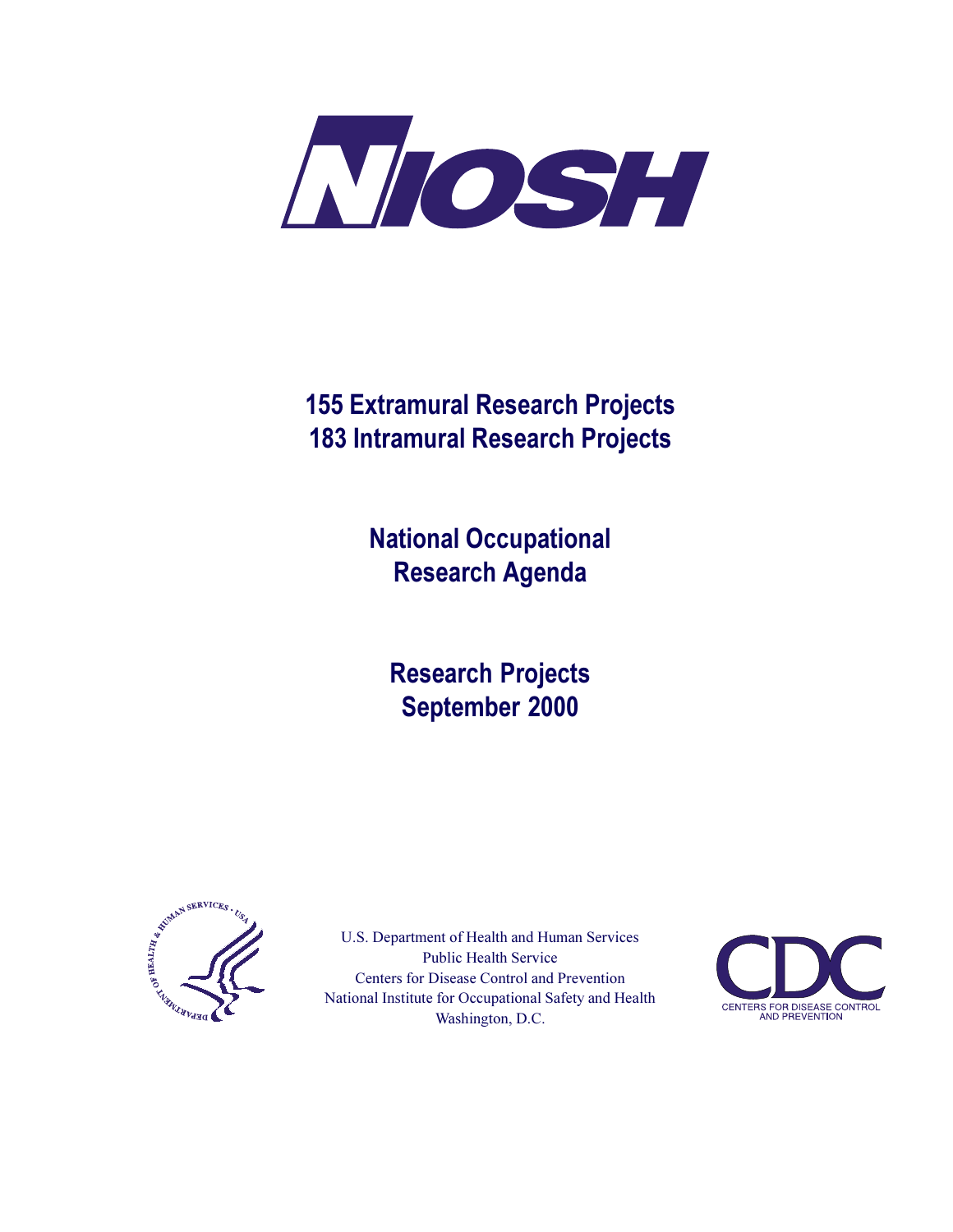# NIOSH

## 155 Extramural Research Projects
## 183 Intramural Research Projects

## National Occupational Research Agenda

## Research Projects September 2000

U.S. Department of Health and Human Services
Public Health Service
Centers for Disease Control and Prevention
National Institute for Occupational Safety and Health
Washington, D.C.

CDC
CENTERS FOR DISEASE CONTROL AND PREVENTION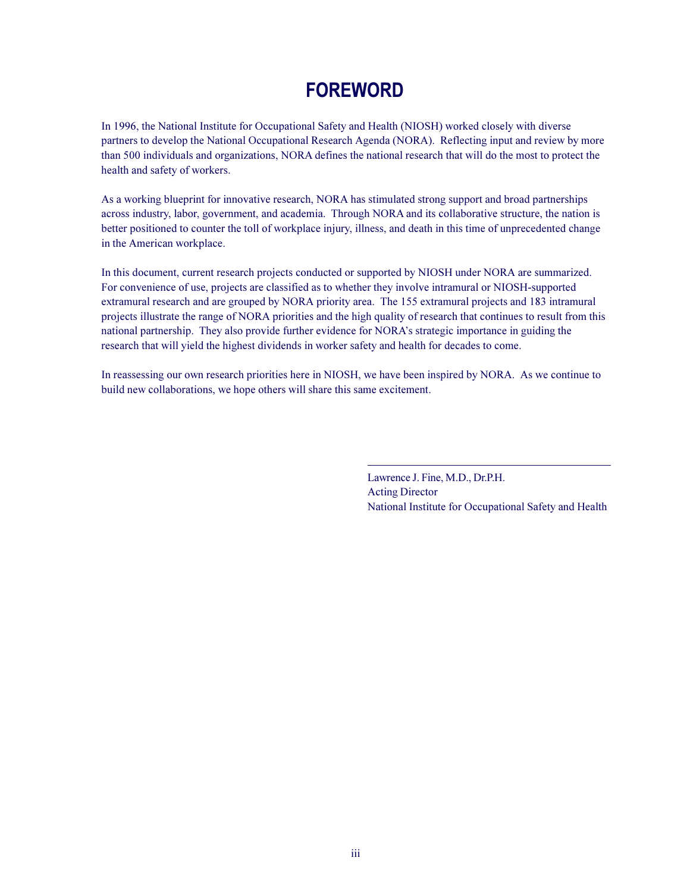# FOREWORD

In 1996, the National Institute for Occupational Safety and Health (NIOSH) worked closely with diverse partners to develop the National Occupational Research Agenda (NORA). Reflecting input and review by more than 500 individuals and organizations, NORA defines the national research that will do the most to protect the health and safety of workers.

As a working blueprint for innovative research, NORA has stimulated strong support and broad partnerships across industry, labor, government, and academia. Through NORA and its collaborative structure, the nation is better positioned to counter the toll of workplace injury, illness, and death in this time of unprecedented change in the American workplace.

In this document, current research projects conducted or supported by NIOSH under NORA are summarized. For convenience of use, projects are classified as to whether they involve intramural or NIOSH-supported extramural research and are grouped by NORA priority area. The 155 extramural projects and 183 intramural projects illustrate the range of NORA priorities and the high quality of research that continues to result from this national partnership. They also provide further evidence for NORA's strategic importance in guiding the research that will yield the highest dividends in worker safety and health for decades to come.

In reassessing our own research priorities here in NIOSH, we have been inspired by NORA. As we continue to build new collaborations, we hope others will share this same excitement.

Lawrence J. Fine, M.D., Dr.P.H.
Acting Director
National Institute for Occupational Safety and Health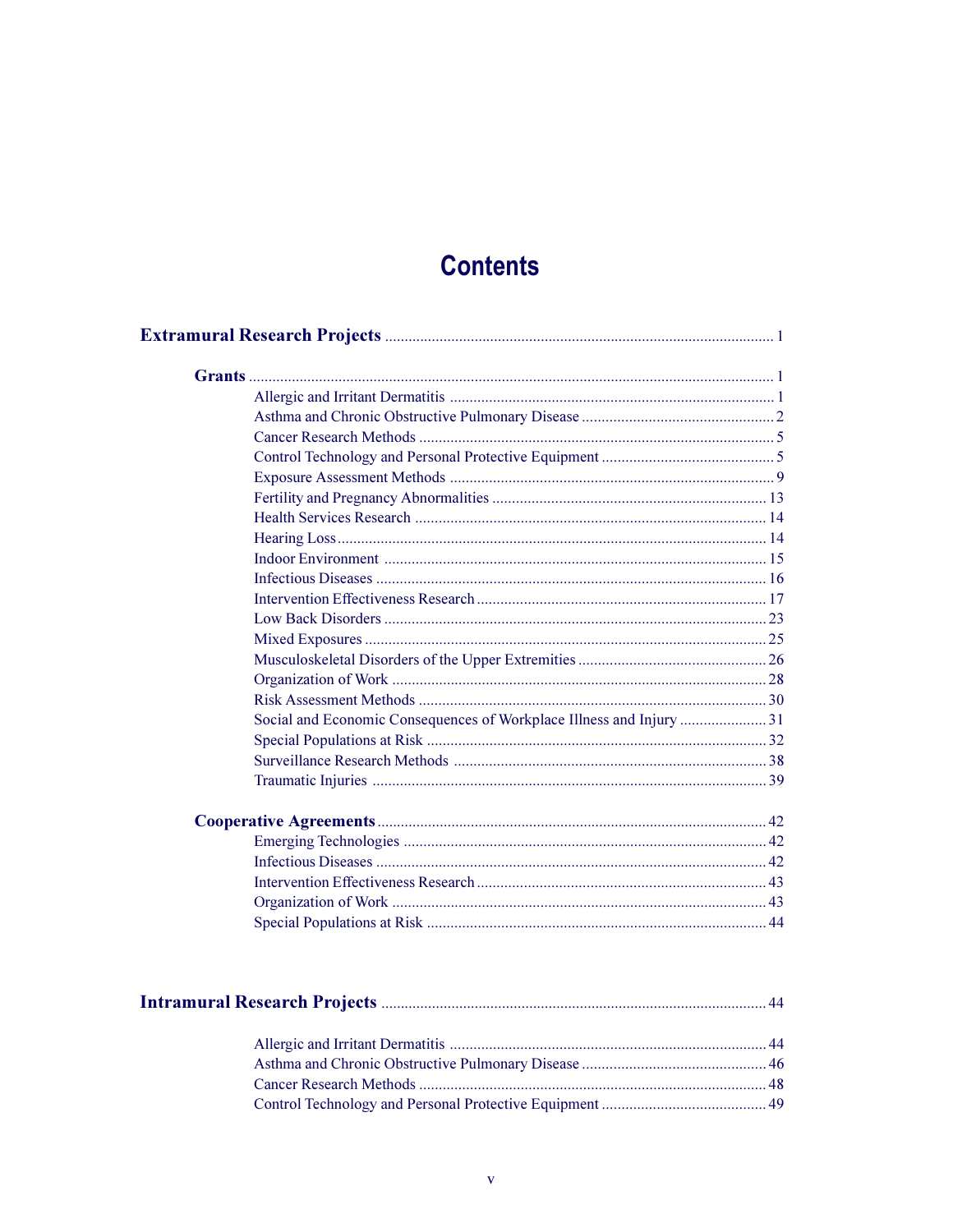# Contents

**Extramural Research Projects** ........................................................................................ 1

**Grants** ........................................................................................................................... 1

- Allergic and Irritant Dermatitis ................................................................................. 1
- Asthma and Chronic Obstructive Pulmonary Disease ................................................ 2
- Cancer Research Methods ......................................................................................... 5
- Control Technology and Personal Protective Equipment ........................................... 5
- Exposure Assessment Methods ................................................................................. 9
- Fertility and Pregnancy Abnormalities .................................................................... 13
- Health Services Research ........................................................................................ 14
- Hearing Loss ........................................................................................................... 14
- Indoor Environment ................................................................................................ 15
- Infectious Diseases ................................................................................................. 16
- Intervention Effectiveness Research ........................................................................ 17
- Low Back Disorders ................................................................................................ 23
- Mixed Exposures ..................................................................................................... 25
- Musculoskeletal Disorders of the Upper Extremities ............................................... 26
- Organization of Work .............................................................................................. 28
- Risk Assessment Methods ....................................................................................... 30
- Social and Economic Consequences of Workplace Illness and Injury ..................... 31
- Special Populations at Risk ..................................................................................... 32
- Surveillance Research Methods .............................................................................. 38
- Traumatic Injuries ................................................................................................... 39

**Cooperative Agreements** ................................................................................................ 42

- Emerging Technologies ........................................................................................... 42
- Infectious Diseases ................................................................................................. 42
- Intervention Effectiveness Research ........................................................................ 43
- Organization of Work .............................................................................................. 43
- Special Populations at Risk ..................................................................................... 44

**Intramural Research Projects** ....................................................................................... 44

- Allergic and Irritant Dermatitis ............................................................................... 44
- Asthma and Chronic Obstructive Pulmonary Disease .............................................. 46
- Cancer Research Methods ....................................................................................... 48
- Control Technology and Personal Protective Equipment ......................................... 49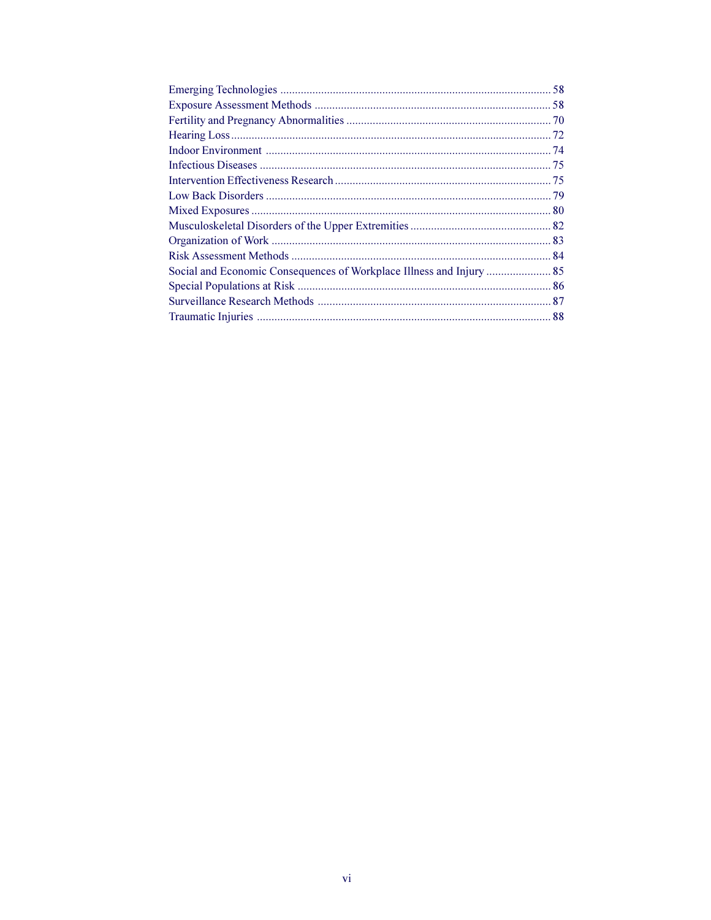Emerging Technologies ........................................................................................... 58
Exposure Assessment Methods ................................................................................ 58
Fertility and Pregnancy Abnormalities ..................................................................... 70
Hearing Loss ............................................................................................................ 72
Indoor Environment ................................................................................................. 74
Infectious Diseases ................................................................................................... 75
Intervention Effectiveness Research ......................................................................... 75
Low Back Disorders ................................................................................................. 79
Mixed Exposures ...................................................................................................... 80
Musculoskeletal Disorders of the Upper Extremities ................................................ 82
Organization of Work ............................................................................................... 83
Risk Assessment Methods ........................................................................................ 84
Social and Economic Consequences of Workplace Illness and Injury ...................... 85
Special Populations at Risk ...................................................................................... 86
Surveillance Research Methods ............................................................................... 87
Traumatic Injuries .................................................................................................... 88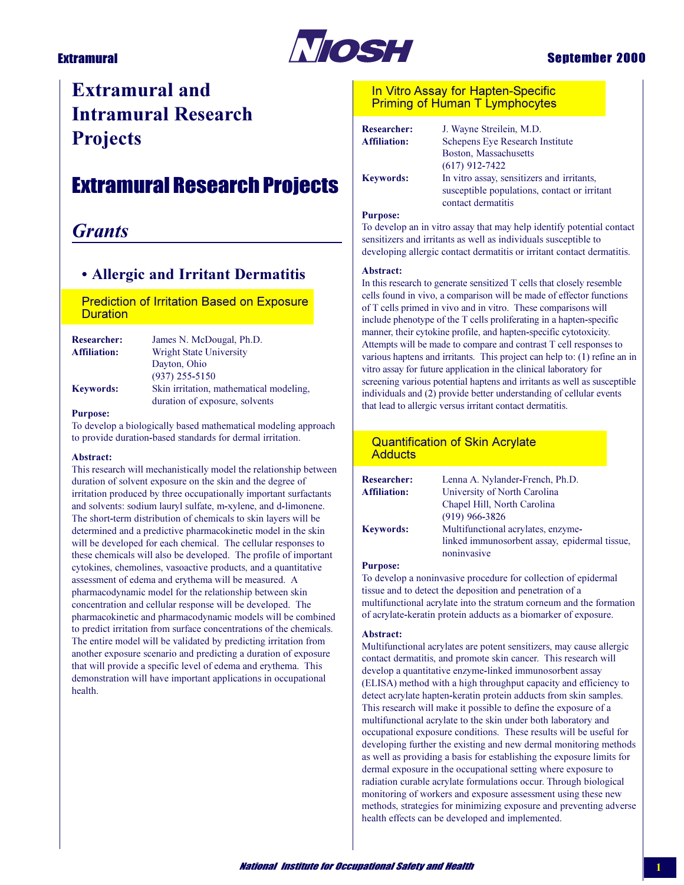# Extramural and Intramural Research Projects

# Extramural Research Projects

## *Grants*

### • Allergic and Irritant Dermatitis

#### Prediction of Irritation Based on Exposure Duration

**Researcher:** James N. McDougal, Ph.D.
**Affiliation:** Wright State University
Dayton, Ohio
(937) 255-5150
**Keywords:** Skin irritation, mathematical modeling, duration of exposure, solvents

**Purpose:**
To develop a biologically based mathematical modeling approach to provide duration-based standards for dermal irritation.

**Abstract:**
This research will mechanistically model the relationship between duration of solvent exposure on the skin and the degree of irritation produced by three occupationally important surfactants and solvents: sodium lauryl sulfate, m-xylene, and d-limonene. The short-term distribution of chemicals to skin layers will be determined and a predictive pharmacokinetic model in the skin will be developed for each chemical. The cellular responses to these chemicals will also be developed. The profile of important cytokines, chemolines, vasoactive products, and a quantitative assessment of edema and erythema will be measured. A pharmacodynamic model for the relationship between skin concentration and cellular response will be developed. The pharmacokinetic and pharmacodynamic models will be combined to predict irritation from surface concentrations of the chemicals. The entire model will be validated by predicting irritation from another exposure scenario and predicting a duration of exposure that will provide a specific level of edema and erythema. This demonstration will have important applications in occupational health.

#### In Vitro Assay for Hapten-Specific Priming of Human T Lymphocytes

**Researcher:** J. Wayne Streilein, M.D.
**Affiliation:** Schepens Eye Research Institute
Boston, Massachusetts
(617) 912-7422
**Keywords:** In vitro assay, sensitizers and irritants, susceptible populations, contact or irritant contact dermatitis

**Purpose:**
To develop an in vitro assay that may help identify potential contact sensitizers and irritants as well as individuals susceptible to developing allergic contact dermatitis or irritant contact dermatitis.

**Abstract:**
In this research to generate sensitized T cells that closely resemble cells found in vivo, a comparison will be made of effector functions of T cells primed in vivo and in vitro. These comparisons will include phenotype of the T cells proliferating in a hapten-specific manner, their cytokine profile, and hapten-specific cytotoxicity. Attempts will be made to compare and contrast T cell responses to various haptens and irritants. This project can help to: (1) refine an in vitro assay for future application in the clinical laboratory for screening various potential haptens and irritants as well as susceptible individuals and (2) provide better understanding of cellular events that lead to allergic versus irritant contact dermatitis.

#### Quantification of Skin Acrylate Adducts

**Researcher:** Lenna A. Nylander-French, Ph.D.
**Affiliation:** University of North Carolina
Chapel Hill, North Carolina
(919) 966-3826
**Keywords:** Multifunctional acrylates, enzyme-linked immunosorbent assay, epidermal tissue, noninvasive

**Purpose:**
To develop a noninvasive procedure for collection of epidermal tissue and to detect the deposition and penetration of a multifunctional acrylate into the stratum corneum and the formation of acrylate-keratin protein adducts as a biomarker of exposure.

**Abstract:**
Multifunctional acrylates are potent sensitizers, may cause allergic contact dermatitis, and promote skin cancer. This research will develop a quantitative enzyme-linked immunosorbent assay (ELISA) method with a high throughput capacity and efficiency to detect acrylate hapten-keratin protein adducts from skin samples. This research will make it possible to define the exposure of a multifunctional acrylate to the skin under both laboratory and occupational exposure conditions. These results will be useful for developing further the existing and new dermal monitoring methods as well as providing a basis for establishing the exposure limits for dermal exposure in the occupational setting where exposure to radiation curable acrylate formulations occur. Through biological monitoring of workers and exposure assessment using these new methods, strategies for minimizing exposure and preventing adverse health effects can be developed and implemented.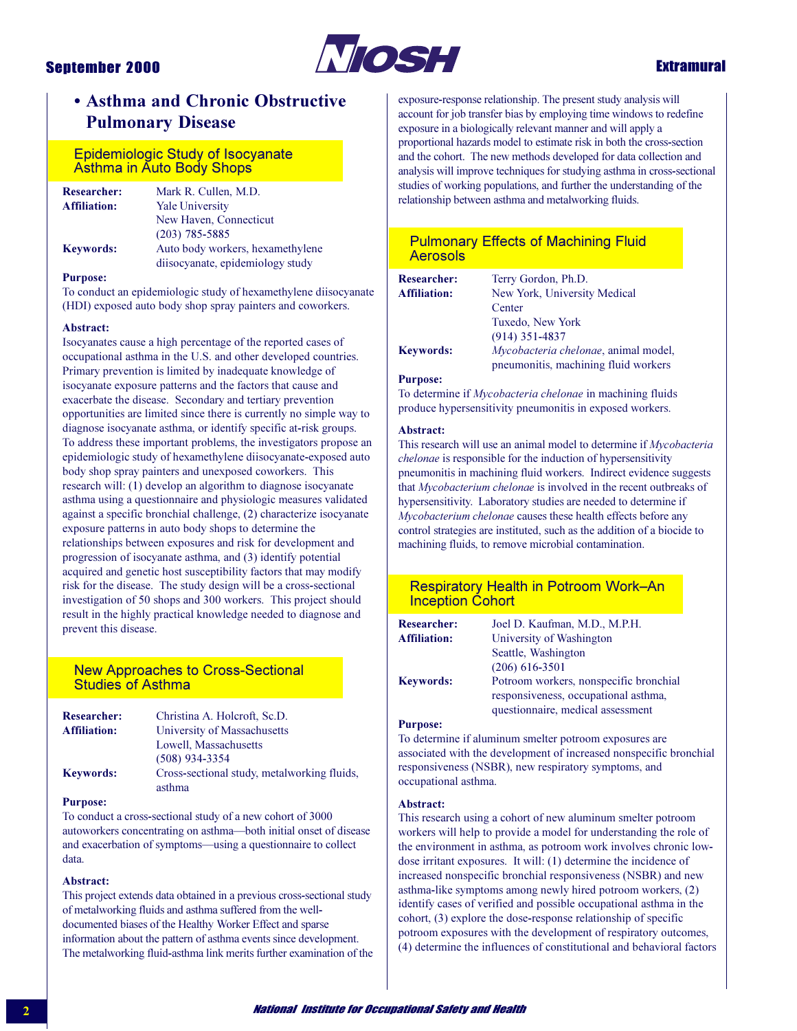## • Asthma and Chronic Obstructive Pulmonary Disease

### Epidemiologic Study of Isocyanate Asthma in Auto Body Shops

**Researcher:** Mark R. Cullen, M.D.
**Affiliation:** Yale University
New Haven, Connecticut
(203) 785-5885
**Keywords:** Auto body workers, hexamethylene diisocyanate, epidemiology study

**Purpose:**
To conduct an epidemiologic study of hexamethylene diisocyanate (HDI) exposed auto body shop spray painters and coworkers.

**Abstract:**
Isocyanates cause a high percentage of the reported cases of occupational asthma in the U.S. and other developed countries. Primary prevention is limited by inadequate knowledge of isocyanate exposure patterns and the factors that cause and exacerbate the disease. Secondary and tertiary prevention opportunities are limited since there is currently no simple way to diagnose isocyanate asthma, or identify specific at-risk groups. To address these important problems, the investigators propose an epidemiologic study of hexamethylene diisocyanate-exposed auto body shop spray painters and unexposed coworkers. This research will: (1) develop an algorithm to diagnose isocyanate asthma using a questionnaire and physiologic measures validated against a specific bronchial challenge, (2) characterize isocyanate exposure patterns in auto body shops to determine the relationships between exposures and risk for development and progression of isocyanate asthma, and (3) identify potential acquired and genetic host susceptibility factors that may modify risk for the disease. The study design will be a cross-sectional investigation of 50 shops and 300 workers. This project should result in the highly practical knowledge needed to diagnose and prevent this disease.

### New Approaches to Cross-Sectional Studies of Asthma

**Researcher:** Christina A. Holcroft, Sc.D.
**Affiliation:** University of Massachusetts
Lowell, Massachusetts
(508) 934-3354
**Keywords:** Cross-sectional study, metalworking fluids, asthma

**Purpose:**
To conduct a cross-sectional study of a new cohort of 3000 autoworkers concentrating on asthma—both initial onset of disease and exacerbation of symptoms—using a questionnaire to collect data.

**Abstract:**
This project extends data obtained in a previous cross-sectional study of metalworking fluids and asthma suffered from the well-documented biases of the Healthy Worker Effect and sparse information about the pattern of asthma events since development. The metalworking fluid-asthma link merits further examination of the exposure-response relationship. The present study analysis will account for job transfer bias by employing time windows to redefine exposure in a biologically relevant manner and will apply a proportional hazards model to estimate risk in both the cross-section and the cohort. The new methods developed for data collection and analysis will improve techniques for studying asthma in cross-sectional studies of working populations, and further the understanding of the relationship between asthma and metalworking fluids.

### Pulmonary Effects of Machining Fluid Aerosols

**Researcher:** Terry Gordon, Ph.D.
**Affiliation:** New York, University Medical Center
Tuxedo, New York
(914) 351-4837
**Keywords:** *Mycobacteria chelonae*, animal model, pneumonitis, machining fluid workers

**Purpose:**
To determine if *Mycobacteria chelonae* in machining fluids produce hypersensitivity pneumonitis in exposed workers.

**Abstract:**
This research will use an animal model to determine if *Mycobacteria chelonae* is responsible for the induction of hypersensitivity pneumonitis in machining fluid workers. Indirect evidence suggests that *Mycobacterium chelonae* is involved in the recent outbreaks of hypersensitivity. Laboratory studies are needed to determine if *Mycobacterium chelonae* causes these health effects before any control strategies are instituted, such as the addition of a biocide to machining fluids, to remove microbial contamination.

### Respiratory Health in Potroom Work–An Inception Cohort

**Researcher:** Joel D. Kaufman, M.D., M.P.H.
**Affiliation:** University of Washington
Seattle, Washington
(206) 616-3501
**Keywords:** Potroom workers, nonspecific bronchial responsiveness, occupational asthma, questionnaire, medical assessment

**Purpose:**
To determine if aluminum smelter potroom exposures are associated with the development of increased nonspecific bronchial responsiveness (NSBR), new respiratory symptoms, and occupational asthma.

**Abstract:**
This research using a cohort of new aluminum smelter potroom workers will help to provide a model for understanding the role of the environment in asthma, as potroom work involves chronic low-dose irritant exposures. It will: (1) determine the incidence of increased nonspecific bronchial responsiveness (NSBR) and new asthma-like symptoms among newly hired potroom workers, (2) identify cases of verified and possible occupational asthma in the cohort, (3) explore the dose-response relationship of specific potroom exposures with the development of respiratory outcomes, (4) determine the influences of constitutional and behavioral factors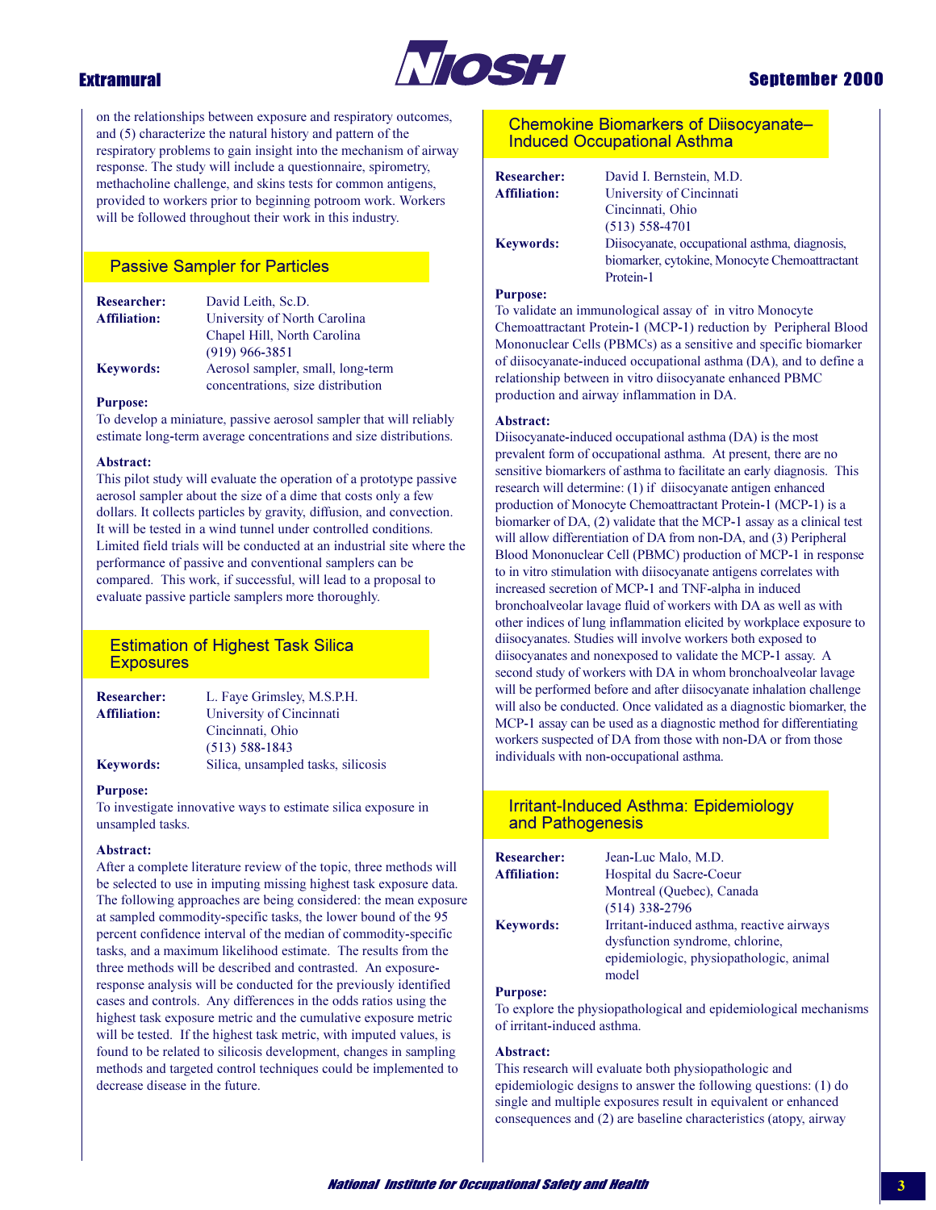on the relationships between exposure and respiratory outcomes, and (5) characterize the natural history and pattern of the respiratory problems to gain insight into the mechanism of airway response. The study will include a questionnaire, spirometry, methacholine challenge, and skins tests for common antigens, provided to workers prior to beginning potroom work. Workers will be followed throughout their work in this industry.

## Passive Sampler for Particles

**Researcher:** David Leith, Sc.D.
**Affiliation:** University of North Carolina
Chapel Hill, North Carolina
(919) 966-3851
**Keywords:** Aerosol sampler, small, long-term concentrations, size distribution

**Purpose:**
To develop a miniature, passive aerosol sampler that will reliably estimate long-term average concentrations and size distributions.

**Abstract:**
This pilot study will evaluate the operation of a prototype passive aerosol sampler about the size of a dime that costs only a few dollars. It collects particles by gravity, diffusion, and convection. It will be tested in a wind tunnel under controlled conditions. Limited field trials will be conducted at an industrial site where the performance of passive and conventional samplers can be compared. This work, if successful, will lead to a proposal to evaluate passive particle samplers more thoroughly.

## Estimation of Highest Task Silica Exposures

**Researcher:** L. Faye Grimsley, M.S.P.H.
**Affiliation:** University of Cincinnati
Cincinnati, Ohio
(513) 588-1843
**Keywords:** Silica, unsampled tasks, silicosis

**Purpose:**
To investigate innovative ways to estimate silica exposure in unsampled tasks.

**Abstract:**
After a complete literature review of the topic, three methods will be selected to use in imputing missing highest task exposure data. The following approaches are being considered: the mean exposure at sampled commodity-specific tasks, the lower bound of the 95 percent confidence interval of the median of commodity-specific tasks, and a maximum likelihood estimate. The results from the three methods will be described and contrasted. An exposure-response analysis will be conducted for the previously identified cases and controls. Any differences in the odds ratios using the highest task exposure metric and the cumulative exposure metric will be tested. If the highest task metric, with imputed values, is found to be related to silicosis development, changes in sampling methods and targeted control techniques could be implemented to decrease disease in the future.

## Chemokine Biomarkers of Diisocyanate–Induced Occupational Asthma

**Researcher:** David I. Bernstein, M.D.
**Affiliation:** University of Cincinnati
Cincinnati, Ohio
(513) 558-4701
**Keywords:** Diisocyanate, occupational asthma, diagnosis, biomarker, cytokine, Monocyte Chemoattractant Protein-1

**Purpose:**
To validate an immunological assay of in vitro Monocyte Chemoattractant Protein-1 (MCP-1) reduction by Peripheral Blood Mononuclear Cells (PBMCs) as a sensitive and specific biomarker of diisocyanate-induced occupational asthma (DA), and to define a relationship between in vitro diisocyanate enhanced PBMC production and airway inflammation in DA.

**Abstract:**
Diisocyanate-induced occupational asthma (DA) is the most prevalent form of occupational asthma. At present, there are no sensitive biomarkers of asthma to facilitate an early diagnosis. This research will determine: (1) if diisocyanate antigen enhanced production of Monocyte Chemoattractant Protein-1 (MCP-1) is a biomarker of DA, (2) validate that the MCP-1 assay as a clinical test will allow differentiation of DA from non-DA, and (3) Peripheral Blood Mononuclear Cell (PBMC) production of MCP-1 in response to in vitro stimulation with diisocyanate antigens correlates with increased secretion of MCP-1 and TNF-alpha in induced bronchoalveolar lavage fluid of workers with DA as well as with other indices of lung inflammation elicited by workplace exposure to diisocyanates. Studies will involve workers both exposed to diisocyanates and nonexposed to validate the MCP-1 assay. A second study of workers with DA in whom bronchoalveolar lavage will be performed before and after diisocyanate inhalation challenge will also be conducted. Once validated as a diagnostic biomarker, the MCP-1 assay can be used as a diagnostic method for differentiating workers suspected of DA from those with non-DA or from those individuals with non-occupational asthma.

## Irritant-Induced Asthma: Epidemiology and Pathogenesis

**Researcher:** Jean-Luc Malo, M.D.
**Affiliation:** Hospital du Sacre-Coeur
Montreal (Quebec), Canada
(514) 338-2796
**Keywords:** Irritant-induced asthma, reactive airways dysfunction syndrome, chlorine, epidemiologic, physiopathologic, animal model

**Purpose:**
To explore the physiopathological and epidemiological mechanisms of irritant-induced asthma.

**Abstract:**
This research will evaluate both physiopathologic and epidemiologic designs to answer the following questions: (1) do single and multiple exposures result in equivalent or enhanced consequences and (2) are baseline characteristics (atopy, airway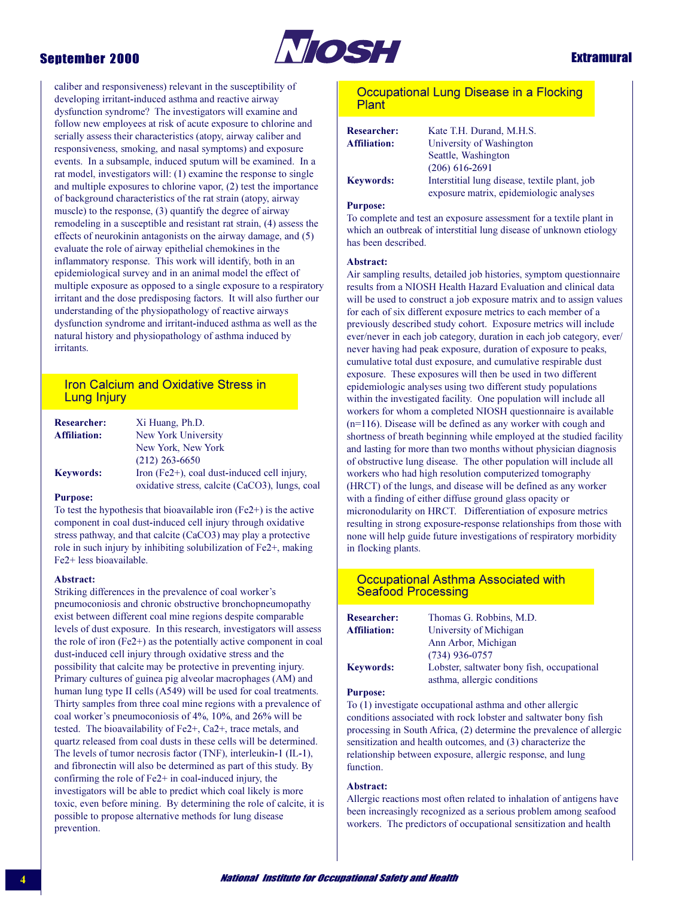caliber and responsiveness) relevant in the susceptibility of developing irritant-induced asthma and reactive airway dysfunction syndrome? The investigators will examine and follow new employees at risk of acute exposure to chlorine and serially assess their characteristics (atopy, airway caliber and responsiveness, smoking, and nasal symptoms) and exposure events. In a subsample, induced sputum will be examined. In a rat model, investigators will: (1) examine the response to single and multiple exposures to chlorine vapor, (2) test the importance of background characteristics of the rat strain (atopy, airway muscle) to the response, (3) quantify the degree of airway remodeling in a susceptible and resistant rat strain, (4) assess the effects of neurokinin antagonists on the airway damage, and (5) evaluate the role of airway epithelial chemokines in the inflammatory response. This work will identify, both in an epidemiological survey and in an animal model the effect of multiple exposure as opposed to a single exposure to a respiratory irritant and the dose predisposing factors. It will also further our understanding of the physiopathology of reactive airways dysfunction syndrome and irritant-induced asthma as well as the natural history and physiopathology of asthma induced by irritants.

## Iron Calcium and Oxidative Stress in Lung Injury

**Researcher:** Xi Huang, Ph.D.
**Affiliation:** New York University
New York, New York
(212) 263-6650
**Keywords:** Iron ($Fe^{2+}$), coal dust-induced cell injury, oxidative stress, calcite ($CaCO_3$), lungs, coal

**Purpose:**
To test the hypothesis that bioavailable iron ($Fe^{2+}$) is the active component in coal dust-induced cell injury through oxidative stress pathway, and that calcite ($CaCO_3$) may play a protective role in such injury by inhibiting solubilization of $Fe^{2+}$, making $Fe^{2+}$ less bioavailable.

**Abstract:**
Striking differences in the prevalence of coal worker's pneumoconiosis and chronic obstructive bronchopneumopathy exist between different coal mine regions despite comparable levels of dust exposure. In this research, investigators will assess the role of iron ($Fe^{2+}$) as the potentially active component in coal dust-induced cell injury through oxidative stress and the possibility that calcite may be protective in preventing injury. Primary cultures of guinea pig alveolar macrophages (AM) and human lung type II cells (A549) will be used for coal treatments. Thirty samples from three coal mine regions with a prevalence of coal worker's pneumoconiosis of 4%, 10%, and 26% will be tested. The bioavailability of $Fe^{2+}$, $Ca^{2+}$, trace metals, and quartz released from coal dusts in these cells will be determined. The levels of tumor necrosis factor (TNF), interleukin-1 (IL-1), and fibronectin will also be determined as part of this study. By confirming the role of $Fe^{2+}$ in coal-induced injury, the investigators will be able to predict which coal likely is more toxic, even before mining. By determining the role of calcite, it is possible to propose alternative methods for lung disease prevention.

## Occupational Lung Disease in a Flocking Plant

**Researcher:** Kate T.H. Durand, M.H.S.
**Affiliation:** University of Washington
Seattle, Washington
(206) 616-2691
**Keywords:** Interstitial lung disease, textile plant, job exposure matrix, epidemiologic analyses

**Purpose:**
To complete and test an exposure assessment for a textile plant in which an outbreak of interstitial lung disease of unknown etiology has been described.

**Abstract:**
Air sampling results, detailed job histories, symptom questionnaire results from a NIOSH Health Hazard Evaluation and clinical data will be used to construct a job exposure matrix and to assign values for each of six different exposure metrics to each member of a previously described study cohort. Exposure metrics will include ever/never in each job category, duration in each job category, ever/never having had peak exposure, duration of exposure to peaks, cumulative total dust exposure, and cumulative respirable dust exposure. These exposures will then be used in two different epidemiologic analyses using two different study populations within the investigated facility. One population will include all workers for whom a completed NIOSH questionnaire is available (n=116). Disease will be defined as any worker with cough and shortness of breath beginning while employed at the studied facility and lasting for more than two months without physician diagnosis of obstructive lung disease. The other population will include all workers who had high resolution computerized tomography (HRCT) of the lungs, and disease will be defined as any worker with a finding of either diffuse ground glass opacity or micronodularity on HRCT. Differentiation of exposure metrics resulting in strong exposure-response relationships from those with none will help guide future investigations of respiratory morbidity in flocking plants.

## Occupational Asthma Associated with Seafood Processing

**Researcher:** Thomas G. Robbins, M.D.
**Affiliation:** University of Michigan
Ann Arbor, Michigan
(734) 936-0757
**Keywords:** Lobster, saltwater bony fish, occupational asthma, allergic conditions

**Purpose:**
To (1) investigate occupational asthma and other allergic conditions associated with rock lobster and saltwater bony fish processing in South Africa, (2) determine the prevalence of allergic sensitization and health outcomes, and (3) characterize the relationship between exposure, allergic response, and lung function.

**Abstract:**
Allergic reactions most often related to inhalation of antigens have been increasingly recognized as a serious problem among seafood workers. The predictors of occupational sensitization and health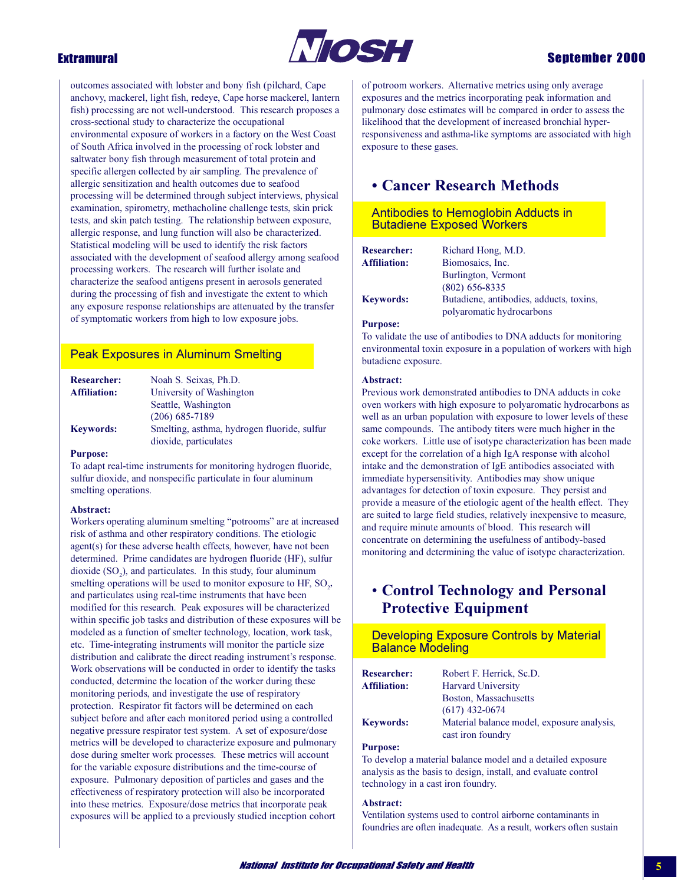outcomes associated with lobster and bony fish (pilchard, Cape anchovy, mackerel, light fish, redeye, Cape horse mackerel, lantern fish) processing are not well-understood. This research proposes a cross-sectional study to characterize the occupational environmental exposure of workers in a factory on the West Coast of South Africa involved in the processing of rock lobster and saltwater bony fish through measurement of total protein and specific allergen collected by air sampling. The prevalence of allergic sensitization and health outcomes due to seafood processing will be determined through subject interviews, physical examination, spirometry, methacholine challenge tests, skin prick tests, and skin patch testing. The relationship between exposure, allergic response, and lung function will also be characterized. Statistical modeling will be used to identify the risk factors associated with the development of seafood allergy among seafood processing workers. The research will further isolate and characterize the seafood antigens present in aerosols generated during the processing of fish and investigate the extent to which any exposure response relationships are attenuated by the transfer of symptomatic workers from high to low exposure jobs.

### Peak Exposures in Aluminum Smelting

**Researcher:** Noah S. Seixas, Ph.D.
**Affiliation:** University of Washington
Seattle, Washington
(206) 685-7189
**Keywords:** Smelting, asthma, hydrogen fluoride, sulfur dioxide, particulates

**Purpose:**
To adapt real-time instruments for monitoring hydrogen fluoride, sulfur dioxide, and nonspecific particulate in four aluminum smelting operations.

**Abstract:**
Workers operating aluminum smelting "potrooms" are at increased risk of asthma and other respiratory conditions. The etiologic agent(s) for these adverse health effects, however, have not been determined. Prime candidates are hydrogen fluoride (HF), sulfur dioxide ($SO_2$), and particulates. In this study, four aluminum smelting operations will be used to monitor exposure to HF, $SO_2$, and particulates using real-time instruments that have been modified for this research. Peak exposures will be characterized within specific job tasks and distribution of these exposures will be modeled as a function of smelter technology, location, work task, etc. Time-integrating instruments will monitor the particle size distribution and calibrate the direct reading instrument's response. Work observations will be conducted in order to identify the tasks conducted, determine the location of the worker during these monitoring periods, and investigate the use of respiratory protection. Respirator fit factors will be determined on each subject before and after each monitored period using a controlled negative pressure respirator test system. A set of exposure/dose metrics will be developed to characterize exposure and pulmonary dose during smelter work processes. These metrics will account for the variable exposure distributions and the time-course of exposure. Pulmonary deposition of particles and gases and the effectiveness of respiratory protection will also be incorporated into these metrics. Exposure/dose metrics that incorporate peak exposures will be applied to a previously studied inception cohort of potroom workers. Alternative metrics using only average exposures and the metrics incorporating peak information and pulmonary dose estimates will be compared in order to assess the likelihood that the development of increased bronchial hyper-responsiveness and asthma-like symptoms are associated with high exposure to these gases.

## • Cancer Research Methods

### Antibodies to Hemoglobin Adducts in Butadiene Exposed Workers

**Researcher:** Richard Hong, M.D.
**Affiliation:** Biomosaics, Inc.
Burlington, Vermont
(802) 656-8335
**Keywords:** Butadiene, antibodies, adducts, toxins, polyaromatic hydrocarbons

**Purpose:**
To validate the use of antibodies to DNA adducts for monitoring environmental toxin exposure in a population of workers with high butadiene exposure.

**Abstract:**
Previous work demonstrated antibodies to DNA adducts in coke oven workers with high exposure to polyaromatic hydrocarbons as well as an urban population with exposure to lower levels of these same compounds. The antibody titers were much higher in the coke workers. Little use of isotype characterization has been made except for the correlation of a high IgA response with alcohol intake and the demonstration of IgE antibodies associated with immediate hypersensitivity. Antibodies may show unique advantages for detection of toxin exposure. They persist and provide a measure of the etiologic agent of the health effect. They are suited to large field studies, relatively inexpensive to measure, and require minute amounts of blood. This research will concentrate on determining the usefulness of antibody-based monitoring and determining the value of isotype characterization.

## • Control Technology and Personal Protective Equipment

### Developing Exposure Controls by Material Balance Modeling

**Researcher:** Robert F. Herrick, Sc.D.
**Affiliation:** Harvard University
Boston, Massachusetts
(617) 432-0674
**Keywords:** Material balance model, exposure analysis, cast iron foundry

**Purpose:**
To develop a material balance model and a detailed exposure analysis as the basis to design, install, and evaluate control technology in a cast iron foundry.

**Abstract:**
Ventilation systems used to control airborne contaminants in foundries are often inadequate. As a result, workers often sustain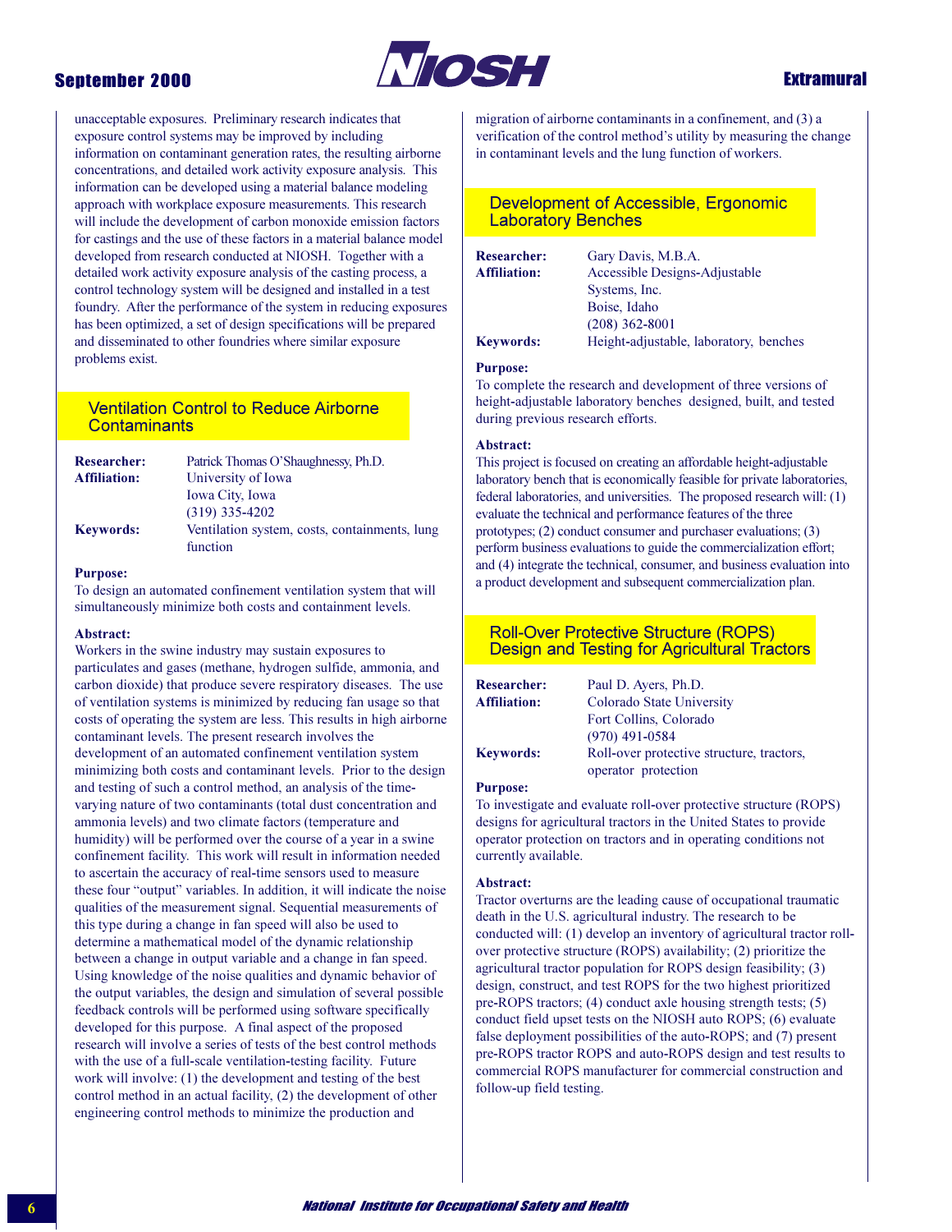unacceptable exposures. Preliminary research indicates that exposure control systems may be improved by including information on contaminant generation rates, the resulting airborne concentrations, and detailed work activity exposure analysis. This information can be developed using a material balance modeling approach with workplace exposure measurements. This research will include the development of carbon monoxide emission factors for castings and the use of these factors in a material balance model developed from research conducted at NIOSH. Together with a detailed work activity exposure analysis of the casting process, a control technology system will be designed and installed in a test foundry. After the performance of the system in reducing exposures has been optimized, a set of design specifications will be prepared and disseminated to other foundries where similar exposure problems exist.

## Ventilation Control to Reduce Airborne Contaminants

**Researcher:** Patrick Thomas O'Shaughnessy, Ph.D.
**Affiliation:** University of Iowa
Iowa City, Iowa
(319) 335-4202
**Keywords:** Ventilation system, costs, containments, lung function

**Purpose:**
To design an automated confinement ventilation system that will simultaneously minimize both costs and containment levels.

**Abstract:**
Workers in the swine industry may sustain exposures to particulates and gases (methane, hydrogen sulfide, ammonia, and carbon dioxide) that produce severe respiratory diseases. The use of ventilation systems is minimized by reducing fan usage so that costs of operating the system are less. This results in high airborne contaminant levels. The present research involves the development of an automated confinement ventilation system minimizing both costs and contaminant levels. Prior to the design and testing of such a control method, an analysis of the time-varying nature of two contaminants (total dust concentration and ammonia levels) and two climate factors (temperature and humidity) will be performed over the course of a year in a swine confinement facility. This work will result in information needed to ascertain the accuracy of real-time sensors used to measure these four "output" variables. In addition, it will indicate the noise qualities of the measurement signal. Sequential measurements of this type during a change in fan speed will also be used to determine a mathematical model of the dynamic relationship between a change in output variable and a change in fan speed. Using knowledge of the noise qualities and dynamic behavior of the output variables, the design and simulation of several possible feedback controls will be performed using software specifically developed for this purpose. A final aspect of the proposed research will involve a series of tests of the best control methods with the use of a full-scale ventilation-testing facility. Future work will involve: (1) the development and testing of the best control method in an actual facility, (2) the development of other engineering control methods to minimize the production and migration of airborne contaminants in a confinement, and (3) a verification of the control method's utility by measuring the change in contaminant levels and the lung function of workers.

## Development of Accessible, Ergonomic Laboratory Benches

**Researcher:** Gary Davis, M.B.A.
**Affiliation:** Accessible Designs-Adjustable Systems, Inc.
Boise, Idaho
(208) 362-8001
**Keywords:** Height-adjustable, laboratory, benches

**Purpose:**
To complete the research and development of three versions of height-adjustable laboratory benches designed, built, and tested during previous research efforts.

**Abstract:**
This project is focused on creating an affordable height-adjustable laboratory bench that is economically feasible for private laboratories, federal laboratories, and universities. The proposed research will: (1) evaluate the technical and performance features of the three prototypes; (2) conduct consumer and purchaser evaluations; (3) perform business evaluations to guide the commercialization effort; and (4) integrate the technical, consumer, and business evaluation into a product development and subsequent commercialization plan.

## Roll-Over Protective Structure (ROPS) Design and Testing for Agricultural Tractors

**Researcher:** Paul D. Ayers, Ph.D.
**Affiliation:** Colorado State University
Fort Collins, Colorado
(970) 491-0584
**Keywords:** Roll-over protective structure, tractors, operator protection

**Purpose:**
To investigate and evaluate roll-over protective structure (ROPS) designs for agricultural tractors in the United States to provide operator protection on tractors and in operating conditions not currently available.

**Abstract:**
Tractor overturns are the leading cause of occupational traumatic death in the U.S. agricultural industry. The research to be conducted will: (1) develop an inventory of agricultural tractor roll-over protective structure (ROPS) availability; (2) prioritize the agricultural tractor population for ROPS design feasibility; (3) design, construct, and test ROPS for the two highest prioritized pre-ROPS tractors; (4) conduct axle housing strength tests; (5) conduct field upset tests on the NIOSH auto ROPS; (6) evaluate false deployment possibilities of the auto-ROPS; and (7) present pre-ROPS tractor ROPS and auto-ROPS design and test results to commercial ROPS manufacturer for commercial construction and follow-up field testing.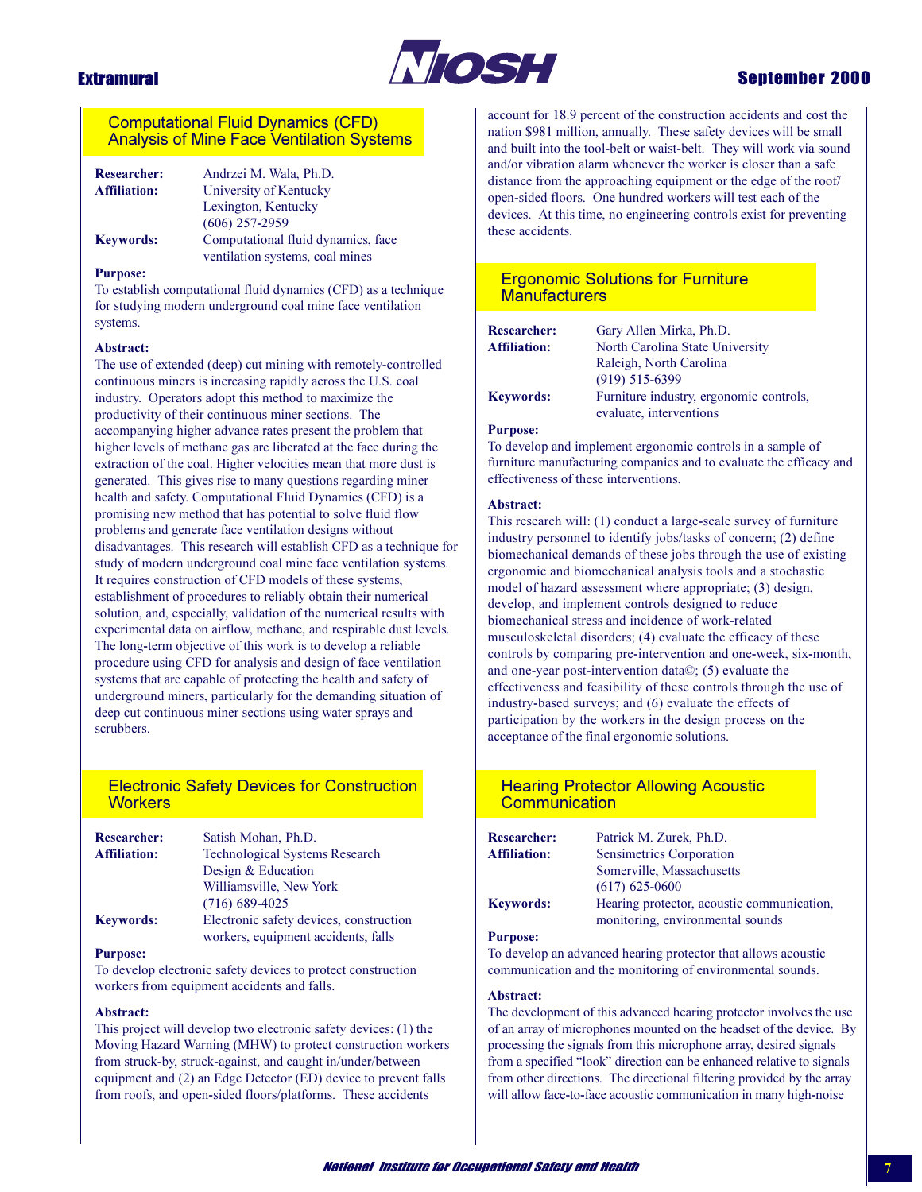## Computational Fluid Dynamics (CFD) Analysis of Mine Face Ventilation Systems

**Researcher:** Andrzei M. Wala, Ph.D.
**Affiliation:** University of Kentucky
Lexington, Kentucky
(606) 257-2959
**Keywords:** Computational fluid dynamics, face ventilation systems, coal mines

**Purpose:**
To establish computational fluid dynamics (CFD) as a technique for studying modern underground coal mine face ventilation systems.

**Abstract:**
The use of extended (deep) cut mining with remotely-controlled continuous miners is increasing rapidly across the U.S. coal industry. Operators adopt this method to maximize the productivity of their continuous miner sections. The accompanying higher advance rates present the problem that higher levels of methane gas are liberated at the face during the extraction of the coal. Higher velocities mean that more dust is generated. This gives rise to many questions regarding miner health and safety. Computational Fluid Dynamics (CFD) is a promising new method that has potential to solve fluid flow problems and generate face ventilation designs without disadvantages. This research will establish CFD as a technique for study of modern underground coal mine face ventilation systems. It requires construction of CFD models of these systems, establishment of procedures to reliably obtain their numerical solution, and, especially, validation of the numerical results with experimental data on airflow, methane, and respirable dust levels. The long-term objective of this work is to develop a reliable procedure using CFD for analysis and design of face ventilation systems that are capable of protecting the health and safety of underground miners, particularly for the demanding situation of deep cut continuous miner sections using water sprays and scrubbers.

## Electronic Safety Devices for Construction Workers

**Researcher:** Satish Mohan, Ph.D.
**Affiliation:** Technological Systems Research Design & Education
Williamsville, New York
(716) 689-4025
**Keywords:** Electronic safety devices, construction workers, equipment accidents, falls

**Purpose:**
To develop electronic safety devices to protect construction workers from equipment accidents and falls.

**Abstract:**
This project will develop two electronic safety devices: (1) the Moving Hazard Warning (MHW) to protect construction workers from struck-by, struck-against, and caught in/under/between equipment and (2) an Edge Detector (ED) device to prevent falls from roofs, and open-sided floors/platforms. These accidents account for 18.9 percent of the construction accidents and cost the nation $981 million, annually. These safety devices will be small and built into the tool-belt or waist-belt. They will work via sound and/or vibration alarm whenever the worker is closer than a safe distance from the approaching equipment or the edge of the roof/open-sided floors. One hundred workers will test each of the devices. At this time, no engineering controls exist for preventing these accidents.

## Ergonomic Solutions for Furniture Manufacturers

**Researcher:** Gary Allen Mirka, Ph.D.
**Affiliation:** North Carolina State University
Raleigh, North Carolina
(919) 515-6399
**Keywords:** Furniture industry, ergonomic controls, evaluate, interventions

**Purpose:**
To develop and implement ergonomic controls in a sample of furniture manufacturing companies and to evaluate the efficacy and effectiveness of these interventions.

**Abstract:**
This research will: (1) conduct a large-scale survey of furniture industry personnel to identify jobs/tasks of concern; (2) define biomechanical demands of these jobs through the use of existing ergonomic and biomechanical analysis tools and a stochastic model of hazard assessment where appropriate; (3) design, develop, and implement controls designed to reduce biomechanical stress and incidence of work-related musculoskeletal disorders; (4) evaluate the efficacy of these controls by comparing pre-intervention and one-week, six-month, and one-year post-intervention data©; (5) evaluate the effectiveness and feasibility of these controls through the use of industry-based surveys; and (6) evaluate the effects of participation by the workers in the design process on the acceptance of the final ergonomic solutions.

## Hearing Protector Allowing Acoustic Communication

**Researcher:** Patrick M. Zurek, Ph.D.
**Affiliation:** Sensimetrics Corporation
Somerville, Massachusetts
(617) 625-0600
**Keywords:** Hearing protector, acoustic communication, monitoring, environmental sounds

**Purpose:**
To develop an advanced hearing protector that allows acoustic communication and the monitoring of environmental sounds.

**Abstract:**
The development of this advanced hearing protector involves the use of an array of microphones mounted on the headset of the device. By processing the signals from this microphone array, desired signals from a specified "look" direction can be enhanced relative to signals from other directions. The directional filtering provided by the array will allow face-to-face acoustic communication in many high-noise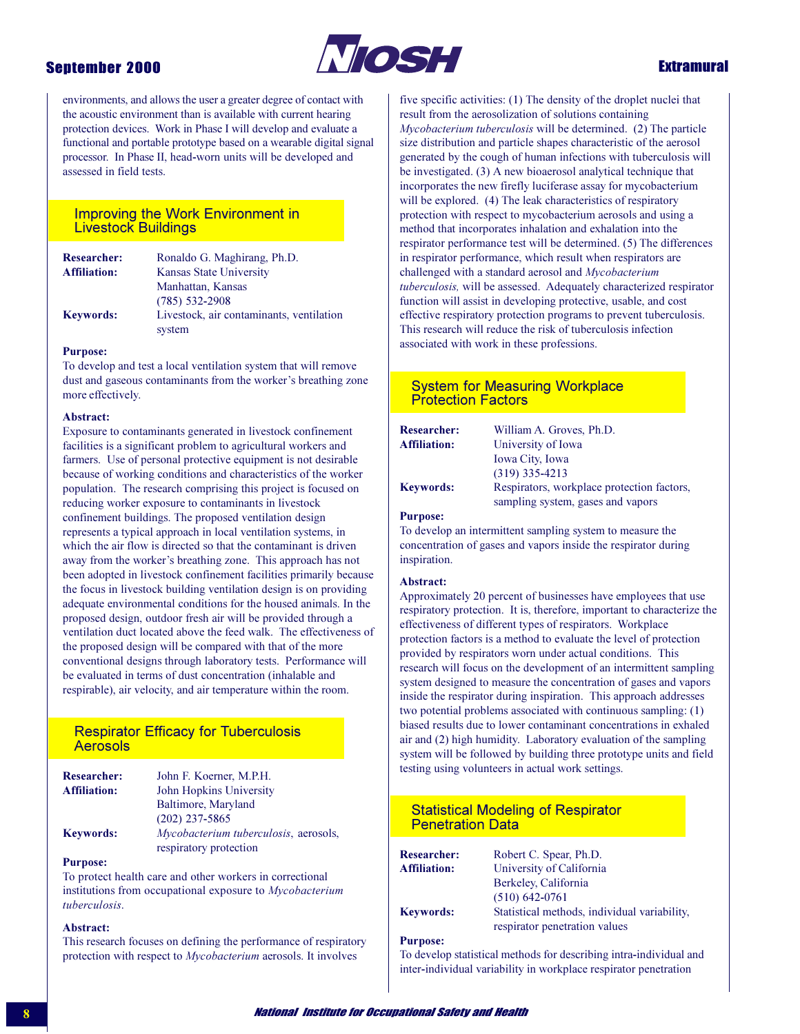environments, and allows the user a greater degree of contact with the acoustic environment than is available with current hearing protection devices. Work in Phase I will develop and evaluate a functional and portable prototype based on a wearable digital signal processor. In Phase II, head-worn units will be developed and assessed in field tests.

## Improving the Work Environment in Livestock Buildings

**Researcher:** Ronaldo G. Maghirang, Ph.D.
**Affiliation:** Kansas State University
Manhattan, Kansas
(785) 532-2908
**Keywords:** Livestock, air contaminants, ventilation system

**Purpose:**
To develop and test a local ventilation system that will remove dust and gaseous contaminants from the worker's breathing zone more effectively.

**Abstract:**
Exposure to contaminants generated in livestock confinement facilities is a significant problem to agricultural workers and farmers. Use of personal protective equipment is not desirable because of working conditions and characteristics of the worker population. The research comprising this project is focused on reducing worker exposure to contaminants in livestock confinement buildings. The proposed ventilation design represents a typical approach in local ventilation systems, in which the air flow is directed so that the contaminant is driven away from the worker's breathing zone. This approach has not been adopted in livestock confinement facilities primarily because the focus in livestock building ventilation design is on providing adequate environmental conditions for the housed animals. In the proposed design, outdoor fresh air will be provided through a ventilation duct located above the feed walk. The effectiveness of the proposed design will be compared with that of the more conventional designs through laboratory tests. Performance will be evaluated in terms of dust concentration (inhalable and respirable), air velocity, and air temperature within the room.

## Respirator Efficacy for Tuberculosis Aerosols

**Researcher:** John F. Koerner, M.P.H.
**Affiliation:** John Hopkins University
Baltimore, Maryland
(202) 237-5865
**Keywords:** *Mycobacterium tuberculosis*, aerosols, respiratory protection

**Purpose:**
To protect health care and other workers in correctional institutions from occupational exposure to *Mycobacterium tuberculosis*.

**Abstract:**
This research focuses on defining the performance of respiratory protection with respect to *Mycobacterium* aerosols. It involves five specific activities: (1) The density of the droplet nuclei that result from the aerosolization of solutions containing *Mycobacterium tuberculosis* will be determined. (2) The particle size distribution and particle shapes characteristic of the aerosol generated by the cough of human infections with tuberculosis will be investigated. (3) A new bioaerosol analytical technique that incorporates the new firefly luciferase assay for mycobacterium will be explored. (4) The leak characteristics of respiratory protection with respect to mycobacterium aerosols and using a method that incorporates inhalation and exhalation into the respirator performance test will be determined. (5) The differences in respirator performance, which result when respirators are challenged with a standard aerosol and *Mycobacterium tuberculosis,* will be assessed. Adequately characterized respirator function will assist in developing protective, usable, and cost effective respiratory protection programs to prevent tuberculosis. This research will reduce the risk of tuberculosis infection associated with work in these professions.

## System for Measuring Workplace Protection Factors

**Researcher:** William A. Groves, Ph.D.
**Affiliation:** University of Iowa
Iowa City, Iowa
(319) 335-4213
**Keywords:** Respirators, workplace protection factors, sampling system, gases and vapors

**Purpose:**
To develop an intermittent sampling system to measure the concentration of gases and vapors inside the respirator during inspiration.

**Abstract:**
Approximately 20 percent of businesses have employees that use respiratory protection. It is, therefore, important to characterize the effectiveness of different types of respirators. Workplace protection factors is a method to evaluate the level of protection provided by respirators worn under actual conditions. This research will focus on the development of an intermittent sampling system designed to measure the concentration of gases and vapors inside the respirator during inspiration. This approach addresses two potential problems associated with continuous sampling: (1) biased results due to lower contaminant concentrations in exhaled air and (2) high humidity. Laboratory evaluation of the sampling system will be followed by building three prototype units and field testing using volunteers in actual work settings.

## Statistical Modeling of Respirator Penetration Data

**Researcher:** Robert C. Spear, Ph.D.
**Affiliation:** University of California
Berkeley, California
(510) 642-0761
**Keywords:** Statistical methods, individual variability, respirator penetration values

**Purpose:**
To develop statistical methods for describing intra-individual and inter-individual variability in workplace respirator penetration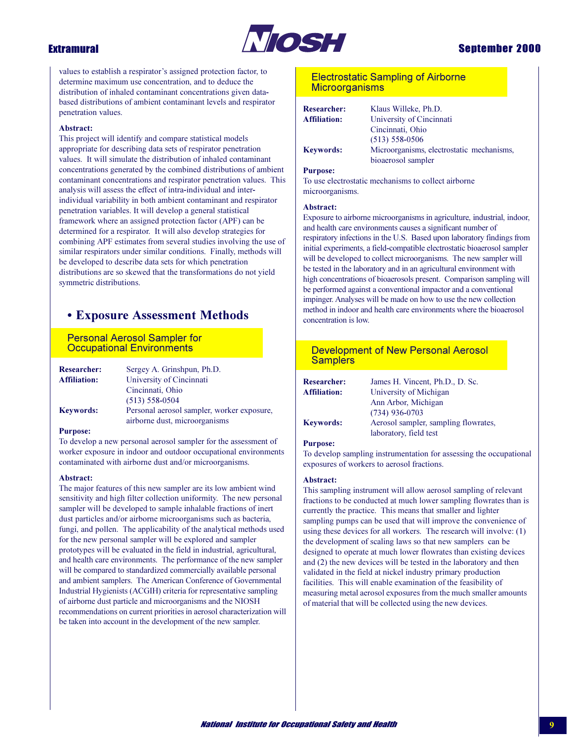values to establish a respirator's assigned protection factor, to determine maximum use concentration, and to deduce the distribution of inhaled contaminant concentrations given data-based distributions of ambient contaminant levels and respirator penetration values.

**Abstract:**
This project will identify and compare statistical models appropriate for describing data sets of respirator penetration values. It will simulate the distribution of inhaled contaminant concentrations generated by the combined distributions of ambient contaminant concentrations and respirator penetration values. This analysis will assess the effect of intra-individual and inter-individual variability in both ambient contaminant and respirator penetration variables. It will develop a general statistical framework where an assigned protection factor (APF) can be determined for a respirator. It will also develop strategies for combining APF estimates from several studies involving the use of similar respirators under similar conditions. Finally, methods will be developed to describe data sets for which penetration distributions are so skewed that the transformations do not yield symmetric distributions.

# • Exposure Assessment Methods

## Personal Aerosol Sampler for Occupational Environments

**Researcher:** Sergey A. Grinshpun, Ph.D.
**Affiliation:** University of Cincinnati
Cincinnati, Ohio
(513) 558-0504
**Keywords:** Personal aerosol sampler, worker exposure, airborne dust, microorganisms

**Purpose:**
To develop a new personal aerosol sampler for the assessment of worker exposure in indoor and outdoor occupational environments contaminated with airborne dust and/or microorganisms.

**Abstract:**
The major features of this new sampler are its low ambient wind sensitivity and high filter collection uniformity. The new personal sampler will be developed to sample inhalable fractions of inert dust particles and/or airborne microorganisms such as bacteria, fungi, and pollen. The applicability of the analytical methods used for the new personal sampler will be explored and sampler prototypes will be evaluated in the field in industrial, agricultural, and health care environments. The performance of the new sampler will be compared to standardized commercially available personal and ambient samplers. The American Conference of Governmental Industrial Hygienists (ACGIH) criteria for representative sampling of airborne dust particle and microorganisms and the NIOSH recommendations on current priorities in aerosol characterization will be taken into account in the development of the new sampler.

## Electrostatic Sampling of Airborne Microorganisms

**Researcher:** Klaus Willeke, Ph.D.
**Affiliation:** University of Cincinnati
Cincinnati, Ohio
(513) 558-0506
**Keywords:** Microorganisms, electrostatic mechanisms, bioaerosol sampler

**Purpose:**
To use electrostatic mechanisms to collect airborne microorganisms.

**Abstract:**
Exposure to airborne microorganisms in agriculture, industrial, indoor, and health care environments causes a significant number of respiratory infections in the U.S. Based upon laboratory findings from initial experiments, a field-compatible electrostatic bioaerosol sampler will be developed to collect microorganisms. The new sampler will be tested in the laboratory and in an agricultural environment with high concentrations of bioaerosols present. Comparison sampling will be performed against a conventional impactor and a conventional impinger. Analyses will be made on how to use the new collection method in indoor and health care environments where the bioaerosol concentration is low.

## Development of New Personal Aerosol Samplers

**Researcher:** James H. Vincent, Ph.D., D. Sc.
**Affiliation:** University of Michigan
Ann Arbor, Michigan
(734) 936-0703
**Keywords:** Aerosol sampler, sampling flowrates, laboratory, field test

**Purpose:**
To develop sampling instrumentation for assessing the occupational exposures of workers to aerosol fractions.

**Abstract:**
This sampling instrument will allow aerosol sampling of relevant fractions to be conducted at much lower sampling flowrates than is currently the practice. This means that smaller and lighter sampling pumps can be used that will improve the convenience of using these devices for all workers. The research will involve: (1) the development of scaling laws so that new samplers can be designed to operate at much lower flowrates than existing devices and (2) the new devices will be tested in the laboratory and then validated in the field at nickel industry primary production facilities. This will enable examination of the feasibility of measuring metal aerosol exposures from the much smaller amounts of material that will be collected using the new devices.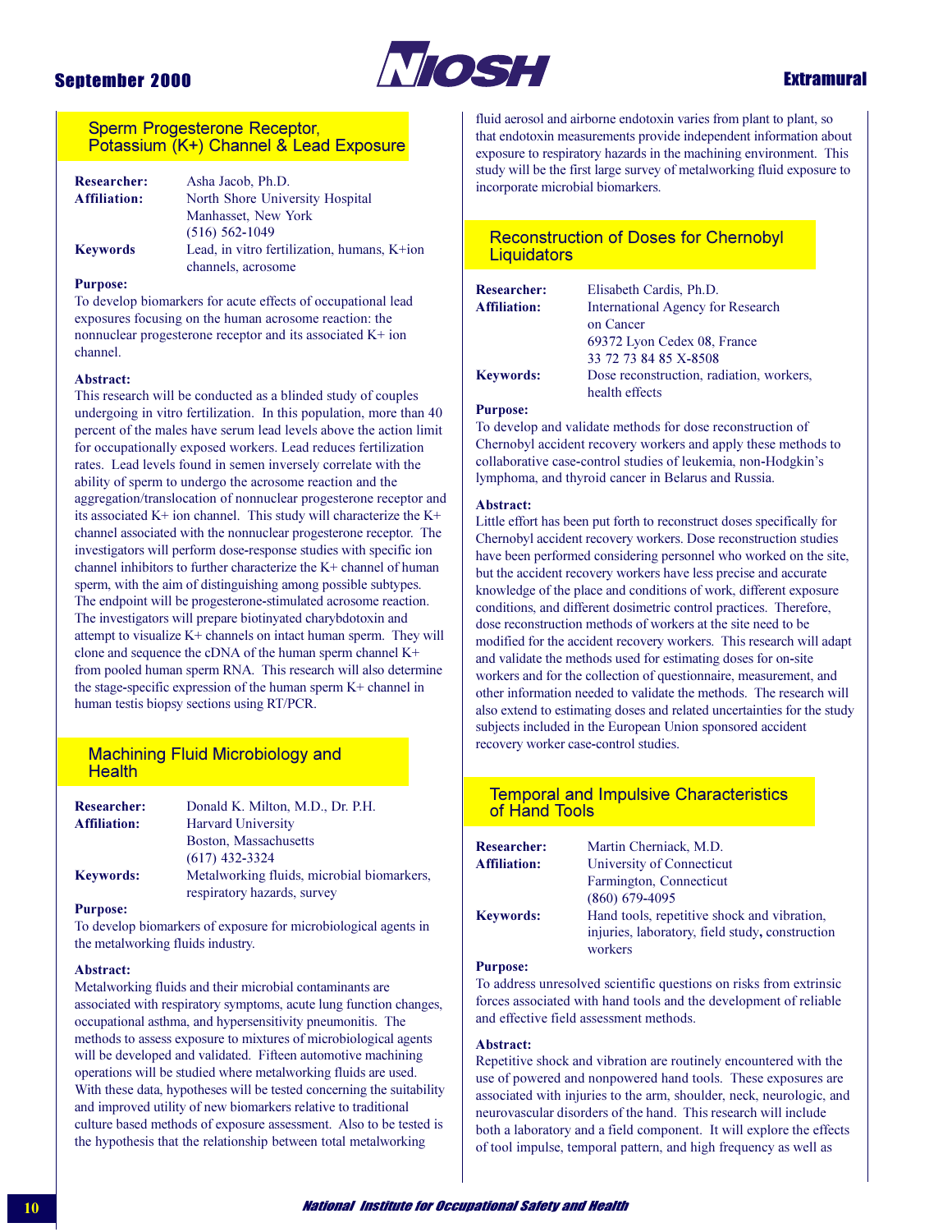## Sperm Progesterone Receptor, Potassium (K+) Channel & Lead Exposure

**Researcher:** Asha Jacob, Ph.D.
**Affiliation:** North Shore University Hospital
Manhasset, New York
(516) 562-1049
**Keywords** Lead, in vitro fertilization, humans, K+ion channels, acrosome

**Purpose:**
To develop biomarkers for acute effects of occupational lead exposures focusing on the human acrosome reaction: the nonnuclear progesterone receptor and its associated K+ ion channel.

**Abstract:**
This research will be conducted as a blinded study of couples undergoing in vitro fertilization. In this population, more than 40 percent of the males have serum lead levels above the action limit for occupationally exposed workers. Lead reduces fertilization rates. Lead levels found in semen inversely correlate with the ability of sperm to undergo the acrosome reaction and the aggregation/translocation of nonnuclear progesterone receptor and its associated K+ ion channel. This study will characterize the K+ channel associated with the nonnuclear progesterone receptor. The investigators will perform dose-response studies with specific ion channel inhibitors to further characterize the K+ channel of human sperm, with the aim of distinguishing among possible subtypes. The endpoint will be progesterone-stimulated acrosome reaction. The investigators will prepare biotinyated charybdotoxin and attempt to visualize K+ channels on intact human sperm. They will clone and sequence the cDNA of the human sperm channel K+ from pooled human sperm RNA. This research will also determine the stage-specific expression of the human sperm K+ channel in human testis biopsy sections using RT/PCR.

## Machining Fluid Microbiology and Health

**Researcher:** Donald K. Milton, M.D., Dr. P.H.
**Affiliation:** Harvard University
Boston, Massachusetts
(617) 432-3324
**Keywords:** Metalworking fluids, microbial biomarkers, respiratory hazards, survey

**Purpose:**
To develop biomarkers of exposure for microbiological agents in the metalworking fluids industry.

**Abstract:**
Metalworking fluids and their microbial contaminants are associated with respiratory symptoms, acute lung function changes, occupational asthma, and hypersensitivity pneumonitis. The methods to assess exposure to mixtures of microbiological agents will be developed and validated. Fifteen automotive machining operations will be studied where metalworking fluids are used. With these data, hypotheses will be tested concerning the suitability and improved utility of new biomarkers relative to traditional culture based methods of exposure assessment. Also to be tested is the hypothesis that the relationship between total metalworking fluid aerosol and airborne endotoxin varies from plant to plant, so that endotoxin measurements provide independent information about exposure to respiratory hazards in the machining environment. This study will be the first large survey of metalworking fluid exposure to incorporate microbial biomarkers.

## Reconstruction of Doses for Chernobyl Liquidators

**Researcher:** Elisabeth Cardis, Ph.D.
**Affiliation:** International Agency for Research on Cancer
69372 Lyon Cedex 08, France
33 72 73 84 85 X-8508
**Keywords:** Dose reconstruction, radiation, workers, health effects

**Purpose:**
To develop and validate methods for dose reconstruction of Chernobyl accident recovery workers and apply these methods to collaborative case-control studies of leukemia, non-Hodgkin's lymphoma, and thyroid cancer in Belarus and Russia.

**Abstract:**
Little effort has been put forth to reconstruct doses specifically for Chernobyl accident recovery workers. Dose reconstruction studies have been performed considering personnel who worked on the site, but the accident recovery workers have less precise and accurate knowledge of the place and conditions of work, different exposure conditions, and different dosimetric control practices. Therefore, dose reconstruction methods of workers at the site need to be modified for the accident recovery workers. This research will adapt and validate the methods used for estimating doses for on-site workers and for the collection of questionnaire, measurement, and other information needed to validate the methods. The research will also extend to estimating doses and related uncertainties for the study subjects included in the European Union sponsored accident recovery worker case-control studies.

## Temporal and Impulsive Characteristics of Hand Tools

**Researcher:** Martin Cherniack, M.D.
**Affiliation:** University of Connecticut
Farmington, Connecticut
(860) 679-4095
**Keywords:** Hand tools, repetitive shock and vibration, injuries, laboratory, field study, construction workers

**Purpose:**
To address unresolved scientific questions on risks from extrinsic forces associated with hand tools and the development of reliable and effective field assessment methods.

**Abstract:**
Repetitive shock and vibration are routinely encountered with the use of powered and nonpowered hand tools. These exposures are associated with injuries to the arm, shoulder, neck, neurologic, and neurovascular disorders of the hand. This research will include both a laboratory and a field component. It will explore the effects of tool impulse, temporal pattern, and high frequency as well as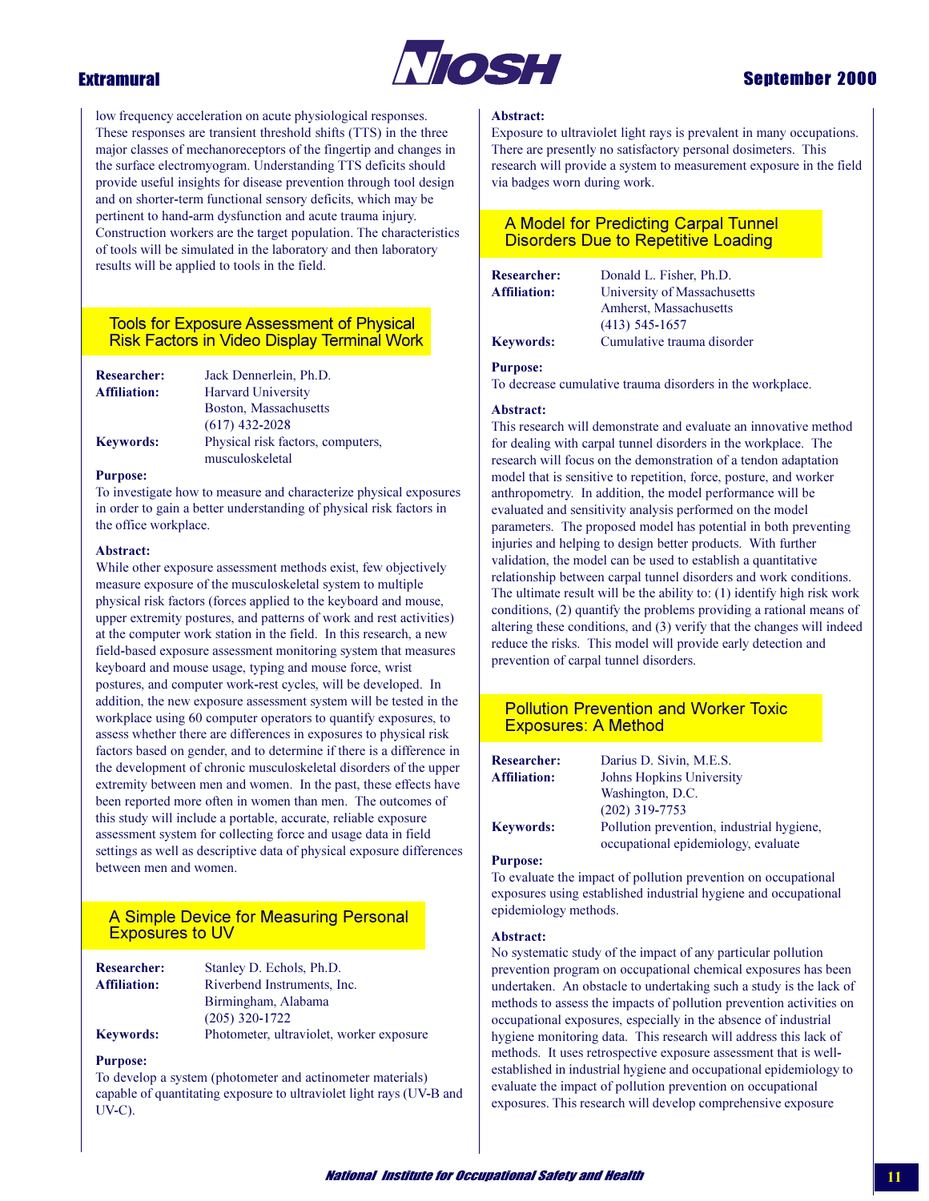low frequency acceleration on acute physiological responses. These responses are transient threshold shifts (TTS) in the three major classes of mechanoreceptors of the fingertip and changes in the surface electromyogram. Understanding TTS deficits should provide useful insights for disease prevention through tool design and on shorter-term functional sensory deficits, which may be pertinent to hand-arm dysfunction and acute trauma injury. Construction workers are the target population. The characteristics of tools will be simulated in the laboratory and then laboratory results will be applied to tools in the field.

## Tools for Exposure Assessment of Physical Risk Factors in Video Display Terminal Work

**Researcher:** Jack Dennerlein, Ph.D.
**Affiliation:** Harvard University
Boston, Massachusetts
(617) 432-2028
**Keywords:** Physical risk factors, computers, musculoskeletal

**Purpose:**
To investigate how to measure and characterize physical exposures in order to gain a better understanding of physical risk factors in the office workplace.

**Abstract:**
While other exposure assessment methods exist, few objectively measure exposure of the musculoskeletal system to multiple physical risk factors (forces applied to the keyboard and mouse, upper extremity postures, and patterns of work and rest activities) at the computer work station in the field. In this research, a new field-based exposure assessment monitoring system that measures keyboard and mouse usage, typing and mouse force, wrist postures, and computer work-rest cycles, will be developed. In addition, the new exposure assessment system will be tested in the workplace using 60 computer operators to quantify exposures, to assess whether there are differences in exposures to physical risk factors based on gender, and to determine if there is a difference in the development of chronic musculoskeletal disorders of the upper extremity between men and women. In the past, these effects have been reported more often in women than men. The outcomes of this study will include a portable, accurate, reliable exposure assessment system for collecting force and usage data in field settings as well as descriptive data of physical exposure differences between men and women.

## A Simple Device for Measuring Personal Exposures to UV

**Researcher:** Stanley D. Echols, Ph.D.
**Affiliation:** Riverbend Instruments, Inc.
Birmingham, Alabama
(205) 320-1722
**Keywords:** Photometer, ultraviolet, worker exposure

**Purpose:**
To develop a system (photometer and actinometer materials) capable of quantitating exposure to ultraviolet light rays (UV-B and UV-C).

**Abstract:**
Exposure to ultraviolet light rays is prevalent in many occupations. There are presently no satisfactory personal dosimeters. This research will provide a system to measurement exposure in the field via badges worn during work.

## A Model for Predicting Carpal Tunnel Disorders Due to Repetitive Loading

**Researcher:** Donald L. Fisher, Ph.D.
**Affiliation:** University of Massachusetts
Amherst, Massachusetts
(413) 545-1657
**Keywords:** Cumulative trauma disorder

**Purpose:**
To decrease cumulative trauma disorders in the workplace.

**Abstract:**
This research will demonstrate and evaluate an innovative method for dealing with carpal tunnel disorders in the workplace. The research will focus on the demonstration of a tendon adaptation model that is sensitive to repetition, force, posture, and worker anthropometry. In addition, the model performance will be evaluated and sensitivity analysis performed on the model parameters. The proposed model has potential in both preventing injuries and helping to design better products. With further validation, the model can be used to establish a quantitative relationship between carpal tunnel disorders and work conditions. The ultimate result will be the ability to: (1) identify high risk work conditions, (2) quantify the problems providing a rational means of altering these conditions, and (3) verify that the changes will indeed reduce the risks. This model will provide early detection and prevention of carpal tunnel disorders.

## Pollution Prevention and Worker Toxic Exposures: A Method

**Researcher:** Darius D. Sivin, M.E.S.
**Affiliation:** Johns Hopkins University
Washington, D.C.
(202) 319-7753
**Keywords:** Pollution prevention, industrial hygiene, occupational epidemiology, evaluate

**Purpose:**
To evaluate the impact of pollution prevention on occupational exposures using established industrial hygiene and occupational epidemiology methods.

**Abstract:**
No systematic study of the impact of any particular pollution prevention program on occupational chemical exposures has been undertaken. An obstacle to undertaking such a study is the lack of methods to assess the impacts of pollution prevention activities on occupational exposures, especially in the absence of industrial hygiene monitoring data. This research will address this lack of methods. It uses retrospective exposure assessment that is well-established in industrial hygiene and occupational epidemiology to evaluate the impact of pollution prevention on occupational exposures. This research will develop comprehensive exposure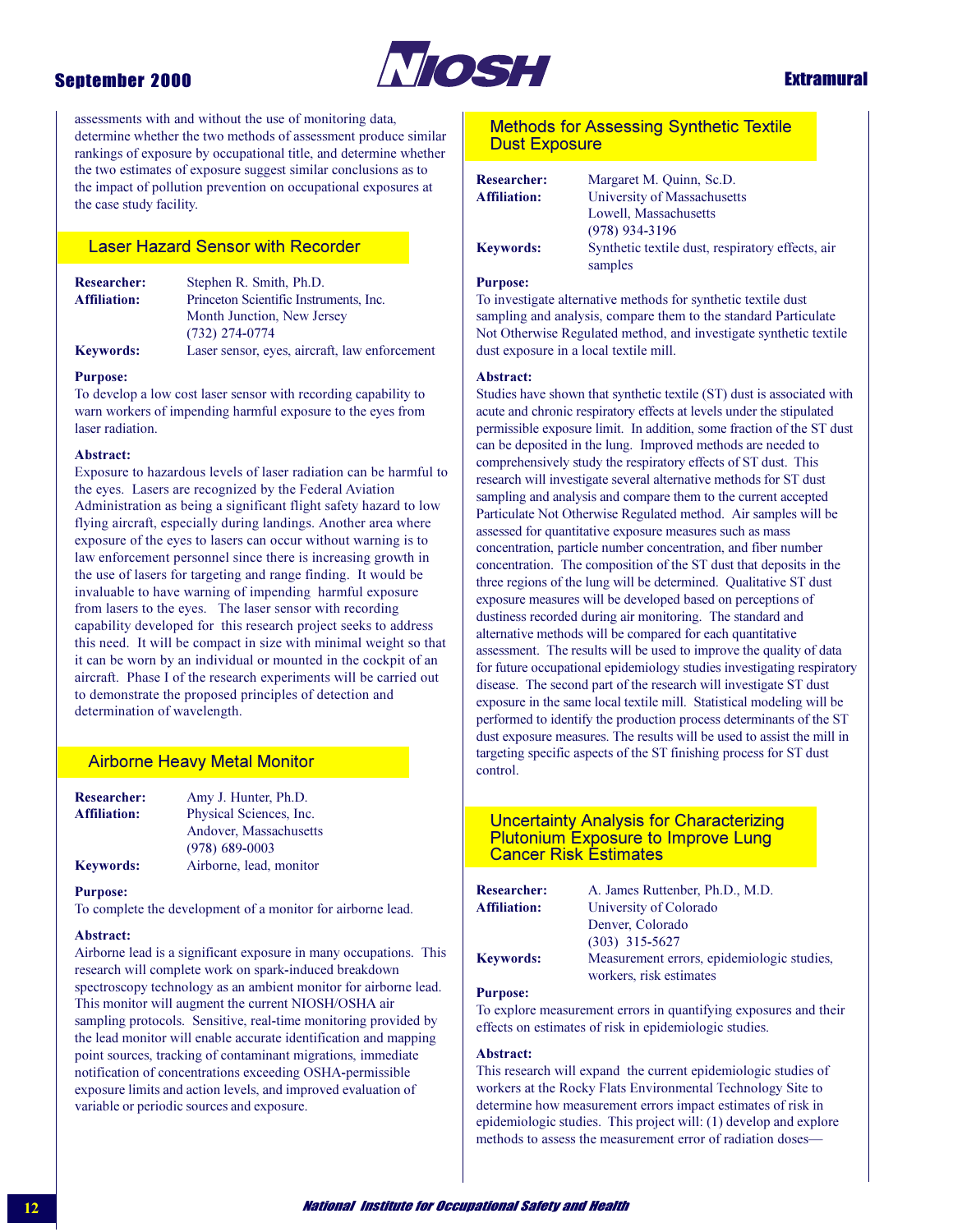assessments with and without the use of monitoring data, determine whether the two methods of assessment produce similar rankings of exposure by occupational title, and determine whether the two estimates of exposure suggest similar conclusions as to the impact of pollution prevention on occupational exposures at the case study facility.

## Laser Hazard Sensor with Recorder

**Researcher:** Stephen R. Smith, Ph.D.
**Affiliation:** Princeton Scientific Instruments, Inc.
Month Junction, New Jersey
(732) 274-0774
**Keywords:** Laser sensor, eyes, aircraft, law enforcement

**Purpose:**
To develop a low cost laser sensor with recording capability to warn workers of impending harmful exposure to the eyes from laser radiation.

**Abstract:**
Exposure to hazardous levels of laser radiation can be harmful to the eyes. Lasers are recognized by the Federal Aviation Administration as being a significant flight safety hazard to low flying aircraft, especially during landings. Another area where exposure of the eyes to lasers can occur without warning is to law enforcement personnel since there is increasing growth in the use of lasers for targeting and range finding. It would be invaluable to have warning of impending harmful exposure from lasers to the eyes. The laser sensor with recording capability developed for this research project seeks to address this need. It will be compact in size with minimal weight so that it can be worn by an individual or mounted in the cockpit of an aircraft. Phase I of the research experiments will be carried out to demonstrate the proposed principles of detection and determination of wavelength.

## Airborne Heavy Metal Monitor

**Researcher:** Amy J. Hunter, Ph.D.
**Affiliation:** Physical Sciences, Inc.
Andover, Massachusetts
(978) 689-0003
**Keywords:** Airborne, lead, monitor

**Purpose:**
To complete the development of a monitor for airborne lead.

**Abstract:**
Airborne lead is a significant exposure in many occupations. This research will complete work on spark-induced breakdown spectroscopy technology as an ambient monitor for airborne lead. This monitor will augment the current NIOSH/OSHA air sampling protocols. Sensitive, real-time monitoring provided by the lead monitor will enable accurate identification and mapping point sources, tracking of contaminant migrations, immediate notification of concentrations exceeding OSHA-permissible exposure limits and action levels, and improved evaluation of variable or periodic sources and exposure.

## Methods for Assessing Synthetic Textile Dust Exposure

**Researcher:** Margaret M. Quinn, Sc.D.
**Affiliation:** University of Massachusetts
Lowell, Massachusetts
(978) 934-3196
**Keywords:** Synthetic textile dust, respiratory effects, air samples

**Purpose:**
To investigate alternative methods for synthetic textile dust sampling and analysis, compare them to the standard Particulate Not Otherwise Regulated method, and investigate synthetic textile dust exposure in a local textile mill.

**Abstract:**
Studies have shown that synthetic textile (ST) dust is associated with acute and chronic respiratory effects at levels under the stipulated permissible exposure limit. In addition, some fraction of the ST dust can be deposited in the lung. Improved methods are needed to comprehensively study the respiratory effects of ST dust. This research will investigate several alternative methods for ST dust sampling and analysis and compare them to the current accepted Particulate Not Otherwise Regulated method. Air samples will be assessed for quantitative exposure measures such as mass concentration, particle number concentration, and fiber number concentration. The composition of the ST dust that deposits in the three regions of the lung will be determined. Qualitative ST dust exposure measures will be developed based on perceptions of dustiness recorded during air monitoring. The standard and alternative methods will be compared for each quantitative assessment. The results will be used to improve the quality of data for future occupational epidemiology studies investigating respiratory disease. The second part of the research will investigate ST dust exposure in the same local textile mill. Statistical modeling will be performed to identify the production process determinants of the ST dust exposure measures. The results will be used to assist the mill in targeting specific aspects of the ST finishing process for ST dust control.

## Uncertainty Analysis for Characterizing Plutonium Exposure to Improve Lung Cancer Risk Estimates

**Researcher:** A. James Ruttenber, Ph.D., M.D.
**Affiliation:** University of Colorado
Denver, Colorado
(303) 315-5627
**Keywords:** Measurement errors, epidemiologic studies, workers, risk estimates

**Purpose:**
To explore measurement errors in quantifying exposures and their effects on estimates of risk in epidemiologic studies.

**Abstract:**
This research will expand the current epidemiologic studies of workers at the Rocky Flats Environmental Technology Site to determine how measurement errors impact estimates of risk in epidemiologic studies. This project will: (1) develop and explore methods to assess the measurement error of radiation doses—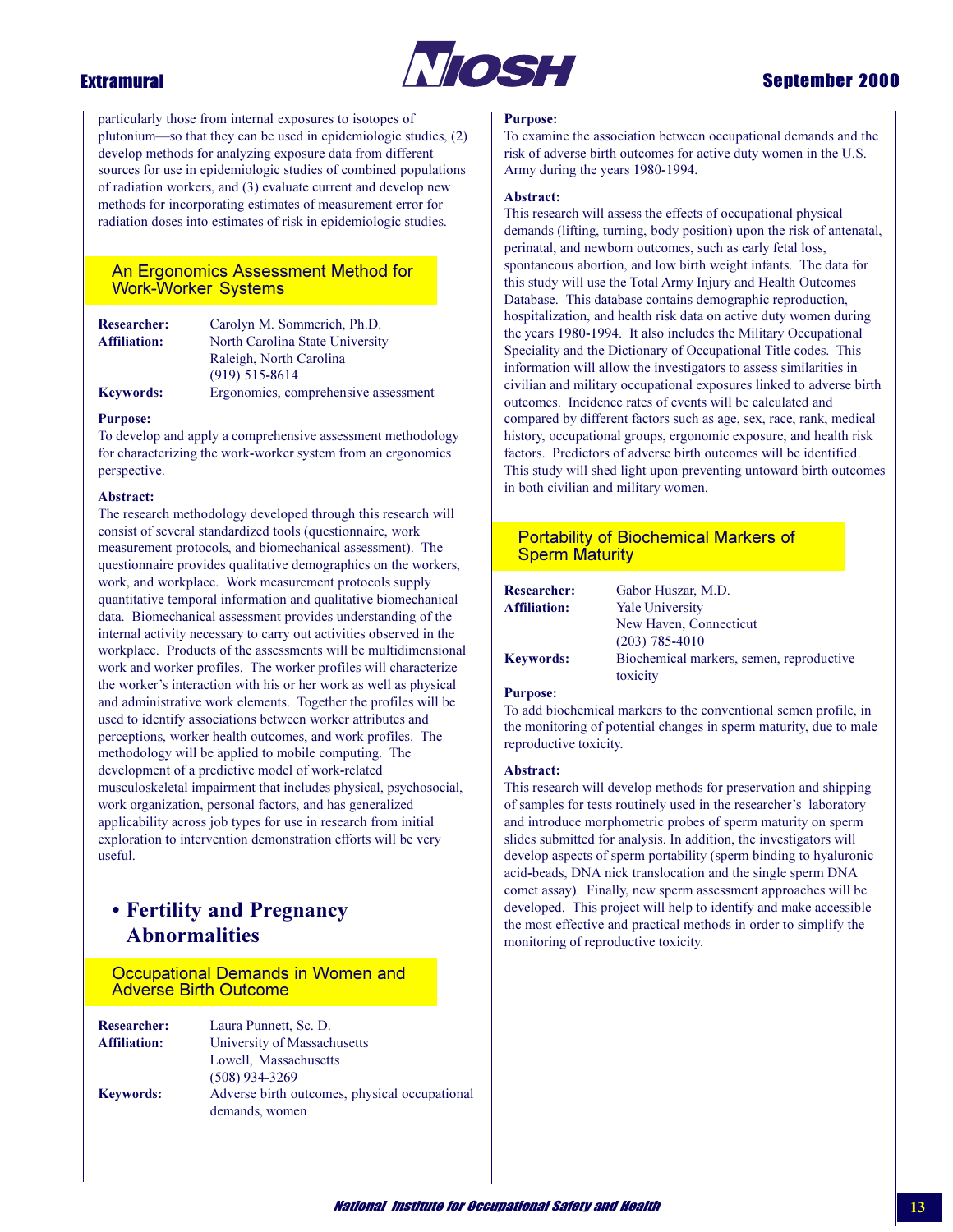particularly those from internal exposures to isotopes of plutonium—so that they can be used in epidemiologic studies, (2) develop methods for analyzing exposure data from different sources for use in epidemiologic studies of combined populations of radiation workers, and (3) evaluate current and develop new methods for incorporating estimates of measurement error for radiation doses into estimates of risk in epidemiologic studies.

### An Ergonomics Assessment Method for Work-Worker Systems

**Researcher:** Carolyn M. Sommerich, Ph.D.
**Affiliation:** North Carolina State University, Raleigh, North Carolina, (919) 515-8614
**Keywords:** Ergonomics, comprehensive assessment

**Purpose:**
To develop and apply a comprehensive assessment methodology for characterizing the work-worker system from an ergonomics perspective.

**Abstract:**
The research methodology developed through this research will consist of several standardized tools (questionnaire, work measurement protocols, and biomechanical assessment). The questionnaire provides qualitative demographics on the workers, work, and workplace. Work measurement protocols supply quantitative temporal information and qualitative biomechanical data. Biomechanical assessment provides understanding of the internal activity necessary to carry out activities observed in the workplace. Products of the assessments will be multidimensional work and worker profiles. The worker profiles will characterize the worker's interaction with his or her work as well as physical and administrative work elements. Together the profiles will be used to identify associations between worker attributes and perceptions, worker health outcomes, and work profiles. The methodology will be applied to mobile computing. The development of a predictive model of work-related musculoskeletal impairment that includes physical, psychosocial, work organization, personal factors, and has generalized applicability across job types for use in research from initial exploration to intervention demonstration efforts will be very useful.

## • Fertility and Pregnancy Abnormalities

### Occupational Demands in Women and Adverse Birth Outcome

**Researcher:** Laura Punnett, Sc. D.
**Affiliation:** University of Massachusetts, Lowell, Massachusetts, (508) 934-3269
**Keywords:** Adverse birth outcomes, physical occupational demands, women

**Purpose:**
To examine the association between occupational demands and the risk of adverse birth outcomes for active duty women in the U.S. Army during the years 1980-1994.

**Abstract:**
This research will assess the effects of occupational physical demands (lifting, turning, body position) upon the risk of antenatal, perinatal, and newborn outcomes, such as early fetal loss, spontaneous abortion, and low birth weight infants. The data for this study will use the Total Army Injury and Health Outcomes Database. This database contains demographic reproduction, hospitalization, and health risk data on active duty women during the years 1980-1994. It also includes the Military Occupational Speciality and the Dictionary of Occupational Title codes. This information will allow the investigators to assess similarities in civilian and military occupational exposures linked to adverse birth outcomes. Incidence rates of events will be calculated and compared by different factors such as age, sex, race, rank, medical history, occupational groups, ergonomic exposure, and health risk factors. Predictors of adverse birth outcomes will be identified. This study will shed light upon preventing untoward birth outcomes in both civilian and military women.

### Portability of Biochemical Markers of Sperm Maturity

**Researcher:** Gabor Huszar, M.D.
**Affiliation:** Yale University, New Haven, Connecticut, (203) 785-4010
**Keywords:** Biochemical markers, semen, reproductive toxicity

**Purpose:**
To add biochemical markers to the conventional semen profile, in the monitoring of potential changes in sperm maturity, due to male reproductive toxicity.

**Abstract:**
This research will develop methods for preservation and shipping of samples for tests routinely used in the researcher's laboratory and introduce morphometric probes of sperm maturity on sperm slides submitted for analysis. In addition, the investigators will develop aspects of sperm portability (sperm binding to hyaluronic acid-beads, DNA nick translocation and the single sperm DNA comet assay). Finally, new sperm assessment approaches will be developed. This project will help to identify and make accessible the most effective and practical methods in order to simplify the monitoring of reproductive toxicity.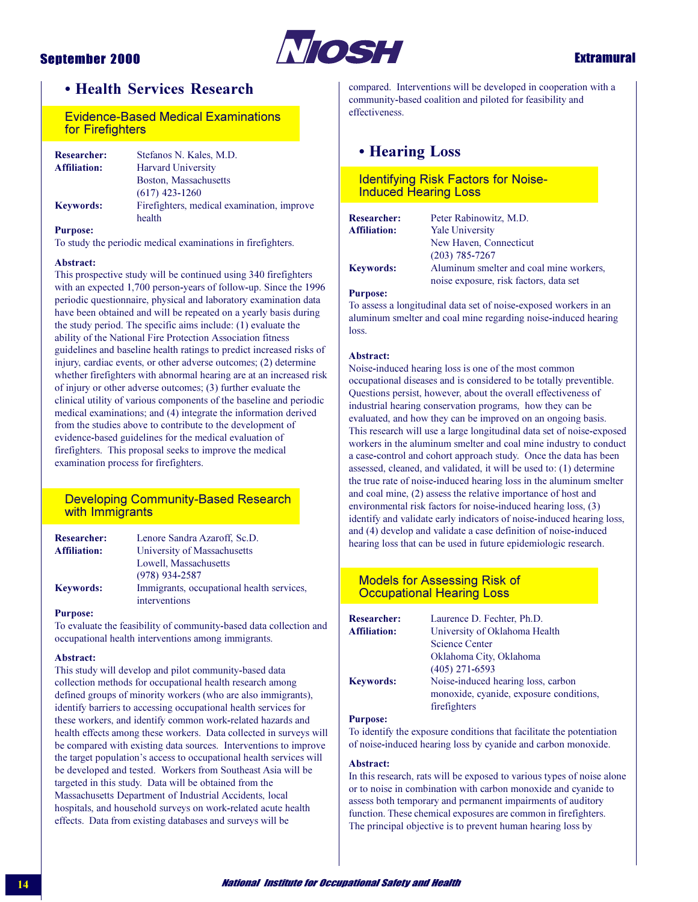## • Health Services Research

### Evidence-Based Medical Examinations for Firefighters

**Researcher:** Stefanos N. Kales, M.D.
**Affiliation:** Harvard University
Boston, Massachusetts
(617) 423-1260
**Keywords:** Firefighters, medical examination, improve health

**Purpose:**
To study the periodic medical examinations in firefighters.

**Abstract:**
This prospective study will be continued using 340 firefighters with an expected 1,700 person-years of follow-up. Since the 1996 periodic questionnaire, physical and laboratory examination data have been obtained and will be repeated on a yearly basis during the study period. The specific aims include: (1) evaluate the ability of the National Fire Protection Association fitness guidelines and baseline health ratings to predict increased risks of injury, cardiac events, or other adverse outcomes; (2) determine whether firefighters with abnormal hearing are at an increased risk of injury or other adverse outcomes; (3) further evaluate the clinical utility of various components of the baseline and periodic medical examinations; and (4) integrate the information derived from the studies above to contribute to the development of evidence-based guidelines for the medical evaluation of firefighters. This proposal seeks to improve the medical examination process for firefighters.

### Developing Community-Based Research with Immigrants

**Researcher:** Lenore Sandra Azaroff, Sc.D.
**Affiliation:** University of Massachusetts
Lowell, Massachusetts
(978) 934-2587
**Keywords:** Immigrants, occupational health services, interventions

**Purpose:**
To evaluate the feasibility of community-based data collection and occupational health interventions among immigrants.

**Abstract:**
This study will develop and pilot community-based data collection methods for occupational health research among defined groups of minority workers (who are also immigrants), identify barriers to accessing occupational health services for these workers, and identify common work-related hazards and health effects among these workers. Data collected in surveys will be compared with existing data sources. Interventions to improve the target population's access to occupational health services will be developed and tested. Workers from Southeast Asia will be targeted in this study. Data will be obtained from the Massachusetts Department of Industrial Accidents, local hospitals, and household surveys on work-related acute health effects. Data from existing databases and surveys will be compared. Interventions will be developed in cooperation with a community-based coalition and piloted for feasibility and effectiveness.

## • Hearing Loss

### Identifying Risk Factors for Noise-Induced Hearing Loss

**Researcher:** Peter Rabinowitz, M.D.
**Affiliation:** Yale University
New Haven, Connecticut
(203) 785-7267
**Keywords:** Aluminum smelter and coal mine workers, noise exposure, risk factors, data set

**Purpose:**
To assess a longitudinal data set of noise-exposed workers in an aluminum smelter and coal mine regarding noise-induced hearing loss.

**Abstract:**
Noise-induced hearing loss is one of the most common occupational diseases and is considered to be totally preventible. Questions persist, however, about the overall effectiveness of industrial hearing conservation programs, how they can be evaluated, and how they can be improved on an ongoing basis. This research will use a large longitudinal data set of noise-exposed workers in the aluminum smelter and coal mine industry to conduct a case-control and cohort approach study. Once the data has been assessed, cleaned, and validated, it will be used to: (1) determine the true rate of noise-induced hearing loss in the aluminum smelter and coal mine, (2) assess the relative importance of host and environmental risk factors for noise-induced hearing loss, (3) identify and validate early indicators of noise-induced hearing loss, and (4) develop and validate a case definition of noise-induced hearing loss that can be used in future epidemiologic research.

### Models for Assessing Risk of Occupational Hearing Loss

**Researcher:** Laurence D. Fechter, Ph.D.
**Affiliation:** University of Oklahoma Health Science Center
Oklahoma City, Oklahoma
(405) 271-6593
**Keywords:** Noise-induced hearing loss, carbon monoxide, cyanide, exposure conditions, firefighters

**Purpose:**
To identify the exposure conditions that facilitate the potentiation of noise-induced hearing loss by cyanide and carbon monoxide.

**Abstract:**
In this research, rats will be exposed to various types of noise alone or to noise in combination with carbon monoxide and cyanide to assess both temporary and permanent impairments of auditory function. These chemical exposures are common in firefighters. The principal objective is to prevent human hearing loss by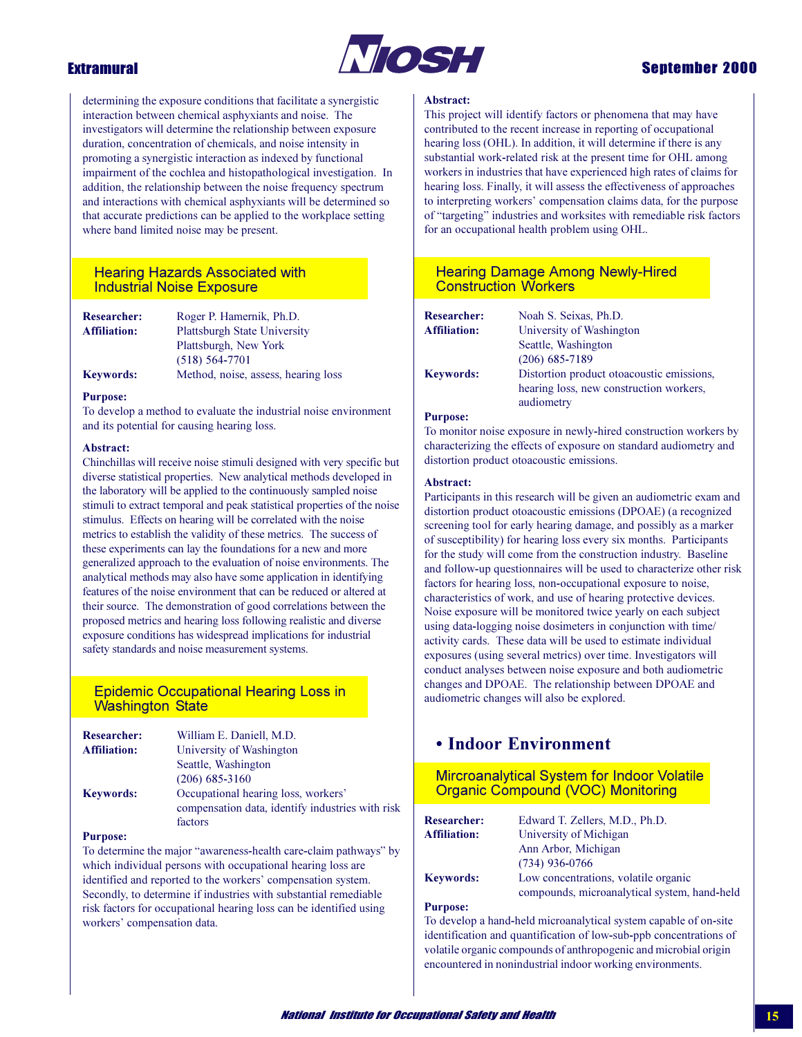determining the exposure conditions that facilitate a synergistic interaction between chemical asphyxiants and noise. The investigators will determine the relationship between exposure duration, concentration of chemicals, and noise intensity in promoting a synergistic interaction as indexed by functional impairment of the cochlea and histopathological investigation. In addition, the relationship between the noise frequency spectrum and interactions with chemical asphyxiants will be determined so that accurate predictions can be applied to the workplace setting where band limited noise may be present.

### Hearing Hazards Associated with Industrial Noise Exposure

**Researcher:** Roger P. Hamernik, Ph.D.
**Affiliation:** Plattsburgh State University
Plattsburgh, New York
(518) 564-7701
**Keywords:** Method, noise, assess, hearing loss

**Purpose:**
To develop a method to evaluate the industrial noise environment and its potential for causing hearing loss.

**Abstract:**
Chinchillas will receive noise stimuli designed with very specific but diverse statistical properties. New analytical methods developed in the laboratory will be applied to the continuously sampled noise stimuli to extract temporal and peak statistical properties of the noise stimulus. Effects on hearing will be correlated with the noise metrics to establish the validity of these metrics. The success of these experiments can lay the foundations for a new and more generalized approach to the evaluation of noise environments. The analytical methods may also have some application in identifying features of the noise environment that can be reduced or altered at their source. The demonstration of good correlations between the proposed metrics and hearing loss following realistic and diverse exposure conditions has widespread implications for industrial safety standards and noise measurement systems.

### Epidemic Occupational Hearing Loss in Washington State

**Researcher:** William E. Daniell, M.D.
**Affiliation:** University of Washington
Seattle, Washington
(206) 685-3160
**Keywords:** Occupational hearing loss, workers' compensation data, identify industries with risk factors

**Purpose:**
To determine the major "awareness-health care-claim pathways" by which individual persons with occupational hearing loss are identified and reported to the workers' compensation system. Secondly, to determine if industries with substantial remediable risk factors for occupational hearing loss can be identified using workers' compensation data.

**Abstract:**
This project will identify factors or phenomena that may have contributed to the recent increase in reporting of occupational hearing loss (OHL). In addition, it will determine if there is any substantial work-related risk at the present time for OHL among workers in industries that have experienced high rates of claims for hearing loss. Finally, it will assess the effectiveness of approaches to interpreting workers' compensation claims data, for the purpose of "targeting" industries and worksites with remediable risk factors for an occupational health problem using OHL.

### Hearing Damage Among Newly-Hired Construction Workers

**Researcher:** Noah S. Seixas, Ph.D.
**Affiliation:** University of Washington
Seattle, Washington
(206) 685-7189
**Keywords:** Distortion product otoacoustic emissions, hearing loss, new construction workers, audiometry

**Purpose:**
To monitor noise exposure in newly-hired construction workers by characterizing the effects of exposure on standard audiometry and distortion product otoacoustic emissions.

**Abstract:**
Participants in this research will be given an audiometric exam and distortion product otoacoustic emissions (DPOAE) (a recognized screening tool for early hearing damage, and possibly as a marker of susceptibility) for hearing loss every six months. Participants for the study will come from the construction industry. Baseline and follow-up questionnaires will be used to characterize other risk factors for hearing loss, non-occupational exposure to noise, characteristics of work, and use of hearing protective devices. Noise exposure will be monitored twice yearly on each subject using data-logging noise dosimeters in conjunction with time/activity cards. These data will be used to estimate individual exposures (using several metrics) over time. Investigators will conduct analyses between noise exposure and both audiometric changes and DPOAE. The relationship between DPOAE and audiometric changes will also be explored.

## • Indoor Environment

### Mircroanalytical System for Indoor Volatile Organic Compound (VOC) Monitoring

**Researcher:** Edward T. Zellers, M.D., Ph.D.
**Affiliation:** University of Michigan
Ann Arbor, Michigan
(734) 936-0766
**Keywords:** Low concentrations, volatile organic compounds, microanalytical system, hand-held

**Purpose:**
To develop a hand-held microanalytical system capable of on-site identification and quantification of low-sub-ppb concentrations of volatile organic compounds of anthropogenic and microbial origin encountered in nonindustrial indoor working environments.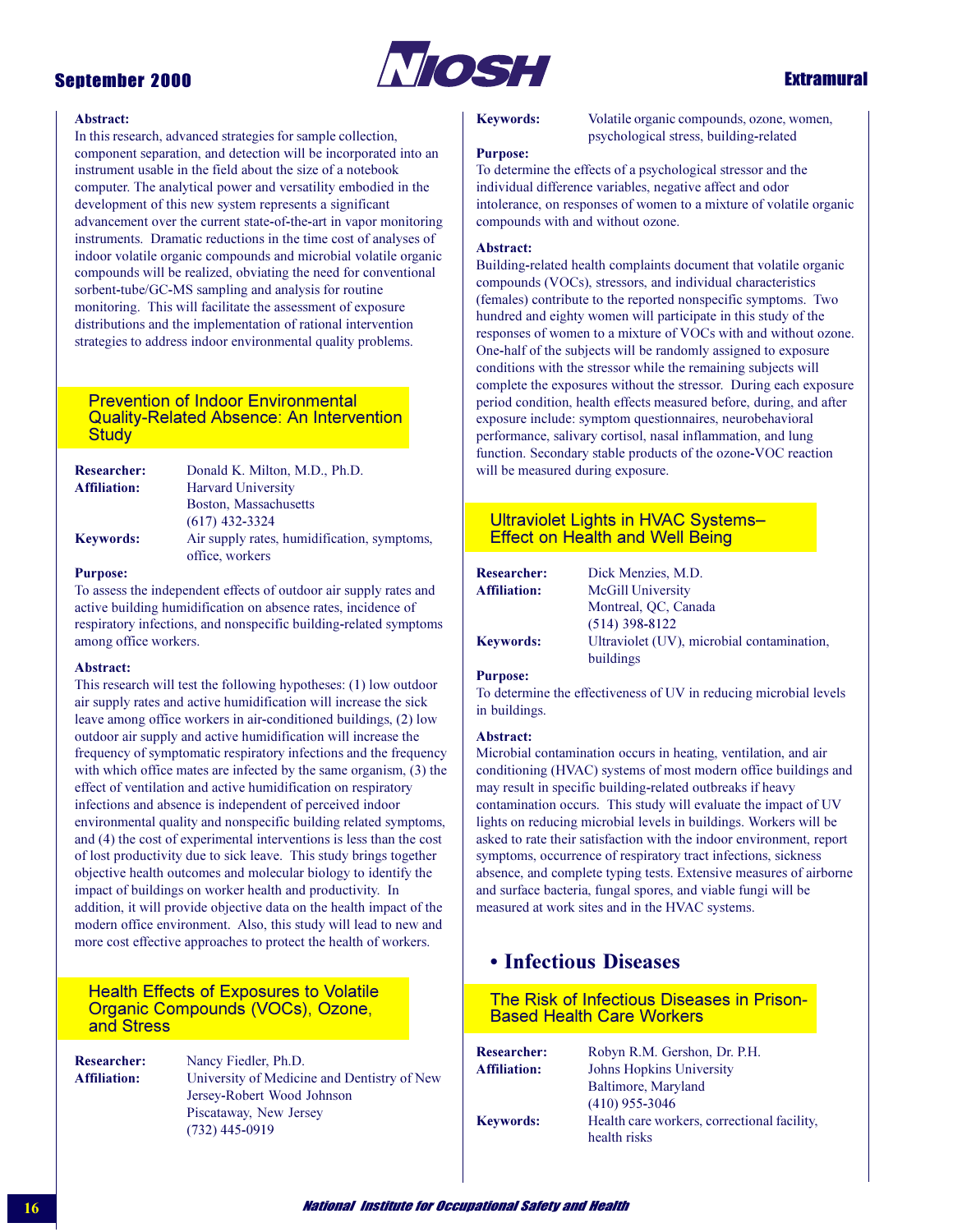**Abstract:**
In this research, advanced strategies for sample collection, component separation, and detection will be incorporated into an instrument usable in the field about the size of a notebook computer. The analytical power and versatility embodied in the development of this new system represents a significant advancement over the current state-of-the-art in vapor monitoring instruments. Dramatic reductions in the time cost of analyses of indoor volatile organic compounds and microbial volatile organic compounds will be realized, obviating the need for conventional sorbent-tube/GC-MS sampling and analysis for routine monitoring. This will facilitate the assessment of exposure distributions and the implementation of rational intervention strategies to address indoor environmental quality problems.

### Prevention of Indoor Environmental Quality-Related Absence: An Intervention Study

**Researcher:** Donald K. Milton, M.D., Ph.D.
**Affiliation:** Harvard University
Boston, Massachusetts
(617) 432-3324
**Keywords:** Air supply rates, humidification, symptoms, office, workers

**Purpose:**
To assess the independent effects of outdoor air supply rates and active building humidification on absence rates, incidence of respiratory infections, and nonspecific building-related symptoms among office workers.

**Abstract:**
This research will test the following hypotheses: (1) low outdoor air supply rates and active humidification will increase the sick leave among office workers in air-conditioned buildings, (2) low outdoor air supply and active humidification will increase the frequency of symptomatic respiratory infections and the frequency with which office mates are infected by the same organism, (3) the effect of ventilation and active humidification on respiratory infections and absence is independent of perceived indoor environmental quality and nonspecific building related symptoms, and (4) the cost of experimental interventions is less than the cost of lost productivity due to sick leave. This study brings together objective health outcomes and molecular biology to identify the impact of buildings on worker health and productivity. In addition, it will provide objective data on the health impact of the modern office environment. Also, this study will lead to new and more cost effective approaches to protect the health of workers.

### Health Effects of Exposures to Volatile Organic Compounds (VOCs), Ozone, and Stress

**Researcher:** Nancy Fiedler, Ph.D.
**Affiliation:** University of Medicine and Dentistry of New Jersey-Robert Wood Johnson
Piscataway, New Jersey
(732) 445-0919
**Keywords:** Volatile organic compounds, ozone, women, psychological stress, building-related

**Purpose:**
To determine the effects of a psychological stressor and the individual difference variables, negative affect and odor intolerance, on responses of women to a mixture of volatile organic compounds with and without ozone.

**Abstract:**
Building-related health complaints document that volatile organic compounds (VOCs), stressors, and individual characteristics (females) contribute to the reported nonspecific symptoms. Two hundred and eighty women will participate in this study of the responses of women to a mixture of VOCs with and without ozone. One-half of the subjects will be randomly assigned to exposure conditions with the stressor while the remaining subjects will complete the exposures without the stressor. During each exposure period condition, health effects measured before, during, and after exposure include: symptom questionnaires, neurobehavioral performance, salivary cortisol, nasal inflammation, and lung function. Secondary stable products of the ozone-VOC reaction will be measured during exposure.

### Ultraviolet Lights in HVAC Systems–Effect on Health and Well Being

**Researcher:** Dick Menzies, M.D.
**Affiliation:** McGill University
Montreal, QC, Canada
(514) 398-8122
**Keywords:** Ultraviolet (UV), microbial contamination, buildings

**Purpose:**
To determine the effectiveness of UV in reducing microbial levels in buildings.

**Abstract:**
Microbial contamination occurs in heating, ventilation, and air conditioning (HVAC) systems of most modern office buildings and may result in specific building-related outbreaks if heavy contamination occurs. This study will evaluate the impact of UV lights on reducing microbial levels in buildings. Workers will be asked to rate their satisfaction with the indoor environment, report symptoms, occurrence of respiratory tract infections, sickness absence, and complete typing tests. Extensive measures of airborne and surface bacteria, fungal spores, and viable fungi will be measured at work sites and in the HVAC systems.

## • Infectious Diseases

### The Risk of Infectious Diseases in Prison-Based Health Care Workers

**Researcher:** Robyn R.M. Gershon, Dr. P.H.
**Affiliation:** Johns Hopkins University
Baltimore, Maryland
(410) 955-3046
**Keywords:** Health care workers, correctional facility, health risks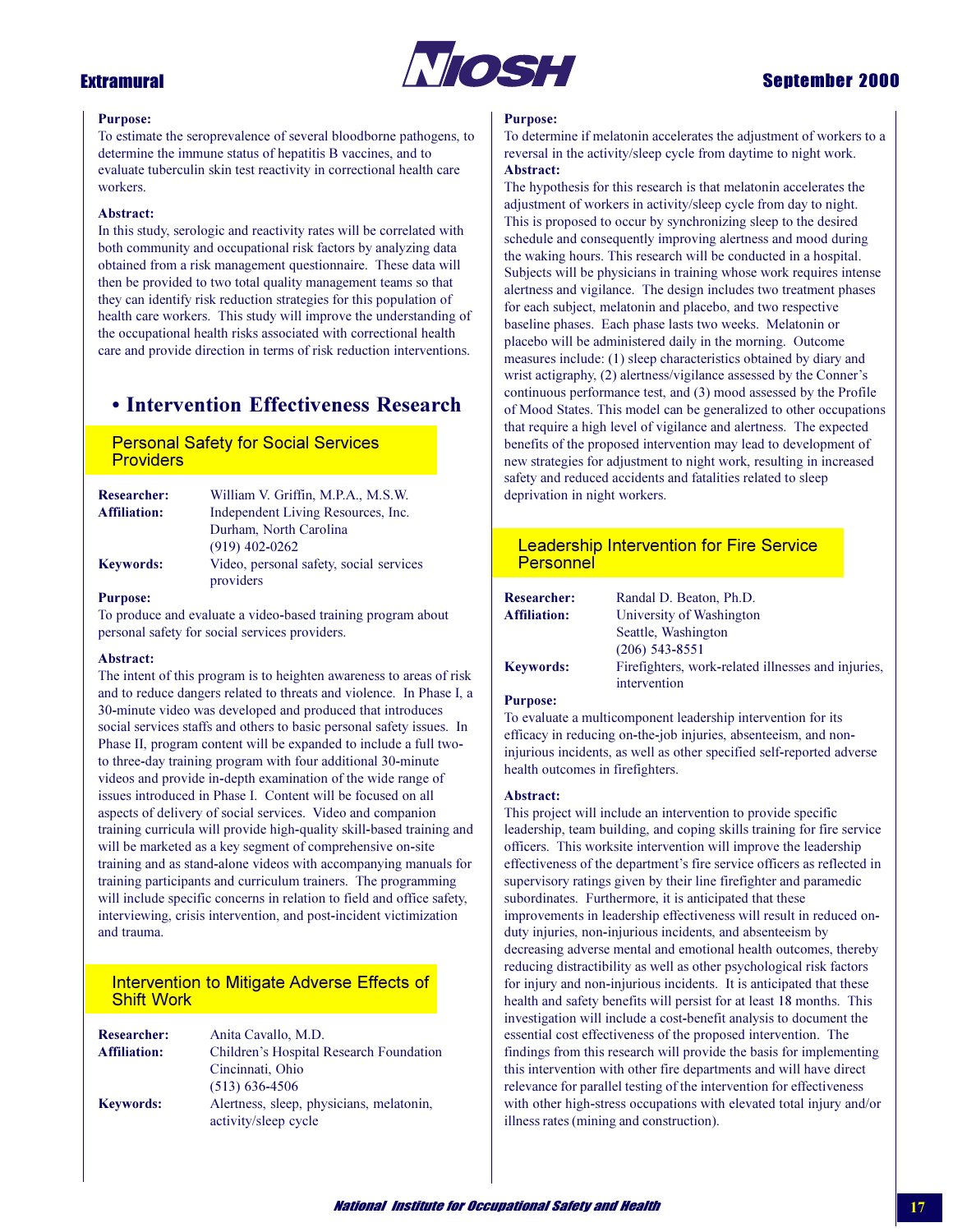**Purpose:**
To estimate the seroprevalence of several bloodborne pathogens, to determine the immune status of hepatitis B vaccines, and to evaluate tuberculin skin test reactivity in correctional health care workers.

**Abstract:**
In this study, serologic and reactivity rates will be correlated with both community and occupational risk factors by analyzing data obtained from a risk management questionnaire. These data will then be provided to two total quality management teams so that they can identify risk reduction strategies for this population of health care workers. This study will improve the understanding of the occupational health risks associated with correctional health care and provide direction in terms of risk reduction interventions.

## • Intervention Effectiveness Research

### Personal Safety for Social Services Providers

**Researcher:** William V. Griffin, M.P.A., M.S.W.
**Affiliation:** Independent Living Resources, Inc.
Durham, North Carolina
(919) 402-0262
**Keywords:** Video, personal safety, social services providers

**Purpose:**
To produce and evaluate a video-based training program about personal safety for social services providers.

**Abstract:**
The intent of this program is to heighten awareness to areas of risk and to reduce dangers related to threats and violence. In Phase I, a 30-minute video was developed and produced that introduces social services staffs and others to basic personal safety issues. In Phase II, program content will be expanded to include a full two- to three-day training program with four additional 30-minute videos and provide in-depth examination of the wide range of issues introduced in Phase I. Content will be focused on all aspects of delivery of social services. Video and companion training curricula will provide high-quality skill-based training and will be marketed as a key segment of comprehensive on-site training and as stand-alone videos with accompanying manuals for training participants and curriculum trainers. The programming will include specific concerns in relation to field and office safety, interviewing, crisis intervention, and post-incident victimization and trauma.

### Intervention to Mitigate Adverse Effects of Shift Work

**Researcher:** Anita Cavallo, M.D.
**Affiliation:** Children's Hospital Research Foundation
Cincinnati, Ohio
(513) 636-4506
**Keywords:** Alertness, sleep, physicians, melatonin, activity/sleep cycle

**Purpose:**
To determine if melatonin accelerates the adjustment of workers to a reversal in the activity/sleep cycle from daytime to night work.

**Abstract:**
The hypothesis for this research is that melatonin accelerates the adjustment of workers in activity/sleep cycle from day to night. This is proposed to occur by synchronizing sleep to the desired schedule and consequently improving alertness and mood during the waking hours. This research will be conducted in a hospital. Subjects will be physicians in training whose work requires intense alertness and vigilance. The design includes two treatment phases for each subject, melatonin and placebo, and two respective baseline phases. Each phase lasts two weeks. Melatonin or placebo will be administered daily in the morning. Outcome measures include: (1) sleep characteristics obtained by diary and wrist actigraphy, (2) alertness/vigilance assessed by the Conner's continuous performance test, and (3) mood assessed by the Profile of Mood States. This model can be generalized to other occupations that require a high level of vigilance and alertness. The expected benefits of the proposed intervention may lead to development of new strategies for adjustment to night work, resulting in increased safety and reduced accidents and fatalities related to sleep deprivation in night workers.

### Leadership Intervention for Fire Service Personnel

**Researcher:** Randal D. Beaton, Ph.D.
**Affiliation:** University of Washington
Seattle, Washington
(206) 543-8551
**Keywords:** Firefighters, work-related illnesses and injuries, intervention

**Purpose:**
To evaluate a multicomponent leadership intervention for its efficacy in reducing on-the-job injuries, absenteeism, and non-injurious incidents, as well as other specified self-reported adverse health outcomes in firefighters.

**Abstract:**
This project will include an intervention to provide specific leadership, team building, and coping skills training for fire service officers. This worksite intervention will improve the leadership effectiveness of the department's fire service officers as reflected in supervisory ratings given by their line firefighter and paramedic subordinates. Furthermore, it is anticipated that these improvements in leadership effectiveness will result in reduced on-duty injuries, non-injurious incidents, and absenteeism by decreasing adverse mental and emotional health outcomes, thereby reducing distractibility as well as other psychological risk factors for injury and non-injurious incidents. It is anticipated that these health and safety benefits will persist for at least 18 months. This investigation will include a cost-benefit analysis to document the essential cost effectiveness of the proposed intervention. The findings from this research will provide the basis for implementing this intervention with other fire departments and will have direct relevance for parallel testing of the intervention for effectiveness with other high-stress occupations with elevated total injury and/or illness rates (mining and construction).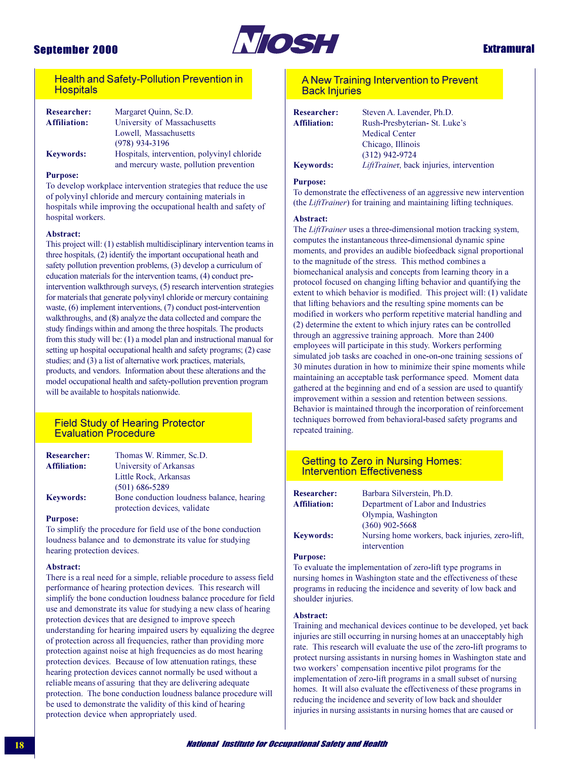## Health and Safety-Pollution Prevention in Hospitals

**Researcher:** Margaret Quinn, Sc.D.
**Affiliation:** University of Massachusetts
Lowell, Massachusetts
(978) 934-3196
**Keywords:** Hospitals, intervention, polyvinyl chloride and mercury waste, pollution prevention

**Purpose:**
To develop workplace intervention strategies that reduce the use of polyvinyl chloride and mercury containing materials in hospitals while improving the occupational health and safety of hospital workers.

**Abstract:**
This project will: (1) establish multidisciplinary intervention teams in three hospitals, (2) identify the important occupational heath and safety pollution prevention problems, (3) develop a curriculum of education materials for the intervention teams, (4) conduct pre-intervention walkthrough surveys, (5) research intervention strategies for materials that generate polyvinyl chloride or mercury containing waste, (6) implement interventions, (7) conduct post-intervention walkthroughs, and (8) analyze the data collected and compare the study findings within and among the three hospitals. The products from this study will be: (1) a model plan and instructional manual for setting up hospital occupational health and safety programs; (2) case studies; and (3) a list of alternative work practices, materials, products, and vendors. Information about these alterations and the model occupational health and safety-pollution prevention program will be available to hospitals nationwide.

## Field Study of Hearing Protector Evaluation Procedure

**Researcher:** Thomas W. Rimmer, Sc.D.
**Affiliation:** University of Arkansas
Little Rock, Arkansas
(501) 686-5289
**Keywords:** Bone conduction loudness balance, hearing protection devices, validate

**Purpose:**
To simplify the procedure for field use of the bone conduction loudness balance and to demonstrate its value for studying hearing protection devices.

**Abstract:**
There is a real need for a simple, reliable procedure to assess field performance of hearing protection devices. This research will simplify the bone conduction loudness balance procedure for field use and demonstrate its value for studying a new class of hearing protection devices that are designed to improve speech understanding for hearing impaired users by equalizing the degree of protection across all frequencies, rather than providing more protection against noise at high frequencies as do most hearing protection devices. Because of low attenuation ratings, these hearing protection devices cannot normally be used without a reliable means of assuring that they are delivering adequate protection. The bone conduction loudness balance procedure will be used to demonstrate the validity of this kind of hearing protection device when appropriately used.

## A New Training Intervention to Prevent Back Injuries

**Researcher:** Steven A. Lavender, Ph.D.
**Affiliation:** Rush-Presbyterian- St. Luke's Medical Center
Chicago, Illinois
(312) 942-9724
**Keywords:** *LiftTrainer*, back injuries, intervention

**Purpose:**
To demonstrate the effectiveness of an aggressive new intervention (the *LiftTrainer*) for training and maintaining lifting techniques.

**Abstract:**
The *LiftTrainer* uses a three-dimensional motion tracking system, computes the instantaneous three-dimensional dynamic spine moments, and provides an audible biofeedback signal proportional to the magnitude of the stress. This method combines a biomechanical analysis and concepts from learning theory in a protocol focused on changing lifting behavior and quantifying the extent to which behavior is modified. This project will: (1) validate that lifting behaviors and the resulting spine moments can be modified in workers who perform repetitive material handling and (2) determine the extent to which injury rates can be controlled through an aggressive training approach. More than 2400 employees will participate in this study. Workers performing simulated job tasks are coached in one-on-one training sessions of 30 minutes duration in how to minimize their spine moments while maintaining an acceptable task performance speed. Moment data gathered at the beginning and end of a session are used to quantify improvement within a session and retention between sessions. Behavior is maintained through the incorporation of reinforcement techniques borrowed from behavioral-based safety programs and repeated training.

## Getting to Zero in Nursing Homes: Intervention Effectiveness

**Researcher:** Barbara Silverstein, Ph.D.
**Affiliation:** Department of Labor and Industries
Olympia, Washington
(360) 902-5668
**Keywords:** Nursing home workers, back injuries, zero-lift, intervention

**Purpose:**
To evaluate the implementation of zero-lift type programs in nursing homes in Washington state and the effectiveness of these programs in reducing the incidence and severity of low back and shoulder injuries.

**Abstract:**
Training and mechanical devices continue to be developed, yet back injuries are still occurring in nursing homes at an unacceptably high rate. This research will evaluate the use of the zero-lift programs to protect nursing assistants in nursing homes in Washington state and two workers' compensation incentive pilot programs for the implementation of zero-lift programs in a small subset of nursing homes. It will also evaluate the effectiveness of these programs in reducing the incidence and severity of low back and shoulder injuries in nursing assistants in nursing homes that are caused or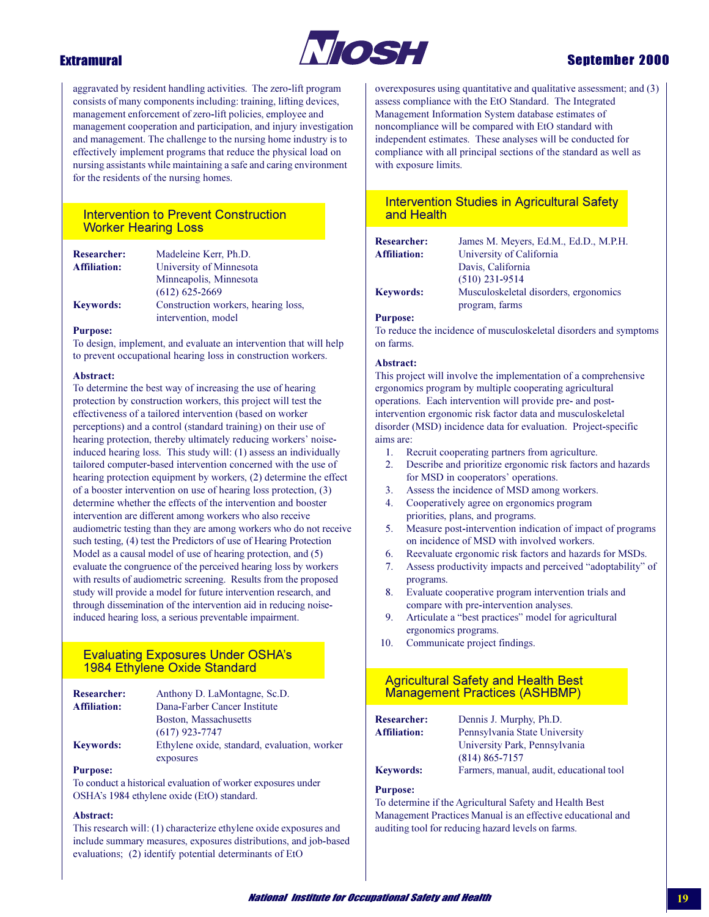aggravated by resident handling activities. The zero-lift program consists of many components including: training, lifting devices, management enforcement of zero-lift policies, employee and management cooperation and participation, and injury investigation and management. The challenge to the nursing home industry is to effectively implement programs that reduce the physical load on nursing assistants while maintaining a safe and caring environment for the residents of the nursing homes.

## Intervention to Prevent Construction Worker Hearing Loss

**Researcher:** Madeleine Kerr, Ph.D.
**Affiliation:** University of Minnesota
Minneapolis, Minnesota
(612) 625-2669
**Keywords:** Construction workers, hearing loss, intervention, model

**Purpose:**
To design, implement, and evaluate an intervention that will help to prevent occupational hearing loss in construction workers.

**Abstract:**
To determine the best way of increasing the use of hearing protection by construction workers, this project will test the effectiveness of a tailored intervention (based on worker perceptions) and a control (standard training) on their use of hearing protection, thereby ultimately reducing workers' noise-induced hearing loss. This study will: (1) assess an individually tailored computer-based intervention concerned with the use of hearing protection equipment by workers, (2) determine the effect of a booster intervention on use of hearing loss protection, (3) determine whether the effects of the intervention and booster intervention are different among workers who also receive audiometric testing than they are among workers who do not receive such testing, (4) test the Predictors of use of Hearing Protection Model as a causal model of use of hearing protection, and (5) evaluate the congruence of the perceived hearing loss by workers with results of audiometric screening. Results from the proposed study will provide a model for future intervention research, and through dissemination of the intervention aid in reducing noise-induced hearing loss, a serious preventable impairment.

## Evaluating Exposures Under OSHA's 1984 Ethylene Oxide Standard

**Researcher:** Anthony D. LaMontagne, Sc.D.
**Affiliation:** Dana-Farber Cancer Institute
Boston, Massachusetts
(617) 923-7747
**Keywords:** Ethylene oxide, standard, evaluation, worker exposures

**Purpose:**
To conduct a historical evaluation of worker exposures under OSHA's 1984 ethylene oxide (EtO) standard.

**Abstract:**
This research will: (1) characterize ethylene oxide exposures and include summary measures, exposures distributions, and job-based evaluations; (2) identify potential determinants of EtO overexposures using quantitative and qualitative assessment; and (3) assess compliance with the EtO Standard. The Integrated Management Information System database estimates of noncompliance will be compared with EtO standard with independent estimates. These analyses will be conducted for compliance with all principal sections of the standard as well as with exposure limits.

## Intervention Studies in Agricultural Safety and Health

**Researcher:** James M. Meyers, Ed.M., Ed.D., M.P.H.
**Affiliation:** University of California
Davis, California
(510) 231-9514
**Keywords:** Musculoskeletal disorders, ergonomics program, farms

**Purpose:**
To reduce the incidence of musculoskeletal disorders and symptoms on farms.

**Abstract:**
This project will involve the implementation of a comprehensive ergonomics program by multiple cooperating agricultural operations. Each intervention will provide pre- and post-intervention ergonomic risk factor data and musculoskeletal disorder (MSD) incidence data for evaluation. Project-specific aims are:

1. Recruit cooperating partners from agriculture.
2. Describe and prioritize ergonomic risk factors and hazards for MSD in cooperators' operations.
3. Assess the incidence of MSD among workers.
4. Cooperatively agree on ergonomics program priorities, plans, and programs.
5. Measure post-intervention indication of impact of programs on incidence of MSD with involved workers.
6. Reevaluate ergonomic risk factors and hazards for MSDs.
7. Assess productivity impacts and perceived "adoptability" of programs.
8. Evaluate cooperative program intervention trials and compare with pre-intervention analyses.
9. Articulate a "best practices" model for agricultural ergonomics programs.
10. Communicate project findings.

## Agricultural Safety and Health Best Management Practices (ASHBMP)

**Researcher:** Dennis J. Murphy, Ph.D.
**Affiliation:** Pennsylvania State University
University Park, Pennsylvania
(814) 865-7157
**Keywords:** Farmers, manual, audit, educational tool

**Purpose:**
To determine if the Agricultural Safety and Health Best Management Practices Manual is an effective educational and auditing tool for reducing hazard levels on farms.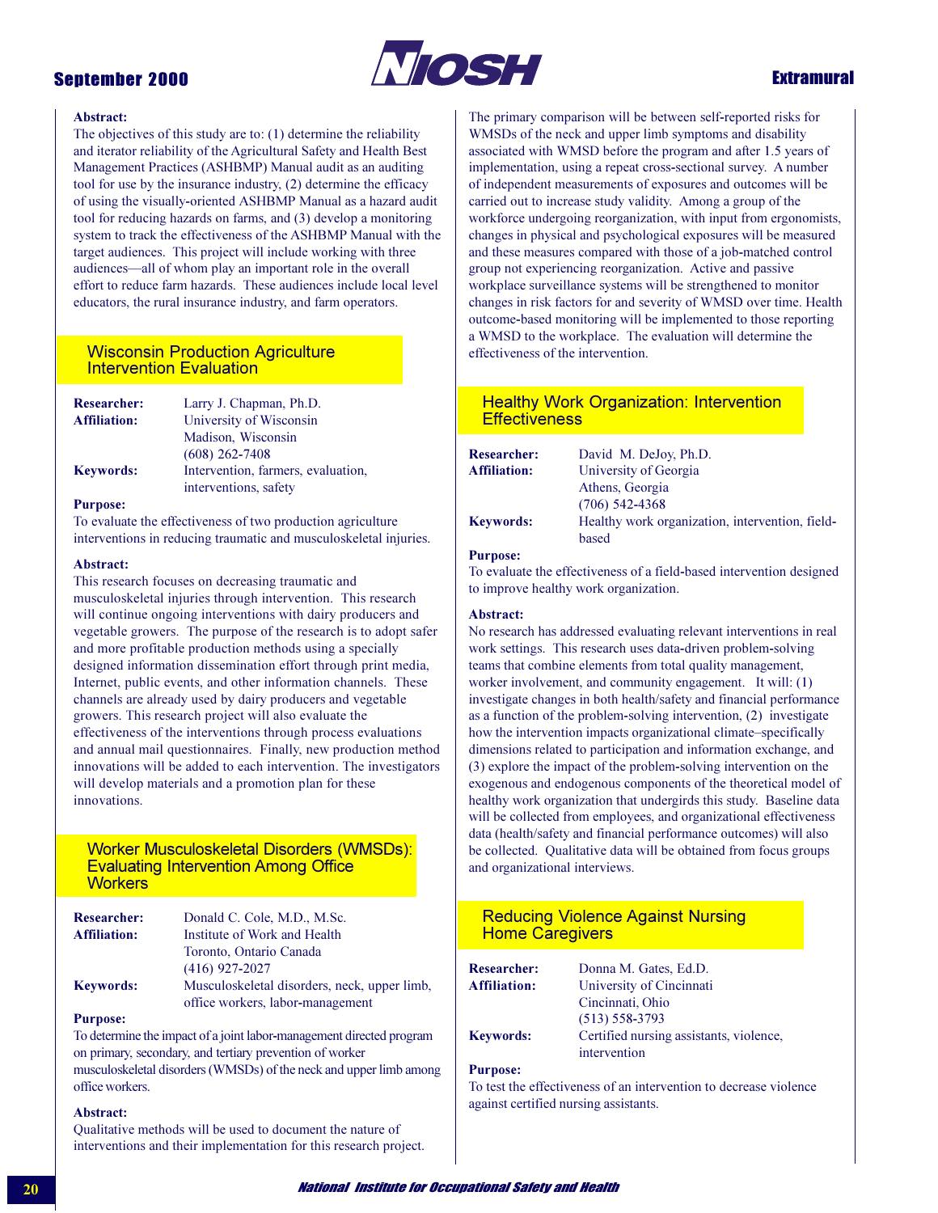**Abstract:**
The objectives of this study are to: (1) determine the reliability and iterator reliability of the Agricultural Safety and Health Best Management Practices (ASHBMP) Manual audit as an auditing tool for use by the insurance industry, (2) determine the efficacy of using the visually-oriented ASHBMP Manual as a hazard audit tool for reducing hazards on farms, and (3) develop a monitoring system to track the effectiveness of the ASHBMP Manual with the target audiences. This project will include working with three audiences—all of whom play an important role in the overall effort to reduce farm hazards. These audiences include local level educators, the rural insurance industry, and farm operators.

## Wisconsin Production Agriculture Intervention Evaluation

**Researcher:** Larry J. Chapman, Ph.D.
**Affiliation:** University of Wisconsin
Madison, Wisconsin
(608) 262-7408
**Keywords:** Intervention, farmers, evaluation, interventions, safety

**Purpose:**
To evaluate the effectiveness of two production agriculture interventions in reducing traumatic and musculoskeletal injuries.

**Abstract:**
This research focuses on decreasing traumatic and musculoskeletal injuries through intervention. This research will continue ongoing interventions with dairy producers and vegetable growers. The purpose of the research is to adopt safer and more profitable production methods using a specially designed information dissemination effort through print media, Internet, public events, and other information channels. These channels are already used by dairy producers and vegetable growers. This research project will also evaluate the effectiveness of the interventions through process evaluations and annual mail questionnaires. Finally, new production method innovations will be added to each intervention. The investigators will develop materials and a promotion plan for these innovations.

## Worker Musculoskeletal Disorders (WMSDs): Evaluating Intervention Among Office Workers

**Researcher:** Donald C. Cole, M.D., M.Sc.
**Affiliation:** Institute of Work and Health
Toronto, Ontario Canada
(416) 927-2027
**Keywords:** Musculoskeletal disorders, neck, upper limb, office workers, labor-management

**Purpose:**
To determine the impact of a joint labor-management directed program on primary, secondary, and tertiary prevention of worker musculoskeletal disorders (WMSDs) of the neck and upper limb among office workers.

**Abstract:**
Qualitative methods will be used to document the nature of interventions and their implementation for this research project. The primary comparison will be between self-reported risks for WMSDs of the neck and upper limb symptoms and disability associated with WMSD before the program and after 1.5 years of implementation, using a repeat cross-sectional survey. A number of independent measurements of exposures and outcomes will be carried out to increase study validity. Among a group of the workforce undergoing reorganization, with input from ergonomists, changes in physical and psychological exposures will be measured and these measures compared with those of a job-matched control group not experiencing reorganization. Active and passive workplace surveillance systems will be strengthened to monitor changes in risk factors for and severity of WMSD over time. Health outcome-based monitoring will be implemented to those reporting a WMSD to the workplace. The evaluation will determine the effectiveness of the intervention.

## Healthy Work Organization: Intervention Effectiveness

**Researcher:** David M. DeJoy, Ph.D.
**Affiliation:** University of Georgia
Athens, Georgia
(706) 542-4368
**Keywords:** Healthy work organization, intervention, field-based

**Purpose:**
To evaluate the effectiveness of a field-based intervention designed to improve healthy work organization.

**Abstract:**
No research has addressed evaluating relevant interventions in real work settings. This research uses data-driven problem-solving teams that combine elements from total quality management, worker involvement, and community engagement. It will: (1) investigate changes in both health/safety and financial performance as a function of the problem-solving intervention, (2) investigate how the intervention impacts organizational climate–specifically dimensions related to participation and information exchange, and (3) explore the impact of the problem-solving intervention on the exogenous and endogenous components of the theoretical model of healthy work organization that undergirds this study. Baseline data will be collected from employees, and organizational effectiveness data (health/safety and financial performance outcomes) will also be collected. Qualitative data will be obtained from focus groups and organizational interviews.

## Reducing Violence Against Nursing Home Caregivers

**Researcher:** Donna M. Gates, Ed.D.
**Affiliation:** University of Cincinnati
Cincinnati, Ohio
(513) 558-3793
**Keywords:** Certified nursing assistants, violence, intervention

**Purpose:**
To test the effectiveness of an intervention to decrease violence against certified nursing assistants.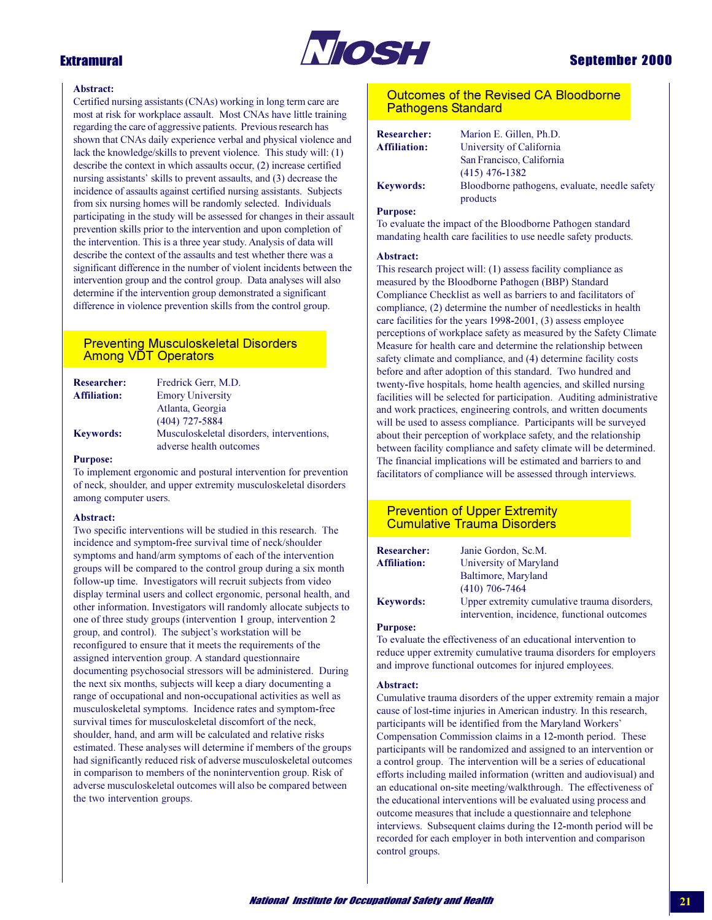**Abstract:**
Certified nursing assistants (CNAs) working in long term care are most at risk for workplace assault. Most CNAs have little training regarding the care of aggressive patients. Previous research has shown that CNAs daily experience verbal and physical violence and lack the knowledge/skills to prevent violence. This study will: (1) describe the context in which assaults occur, (2) increase certified nursing assistants' skills to prevent assaults, and (3) decrease the incidence of assaults against certified nursing assistants. Subjects from six nursing homes will be randomly selected. Individuals participating in the study will be assessed for changes in their assault prevention skills prior to the intervention and upon completion of the intervention. This is a three year study. Analysis of data will describe the context of the assaults and test whether there was a significant difference in the number of violent incidents between the intervention group and the control group. Data analyses will also determine if the intervention group demonstrated a significant difference in violence prevention skills from the control group.

## Preventing Musculoskeletal Disorders Among VDT Operators

**Researcher:** Fredrick Gerr, M.D.
**Affiliation:** Emory University
Atlanta, Georgia
(404) 727-5884
**Keywords:** Musculoskeletal disorders, interventions, adverse health outcomes

**Purpose:**
To implement ergonomic and postural intervention for prevention of neck, shoulder, and upper extremity musculoskeletal disorders among computer users.

**Abstract:**
Two specific interventions will be studied in this research. The incidence and symptom-free survival time of neck/shoulder symptoms and hand/arm symptoms of each of the intervention groups will be compared to the control group during a six month follow-up time. Investigators will recruit subjects from video display terminal users and collect ergonomic, personal health, and other information. Investigators will randomly allocate subjects to one of three study groups (intervention 1 group, intervention 2 group, and control). The subject's workstation will be reconfigured to ensure that it meets the requirements of the assigned intervention group. A standard questionnaire documenting psychosocial stressors will be administered. During the next six months, subjects will keep a diary documenting a range of occupational and non-occupational activities as well as musculoskeletal symptoms. Incidence rates and symptom-free survival times for musculoskeletal discomfort of the neck, shoulder, hand, and arm will be calculated and relative risks estimated. These analyses will determine if members of the groups had significantly reduced risk of adverse musculoskeletal outcomes in comparison to members of the nonintervention group. Risk of adverse musculoskeletal outcomes will also be compared between the two intervention groups.

## Outcomes of the Revised CA Bloodborne Pathogens Standard

**Researcher:** Marion E. Gillen, Ph.D.
**Affiliation:** University of California
San Francisco, California
(415) 476-1382
**Keywords:** Bloodborne pathogens, evaluate, needle safety products

**Purpose:**
To evaluate the impact of the Bloodborne Pathogen standard mandating health care facilities to use needle safety products.

**Abstract:**
This research project will: (1) assess facility compliance as measured by the Bloodborne Pathogen (BBP) Standard Compliance Checklist as well as barriers to and facilitators of compliance, (2) determine the number of needlesticks in health care facilities for the years 1998-2001, (3) assess employee perceptions of workplace safety as measured by the Safety Climate Measure for health care and determine the relationship between safety climate and compliance, and (4) determine facility costs before and after adoption of this standard. Two hundred and twenty-five hospitals, home health agencies, and skilled nursing facilities will be selected for participation. Auditing administrative and work practices, engineering controls, and written documents will be used to assess compliance. Participants will be surveyed about their perception of workplace safety, and the relationship between facility compliance and safety climate will be determined. The financial implications will be estimated and barriers to and facilitators of compliance will be assessed through interviews.

## Prevention of Upper Extremity Cumulative Trauma Disorders

**Researcher:** Janie Gordon, Sc.M.
**Affiliation:** University of Maryland
Baltimore, Maryland
(410) 706-7464
**Keywords:** Upper extremity cumulative trauma disorders, intervention, incidence, functional outcomes

**Purpose:**
To evaluate the effectiveness of an educational intervention to reduce upper extremity cumulative trauma disorders for employers and improve functional outcomes for injured employees.

**Abstract:**
Cumulative trauma disorders of the upper extremity remain a major cause of lost-time injuries in American industry. In this research, participants will be identified from the Maryland Workers' Compensation Commission claims in a 12-month period. These participants will be randomized and assigned to an intervention or a control group. The intervention will be a series of educational efforts including mailed information (written and audiovisual) and an educational on-site meeting/walkthrough. The effectiveness of the educational interventions will be evaluated using process and outcome measures that include a questionnaire and telephone interviews. Subsequent claims during the 12-month period will be recorded for each employer in both intervention and comparison control groups.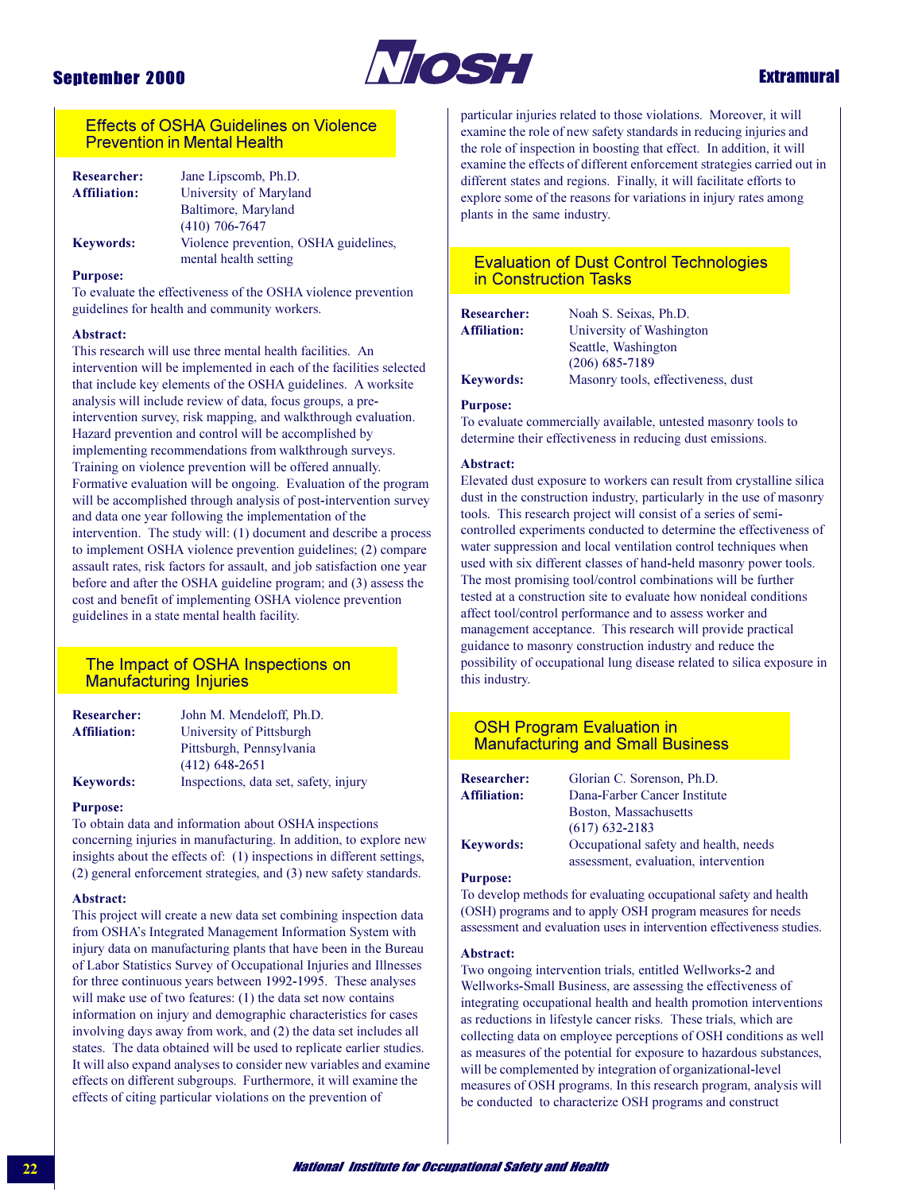## Effects of OSHA Guidelines on Violence Prevention in Mental Health

**Researcher:** Jane Lipscomb, Ph.D.
**Affiliation:** University of Maryland
Baltimore, Maryland
(410) 706-7647
**Keywords:** Violence prevention, OSHA guidelines, mental health setting

**Purpose:**
To evaluate the effectiveness of the OSHA violence prevention guidelines for health and community workers.

**Abstract:**
This research will use three mental health facilities. An intervention will be implemented in each of the facilities selected that include key elements of the OSHA guidelines. A worksite analysis will include review of data, focus groups, a pre-intervention survey, risk mapping, and walkthrough evaluation. Hazard prevention and control will be accomplished by implementing recommendations from walkthrough surveys. Training on violence prevention will be offered annually. Formative evaluation will be ongoing. Evaluation of the program will be accomplished through analysis of post-intervention survey and data one year following the implementation of the intervention. The study will: (1) document and describe a process to implement OSHA violence prevention guidelines; (2) compare assault rates, risk factors for assault, and job satisfaction one year before and after the OSHA guideline program; and (3) assess the cost and benefit of implementing OSHA violence prevention guidelines in a state mental health facility.

## The Impact of OSHA Inspections on Manufacturing Injuries

**Researcher:** John M. Mendeloff, Ph.D.
**Affiliation:** University of Pittsburgh
Pittsburgh, Pennsylvania
(412) 648-2651
**Keywords:** Inspections, data set, safety, injury

**Purpose:**
To obtain data and information about OSHA inspections concerning injuries in manufacturing. In addition, to explore new insights about the effects of: (1) inspections in different settings, (2) general enforcement strategies, and (3) new safety standards.

**Abstract:**
This project will create a new data set combining inspection data from OSHA's Integrated Management Information System with injury data on manufacturing plants that have been in the Bureau of Labor Statistics Survey of Occupational Injuries and Illnesses for three continuous years between 1992-1995. These analyses will make use of two features: (1) the data set now contains information on injury and demographic characteristics for cases involving days away from work, and (2) the data set includes all states. The data obtained will be used to replicate earlier studies. It will also expand analyses to consider new variables and examine effects on different subgroups. Furthermore, it will examine the effects of citing particular violations on the prevention of particular injuries related to those violations. Moreover, it will examine the role of new safety standards in reducing injuries and the role of inspection in boosting that effect. In addition, it will examine the effects of different enforcement strategies carried out in different states and regions. Finally, it will facilitate efforts to explore some of the reasons for variations in injury rates among plants in the same industry.

## Evaluation of Dust Control Technologies in Construction Tasks

**Researcher:** Noah S. Seixas, Ph.D.
**Affiliation:** University of Washington
Seattle, Washington
(206) 685-7189
**Keywords:** Masonry tools, effectiveness, dust

**Purpose:**
To evaluate commercially available, untested masonry tools to determine their effectiveness in reducing dust emissions.

**Abstract:**
Elevated dust exposure to workers can result from crystalline silica dust in the construction industry, particularly in the use of masonry tools. This research project will consist of a series of semi-controlled experiments conducted to determine the effectiveness of water suppression and local ventilation control techniques when used with six different classes of hand-held masonry power tools. The most promising tool/control combinations will be further tested at a construction site to evaluate how nonideal conditions affect tool/control performance and to assess worker and management acceptance. This research will provide practical guidance to masonry construction industry and reduce the possibility of occupational lung disease related to silica exposure in this industry.

## OSH Program Evaluation in Manufacturing and Small Business

**Researcher:** Glorian C. Sorenson, Ph.D.
**Affiliation:** Dana-Farber Cancer Institute
Boston, Massachusetts
(617) 632-2183
**Keywords:** Occupational safety and health, needs assessment, evaluation, intervention

**Purpose:**
To develop methods for evaluating occupational safety and health (OSH) programs and to apply OSH program measures for needs assessment and evaluation uses in intervention effectiveness studies.

**Abstract:**
Two ongoing intervention trials, entitled Wellworks-2 and Wellworks-Small Business, are assessing the effectiveness of integrating occupational health and health promotion interventions as reductions in lifestyle cancer risks. These trials, which are collecting data on employee perceptions of OSH conditions as well as measures of the potential for exposure to hazardous substances, will be complemented by integration of organizational-level measures of OSH programs. In this research program, analysis will be conducted to characterize OSH programs and construct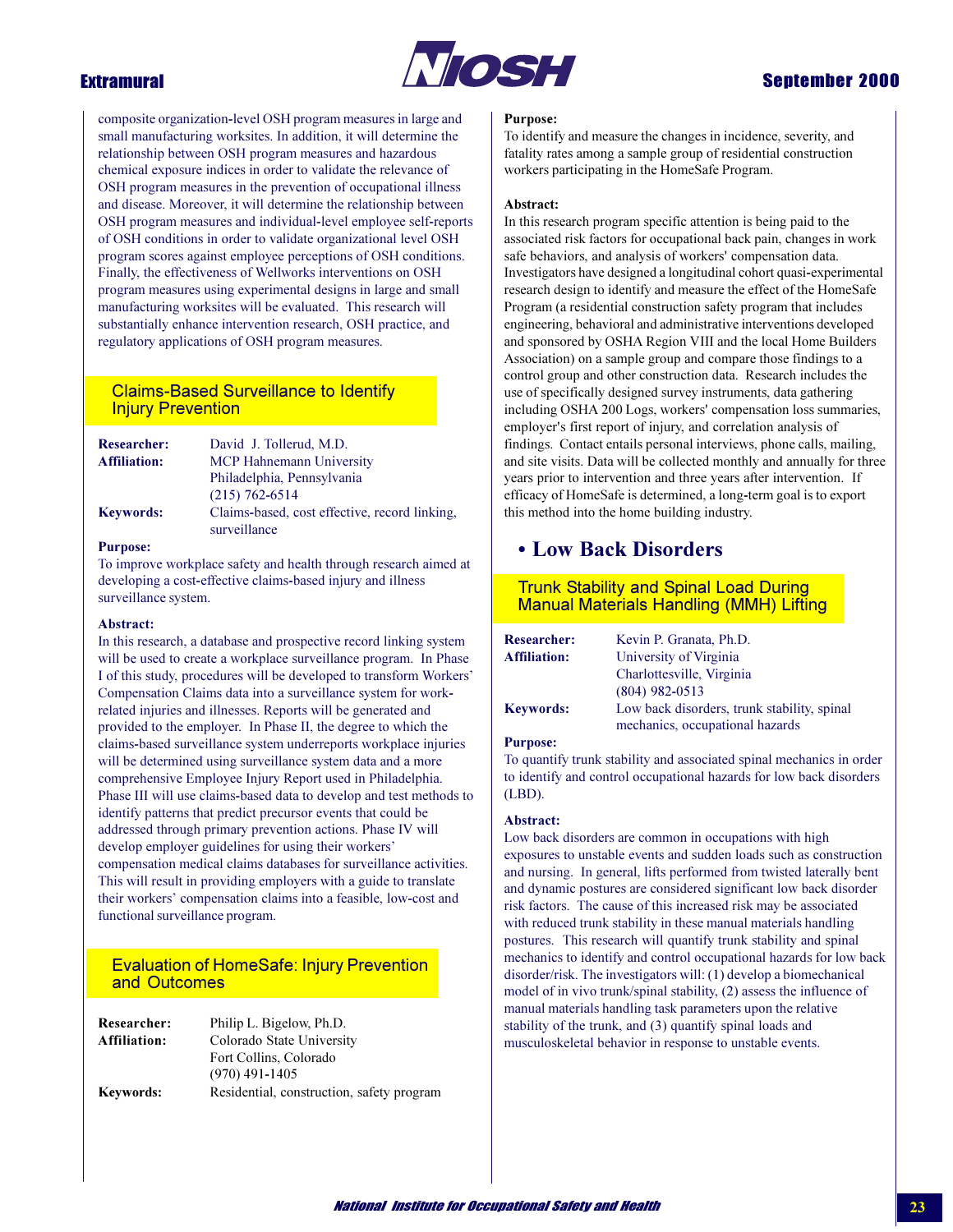composite organization-level OSH program measures in large and small manufacturing worksites. In addition, it will determine the relationship between OSH program measures and hazardous chemical exposure indices in order to validate the relevance of OSH program measures in the prevention of occupational illness and disease. Moreover, it will determine the relationship between OSH program measures and individual-level employee self-reports of OSH conditions in order to validate organizational level OSH program scores against employee perceptions of OSH conditions. Finally, the effectiveness of Wellworks interventions on OSH program measures using experimental designs in large and small manufacturing worksites will be evaluated. This research will substantially enhance intervention research, OSH practice, and regulatory applications of OSH program measures.

### Claims-Based Surveillance to Identify Injury Prevention

**Researcher:** David J. Tollerud, M.D.
**Affiliation:** MCP Hahnemann University
Philadelphia, Pennsylvania
(215) 762-6514
**Keywords:** Claims-based, cost effective, record linking, surveillance

**Purpose:**
To improve workplace safety and health through research aimed at developing a cost-effective claims-based injury and illness surveillance system.

**Abstract:**
In this research, a database and prospective record linking system will be used to create a workplace surveillance program. In Phase I of this study, procedures will be developed to transform Workers' Compensation Claims data into a surveillance system for work-related injuries and illnesses. Reports will be generated and provided to the employer. In Phase II, the degree to which the claims-based surveillance system underreports workplace injuries will be determined using surveillance system data and a more comprehensive Employee Injury Report used in Philadelphia. Phase III will use claims-based data to develop and test methods to identify patterns that predict precursor events that could be addressed through primary prevention actions. Phase IV will develop employer guidelines for using their workers' compensation medical claims databases for surveillance activities. This will result in providing employers with a guide to translate their workers' compensation claims into a feasible, low-cost and functional surveillance program.

### Evaluation of HomeSafe: Injury Prevention and Outcomes

**Researcher:** Philip L. Bigelow, Ph.D.
**Affiliation:** Colorado State University
Fort Collins, Colorado
(970) 491-1405
**Keywords:** Residential, construction, safety program

**Purpose:**
To identify and measure the changes in incidence, severity, and fatality rates among a sample group of residential construction workers participating in the HomeSafe Program.

**Abstract:**
In this research program specific attention is being paid to the associated risk factors for occupational back pain, changes in work safe behaviors, and analysis of workers' compensation data. Investigators have designed a longitudinal cohort quasi-experimental research design to identify and measure the effect of the HomeSafe Program (a residential construction safety program that includes engineering, behavioral and administrative interventions developed and sponsored by OSHA Region VIII and the local Home Builders Association) on a sample group and compare those findings to a control group and other construction data. Research includes the use of specifically designed survey instruments, data gathering including OSHA 200 Logs, workers' compensation loss summaries, employer's first report of injury, and correlation analysis of findings. Contact entails personal interviews, phone calls, mailing, and site visits. Data will be collected monthly and annually for three years prior to intervention and three years after intervention. If efficacy of HomeSafe is determined, a long-term goal is to export this method into the home building industry.

## • Low Back Disorders

### Trunk Stability and Spinal Load During Manual Materials Handling (MMH) Lifting

**Researcher:** Kevin P. Granata, Ph.D.
**Affiliation:** University of Virginia
Charlottesville, Virginia
(804) 982-0513
**Keywords:** Low back disorders, trunk stability, spinal mechanics, occupational hazards

**Purpose:**
To quantify trunk stability and associated spinal mechanics in order to identify and control occupational hazards for low back disorders (LBD).

**Abstract:**
Low back disorders are common in occupations with high exposures to unstable events and sudden loads such as construction and nursing. In general, lifts performed from twisted laterally bent and dynamic postures are considered significant low back disorder risk factors. The cause of this increased risk may be associated with reduced trunk stability in these manual materials handling postures. This research will quantify trunk stability and spinal mechanics to identify and control occupational hazards for low back disorder/risk. The investigators will: (1) develop a biomechanical model of in vivo trunk/spinal stability, (2) assess the influence of manual materials handling task parameters upon the relative stability of the trunk, and (3) quantify spinal loads and musculoskeletal behavior in response to unstable events.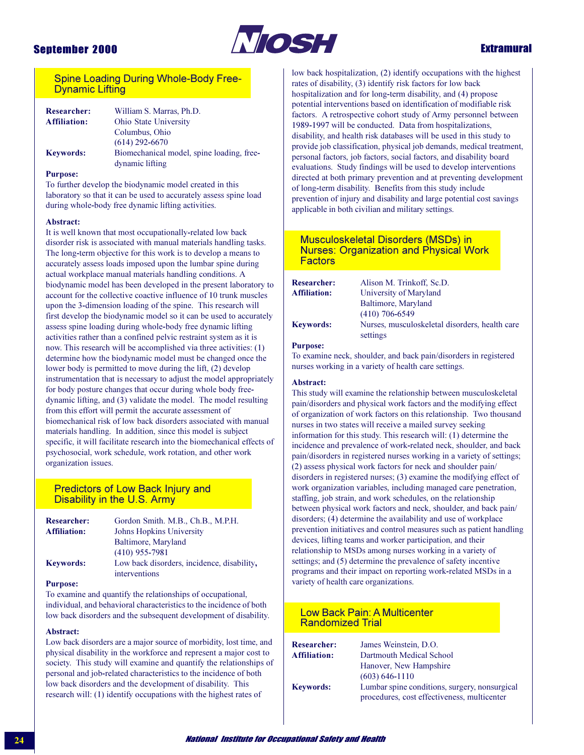## Spine Loading During Whole-Body Free-Dynamic Lifting

**Researcher:** William S. Marras, Ph.D.
**Affiliation:** Ohio State University
Columbus, Ohio
(614) 292-6670
**Keywords:** Biomechanical model, spine loading, free-dynamic lifting

**Purpose:**
To further develop the biodynamic model created in this laboratory so that it can be used to accurately assess spine load during whole-body free dynamic lifting activities.

**Abstract:**
It is well known that most occupationally-related low back disorder risk is associated with manual materials handling tasks. The long-term objective for this work is to develop a means to accurately assess loads imposed upon the lumbar spine during actual workplace manual materials handling conditions. A biodynamic model has been developed in the present laboratory to account for the collective coactive influence of 10 trunk muscles upon the 3-dimension loading of the spine. This research will first develop the biodynamic model so it can be used to accurately assess spine loading during whole-body free dynamic lifting activities rather than a confined pelvic restraint system as it is now. This research will be accomplished via three activities: (1) determine how the biodynamic model must be changed once the lower body is permitted to move during the lift, (2) develop instrumentation that is necessary to adjust the model appropriately for body posture changes that occur during whole body free-dynamic lifting, and (3) validate the model. The model resulting from this effort will permit the accurate assessment of biomechanical risk of low back disorders associated with manual materials handling. In addition, since this model is subject specific, it will facilitate research into the biomechanical effects of psychosocial, work schedule, work rotation, and other work organization issues.

## Predictors of Low Back Injury and Disability in the U.S. Army

**Researcher:** Gordon Smith. M.B., Ch.B., M.P.H.
**Affiliation:** Johns Hopkins University
Baltimore, Maryland
(410) 955-7981
**Keywords:** Low back disorders, incidence, disability, interventions

**Purpose:**
To examine and quantify the relationships of occupational, individual, and behavioral characteristics to the incidence of both low back disorders and the subsequent development of disability.

**Abstract:**
Low back disorders are a major source of morbidity, lost time, and physical disability in the workforce and represent a major cost to society. This study will examine and quantify the relationships of personal and job-related characteristics to the incidence of both low back disorders and the development of disability. This research will: (1) identify occupations with the highest rates of low back hospitalization, (2) identify occupations with the highest rates of disability, (3) identify risk factors for low back hospitalization and for long-term disability, and (4) propose potential interventions based on identification of modifiable risk factors. A retrospective cohort study of Army personnel between 1989-1997 will be conducted. Data from hospitalizations, disability, and health risk databases will be used in this study to provide job classification, physical job demands, medical treatment, personal factors, job factors, social factors, and disability board evaluations. Study findings will be used to develop interventions directed at both primary prevention and at preventing development of long-term disability. Benefits from this study include prevention of injury and disability and large potential cost savings applicable in both civilian and military settings.

## Musculoskeletal Disorders (MSDs) in Nurses: Organization and Physical Work Factors

**Researcher:** Alison M. Trinkoff, Sc.D.
**Affiliation:** University of Maryland
Baltimore, Maryland
(410) 706-6549
**Keywords:** Nurses, musculoskeletal disorders, health care settings

**Purpose:**
To examine neck, shoulder, and back pain/disorders in registered nurses working in a variety of health care settings.

**Abstract:**
This study will examine the relationship between musculoskeletal pain/disorders and physical work factors and the modifying effect of organization of work factors on this relationship. Two thousand nurses in two states will receive a mailed survey seeking information for this study. This research will: (1) determine the incidence and prevalence of work-related neck, shoulder, and back pain/disorders in registered nurses working in a variety of settings; (2) assess physical work factors for neck and shoulder pain/ disorders in registered nurses; (3) examine the modifying effect of work organization variables, including managed care penetration, staffing, job strain, and work schedules, on the relationship between physical work factors and neck, shoulder, and back pain/ disorders; (4) determine the availability and use of workplace prevention initiatives and control measures such as patient handling devices, lifting teams and worker participation, and their relationship to MSDs among nurses working in a variety of settings; and (5) determine the prevalence of safety incentive programs and their impact on reporting work-related MSDs in a variety of health care organizations.

## Low Back Pain: A Multicenter Randomized Trial

**Researcher:** James Weinstein, D.O.
**Affiliation:** Dartmouth Medical School
Hanover, New Hampshire
(603) 646-1110
**Keywords:** Lumbar spine conditions, surgery, nonsurgical procedures, cost effectiveness, multicenter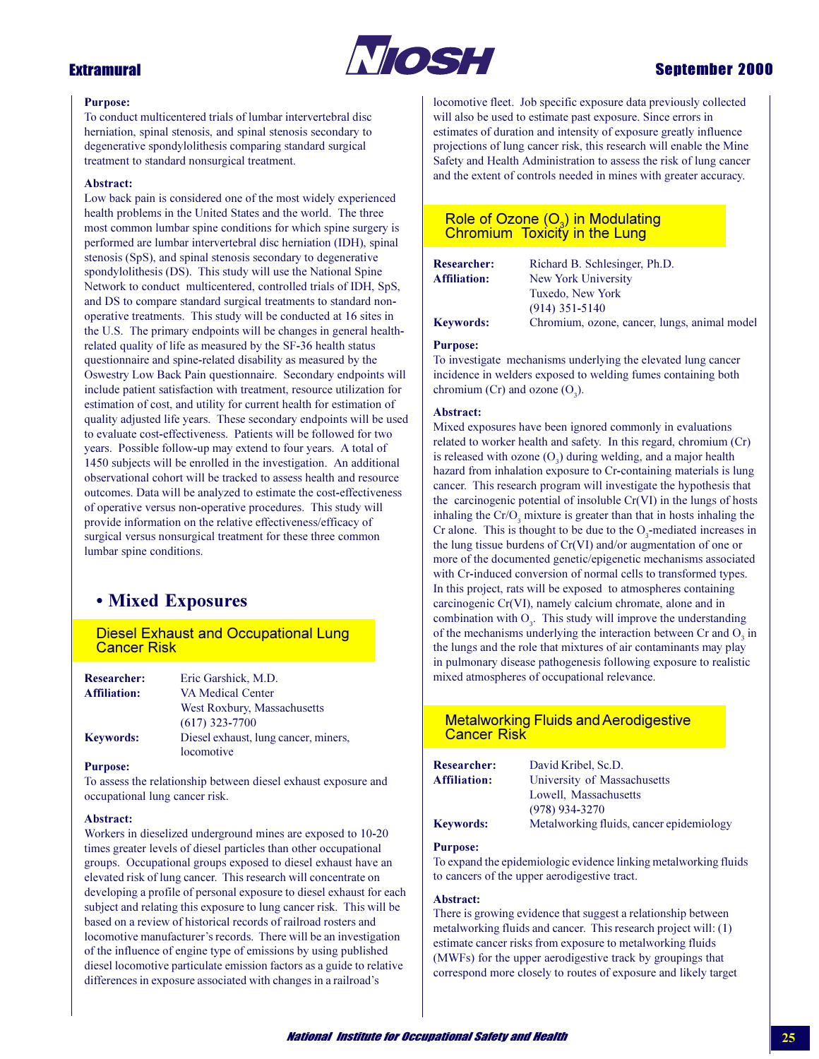**Purpose:**
To conduct multicentered trials of lumbar intervertebral disc herniation, spinal stenosis, and spinal stenosis secondary to degenerative spondylolithesis comparing standard surgical treatment to standard nonsurgical treatment.

**Abstract:**
Low back pain is considered one of the most widely experienced health problems in the United States and the world. The three most common lumbar spine conditions for which spine surgery is performed are lumbar intervertebral disc herniation (IDH), spinal stenosis (SpS), and spinal stenosis secondary to degenerative spondylolithesis (DS). This study will use the National Spine Network to conduct multicentered, controlled trials of IDH, SpS, and DS to compare standard surgical treatments to standard non-operative treatments. This study will be conducted at 16 sites in the U.S. The primary endpoints will be changes in general health-related quality of life as measured by the SF-36 health status questionnaire and spine-related disability as measured by the Oswestry Low Back Pain questionnaire. Secondary endpoints will include patient satisfaction with treatment, resource utilization for estimation of cost, and utility for current health for estimation of quality adjusted life years. These secondary endpoints will be used to evaluate cost-effectiveness. Patients will be followed for two years. Possible follow-up may extend to four years. A total of 1450 subjects will be enrolled in the investigation. An additional observational cohort will be tracked to assess health and resource outcomes. Data will be analyzed to estimate the cost-effectiveness of operative versus non-operative procedures. This study will provide information on the relative effectiveness/efficacy of surgical versus nonsurgical treatment for these three common lumbar spine conditions.

## • Mixed Exposures

### Diesel Exhaust and Occupational Lung Cancer Risk

**Researcher:** Eric Garshick, M.D.
**Affiliation:** VA Medical Center
West Roxbury, Massachusetts
(617) 323-7700
**Keywords:** Diesel exhaust, lung cancer, miners, locomotive

**Purpose:**
To assess the relationship between diesel exhaust exposure and occupational lung cancer risk.

**Abstract:**
Workers in dieselized underground mines are exposed to 10-20 times greater levels of diesel particles than other occupational groups. Occupational groups exposed to diesel exhaust have an elevated risk of lung cancer. This research will concentrate on developing a profile of personal exposure to diesel exhaust for each subject and relating this exposure to lung cancer risk. This will be based on a review of historical records of railroad rosters and locomotive manufacturer's records. There will be an investigation of the influence of engine type of emissions by using published diesel locomotive particulate emission factors as a guide to relative differences in exposure associated with changes in a railroad's locomotive fleet. Job specific exposure data previously collected will also be used to estimate past exposure. Since errors in estimates of duration and intensity of exposure greatly influence projections of lung cancer risk, this research will enable the Mine Safety and Health Administration to assess the risk of lung cancer and the extent of controls needed in mines with greater accuracy.

### Role of Ozone ($O_3$) in Modulating Chromium Toxicity in the Lung

**Researcher:** Richard B. Schlesinger, Ph.D.
**Affiliation:** New York University
Tuxedo, New York
(914) 351-5140
**Keywords:** Chromium, ozone, cancer, lungs, animal model

**Purpose:**
To investigate mechanisms underlying the elevated lung cancer incidence in welders exposed to welding fumes containing both chromium (Cr) and ozone ($O_3$).

**Abstract:**
Mixed exposures have been ignored commonly in evaluations related to worker health and safety. In this regard, chromium (Cr) is released with ozone ($O_3$) during welding, and a major health hazard from inhalation exposure to Cr-containing materials is lung cancer. This research program will investigate the hypothesis that the carcinogenic potential of insoluble Cr(VI) in the lungs of hosts inhaling the Cr/$O_3$ mixture is greater than that in hosts inhaling the Cr alone. This is thought to be due to the $O_3$-mediated increases in the lung tissue burdens of Cr(VI) and/or augmentation of one or more of the documented genetic/epigenetic mechanisms associated with Cr-induced conversion of normal cells to transformed types. In this project, rats will be exposed to atmospheres containing carcinogenic Cr(VI), namely calcium chromate, alone and in combination with $O_3$. This study will improve the understanding of the mechanisms underlying the interaction between Cr and $O_3$ in the lungs and the role that mixtures of air contaminants may play in pulmonary disease pathogenesis following exposure to realistic mixed atmospheres of occupational relevance.

### Metalworking Fluids and Aerodigestive Cancer Risk

**Researcher:** David Kribel, Sc.D.
**Affiliation:** University of Massachusetts
Lowell, Massachusetts
(978) 934-3270
**Keywords:** Metalworking fluids, cancer epidemiology

**Purpose:**
To expand the epidemiologic evidence linking metalworking fluids to cancers of the upper aerodigestive tract.

**Abstract:**
There is growing evidence that suggest a relationship between metalworking fluids and cancer. This research project will: (1) estimate cancer risks from exposure to metalworking fluids (MWFs) for the upper aerodigestive track by groupings that correspond more closely to routes of exposure and likely target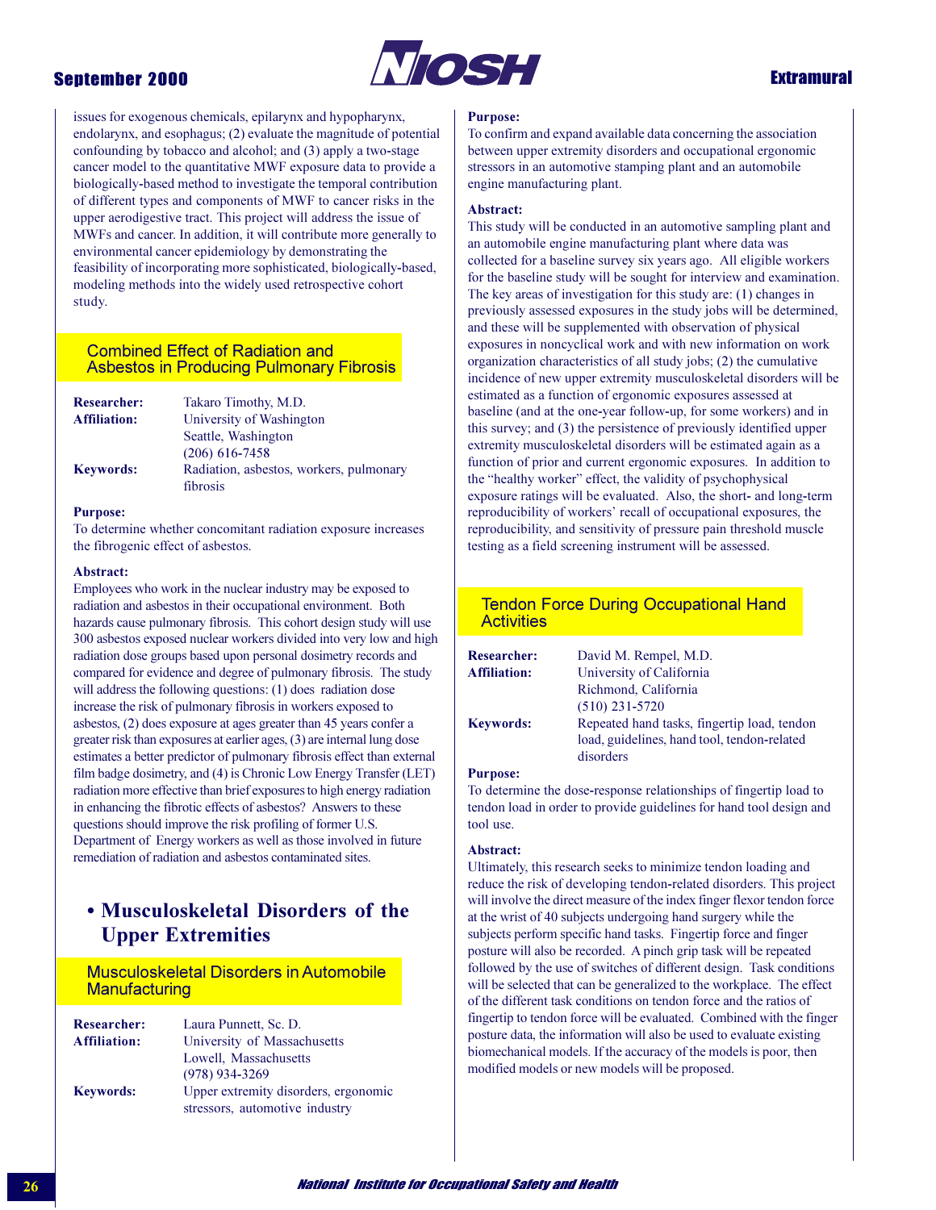issues for exogenous chemicals, epilarynx and hypopharynx, endolarynx, and esophagus; (2) evaluate the magnitude of potential confounding by tobacco and alcohol; and (3) apply a two-stage cancer model to the quantitative MWF exposure data to provide a biologically-based method to investigate the temporal contribution of different types and components of MWF to cancer risks in the upper aerodigestive tract. This project will address the issue of MWFs and cancer. In addition, it will contribute more generally to environmental cancer epidemiology by demonstrating the feasibility of incorporating more sophisticated, biologically-based, modeling methods into the widely used retrospective cohort study.

### Combined Effect of Radiation and Asbestos in Producing Pulmonary Fibrosis

**Researcher:** Takaro Timothy, M.D.
**Affiliation:** University of Washington
Seattle, Washington
(206) 616-7458
**Keywords:** Radiation, asbestos, workers, pulmonary fibrosis

**Purpose:**
To determine whether concomitant radiation exposure increases the fibrogenic effect of asbestos.

**Abstract:**
Employees who work in the nuclear industry may be exposed to radiation and asbestos in their occupational environment. Both hazards cause pulmonary fibrosis. This cohort design study will use 300 asbestos exposed nuclear workers divided into very low and high radiation dose groups based upon personal dosimetry records and compared for evidence and degree of pulmonary fibrosis. The study will address the following questions: (1) does radiation dose increase the risk of pulmonary fibrosis in workers exposed to asbestos, (2) does exposure at ages greater than 45 years confer a greater risk than exposures at earlier ages, (3) are internal lung dose estimates a better predictor of pulmonary fibrosis effect than external film badge dosimetry, and (4) is Chronic Low Energy Transfer (LET) radiation more effective than brief exposures to high energy radiation in enhancing the fibrotic effects of asbestos? Answers to these questions should improve the risk profiling of former U.S. Department of Energy workers as well as those involved in future remediation of radiation and asbestos contaminated sites.

## • Musculoskeletal Disorders of the Upper Extremities

### Musculoskeletal Disorders in Automobile Manufacturing

**Researcher:** Laura Punnett, Sc. D.
**Affiliation:** University of Massachusetts
Lowell, Massachusetts
(978) 934-3269
**Keywords:** Upper extremity disorders, ergonomic stressors, automotive industry

**Purpose:**
To confirm and expand available data concerning the association between upper extremity disorders and occupational ergonomic stressors in an automotive stamping plant and an automobile engine manufacturing plant.

**Abstract:**
This study will be conducted in an automotive sampling plant and an automobile engine manufacturing plant where data was collected for a baseline survey six years ago. All eligible workers for the baseline study will be sought for interview and examination. The key areas of investigation for this study are: (1) changes in previously assessed exposures in the study jobs will be determined, and these will be supplemented with observation of physical exposures in noncyclical work and with new information on work organization characteristics of all study jobs; (2) the cumulative incidence of new upper extremity musculoskeletal disorders will be estimated as a function of ergonomic exposures assessed at baseline (and at the one-year follow-up, for some workers) and in this survey; and (3) the persistence of previously identified upper extremity musculoskeletal disorders will be estimated again as a function of prior and current ergonomic exposures. In addition to the "healthy worker" effect, the validity of psychophysical exposure ratings will be evaluated. Also, the short- and long-term reproducibility of workers' recall of occupational exposures, the reproducibility, and sensitivity of pressure pain threshold muscle testing as a field screening instrument will be assessed.

### Tendon Force During Occupational Hand Activities

**Researcher:** David M. Rempel, M.D.
**Affiliation:** University of California
Richmond, California
(510) 231-5720
**Keywords:** Repeated hand tasks, fingertip load, tendon load, guidelines, hand tool, tendon-related disorders

**Purpose:**
To determine the dose-response relationships of fingertip load to tendon load in order to provide guidelines for hand tool design and tool use.

**Abstract:**
Ultimately, this research seeks to minimize tendon loading and reduce the risk of developing tendon-related disorders. This project will involve the direct measure of the index finger flexor tendon force at the wrist of 40 subjects undergoing hand surgery while the subjects perform specific hand tasks. Fingertip force and finger posture will also be recorded. A pinch grip task will be repeated followed by the use of switches of different design. Task conditions will be selected that can be generalized to the workplace. The effect of the different task conditions on tendon force and the ratios of fingertip to tendon force will be evaluated. Combined with the finger posture data, the information will also be used to evaluate existing biomechanical models. If the accuracy of the models is poor, then modified models or new models will be proposed.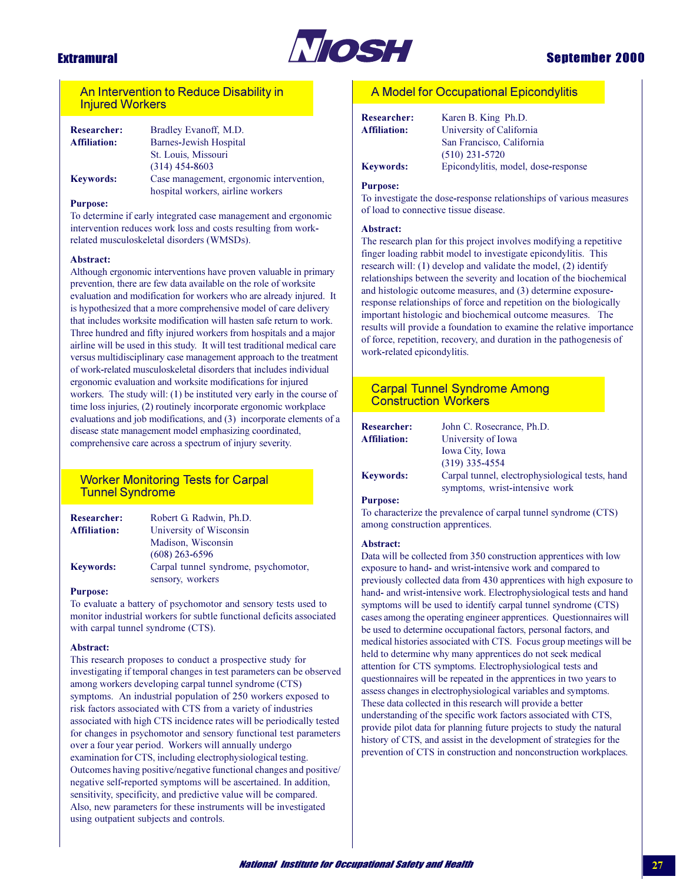## An Intervention to Reduce Disability in Injured Workers

**Researcher:** Bradley Evanoff, M.D.
**Affiliation:** Barnes-Jewish Hospital
St. Louis, Missouri
(314) 454-8603
**Keywords:** Case management, ergonomic intervention, hospital workers, airline workers

**Purpose:**
To determine if early integrated case management and ergonomic intervention reduces work loss and costs resulting from work-related musculoskeletal disorders (WMSDs).

**Abstract:**
Although ergonomic interventions have proven valuable in primary prevention, there are few data available on the role of worksite evaluation and modification for workers who are already injured. It is hypothesized that a more comprehensive model of care delivery that includes worksite modification will hasten safe return to work. Three hundred and fifty injured workers from hospitals and a major airline will be used in this study. It will test traditional medical care versus multidisciplinary case management approach to the treatment of work-related musculoskeletal disorders that includes individual ergonomic evaluation and worksite modifications for injured workers. The study will: (1) be instituted very early in the course of time loss injuries, (2) routinely incorporate ergonomic workplace evaluations and job modifications, and (3) incorporate elements of a disease state management model emphasizing coordinated, comprehensive care across a spectrum of injury severity.

## Worker Monitoring Tests for Carpal Tunnel Syndrome

**Researcher:** Robert G. Radwin, Ph.D.
**Affiliation:** University of Wisconsin
Madison, Wisconsin
(608) 263-6596
**Keywords:** Carpal tunnel syndrome, psychomotor, sensory, workers

**Purpose:**
To evaluate a battery of psychomotor and sensory tests used to monitor industrial workers for subtle functional deficits associated with carpal tunnel syndrome (CTS).

**Abstract:**
This research proposes to conduct a prospective study for investigating if temporal changes in test parameters can be observed among workers developing carpal tunnel syndrome (CTS) symptoms. An industrial population of 250 workers exposed to risk factors associated with CTS from a variety of industries associated with high CTS incidence rates will be periodically tested for changes in psychomotor and sensory functional test parameters over a four year period. Workers will annually undergo examination for CTS, including electrophysiological testing. Outcomes having positive/negative functional changes and positive/negative self-reported symptoms will be ascertained. In addition, sensitivity, specificity, and predictive value will be compared. Also, new parameters for these instruments will be investigated using outpatient subjects and controls.

## A Model for Occupational Epicondylitis

**Researcher:** Karen B. King Ph.D.
**Affiliation:** University of California
San Francisco, California
(510) 231-5720
**Keywords:** Epicondylitis, model, dose-response

**Purpose:**
To investigate the dose-response relationships of various measures of load to connective tissue disease.

**Abstract:**
The research plan for this project involves modifying a repetitive finger loading rabbit model to investigate epicondylitis. This research will: (1) develop and validate the model, (2) identify relationships between the severity and location of the biochemical and histologic outcome measures, and (3) determine exposure-response relationships of force and repetition on the biologically important histologic and biochemical outcome measures. The results will provide a foundation to examine the relative importance of force, repetition, recovery, and duration in the pathogenesis of work-related epicondylitis.

## Carpal Tunnel Syndrome Among Construction Workers

**Researcher:** John C. Rosecrance, Ph.D.
**Affiliation:** University of Iowa
Iowa City, Iowa
(319) 335-4554
**Keywords:** Carpal tunnel, electrophysiological tests, hand symptoms, wrist-intensive work

**Purpose:**
To characterize the prevalence of carpal tunnel syndrome (CTS) among construction apprentices.

**Abstract:**
Data will be collected from 350 construction apprentices with low exposure to hand- and wrist-intensive work and compared to previously collected data from 430 apprentices with high exposure to hand- and wrist-intensive work. Electrophysiological tests and hand symptoms will be used to identify carpal tunnel syndrome (CTS) cases among the operating engineer apprentices. Questionnaires will be used to determine occupational factors, personal factors, and medical histories associated with CTS. Focus group meetings will be held to determine why many apprentices do not seek medical attention for CTS symptoms. Electrophysiological tests and questionnaires will be repeated in the apprentices in two years to assess changes in electrophysiological variables and symptoms. These data collected in this research will provide a better understanding of the specific work factors associated with CTS, provide pilot data for planning future projects to study the natural history of CTS, and assist in the development of strategies for the prevention of CTS in construction and nonconstruction workplaces.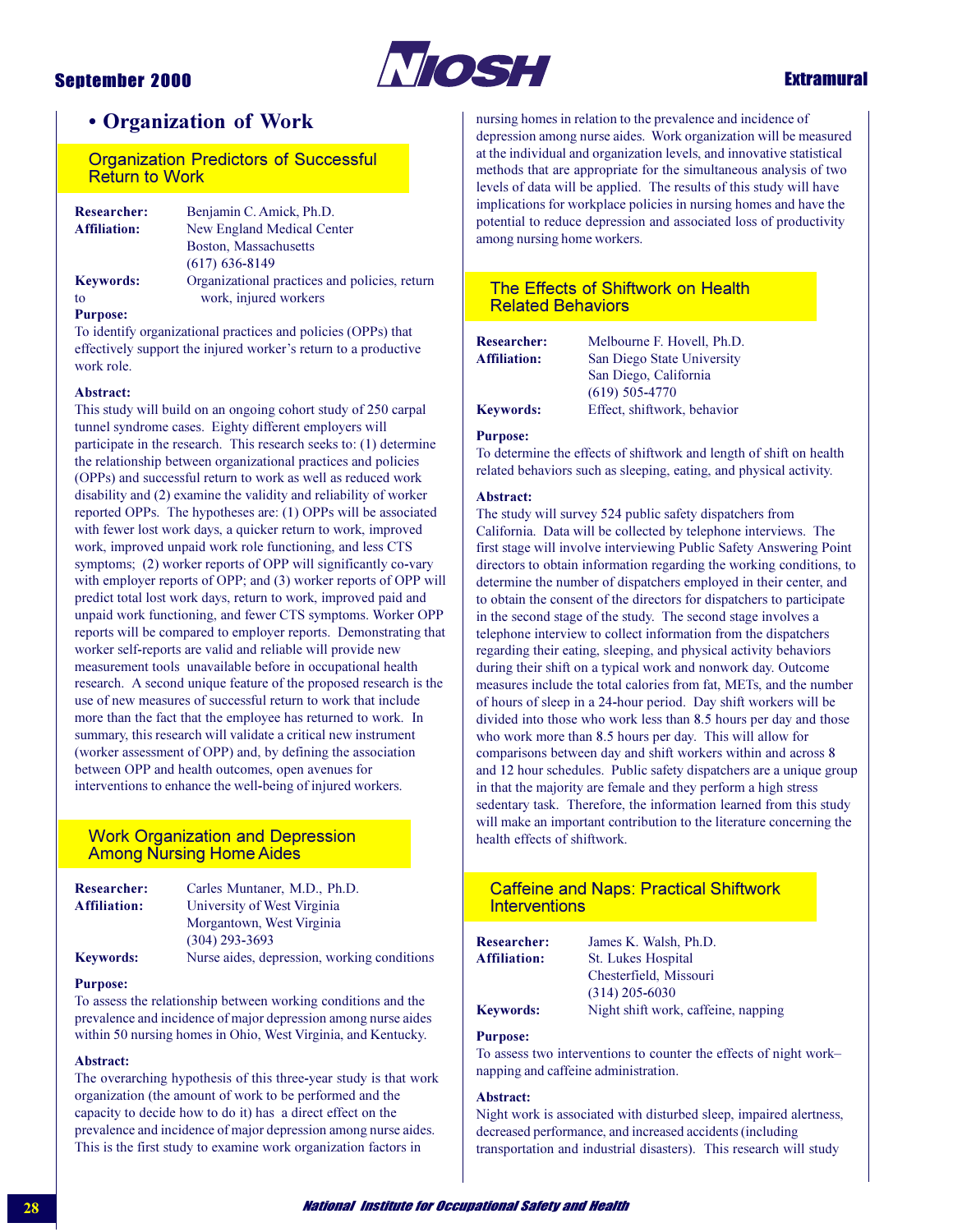# • Organization of Work

## Organization Predictors of Successful Return to Work

**Researcher:** Benjamin C. Amick, Ph.D.
**Affiliation:** New England Medical Center
Boston, Massachusetts
(617) 636-8149
**Keywords:** Organizational practices and policies, return to work, injured workers

**Purpose:**
To identify organizational practices and policies (OPPs) that effectively support the injured worker's return to a productive work role.

**Abstract:**
This study will build on an ongoing cohort study of 250 carpal tunnel syndrome cases. Eighty different employers will participate in the research. This research seeks to: (1) determine the relationship between organizational practices and policies (OPPs) and successful return to work as well as reduced work disability and (2) examine the validity and reliability of worker reported OPPs. The hypotheses are: (1) OPPs will be associated with fewer lost work days, a quicker return to work, improved work, improved unpaid work role functioning, and less CTS symptoms; (2) worker reports of OPP will significantly co-vary with employer reports of OPP; and (3) worker reports of OPP will predict total lost work days, return to work, improved paid and unpaid work functioning, and fewer CTS symptoms. Worker OPP reports will be compared to employer reports. Demonstrating that worker self-reports are valid and reliable will provide new measurement tools unavailable before in occupational health research. A second unique feature of the proposed research is the use of new measures of successful return to work that include more than the fact that the employee has returned to work. In summary, this research will validate a critical new instrument (worker assessment of OPP) and, by defining the association between OPP and health outcomes, open avenues for interventions to enhance the well-being of injured workers.

## Work Organization and Depression Among Nursing Home Aides

**Researcher:** Carles Muntaner, M.D., Ph.D.
**Affiliation:** University of West Virginia
Morgantown, West Virginia
(304) 293-3693
**Keywords:** Nurse aides, depression, working conditions

**Purpose:**
To assess the relationship between working conditions and the prevalence and incidence of major depression among nurse aides within 50 nursing homes in Ohio, West Virginia, and Kentucky.

**Abstract:**
The overarching hypothesis of this three-year study is that work organization (the amount of work to be performed and the capacity to decide how to do it) has a direct effect on the prevalence and incidence of major depression among nurse aides. This is the first study to examine work organization factors in nursing homes in relation to the prevalence and incidence of depression among nurse aides. Work organization will be measured at the individual and organization levels, and innovative statistical methods that are appropriate for the simultaneous analysis of two levels of data will be applied. The results of this study will have implications for workplace policies in nursing homes and have the potential to reduce depression and associated loss of productivity among nursing home workers.

## The Effects of Shiftwork on Health Related Behaviors

**Researcher:** Melbourne F. Hovell, Ph.D.
**Affiliation:** San Diego State University
San Diego, California
(619) 505-4770
**Keywords:** Effect, shiftwork, behavior

**Purpose:**
To determine the effects of shiftwork and length of shift on health related behaviors such as sleeping, eating, and physical activity.

**Abstract:**
The study will survey 524 public safety dispatchers from California. Data will be collected by telephone interviews. The first stage will involve interviewing Public Safety Answering Point directors to obtain information regarding the working conditions, to determine the number of dispatchers employed in their center, and to obtain the consent of the directors for dispatchers to participate in the second stage of the study. The second stage involves a telephone interview to collect information from the dispatchers regarding their eating, sleeping, and physical activity behaviors during their shift on a typical work and nonwork day. Outcome measures include the total calories from fat, METs, and the number of hours of sleep in a 24-hour period. Day shift workers will be divided into those who work less than 8.5 hours per day and those who work more than 8.5 hours per day. This will allow for comparisons between day and shift workers within and across 8 and 12 hour schedules. Public safety dispatchers are a unique group in that the majority are female and they perform a high stress sedentary task. Therefore, the information learned from this study will make an important contribution to the literature concerning the health effects of shiftwork.

## Caffeine and Naps: Practical Shiftwork Interventions

**Researcher:** James K. Walsh, Ph.D.
**Affiliation:** St. Lukes Hospital
Chesterfield, Missouri
(314) 205-6030
**Keywords:** Night shift work, caffeine, napping

**Purpose:**
To assess two interventions to counter the effects of night work–napping and caffeine administration.

**Abstract:**
Night work is associated with disturbed sleep, impaired alertness, decreased performance, and increased accidents (including transportation and industrial disasters). This research will study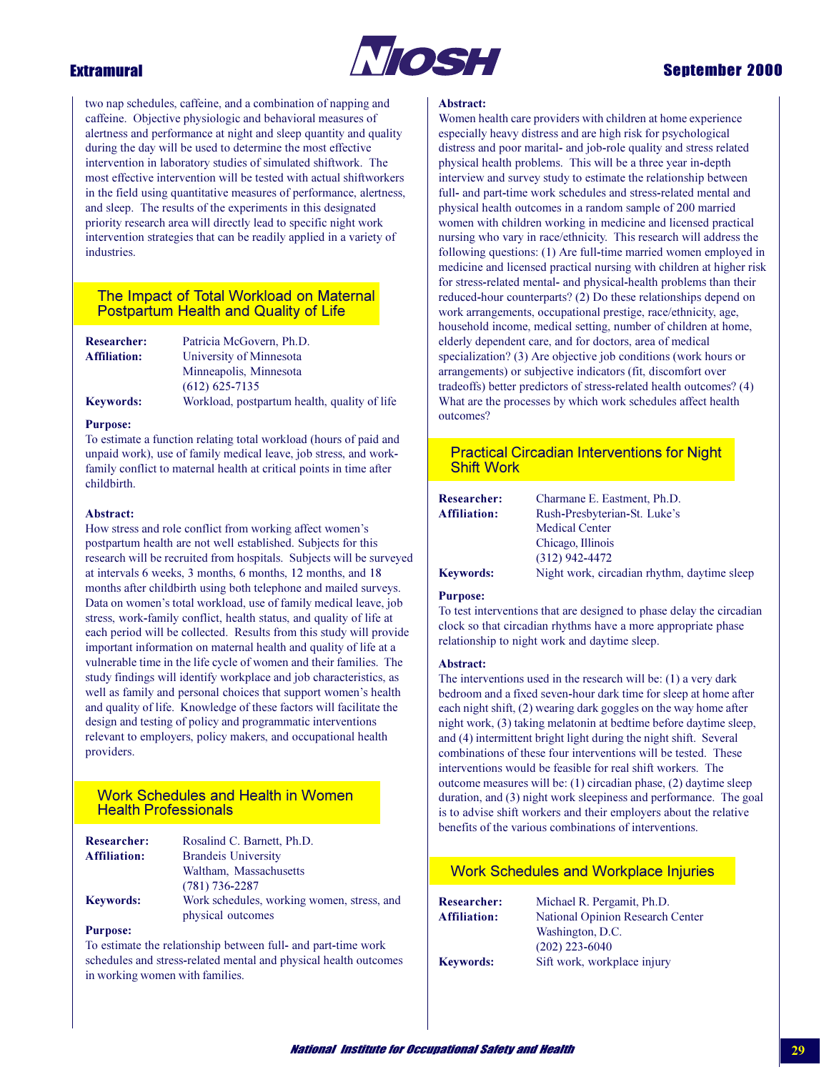two nap schedules, caffeine, and a combination of napping and caffeine. Objective physiologic and behavioral measures of alertness and performance at night and sleep quantity and quality during the day will be used to determine the most effective intervention in laboratory studies of simulated shiftwork. The most effective intervention will be tested with actual shiftworkers in the field using quantitative measures of performance, alertness, and sleep. The results of the experiments in this designated priority research area will directly lead to specific night work intervention strategies that can be readily applied in a variety of industries.

## The Impact of Total Workload on Maternal Postpartum Health and Quality of Life

**Researcher:** Patricia McGovern, Ph.D.
**Affiliation:** University of Minnesota
Minneapolis, Minnesota
(612) 625-7135
**Keywords:** Workload, postpartum health, quality of life

**Purpose:**
To estimate a function relating total workload (hours of paid and unpaid work), use of family medical leave, job stress, and work-family conflict to maternal health at critical points in time after childbirth.

**Abstract:**
How stress and role conflict from working affect women's postpartum health are not well established. Subjects for this research will be recruited from hospitals. Subjects will be surveyed at intervals 6 weeks, 3 months, 6 months, 12 months, and 18 months after childbirth using both telephone and mailed surveys. Data on women's total workload, use of family medical leave, job stress, work-family conflict, health status, and quality of life at each period will be collected. Results from this study will provide important information on maternal health and quality of life at a vulnerable time in the life cycle of women and their families. The study findings will identify workplace and job characteristics, as well as family and personal choices that support women's health and quality of life. Knowledge of these factors will facilitate the design and testing of policy and programmatic interventions relevant to employers, policy makers, and occupational health providers.

## Work Schedules and Health in Women Health Professionals

**Researcher:** Rosalind C. Barnett, Ph.D.
**Affiliation:** Brandeis University
Waltham, Massachusetts
(781) 736-2287
**Keywords:** Work schedules, working women, stress, and physical outcomes

**Purpose:**
To estimate the relationship between full- and part-time work schedules and stress-related mental and physical health outcomes in working women with families.

**Abstract:**
Women health care providers with children at home experience especially heavy distress and are high risk for psychological distress and poor marital- and job-role quality and stress related physical health problems. This will be a three year in-depth interview and survey study to estimate the relationship between full- and part-time work schedules and stress-related mental and physical health outcomes in a random sample of 200 married women with children working in medicine and licensed practical nursing who vary in race/ethnicity. This research will address the following questions: (1) Are full-time married women employed in medicine and licensed practical nursing with children at higher risk for stress-related mental- and physical-health problems than their reduced-hour counterparts? (2) Do these relationships depend on work arrangements, occupational prestige, race/ethnicity, age, household income, medical setting, number of children at home, elderly dependent care, and for doctors, area of medical specialization? (3) Are objective job conditions (work hours or arrangements) or subjective indicators (fit, discomfort over tradeoffs) better predictors of stress-related health outcomes? (4) What are the processes by which work schedules affect health outcomes?

## Practical Circadian Interventions for Night Shift Work

**Researcher:** Charmane E. Eastment, Ph.D.
**Affiliation:** Rush-Presbyterian-St. Luke's Medical Center
Chicago, Illinois
(312) 942-4472
**Keywords:** Night work, circadian rhythm, daytime sleep

**Purpose:**
To test interventions that are designed to phase delay the circadian clock so that circadian rhythms have a more appropriate phase relationship to night work and daytime sleep.

**Abstract:**
The interventions used in the research will be: (1) a very dark bedroom and a fixed seven-hour dark time for sleep at home after each night shift, (2) wearing dark goggles on the way home after night work, (3) taking melatonin at bedtime before daytime sleep, and (4) intermittent bright light during the night shift. Several combinations of these four interventions will be tested. These interventions would be feasible for real shift workers. The outcome measures will be: (1) circadian phase, (2) daytime sleep duration, and (3) night work sleepiness and performance. The goal is to advise shift workers and their employers about the relative benefits of the various combinations of interventions.

## Work Schedules and Workplace Injuries

**Researcher:** Michael R. Pergamit, Ph.D.
**Affiliation:** National Opinion Research Center
Washington, D.C.
(202) 223-6040
**Keywords:** Sift work, workplace injury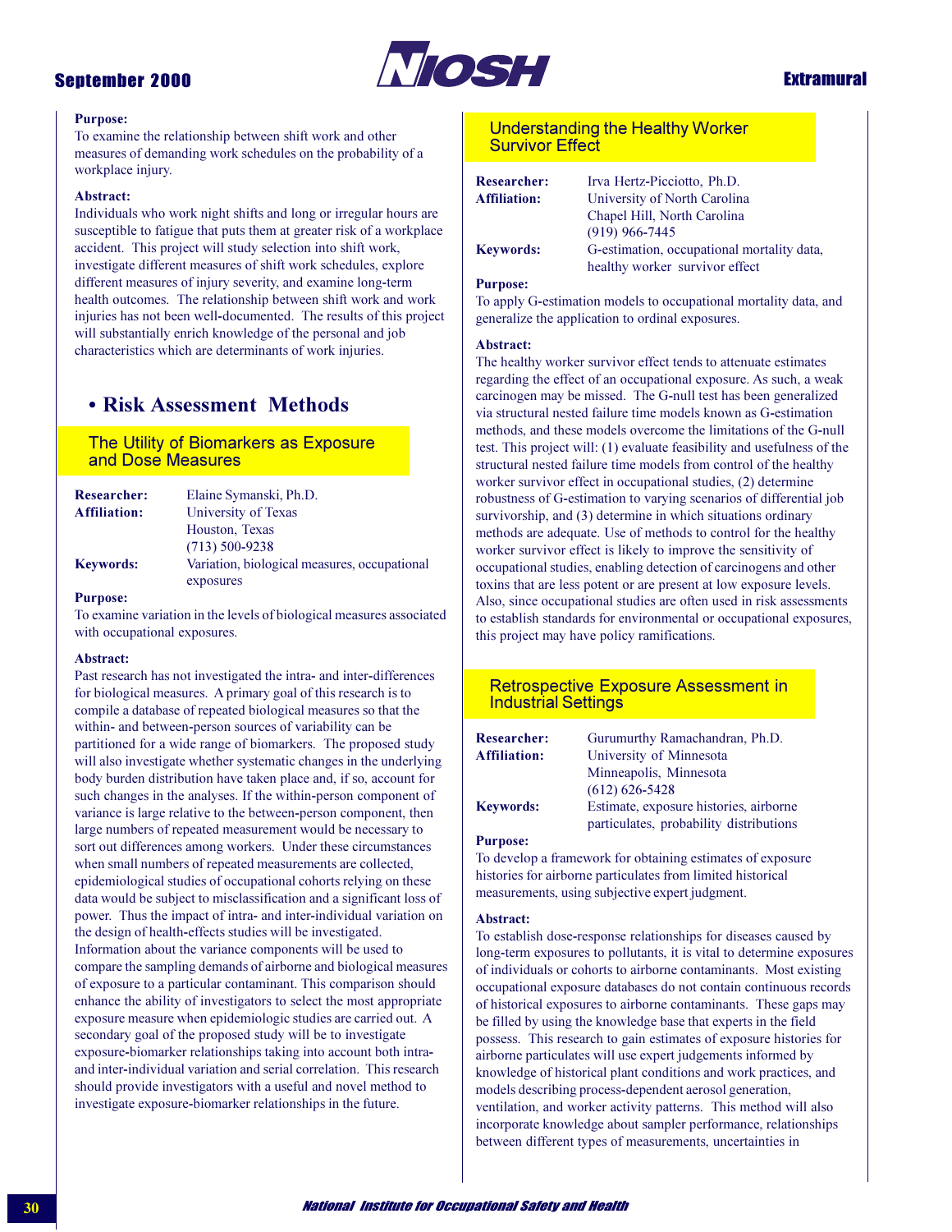**Purpose:**
To examine the relationship between shift work and other measures of demanding work schedules on the probability of a workplace injury.

**Abstract:**
Individuals who work night shifts and long or irregular hours are susceptible to fatigue that puts them at greater risk of a workplace accident. This project will study selection into shift work, investigate different measures of shift work schedules, explore different measures of injury severity, and examine long-term health outcomes. The relationship between shift work and work injuries has not been well-documented. The results of this project will substantially enrich knowledge of the personal and job characteristics which are determinants of work injuries.

## • Risk Assessment Methods

### The Utility of Biomarkers as Exposure and Dose Measures

**Researcher:** Elaine Symanski, Ph.D.
**Affiliation:** University of Texas
Houston, Texas
(713) 500-9238
**Keywords:** Variation, biological measures, occupational exposures

**Purpose:**
To examine variation in the levels of biological measures associated with occupational exposures.

**Abstract:**
Past research has not investigated the intra- and inter-differences for biological measures. A primary goal of this research is to compile a database of repeated biological measures so that the within- and between-person sources of variability can be partitioned for a wide range of biomarkers. The proposed study will also investigate whether systematic changes in the underlying body burden distribution have taken place and, if so, account for such changes in the analyses. If the within-person component of variance is large relative to the between-person component, then large numbers of repeated measurement would be necessary to sort out differences among workers. Under these circumstances when small numbers of repeated measurements are collected, epidemiological studies of occupational cohorts relying on these data would be subject to misclassification and a significant loss of power. Thus the impact of intra- and inter-individual variation on the design of health-effects studies will be investigated. Information about the variance components will be used to compare the sampling demands of airborne and biological measures of exposure to a particular contaminant. This comparison should enhance the ability of investigators to select the most appropriate exposure measure when epidemiologic studies are carried out. A secondary goal of the proposed study will be to investigate exposure-biomarker relationships taking into account both intra- and inter-individual variation and serial correlation. This research should provide investigators with a useful and novel method to investigate exposure-biomarker relationships in the future.

### Understanding the Healthy Worker Survivor Effect

**Researcher:** Irva Hertz-Picciotto, Ph.D.
**Affiliation:** University of North Carolina
Chapel Hill, North Carolina
(919) 966-7445
**Keywords:** G-estimation, occupational mortality data, healthy worker survivor effect

**Purpose:**
To apply G-estimation models to occupational mortality data, and generalize the application to ordinal exposures.

**Abstract:**
The healthy worker survivor effect tends to attenuate estimates regarding the effect of an occupational exposure. As such, a weak carcinogen may be missed. The G-null test has been generalized via structural nested failure time models known as G-estimation methods, and these models overcome the limitations of the G-null test. This project will: (1) evaluate feasibility and usefulness of the structural nested failure time models from control of the healthy worker survivor effect in occupational studies, (2) determine robustness of G-estimation to varying scenarios of differential job survivorship, and (3) determine in which situations ordinary methods are adequate. Use of methods to control for the healthy worker survivor effect is likely to improve the sensitivity of occupational studies, enabling detection of carcinogens and other toxins that are less potent or are present at low exposure levels. Also, since occupational studies are often used in risk assessments to establish standards for environmental or occupational exposures, this project may have policy ramifications.

### Retrospective Exposure Assessment in Industrial Settings

**Researcher:** Gurumurthy Ramachandran, Ph.D.
**Affiliation:** University of Minnesota
Minneapolis, Minnesota
(612) 626-5428
**Keywords:** Estimate, exposure histories, airborne particulates, probability distributions

**Purpose:**
To develop a framework for obtaining estimates of exposure histories for airborne particulates from limited historical measurements, using subjective expert judgment.

**Abstract:**
To establish dose-response relationships for diseases caused by long-term exposures to pollutants, it is vital to determine exposures of individuals or cohorts to airborne contaminants. Most existing occupational exposure databases do not contain continuous records of historical exposures to airborne contaminants. These gaps may be filled by using the knowledge base that experts in the field possess. This research to gain estimates of exposure histories for airborne particulates will use expert judgements informed by knowledge of historical plant conditions and work practices, and models describing process-dependent aerosol generation, ventilation, and worker activity patterns. This method will also incorporate knowledge about sampler performance, relationships between different types of measurements, uncertainties in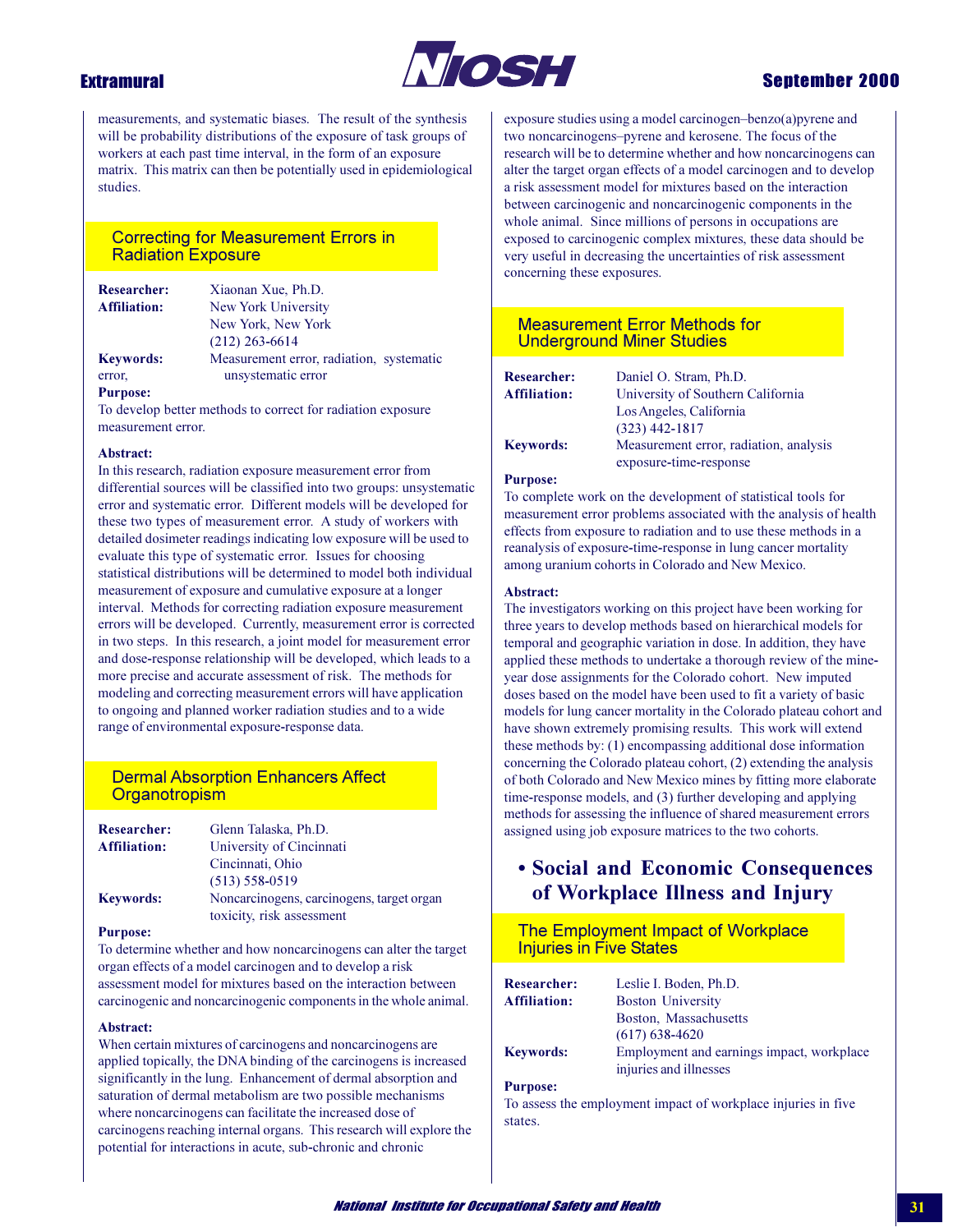measurements, and systematic biases. The result of the synthesis will be probability distributions of the exposure of task groups of workers at each past time interval, in the form of an exposure matrix. This matrix can then be potentially used in epidemiological studies.

### Correcting for Measurement Errors in Radiation Exposure

**Researcher:** Xiaonan Xue, Ph.D.
**Affiliation:** New York University, New York, New York, (212) 263-6614
**Keywords:** Measurement error, radiation, systematic error, unsystematic error

**Purpose:**
To develop better methods to correct for radiation exposure measurement error.

**Abstract:**
In this research, radiation exposure measurement error from differential sources will be classified into two groups: unsystematic error and systematic error. Different models will be developed for these two types of measurement error. A study of workers with detailed dosimeter readings indicating low exposure will be used to evaluate this type of systematic error. Issues for choosing statistical distributions will be determined to model both individual measurement of exposure and cumulative exposure at a longer interval. Methods for correcting radiation exposure measurement errors will be developed. Currently, measurement error is corrected in two steps. In this research, a joint model for measurement error and dose-response relationship will be developed, which leads to a more precise and accurate assessment of risk. The methods for modeling and correcting measurement errors will have application to ongoing and planned worker radiation studies and to a wide range of environmental exposure-response data.

### Dermal Absorption Enhancers Affect Organotropism

**Researcher:** Glenn Talaska, Ph.D.
**Affiliation:** University of Cincinnati, Cincinnati, Ohio, (513) 558-0519
**Keywords:** Noncarcinogens, carcinogens, target organ toxicity, risk assessment

**Purpose:**
To determine whether and how noncarcinogens can alter the target organ effects of a model carcinogen and to develop a risk assessment model for mixtures based on the interaction between carcinogenic and noncarcinogenic components in the whole animal.

**Abstract:**
When certain mixtures of carcinogens and noncarcinogens are applied topically, the DNA binding of the carcinogens is increased significantly in the lung. Enhancement of dermal absorption and saturation of dermal metabolism are two possible mechanisms where noncarcinogens can facilitate the increased dose of carcinogens reaching internal organs. This research will explore the potential for interactions in acute, sub-chronic and chronic exposure studies using a model carcinogen–benzo(a)pyrene and two noncarcinogens–pyrene and kerosene. The focus of the research will be to determine whether and how noncarcinogens can alter the target organ effects of a model carcinogen and to develop a risk assessment model for mixtures based on the interaction between carcinogenic and noncarcinogenic components in the whole animal. Since millions of persons in occupations are exposed to carcinogenic complex mixtures, these data should be very useful in decreasing the uncertainties of risk assessment concerning these exposures.

### Measurement Error Methods for Underground Miner Studies

**Researcher:** Daniel O. Stram, Ph.D.
**Affiliation:** University of Southern California, Los Angeles, California, (323) 442-1817
**Keywords:** Measurement error, radiation, analysis exposure-time-response

**Purpose:**
To complete work on the development of statistical tools for measurement error problems associated with the analysis of health effects from exposure to radiation and to use these methods in a reanalysis of exposure-time-response in lung cancer mortality among uranium cohorts in Colorado and New Mexico.

**Abstract:**
The investigators working on this project have been working for three years to develop methods based on hierarchical models for temporal and geographic variation in dose. In addition, they have applied these methods to undertake a thorough review of the mine-year dose assignments for the Colorado cohort. New imputed doses based on the model have been used to fit a variety of basic models for lung cancer mortality in the Colorado plateau cohort and have shown extremely promising results. This work will extend these methods by: (1) encompassing additional dose information concerning the Colorado plateau cohort, (2) extending the analysis of both Colorado and New Mexico mines by fitting more elaborate time-response models, and (3) further developing and applying methods for assessing the influence of shared measurement errors assigned using job exposure matrices to the two cohorts.

## • Social and Economic Consequences of Workplace Illness and Injury

### The Employment Impact of Workplace Injuries in Five States

**Researcher:** Leslie I. Boden, Ph.D.
**Affiliation:** Boston University, Boston, Massachusetts, (617) 638-4620
**Keywords:** Employment and earnings impact, workplace injuries and illnesses

**Purpose:**
To assess the employment impact of workplace injuries in five states.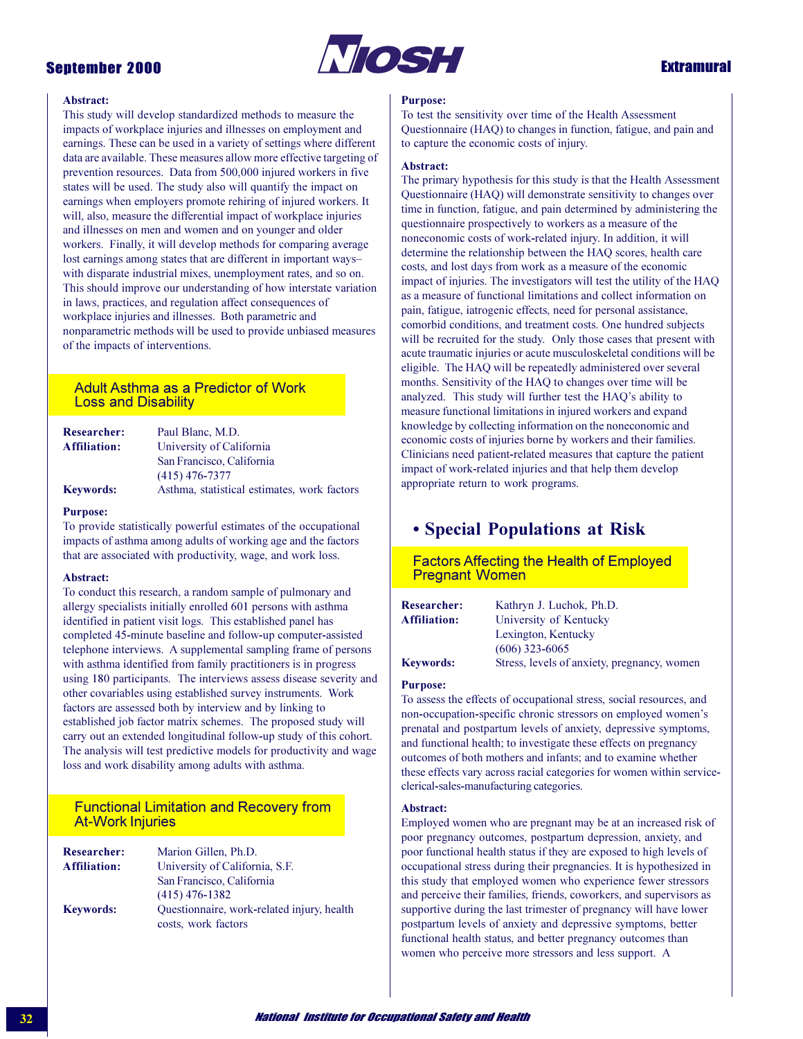**Abstract:**
This study will develop standardized methods to measure the impacts of workplace injuries and illnesses on employment and earnings. These can be used in a variety of settings where different data are available. These measures allow more effective targeting of prevention resources. Data from 500,000 injured workers in five states will be used. The study also will quantify the impact on earnings when employers promote rehiring of injured workers. It will, also, measure the differential impact of workplace injuries and illnesses on men and women and on younger and older workers. Finally, it will develop methods for comparing average lost earnings among states that are different in important ways–with disparate industrial mixes, unemployment rates, and so on. This should improve our understanding of how interstate variation in laws, practices, and regulation affect consequences of workplace injuries and illnesses. Both parametric and nonparametric methods will be used to provide unbiased measures of the impacts of interventions.

### Adult Asthma as a Predictor of Work Loss and Disability

**Researcher:** Paul Blanc, M.D.
**Affiliation:** University of California
San Francisco, California
(415) 476-7377
**Keywords:** Asthma, statistical estimates, work factors

**Purpose:**
To provide statistically powerful estimates of the occupational impacts of asthma among adults of working age and the factors that are associated with productivity, wage, and work loss.

**Abstract:**
To conduct this research, a random sample of pulmonary and allergy specialists initially enrolled 601 persons with asthma identified in patient visit logs. This established panel has completed 45-minute baseline and follow-up computer-assisted telephone interviews. A supplemental sampling frame of persons with asthma identified from family practitioners is in progress using 180 participants. The interviews assess disease severity and other covariables using established survey instruments. Work factors are assessed both by interview and by linking to established job factor matrix schemes. The proposed study will carry out an extended longitudinal follow-up study of this cohort. The analysis will test predictive models for productivity and wage loss and work disability among adults with asthma.

### Functional Limitation and Recovery from At-Work Injuries

**Researcher:** Marion Gillen, Ph.D.
**Affiliation:** University of California, S.F.
San Francisco, California
(415) 476-1382
**Keywords:** Questionnaire, work-related injury, health costs, work factors

**Purpose:**
To test the sensitivity over time of the Health Assessment Questionnaire (HAQ) to changes in function, fatigue, and pain and to capture the economic costs of injury.

**Abstract:**
The primary hypothesis for this study is that the Health Assessment Questionnaire (HAQ) will demonstrate sensitivity to changes over time in function, fatigue, and pain determined by administering the questionnaire prospectively to workers as a measure of the noneconomic costs of work-related injury. In addition, it will determine the relationship between the HAQ scores, health care costs, and lost days from work as a measure of the economic impact of injuries. The investigators will test the utility of the HAQ as a measure of functional limitations and collect information on pain, fatigue, iatrogenic effects, need for personal assistance, comorbid conditions, and treatment costs. One hundred subjects will be recruited for the study. Only those cases that present with acute traumatic injuries or acute musculoskeletal conditions will be eligible. The HAQ will be repeatedly administered over several months. Sensitivity of the HAQ to changes over time will be analyzed. This study will further test the HAQ's ability to measure functional limitations in injured workers and expand knowledge by collecting information on the noneconomic and economic costs of injuries borne by workers and their families. Clinicians need patient-related measures that capture the patient impact of work-related injuries and that help them develop appropriate return to work programs.

## • Special Populations at Risk

### Factors Affecting the Health of Employed Pregnant Women

**Researcher:** Kathryn J. Luchok, Ph.D.
**Affiliation:** University of Kentucky
Lexington, Kentucky
(606) 323-6065
**Keywords:** Stress, levels of anxiety, pregnancy, women

**Purpose:**
To assess the effects of occupational stress, social resources, and non-occupation-specific chronic stressors on employed women's prenatal and postpartum levels of anxiety, depressive symptoms, and functional health; to investigate these effects on pregnancy outcomes of both mothers and infants; and to examine whether these effects vary across racial categories for women within service-clerical-sales-manufacturing categories.

**Abstract:**
Employed women who are pregnant may be at an increased risk of poor pregnancy outcomes, postpartum depression, anxiety, and poor functional health status if they are exposed to high levels of occupational stress during their pregnancies. It is hypothesized in this study that employed women who experience fewer stressors and perceive their families, friends, coworkers, and supervisors as supportive during the last trimester of pregnancy will have lower postpartum levels of anxiety and depressive symptoms, better functional health status, and better pregnancy outcomes than women who perceive more stressors and less support. A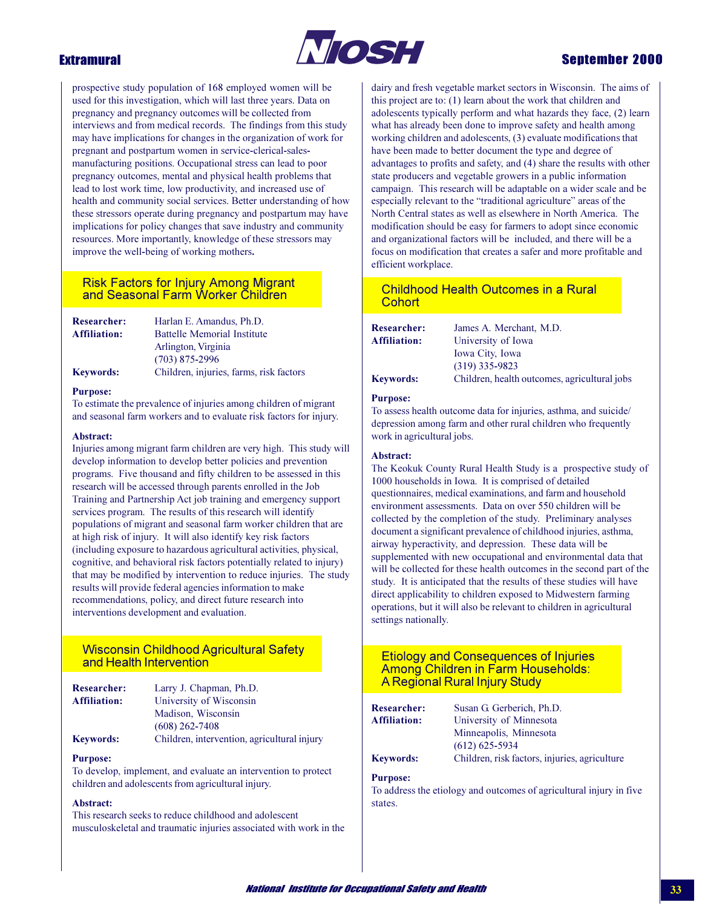prospective study population of 168 employed women will be used for this investigation, which will last three years. Data on pregnancy and pregnancy outcomes will be collected from interviews and from medical records. The findings from this study may have implications for changes in the organization of work for pregnant and postpartum women in service-clerical-sales-manufacturing positions. Occupational stress can lead to poor pregnancy outcomes, mental and physical health problems that lead to lost work time, low productivity, and increased use of health and community social services. Better understanding of how these stressors operate during pregnancy and postpartum may have implications for policy changes that save industry and community resources. More importantly, knowledge of these stressors may improve the well-being of working mothers.

## Risk Factors for Injury Among Migrant and Seasonal Farm Worker Children

**Researcher:** Harlan E. Amandus, Ph.D.
**Affiliation:** Battelle Memorial Institute
Arlington, Virginia
(703) 875-2996
**Keywords:** Children, injuries, farms, risk factors

**Purpose:**
To estimate the prevalence of injuries among children of migrant and seasonal farm workers and to evaluate risk factors for injury.

**Abstract:**
Injuries among migrant farm children are very high. This study will develop information to develop better policies and prevention programs. Five thousand and fifty children to be assessed in this research will be accessed through parents enrolled in the Job Training and Partnership Act job training and emergency support services program. The results of this research will identify populations of migrant and seasonal farm worker children that are at high risk of injury. It will also identify key risk factors (including exposure to hazardous agricultural activities, physical, cognitive, and behavioral risk factors potentially related to injury) that may be modified by intervention to reduce injuries. The study results will provide federal agencies information to make recommendations, policy, and direct future research into interventions development and evaluation.

## Wisconsin Childhood Agricultural Safety and Health Intervention

**Researcher:** Larry J. Chapman, Ph.D.
**Affiliation:** University of Wisconsin
Madison, Wisconsin
(608) 262-7408
**Keywords:** Children, intervention, agricultural injury

**Purpose:**
To develop, implement, and evaluate an intervention to protect children and adolescents from agricultural injury.

**Abstract:**
This research seeks to reduce childhood and adolescent musculoskeletal and traumatic injuries associated with work in the dairy and fresh vegetable market sectors in Wisconsin. The aims of this project are to: (1) learn about the work that children and adolescents typically perform and what hazards they face, (2) learn what has already been done to improve safety and health among working children and adolescents, (3) evaluate modifications that have been made to better document the type and degree of advantages to profits and safety, and (4) share the results with other state producers and vegetable growers in a public information campaign. This research will be adaptable on a wider scale and be especially relevant to the "traditional agriculture" areas of the North Central states as well as elsewhere in North America. The modification should be easy for farmers to adopt since economic and organizational factors will be included, and there will be a focus on modification that creates a safer and more profitable and efficient workplace.

## Childhood Health Outcomes in a Rural Cohort

**Researcher:** James A. Merchant, M.D.
**Affiliation:** University of Iowa
Iowa City, Iowa
(319) 335-9823
**Keywords:** Children, health outcomes, agricultural jobs

**Purpose:**
To assess health outcome data for injuries, asthma, and suicide/depression among farm and other rural children who frequently work in agricultural jobs.

**Abstract:**
The Keokuk County Rural Health Study is a prospective study of 1000 households in Iowa. It is comprised of detailed questionnaires, medical examinations, and farm and household environment assessments. Data on over 550 children will be collected by the completion of the study. Preliminary analyses document a significant prevalence of childhood injuries, asthma, airway hyperactivity, and depression. These data will be supplemented with new occupational and environmental data that will be collected for these health outcomes in the second part of the study. It is anticipated that the results of these studies will have direct applicability to children exposed to Midwestern farming operations, but it will also be relevant to children in agricultural settings nationally.

## Etiology and Consequences of Injuries Among Children in Farm Households: A Regional Rural Injury Study

**Researcher:** Susan G. Gerberich, Ph.D.
**Affiliation:** University of Minnesota
Minneapolis, Minnesota
(612) 625-5934
**Keywords:** Children, risk factors, injuries, agriculture

**Purpose:**
To address the etiology and outcomes of agricultural injury in five states.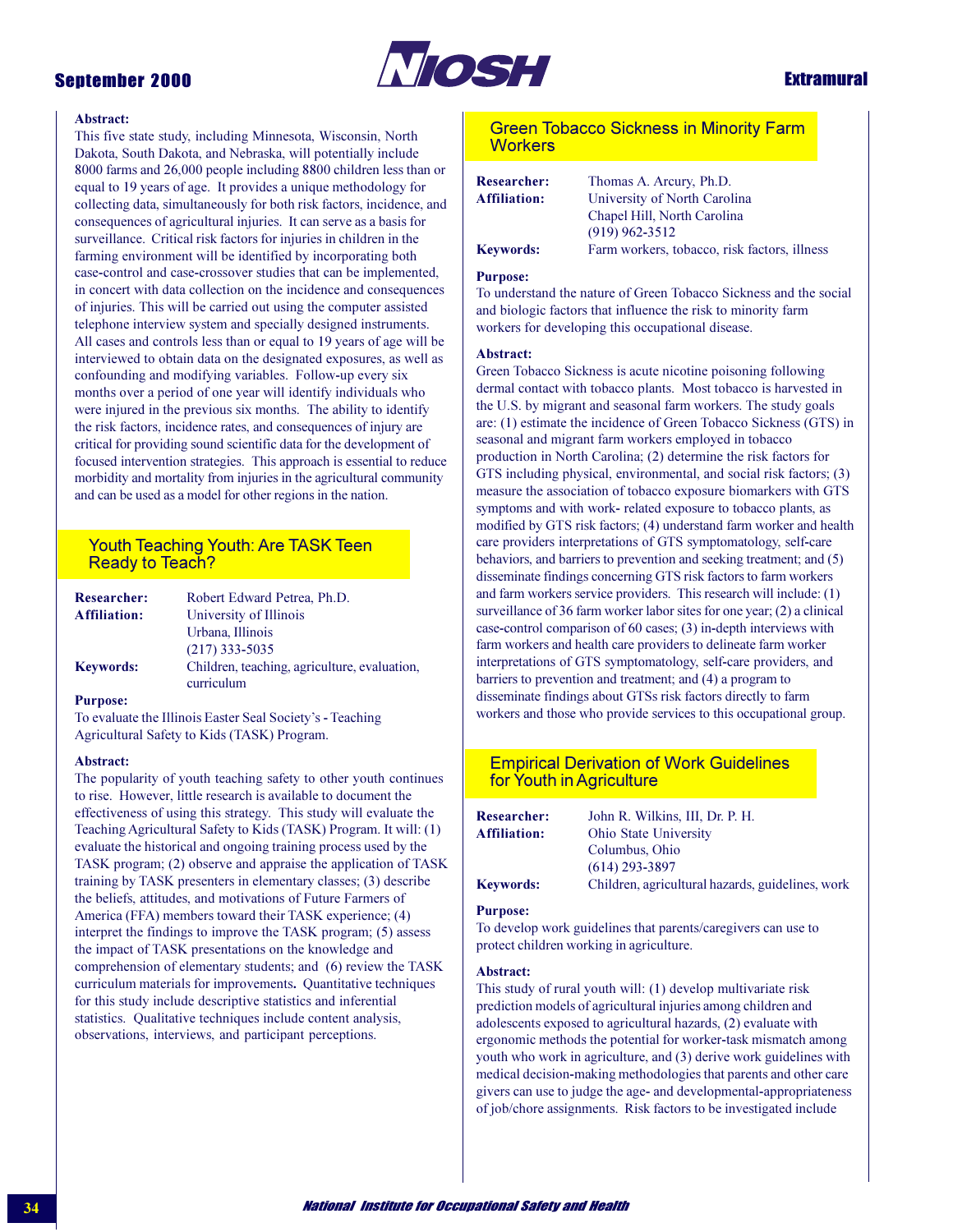**Abstract:**

This five state study, including Minnesota, Wisconsin, North Dakota, South Dakota, and Nebraska, will potentially include 8000 farms and 26,000 people including 8800 children less than or equal to 19 years of age. It provides a unique methodology for collecting data, simultaneously for both risk factors, incidence, and consequences of agricultural injuries. It can serve as a basis for surveillance. Critical risk factors for injuries in children in the farming environment will be identified by incorporating both case-control and case-crossover studies that can be implemented, in concert with data collection on the incidence and consequences of injuries. This will be carried out using the computer assisted telephone interview system and specially designed instruments. All cases and controls less than or equal to 19 years of age will be interviewed to obtain data on the designated exposures, as well as confounding and modifying variables. Follow-up every six months over a period of one year will identify individuals who were injured in the previous six months. The ability to identify the risk factors, incidence rates, and consequences of injury are critical for providing sound scientific data for the development of focused intervention strategies. This approach is essential to reduce morbidity and mortality from injuries in the agricultural community and can be used as a model for other regions in the nation.

## Youth Teaching Youth: Are TASK Teen Ready to Teach?

**Researcher:** Robert Edward Petrea, Ph.D.
**Affiliation:** University of Illinois
Urbana, Illinois
(217) 333-5035
**Keywords:** Children, teaching, agriculture, evaluation, curriculum

**Purpose:**

To evaluate the Illinois Easter Seal Society's - Teaching Agricultural Safety to Kids (TASK) Program.

**Abstract:**

The popularity of youth teaching safety to other youth continues to rise. However, little research is available to document the effectiveness of using this strategy. This study will evaluate the Teaching Agricultural Safety to Kids (TASK) Program. It will: (1) evaluate the historical and ongoing training process used by the TASK program; (2) observe and appraise the application of TASK training by TASK presenters in elementary classes; (3) describe the beliefs, attitudes, and motivations of Future Farmers of America (FFA) members toward their TASK experience; (4) interpret the findings to improve the TASK program; (5) assess the impact of TASK presentations on the knowledge and comprehension of elementary students; and (6) review the TASK curriculum materials for improvements. Quantitative techniques for this study include descriptive statistics and inferential statistics. Qualitative techniques include content analysis, observations, interviews, and participant perceptions.

## Green Tobacco Sickness in Minority Farm Workers

**Researcher:** Thomas A. Arcury, Ph.D.
**Affiliation:** University of North Carolina
Chapel Hill, North Carolina
(919) 962-3512
**Keywords:** Farm workers, tobacco, risk factors, illness

**Purpose:**

To understand the nature of Green Tobacco Sickness and the social and biologic factors that influence the risk to minority farm workers for developing this occupational disease.

**Abstract:**

Green Tobacco Sickness is acute nicotine poisoning following dermal contact with tobacco plants. Most tobacco is harvested in the U.S. by migrant and seasonal farm workers. The study goals are: (1) estimate the incidence of Green Tobacco Sickness (GTS) in seasonal and migrant farm workers employed in tobacco production in North Carolina; (2) determine the risk factors for GTS including physical, environmental, and social risk factors; (3) measure the association of tobacco exposure biomarkers with GTS symptoms and with work- related exposure to tobacco plants, as modified by GTS risk factors; (4) understand farm worker and health care providers interpretations of GTS symptomatology, self-care behaviors, and barriers to prevention and seeking treatment; and (5) disseminate findings concerning GTS risk factors to farm workers and farm workers service providers. This research will include: (1) surveillance of 36 farm worker labor sites for one year; (2) a clinical case-control comparison of 60 cases; (3) in-depth interviews with farm workers and health care providers to delineate farm worker interpretations of GTS symptomatology, self-care providers, and barriers to prevention and treatment; and (4) a program to disseminate findings about GTSs risk factors directly to farm workers and those who provide services to this occupational group.

## Empirical Derivation of Work Guidelines for Youth in Agriculture

**Researcher:** John R. Wilkins, III, Dr. P. H.
**Affiliation:** Ohio State University
Columbus, Ohio
(614) 293-3897
**Keywords:** Children, agricultural hazards, guidelines, work

**Purpose:**

To develop work guidelines that parents/caregivers can use to protect children working in agriculture.

**Abstract:**

This study of rural youth will: (1) develop multivariate risk prediction models of agricultural injuries among children and adolescents exposed to agricultural hazards, (2) evaluate with ergonomic methods the potential for worker-task mismatch among youth who work in agriculture, and (3) derive work guidelines with medical decision-making methodologies that parents and other care givers can use to judge the age- and developmental-appropriateness of job/chore assignments. Risk factors to be investigated include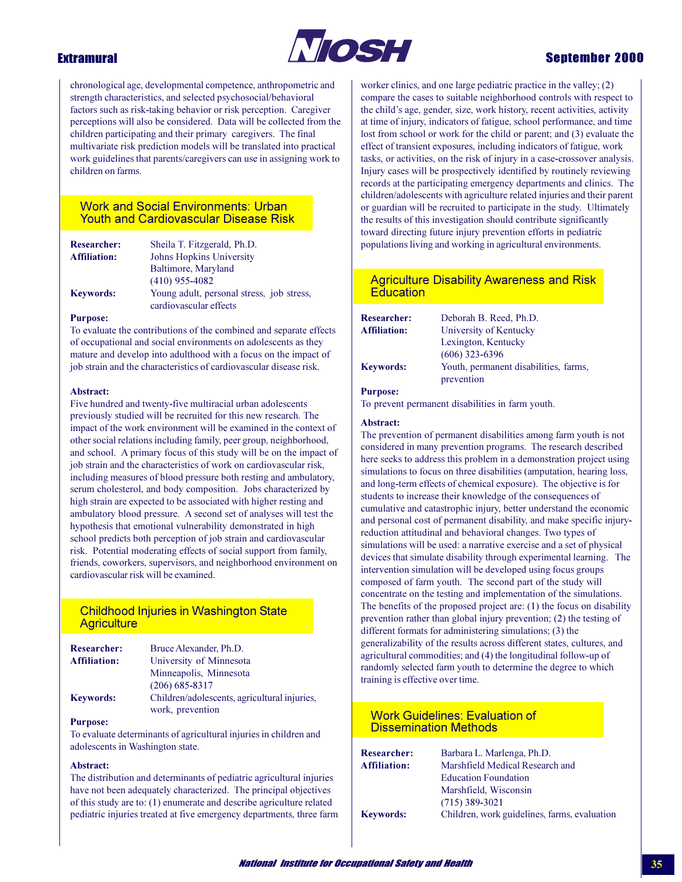chronological age, developmental competence, anthropometric and strength characteristics, and selected psychosocial/behavioral factors such as risk-taking behavior or risk perception. Caregiver perceptions will also be considered. Data will be collected from the children participating and their primary caregivers. The final multivariate risk prediction models will be translated into practical work guidelines that parents/caregivers can use in assigning work to children on farms.

## Work and Social Environments: Urban Youth and Cardiovascular Disease Risk

**Researcher:** Sheila T. Fitzgerald, Ph.D.
**Affiliation:** Johns Hopkins University
Baltimore, Maryland
(410) 955-4082
**Keywords:** Young adult, personal stress, job stress, cardiovascular effects

**Purpose:**
To evaluate the contributions of the combined and separate effects of occupational and social environments on adolescents as they mature and develop into adulthood with a focus on the impact of job strain and the characteristics of cardiovascular disease risk.

**Abstract:**
Five hundred and twenty-five multiracial urban adolescents previously studied will be recruited for this new research. The impact of the work environment will be examined in the context of other social relations including family, peer group, neighborhood, and school. A primary focus of this study will be on the impact of job strain and the characteristics of work on cardiovascular risk, including measures of blood pressure both resting and ambulatory, serum cholesterol, and body composition. Jobs characterized by high strain are expected to be associated with higher resting and ambulatory blood pressure. A second set of analyses will test the hypothesis that emotional vulnerability demonstrated in high school predicts both perception of job strain and cardiovascular risk. Potential moderating effects of social support from family, friends, coworkers, supervisors, and neighborhood environment on cardiovascular risk will be examined.

## Childhood Injuries in Washington State Agriculture

**Researcher:** Bruce Alexander, Ph.D.
**Affiliation:** University of Minnesota
Minneapolis, Minnesota
(206) 685-8317
**Keywords:** Children/adolescents, agricultural injuries, work, prevention

**Purpose:**
To evaluate determinants of agricultural injuries in children and adolescents in Washington state.

**Abstract:**
The distribution and determinants of pediatric agricultural injuries have not been adequately characterized. The principal objectives of this study are to: (1) enumerate and describe agriculture related pediatric injuries treated at five emergency departments, three farm worker clinics, and one large pediatric practice in the valley; (2) compare the cases to suitable neighborhood controls with respect to the child's age, gender, size, work history, recent activities, activity at time of injury, indicators of fatigue, school performance, and time lost from school or work for the child or parent; and (3) evaluate the effect of transient exposures, including indicators of fatigue, work tasks, or activities, on the risk of injury in a case-crossover analysis. Injury cases will be prospectively identified by routinely reviewing records at the participating emergency departments and clinics. The children/adolescents with agriculture related injuries and their parent or guardian will be recruited to participate in the study. Ultimately the results of this investigation should contribute significantly toward directing future injury prevention efforts in pediatric populations living and working in agricultural environments.

## Agriculture Disability Awareness and Risk Education

**Researcher:** Deborah B. Reed, Ph.D.
**Affiliation:** University of Kentucky
Lexington, Kentucky
(606) 323-6396
**Keywords:** Youth, permanent disabilities, farms, prevention

**Purpose:**
To prevent permanent disabilities in farm youth.

**Abstract:**
The prevention of permanent disabilities among farm youth is not considered in many prevention programs. The research described here seeks to address this problem in a demonstration project using simulations to focus on three disabilities (amputation, hearing loss, and long-term effects of chemical exposure). The objective is for students to increase their knowledge of the consequences of cumulative and catastrophic injury, better understand the economic and personal cost of permanent disability, and make specific injury-reduction attitudinal and behavioral changes. Two types of simulations will be used: a narrative exercise and a set of physical devices that simulate disability through experimental learning. The intervention simulation will be developed using focus groups composed of farm youth. The second part of the study will concentrate on the testing and implementation of the simulations. The benefits of the proposed project are: (1) the focus on disability prevention rather than global injury prevention; (2) the testing of different formats for administering simulations; (3) the generalizability of the results across different states, cultures, and agricultural commodities; and (4) the longitudinal follow-up of randomly selected farm youth to determine the degree to which training is effective over time.

## Work Guidelines: Evaluation of Dissemination Methods

**Researcher:** Barbara L. Marlenga, Ph.D.
**Affiliation:** Marshfield Medical Research and Education Foundation
Marshfield, Wisconsin
(715) 389-3021
**Keywords:** Children, work guidelines, farms, evaluation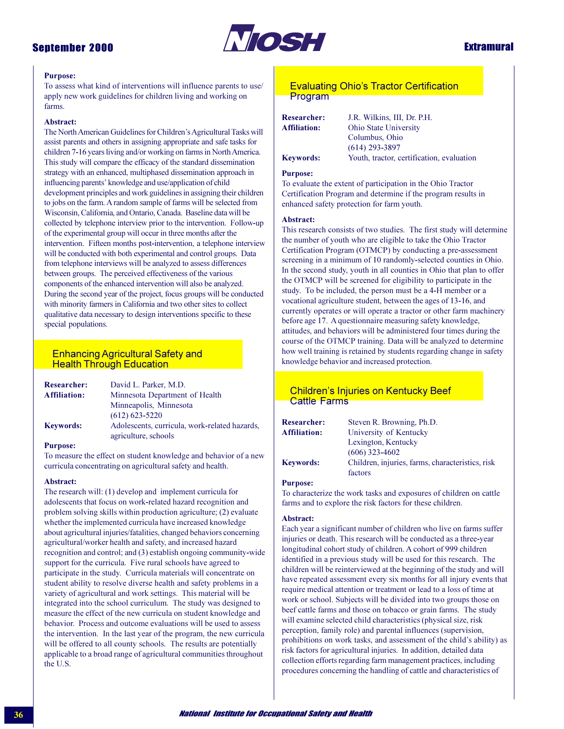**Purpose:**
To assess what kind of interventions will influence parents to use/apply new work guidelines for children living and working on farms.

**Abstract:**
The North American Guidelines for Children's Agricultural Tasks will assist parents and others in assigning appropriate and safe tasks for children 7-16 years living and/or working on farms in North America. This study will compare the efficacy of the standard dissemination strategy with an enhanced, multiphased dissemination approach in influencing parents' knowledge and use/application of child development principles and work guidelines in assigning their children to jobs on the farm. A random sample of farms will be selected from Wisconsin, California, and Ontario, Canada. Baseline data will be collected by telephone interview prior to the intervention. Follow-up of the experimental group will occur in three months after the intervention. Fifteen months post-intervention, a telephone interview will be conducted with both experimental and control groups. Data from telephone interviews will be analyzed to assess differences between groups. The perceived effectiveness of the various components of the enhanced intervention will also be analyzed. During the second year of the project, focus groups will be conducted with minority farmers in California and two other sites to collect qualitative data necessary to design interventions specific to these special populations.

## Enhancing Agricultural Safety and Health Through Education

**Researcher:** David L. Parker, M.D.
**Affiliation:** Minnesota Department of Health
Minneapolis, Minnesota
(612) 623-5220
**Keywords:** Adolescents, curricula, work-related hazards, agriculture, schools

**Purpose:**
To measure the effect on student knowledge and behavior of a new curricula concentrating on agricultural safety and health.

**Abstract:**
The research will: (1) develop and implement curricula for adolescents that focus on work-related hazard recognition and problem solving skills within production agriculture; (2) evaluate whether the implemented curricula have increased knowledge about agricultural injuries/fatalities, changed behaviors concerning agricultural/worker health and safety, and increased hazard recognition and control; and (3) establish ongoing community-wide support for the curricula. Five rural schools have agreed to participate in the study. Curricula materials will concentrate on student ability to resolve diverse health and safety problems in a variety of agricultural and work settings. This material will be integrated into the school curriculum. The study was designed to measure the effect of the new curricula on student knowledge and behavior. Process and outcome evaluations will be used to assess the intervention. In the last year of the program, the new curricula will be offered to all county schools. The results are potentially applicable to a broad range of agricultural communities throughout the U.S.

## Evaluating Ohio's Tractor Certification Program

**Researcher:** J.R. Wilkins, III, Dr. P.H.
**Affiliation:** Ohio State University
Columbus, Ohio
(614) 293-3897
**Keywords:** Youth, tractor, certification, evaluation

**Purpose:**
To evaluate the extent of participation in the Ohio Tractor Certification Program and determine if the program results in enhanced safety protection for farm youth.

**Abstract:**
This research consists of two studies. The first study will determine the number of youth who are eligible to take the Ohio Tractor Certification Program (OTMCP) by conducting a pre-assessment screening in a minimum of 10 randomly-selected counties in Ohio. In the second study, youth in all counties in Ohio that plan to offer the OTMCP will be screened for eligibility to participate in the study. To be included, the person must be a 4-H member or a vocational agriculture student, between the ages of 13-16, and currently operates or will operate a tractor or other farm machinery before age 17. A questionnaire measuring safety knowledge, attitudes, and behaviors will be administered four times during the course of the OTMCP training. Data will be analyzed to determine how well training is retained by students regarding change in safety knowledge behavior and increased protection.

## Children's Injuries on Kentucky Beef Cattle Farms

**Researcher:** Steven R. Browning, Ph.D.
**Affiliation:** University of Kentucky
Lexington, Kentucky
(606) 323-4602
**Keywords:** Children, injuries, farms, characteristics, risk factors

**Purpose:**
To characterize the work tasks and exposures of children on cattle farms and to explore the risk factors for these children.

**Abstract:**
Each year a significant number of children who live on farms suffer injuries or death. This research will be conducted as a three-year longitudinal cohort study of children. A cohort of 999 children identified in a previous study will be used for this research. The children will be reinterviewed at the beginning of the study and will have repeated assessment every six months for all injury events that require medical attention or treatment or lead to a loss of time at work or school. Subjects will be divided into two groups those on beef cattle farms and those on tobacco or grain farms. The study will examine selected child characteristics (physical size, risk perception, family role) and parental influences (supervision, prohibitions on work tasks, and assessment of the child's ability) as risk factors for agricultural injuries. In addition, detailed data collection efforts regarding farm management practices, including procedures concerning the handling of cattle and characteristics of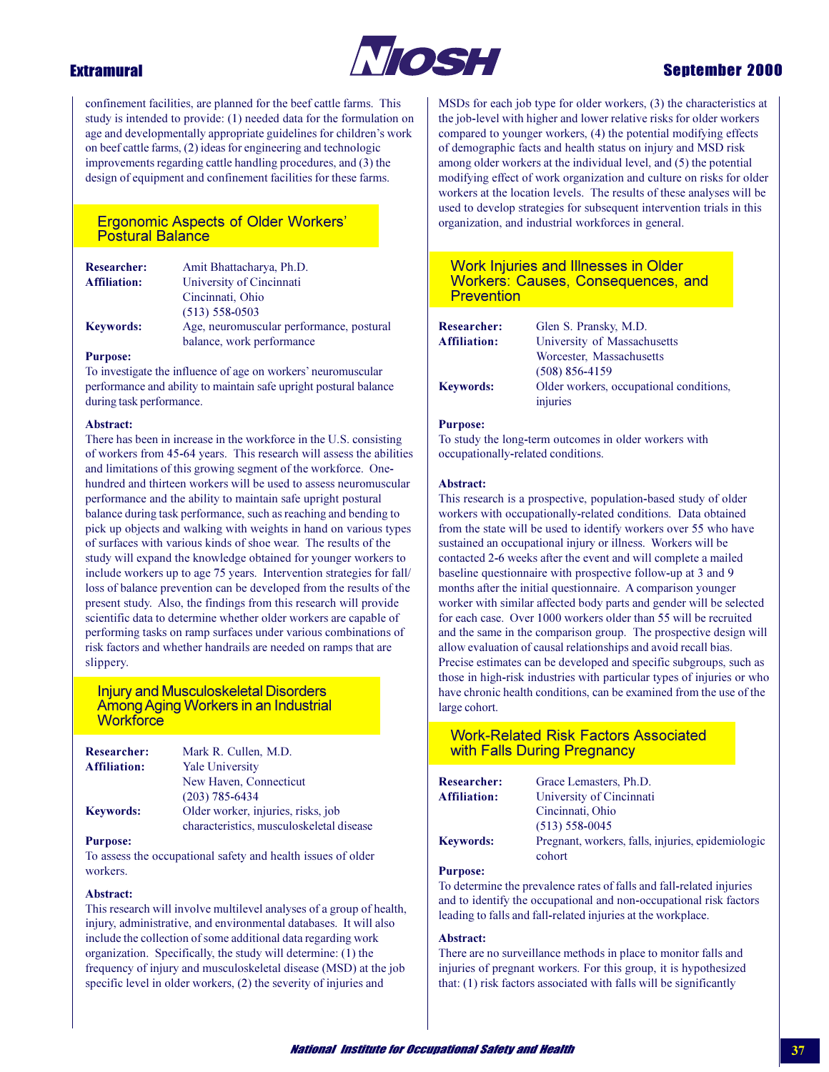confinement facilities, are planned for the beef cattle farms. This study is intended to provide: (1) needed data for the formulation on age and developmentally appropriate guidelines for children's work on beef cattle farms, (2) ideas for engineering and technologic improvements regarding cattle handling procedures, and (3) the design of equipment and confinement facilities for these farms.

## Ergonomic Aspects of Older Workers' Postural Balance

**Researcher:** Amit Bhattacharya, Ph.D.
**Affiliation:** University of Cincinnati
Cincinnati, Ohio
(513) 558-0503
**Keywords:** Age, neuromuscular performance, postural balance, work performance

**Purpose:**
To investigate the influence of age on workers' neuromuscular performance and ability to maintain safe upright postural balance during task performance.

**Abstract:**
There has been in increase in the workforce in the U.S. consisting of workers from 45-64 years. This research will assess the abilities and limitations of this growing segment of the workforce. One-hundred and thirteen workers will be used to assess neuromuscular performance and the ability to maintain safe upright postural balance during task performance, such as reaching and bending to pick up objects and walking with weights in hand on various types of surfaces with various kinds of shoe wear. The results of the study will expand the knowledge obtained for younger workers to include workers up to age 75 years. Intervention strategies for fall/loss of balance prevention can be developed from the results of the present study. Also, the findings from this research will provide scientific data to determine whether older workers are capable of performing tasks on ramp surfaces under various combinations of risk factors and whether handrails are needed on ramps that are slippery.

## Injury and Musculoskeletal Disorders Among Aging Workers in an Industrial Workforce

**Researcher:** Mark R. Cullen, M.D.
**Affiliation:** Yale University
New Haven, Connecticut
(203) 785-6434
**Keywords:** Older worker, injuries, risks, job characteristics, musculoskeletal disease

**Purpose:**
To assess the occupational safety and health issues of older workers.

**Abstract:**
This research will involve multilevel analyses of a group of health, injury, administrative, and environmental databases. It will also include the collection of some additional data regarding work organization. Specifically, the study will determine: (1) the frequency of injury and musculoskeletal disease (MSD) at the job specific level in older workers, (2) the severity of injuries and MSDs for each job type for older workers, (3) the characteristics at the job-level with higher and lower relative risks for older workers compared to younger workers, (4) the potential modifying effects of demographic facts and health status on injury and MSD risk among older workers at the individual level, and (5) the potential modifying effect of work organization and culture on risks for older workers at the location levels. The results of these analyses will be used to develop strategies for subsequent intervention trials in this organization, and industrial workforces in general.

## Work Injuries and Illnesses in Older Workers: Causes, Consequences, and Prevention

**Researcher:** Glen S. Pransky, M.D.
**Affiliation:** University of Massachusetts
Worcester, Massachusetts
(508) 856-4159
**Keywords:** Older workers, occupational conditions, injuries

**Purpose:**
To study the long-term outcomes in older workers with occupationally-related conditions.

**Abstract:**
This research is a prospective, population-based study of older workers with occupationally-related conditions. Data obtained from the state will be used to identify workers over 55 who have sustained an occupational injury or illness. Workers will be contacted 2-6 weeks after the event and will complete a mailed baseline questionnaire with prospective follow-up at 3 and 9 months after the initial questionnaire. A comparison younger worker with similar affected body parts and gender will be selected for each case. Over 1000 workers older than 55 will be recruited and the same in the comparison group. The prospective design will allow evaluation of causal relationships and avoid recall bias. Precise estimates can be developed and specific subgroups, such as those in high-risk industries with particular types of injuries or who have chronic health conditions, can be examined from the use of the large cohort.

## Work-Related Risk Factors Associated with Falls During Pregnancy

**Researcher:** Grace Lemasters, Ph.D.
**Affiliation:** University of Cincinnati
Cincinnati, Ohio
(513) 558-0045
**Keywords:** Pregnant, workers, falls, injuries, epidemiologic cohort

**Purpose:**
To determine the prevalence rates of falls and fall-related injuries and to identify the occupational and non-occupational risk factors leading to falls and fall-related injuries at the workplace.

**Abstract:**
There are no surveillance methods in place to monitor falls and injuries of pregnant workers. For this group, it is hypothesized that: (1) risk factors associated with falls will be significantly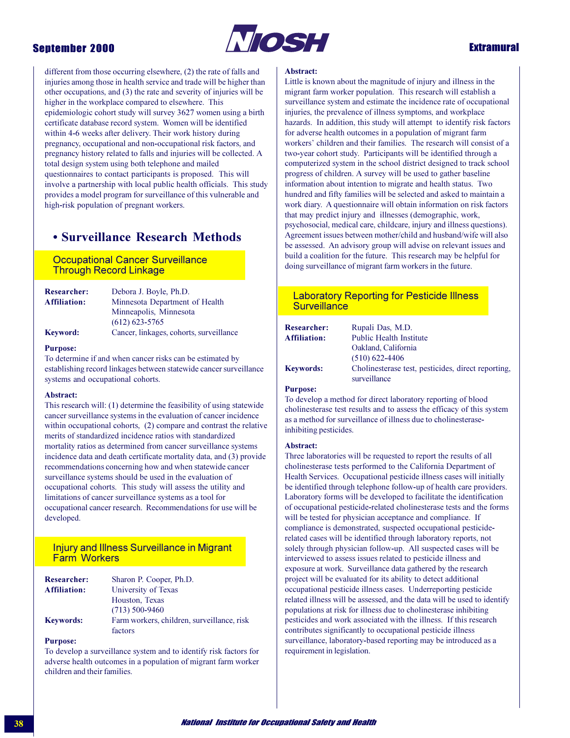different from those occurring elsewhere, (2) the rate of falls and injuries among those in health service and trade will be higher than other occupations, and (3) the rate and severity of injuries will be higher in the workplace compared to elsewhere. This epidemiologic cohort study will survey 3627 women using a birth certificate database record system. Women will be identified within 4-6 weeks after delivery. Their work history during pregnancy, occupational and non-occupational risk factors, and pregnancy history related to falls and injuries will be collected. A total design system using both telephone and mailed questionnaires to contact participants is proposed. This will involve a partnership with local public health officials. This study provides a model program for surveillance of this vulnerable and high-risk population of pregnant workers.

## • Surveillance Research Methods

### Occupational Cancer Surveillance Through Record Linkage

**Researcher:** Debora J. Boyle, Ph.D.
**Affiliation:** Minnesota Department of Health
Minneapolis, Minnesota
(612) 623-5765
**Keyword:** Cancer, linkages, cohorts, surveillance

**Purpose:**
To determine if and when cancer risks can be estimated by establishing record linkages between statewide cancer surveillance systems and occupational cohorts.

**Abstract:**
This research will: (1) determine the feasibility of using statewide cancer surveillance systems in the evaluation of cancer incidence within occupational cohorts, (2) compare and contrast the relative merits of standardized incidence ratios with standardized mortality ratios as determined from cancer surveillance systems incidence data and death certificate mortality data, and (3) provide recommendations concerning how and when statewide cancer surveillance systems should be used in the evaluation of occupational cohorts. This study will assess the utility and limitations of cancer surveillance systems as a tool for occupational cancer research. Recommendations for use will be developed.

### Injury and Illness Surveillance in Migrant Farm Workers

**Researcher:** Sharon P. Cooper, Ph.D.
**Affiliation:** University of Texas
Houston, Texas
(713) 500-9460
**Keywords:** Farm workers, children, surveillance, risk factors

**Purpose:**
To develop a surveillance system and to identify risk factors for adverse health outcomes in a population of migrant farm worker children and their families.

**Abstract:**
Little is known about the magnitude of injury and illness in the migrant farm worker population. This research will establish a surveillance system and estimate the incidence rate of occupational injuries, the prevalence of illness symptoms, and workplace hazards. In addition, this study will attempt to identify risk factors for adverse health outcomes in a population of migrant farm workers' children and their families. The research will consist of a two-year cohort study. Participants will be identified through a computerized system in the school district designed to track school progress of children. A survey will be used to gather baseline information about intention to migrate and health status. Two hundred and fifty families will be selected and asked to maintain a work diary. A questionnaire will obtain information on risk factors that may predict injury and illnesses (demographic, work, psychosocial, medical care, childcare, injury and illness questions). Agreement issues between mother/child and husband/wife will also be assessed. An advisory group will advise on relevant issues and build a coalition for the future. This research may be helpful for doing surveillance of migrant farm workers in the future.

### Laboratory Reporting for Pesticide Illness Surveillance

**Researcher:** Rupali Das, M.D.
**Affiliation:** Public Health Institute
Oakland, California
(510) 622-4406
**Keywords:** Cholinesterase test, pesticides, direct reporting, surveillance

**Purpose:**
To develop a method for direct laboratory reporting of blood cholinesterase test results and to assess the efficacy of this system as a method for surveillance of illness due to cholinesterase-inhibiting pesticides.

**Abstract:**
Three laboratories will be requested to report the results of all cholinesterase tests performed to the California Department of Health Services. Occupational pesticide illness cases will initially be identified through telephone follow-up of health care providers. Laboratory forms will be developed to facilitate the identification of occupational pesticide-related cholinesterase tests and the forms will be tested for physician acceptance and compliance. If compliance is demonstrated, suspected occupational pesticide-related cases will be identified through laboratory reports, not solely through physician follow-up. All suspected cases will be interviewed to assess issues related to pesticide illness and exposure at work. Surveillance data gathered by the research project will be evaluated for its ability to detect additional occupational pesticide illness cases. Underreporting pesticide related illness will be assessed, and the data will be used to identify populations at risk for illness due to cholinesterase inhibiting pesticides and work associated with the illness. If this research contributes significantly to occupational pesticide illness surveillance, laboratory-based reporting may be introduced as a requirement in legislation.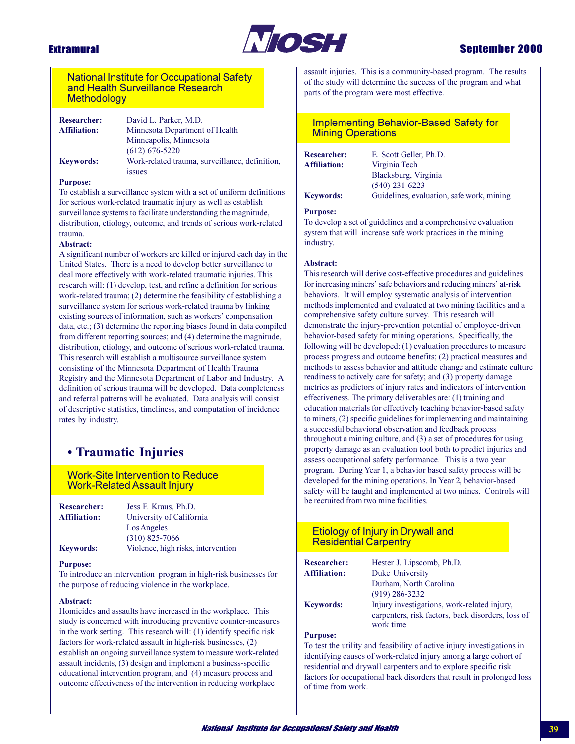## National Institute for Occupational Safety and Health Surveillance Research Methodology

**Researcher:** David L. Parker, M.D.
**Affiliation:** Minnesota Department of Health
Minneapolis, Minnesota
(612) 676-5220
**Keywords:** Work-related trauma, surveillance, definition, issues

**Purpose:**
To establish a surveillance system with a set of uniform definitions for serious work-related traumatic injury as well as establish surveillance systems to facilitate understanding the magnitude, distribution, etiology, outcome, and trends of serious work-related trauma.

**Abstract:**
A significant number of workers are killed or injured each day in the United States. There is a need to develop better surveillance to deal more effectively with work-related traumatic injuries. This research will: (1) develop, test, and refine a definition for serious work-related trauma; (2) determine the feasibility of establishing a surveillance system for serious work-related trauma by linking existing sources of information, such as workers' compensation data, etc.; (3) determine the reporting biases found in data compiled from different reporting sources; and (4) determine the magnitude, distribution, etiology, and outcome of serious work-related trauma. This research will establish a multisource surveillance system consisting of the Minnesota Department of Health Trauma Registry and the Minnesota Department of Labor and Industry. A definition of serious trauma will be developed. Data completeness and referral patterns will be evaluated. Data analysis will consist of descriptive statistics, timeliness, and computation of incidence rates by industry.

# • Traumatic Injuries

## Work-Site Intervention to Reduce Work-Related Assault Injury

**Researcher:** Jess F. Kraus, Ph.D.
**Affiliation:** University of California
Los Angeles
(310) 825-7066
**Keywords:** Violence, high risks, intervention

**Purpose:**
To introduce an intervention program in high-risk businesses for the purpose of reducing violence in the workplace.

**Abstract:**
Homicides and assaults have increased in the workplace. This study is concerned with introducing preventive counter-measures in the work setting. This research will: (1) identify specific risk factors for work-related assault in high-risk businesses, (2) establish an ongoing surveillance system to measure work-related assault incidents, (3) design and implement a business-specific educational intervention program, and (4) measure process and outcome effectiveness of the intervention in reducing workplace assault injuries. This is a community-based program. The results of the study will determine the success of the program and what parts of the program were most effective.

## Implementing Behavior-Based Safety for Mining Operations

**Researcher:** E. Scott Geller, Ph.D.
**Affiliation:** Virginia Tech
Blacksburg, Virginia
(540) 231-6223
**Keywords:** Guidelines, evaluation, safe work, mining

**Purpose:**
To develop a set of guidelines and a comprehensive evaluation system that will increase safe work practices in the mining industry.

**Abstract:**
This research will derive cost-effective procedures and guidelines for increasing miners' safe behaviors and reducing miners' at-risk behaviors. It will employ systematic analysis of intervention methods implemented and evaluated at two mining facilities and a comprehensive safety culture survey. This research will demonstrate the injury-prevention potential of employee-driven behavior-based safety for mining operations. Specifically, the following will be developed: (1) evaluation procedures to measure process progress and outcome benefits; (2) practical measures and methods to assess behavior and attitude change and estimate culture readiness to actively care for safety; and (3) property damage metrics as predictors of injury rates and indicators of intervention effectiveness. The primary deliverables are: (1) training and education materials for effectively teaching behavior-based safety to miners, (2) specific guidelines for implementing and maintaining a successful behavioral observation and feedback process throughout a mining culture, and (3) a set of procedures for using property damage as an evaluation tool both to predict injuries and assess occupational safety performance. This is a two year program. During Year 1, a behavior based safety process will be developed for the mining operations. In Year 2, behavior-based safety will be taught and implemented at two mines. Controls will be recruited from two mine facilities.

## Etiology of Injury in Drywall and Residential Carpentry

**Researcher:** Hester J. Lipscomb, Ph.D.
**Affiliation:** Duke University
Durham, North Carolina
(919) 286-3232
**Keywords:** Injury investigations, work-related injury, carpenters, risk factors, back disorders, loss of work time

**Purpose:**
To test the utility and feasibility of active injury investigations in identifying causes of work-related injury among a large cohort of residential and drywall carpenters and to explore specific risk factors for occupational back disorders that result in prolonged loss of time from work.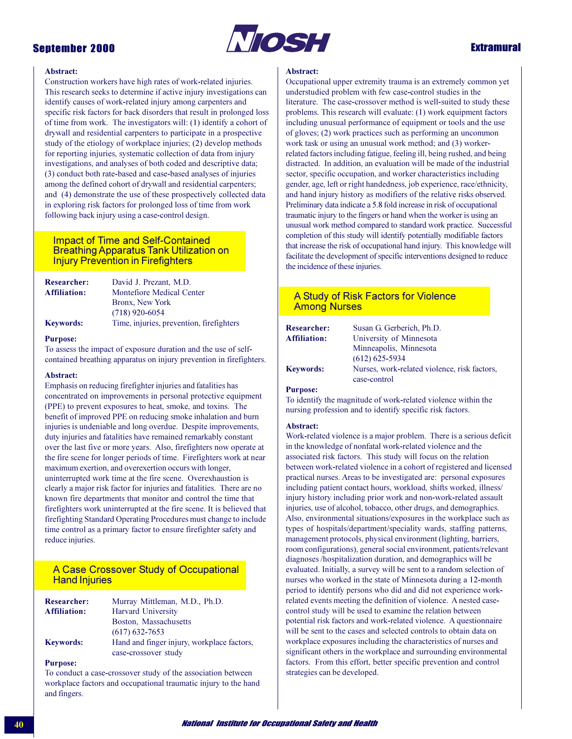**Abstract:**
Construction workers have high rates of work-related injuries. This research seeks to determine if active injury investigations can identify causes of work-related injury among carpenters and specific risk factors for back disorders that result in prolonged loss of time from work. The investigators will: (1) identify a cohort of drywall and residential carpenters to participate in a prospective study of the etiology of workplace injuries; (2) develop methods for reporting injuries, systematic collection of data from injury investigations, and analyses of both coded and descriptive data; (3) conduct both rate-based and case-based analyses of injuries among the defined cohort of drywall and residential carpenters; and (4) demonstrate the use of these prospectively collected data in exploring risk factors for prolonged loss of time from work following back injury using a case-control design.

## Impact of Time and Self-Contained Breathing Apparatus Tank Utilization on Injury Prevention in Firefighters

**Researcher:** David J. Prezant, M.D.
**Affiliation:** Montefiore Medical Center
Bronx, New York
(718) 920-6054
**Keywords:** Time, injuries, prevention, firefighters

**Purpose:**
To assess the impact of exposure duration and the use of self-contained breathing apparatus on injury prevention in firefighters.

**Abstract:**
Emphasis on reducing firefighter injuries and fatalities has concentrated on improvements in personal protective equipment (PPE) to prevent exposures to heat, smoke, and toxins. The benefit of improved PPE on reducing smoke inhalation and burn injuries is undeniable and long overdue. Despite improvements, duty injuries and fatalities have remained remarkably constant over the last five or more years. Also, firefighters now operate at the fire scene for longer periods of time. Firefighters work at near maximum exertion, and overexertion occurs with longer, uninterrupted work time at the fire scene. Overexhaustion is clearly a major risk factor for injuries and fatalities. There are no known fire departments that monitor and control the time that firefighters work uninterrupted at the fire scene. It is believed that firefighting Standard Operating Procedures must change to include time control as a primary factor to ensure firefighter safety and reduce injuries.

## A Case Crossover Study of Occupational Hand Injuries

**Researcher:** Murray Mittleman, M.D., Ph.D.
**Affiliation:** Harvard University
Boston, Massachusetts
(617) 632-7653
**Keywords:** Hand and finger injury, workplace factors, case-crossover study

**Purpose:**
To conduct a case-crossover study of the association between workplace factors and occupational traumatic injury to the hand and fingers.

**Abstract:**
Occupational upper extremity trauma is an extremely common yet understudied problem with few case-control studies in the literature. The case-crossover method is well-suited to study these problems. This research will evaluate: (1) work equipment factors including unusual performance of equipment or tools and the use of gloves; (2) work practices such as performing an uncommon work task or using an unusual work method; and (3) worker-related factors including fatigue, feeling ill, being rushed, and being distracted. In addition, an evaluation will be made of the industrial sector, specific occupation, and worker characteristics including gender, age, left or right handedness, job experience, race/ethnicity, and hand injury history as modifiers of the relative risks observed. Preliminary data indicate a 5.8 fold increase in risk of occupational traumatic injury to the fingers or hand when the worker is using an unusual work method compared to standard work practice. Successful completion of this study will identify potentially modifiable factors that increase the risk of occupational hand injury. This knowledge will facilitate the development of specific interventions designed to reduce the incidence of these injuries.

## A Study of Risk Factors for Violence Among Nurses

**Researcher:** Susan G. Gerberich, Ph.D.
**Affiliation:** University of Minnesota
Minneapolis, Minnesota
(612) 625-5934
**Keywords:** Nurses, work-related violence, risk factors, case-control

**Purpose:**
To identify the magnitude of work-related violence within the nursing profession and to identify specific risk factors.

**Abstract:**
Work-related violence is a major problem. There is a serious deficit in the knowledge of nonfatal work-related violence and the associated risk factors. This study will focus on the relation between work-related violence in a cohort of registered and licensed practical nurses. Areas to be investigated are: personal exposures including patient contact hours, workload, shifts worked, illness/injury history including prior work and non-work-related assault injuries, use of alcohol, tobacco, other drugs, and demographics. Also, environmental situations/exposures in the workplace such as types of hospitals/department/speciality wards, staffing patterns, management protocols, physical environment (lighting, barriers, room configurations), general social environment, patients/relevant diagnoses /hospitalization duration, and demographics will be evaluated. Initially, a survey will be sent to a random selection of nurses who worked in the state of Minnesota during a 12-month period to identify persons who did and did not experience work-related events meeting the definition of violence. A nested case-control study will be used to examine the relation between potential risk factors and work-related violence. A questionnaire will be sent to the cases and selected controls to obtain data on workplace exposures including the characteristics of nurses and significant others in the workplace and surrounding environmental factors. From this effort, better specific prevention and control strategies can be developed.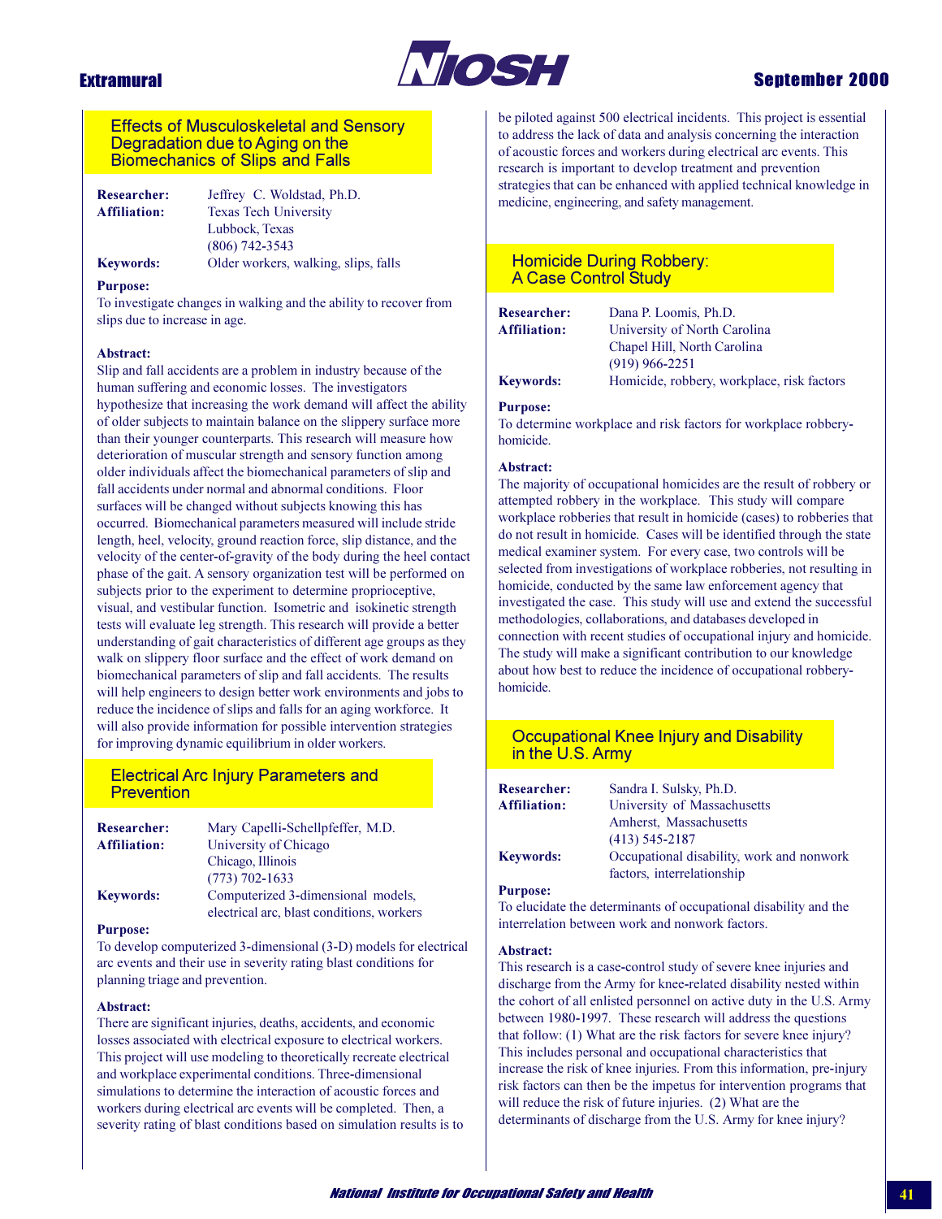## Effects of Musculoskeletal and Sensory Degradation due to Aging on the Biomechanics of Slips and Falls

**Researcher:** Jeffrey C. Woldstad, Ph.D.
**Affiliation:** Texas Tech University
Lubbock, Texas
(806) 742-3543
**Keywords:** Older workers, walking, slips, falls

**Purpose:**
To investigate changes in walking and the ability to recover from slips due to increase in age.

**Abstract:**
Slip and fall accidents are a problem in industry because of the human suffering and economic losses. The investigators hypothesize that increasing the work demand will affect the ability of older subjects to maintain balance on the slippery surface more than their younger counterparts. This research will measure how deterioration of muscular strength and sensory function among older individuals affect the biomechanical parameters of slip and fall accidents under normal and abnormal conditions. Floor surfaces will be changed without subjects knowing this has occurred. Biomechanical parameters measured will include stride length, heel, velocity, ground reaction force, slip distance, and the velocity of the center-of-gravity of the body during the heel contact phase of the gait. A sensory organization test will be performed on subjects prior to the experiment to determine proprioceptive, visual, and vestibular function. Isometric and isokinetic strength tests will evaluate leg strength. This research will provide a better understanding of gait characteristics of different age groups as they walk on slippery floor surface and the effect of work demand on biomechanical parameters of slip and fall accidents. The results will help engineers to design better work environments and jobs to reduce the incidence of slips and falls for an aging workforce. It will also provide information for possible intervention strategies for improving dynamic equilibrium in older workers.

## Electrical Arc Injury Parameters and Prevention

**Researcher:** Mary Capelli-Schellpfeffer, M.D.
**Affiliation:** University of Chicago
Chicago, Illinois
(773) 702-1633
**Keywords:** Computerized 3-dimensional models, electrical arc, blast conditions, workers

**Purpose:**
To develop computerized 3-dimensional (3-D) models for electrical arc events and their use in severity rating blast conditions for planning triage and prevention.

**Abstract:**
There are significant injuries, deaths, accidents, and economic losses associated with electrical exposure to electrical workers. This project will use modeling to theoretically recreate electrical and workplace experimental conditions. Three-dimensional simulations to determine the interaction of acoustic forces and workers during electrical arc events will be completed. Then, a severity rating of blast conditions based on simulation results is to be piloted against 500 electrical incidents. This project is essential to address the lack of data and analysis concerning the interaction of acoustic forces and workers during electrical arc events. This research is important to develop treatment and prevention strategies that can be enhanced with applied technical knowledge in medicine, engineering, and safety management.

## Homicide During Robbery: A Case Control Study

**Researcher:** Dana P. Loomis, Ph.D.
**Affiliation:** University of North Carolina
Chapel Hill, North Carolina
(919) 966-2251
**Keywords:** Homicide, robbery, workplace, risk factors

**Purpose:**
To determine workplace and risk factors for workplace robbery-homicide.

**Abstract:**
The majority of occupational homicides are the result of robbery or attempted robbery in the workplace. This study will compare workplace robberies that result in homicide (cases) to robberies that do not result in homicide. Cases will be identified through the state medical examiner system. For every case, two controls will be selected from investigations of workplace robberies, not resulting in homicide, conducted by the same law enforcement agency that investigated the case. This study will use and extend the successful methodologies, collaborations, and databases developed in connection with recent studies of occupational injury and homicide. The study will make a significant contribution to our knowledge about how best to reduce the incidence of occupational robbery-homicide.

## Occupational Knee Injury and Disability in the U.S. Army

**Researcher:** Sandra I. Sulsky, Ph.D.
**Affiliation:** University of Massachusetts
Amherst, Massachusetts
(413) 545-2187
**Keywords:** Occupational disability, work and nonwork factors, interrelationship

**Purpose:**
To elucidate the determinants of occupational disability and the interrelation between work and nonwork factors.

**Abstract:**
This research is a case-control study of severe knee injuries and discharge from the Army for knee-related disability nested within the cohort of all enlisted personnel on active duty in the U.S. Army between 1980-1997. These research will address the questions that follow: (1) What are the risk factors for severe knee injury? This includes personal and occupational characteristics that increase the risk of knee injuries. From this information, pre-injury risk factors can then be the impetus for intervention programs that will reduce the risk of future injuries. (2) What are the determinants of discharge from the U.S. Army for knee injury?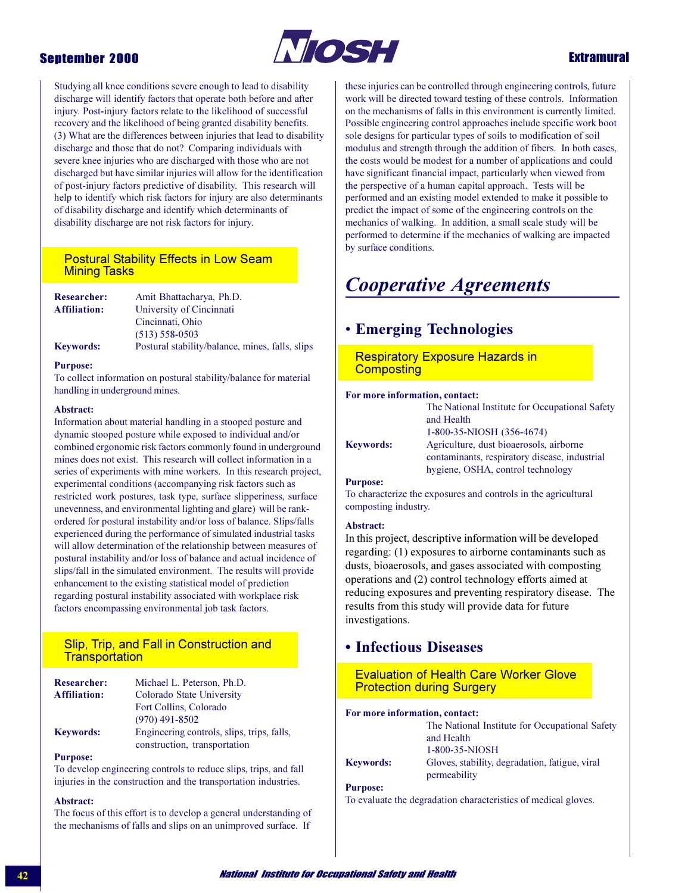Studying all knee conditions severe enough to lead to disability discharge will identify factors that operate both before and after injury. Post-injury factors relate to the likelihood of successful recovery and the likelihood of being granted disability benefits. (3) What are the differences between injuries that lead to disability discharge and those that do not? Comparing individuals with severe knee injuries who are discharged with those who are not discharged but have similar injuries will allow for the identification of post-injury factors predictive of disability. This research will help to identify which risk factors for injury are also determinants of disability discharge and identify which determinants of disability discharge are not risk factors for injury.

### Postural Stability Effects in Low Seam Mining Tasks

**Researcher:** Amit Bhattacharya, Ph.D.
**Affiliation:** University of Cincinnati
Cincinnati, Ohio
(513) 558-0503
**Keywords:** Postural stability/balance, mines, falls, slips

**Purpose:**
To collect information on postural stability/balance for material handling in underground mines.

**Abstract:**
Information about material handling in a stooped posture and dynamic stooped posture while exposed to individual and/or combined ergonomic risk factors commonly found in underground mines does not exist. This research will collect information in a series of experiments with mine workers. In this research project, experimental conditions (accompanying risk factors such as restricted work postures, task type, surface slipperiness, surface unevenness, and environmental lighting and glare) will be rank-ordered for postural instability and/or loss of balance. Slips/falls experienced during the performance of simulated industrial tasks will allow determination of the relationship between measures of postural instability and/or loss of balance and actual incidence of slips/fall in the simulated environment. The results will provide enhancement to the existing statistical model of prediction regarding postural instability associated with workplace risk factors encompassing environmental job task factors.

### Slip, Trip, and Fall in Construction and Transportation

**Researcher:** Michael L. Peterson, Ph.D.
**Affiliation:** Colorado State University
Fort Collins, Colorado
(970) 491-8502
**Keywords:** Engineering controls, slips, trips, falls, construction, transportation

**Purpose:**
To develop engineering controls to reduce slips, trips, and fall injuries in the construction and the transportation industries.

**Abstract:**
The focus of this effort is to develop a general understanding of the mechanisms of falls and slips on an unimproved surface. If these injuries can be controlled through engineering controls, future work will be directed toward testing of these controls. Information on the mechanisms of falls in this environment is currently limited. Possible engineering control approaches include specific work boot sole designs for particular types of soils to modification of soil modulus and strength through the addition of fibers. In both cases, the costs would be modest for a number of applications and could have significant financial impact, particularly when viewed from the perspective of a human capital approach. Tests will be performed and an existing model extended to make it possible to predict the impact of some of the engineering controls on the mechanics of walking. In addition, a small scale study will be performed to determine if the mechanics of walking are impacted by surface conditions.

# *Cooperative Agreements*

## • Emerging Technologies

### Respiratory Exposure Hazards in Composting

**For more information, contact:**
The National Institute for Occupational Safety and Health
1-800-35-NIOSH (356-4674)
**Keywords:** Agriculture, dust bioaerosols, airborne contaminants, respiratory disease, industrial hygiene, OSHA, control technology

**Purpose:**
To characterize the exposures and controls in the agricultural composting industry.

**Abstract:**
In this project, descriptive information will be developed regarding: (1) exposures to airborne contaminants such as dusts, bioaerosols, and gases associated with composting operations and (2) control technology efforts aimed at reducing exposures and preventing respiratory disease. The results from this study will provide data for future investigations.

## • Infectious Diseases

### Evaluation of Health Care Worker Glove Protection during Surgery

**For more information, contact:**
The National Institute for Occupational Safety and Health
1-800-35-NIOSH
**Keywords:** Gloves, stability, degradation, fatigue, viral permeability

**Purpose:**
To evaluate the degradation characteristics of medical gloves.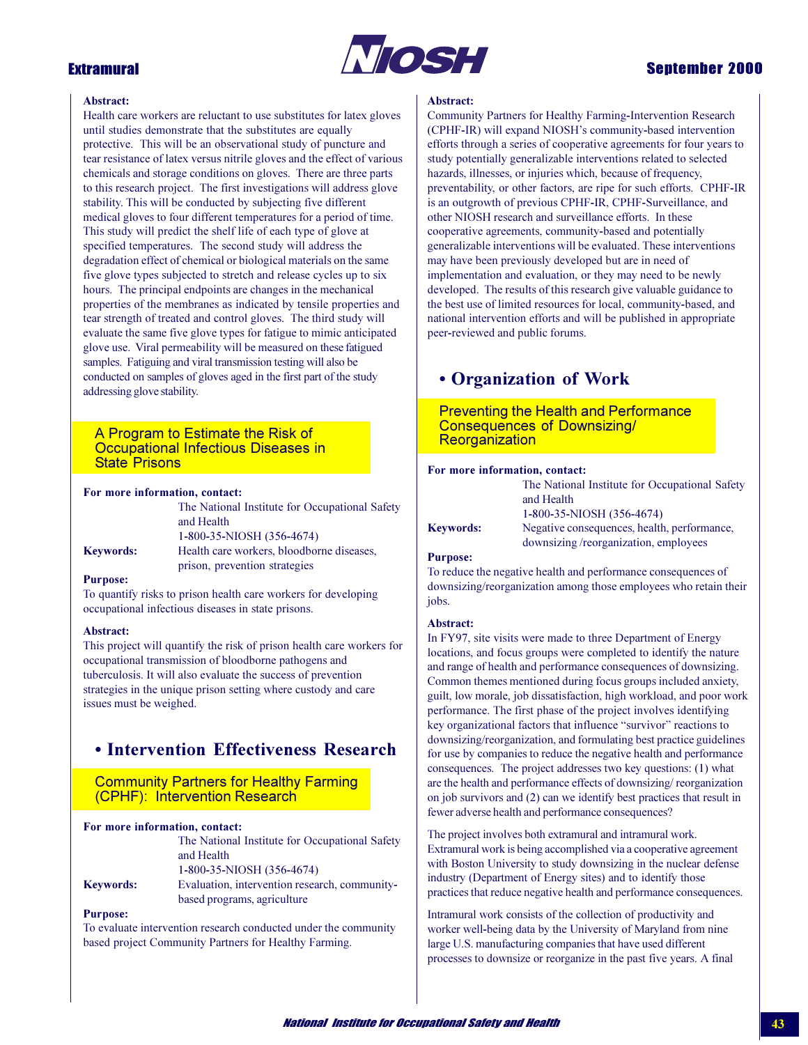**Abstract:**
Health care workers are reluctant to use substitutes for latex gloves until studies demonstrate that the substitutes are equally protective. This will be an observational study of puncture and tear resistance of latex versus nitrile gloves and the effect of various chemicals and storage conditions on gloves. There are three parts to this research project. The first investigations will address glove stability. This will be conducted by subjecting five different medical gloves to four different temperatures for a period of time. This study will predict the shelf life of each type of glove at specified temperatures. The second study will address the degradation effect of chemical or biological materials on the same five glove types subjected to stretch and release cycles up to six hours. The principal endpoints are changes in the mechanical properties of the membranes as indicated by tensile properties and tear strength of treated and control gloves. The third study will evaluate the same five glove types for fatigue to mimic anticipated glove use. Viral permeability will be measured on these fatigued samples. Fatiguing and viral transmission testing will also be conducted on samples of gloves aged in the first part of the study addressing glove stability.

### A Program to Estimate the Risk of Occupational Infectious Diseases in State Prisons

**For more information, contact:**
The National Institute for Occupational Safety and Health
1-800-35-NIOSH (356-4674)

**Keywords:** Health care workers, bloodborne diseases, prison, prevention strategies

**Purpose:**
To quantify risks to prison health care workers for developing occupational infectious diseases in state prisons.

**Abstract:**
This project will quantify the risk of prison health care workers for occupational transmission of bloodborne pathogens and tuberculosis. It will also evaluate the success of prevention strategies in the unique prison setting where custody and care issues must be weighed.

## • Intervention Effectiveness Research

### Community Partners for Healthy Farming (CPHF): Intervention Research

**For more information, contact:**
The National Institute for Occupational Safety and Health
1-800-35-NIOSH (356-4674)

**Keywords:** Evaluation, intervention research, community-based programs, agriculture

**Purpose:**
To evaluate intervention research conducted under the community based project Community Partners for Healthy Farming.

**Abstract:**
Community Partners for Healthy Farming-Intervention Research (CPHF-IR) will expand NIOSH's community-based intervention efforts through a series of cooperative agreements for four years to study potentially generalizable interventions related to selected hazards, illnesses, or injuries which, because of frequency, preventability, or other factors, are ripe for such efforts. CPHF-IR is an outgrowth of previous CPHF-IR, CPHF-Surveillance, and other NIOSH research and surveillance efforts. In these cooperative agreements, community-based and potentially generalizable interventions will be evaluated. These interventions may have been previously developed but are in need of implementation and evaluation, or they may need to be newly developed. The results of this research give valuable guidance to the best use of limited resources for local, community-based, and national intervention efforts and will be published in appropriate peer-reviewed and public forums.

## • Organization of Work

### Preventing the Health and Performance Consequences of Downsizing/ Reorganization

**For more information, contact:**
The National Institute for Occupational Safety and Health
1-800-35-NIOSH (356-4674)

**Keywords:** Negative consequences, health, performance, downsizing /reorganization, employees

**Purpose:**
To reduce the negative health and performance consequences of downsizing/reorganization among those employees who retain their jobs.

**Abstract:**
In FY97, site visits were made to three Department of Energy locations, and focus groups were completed to identify the nature and range of health and performance consequences of downsizing. Common themes mentioned during focus groups included anxiety, guilt, low morale, job dissatisfaction, high workload, and poor work performance. The first phase of the project involves identifying key organizational factors that influence "survivor" reactions to downsizing/reorganization, and formulating best practice guidelines for use by companies to reduce the negative health and performance consequences. The project addresses two key questions: (1) what are the health and performance effects of downsizing/ reorganization on job survivors and (2) can we identify best practices that result in fewer adverse health and performance consequences?

The project involves both extramural and intramural work. Extramural work is being accomplished via a cooperative agreement with Boston University to study downsizing in the nuclear defense industry (Department of Energy sites) and to identify those practices that reduce negative health and performance consequences.

Intramural work consists of the collection of productivity and worker well-being data by the University of Maryland from nine large U.S. manufacturing companies that have used different processes to downsize or reorganize in the past five years. A final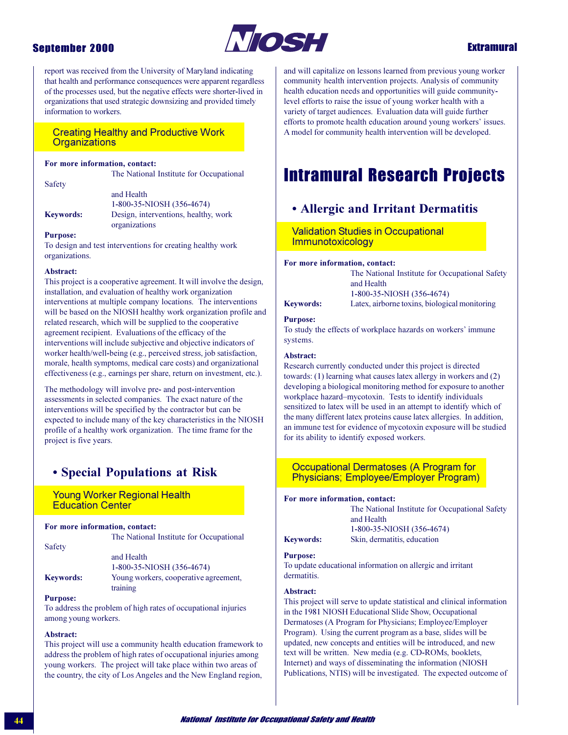report was received from the University of Maryland indicating that health and performance consequences were apparent regardless of the processes used, but the negative effects were shorter-lived in organizations that used strategic downsizing and provided timely information to workers.

### Creating Healthy and Productive Work Organizations

**For more information, contact:**
The National Institute for Occupational Safety and Health
1-800-35-NIOSH (356-4674)

**Keywords:** Design, interventions, healthy, work organizations

**Purpose:**
To design and test interventions for creating healthy work organizations.

**Abstract:**
This project is a cooperative agreement. It will involve the design, installation, and evaluation of healthy work organization interventions at multiple company locations. The interventions will be based on the NIOSH healthy work organization profile and related research, which will be supplied to the cooperative agreement recipient. Evaluations of the efficacy of the interventions will include subjective and objective indicators of worker health/well-being (e.g., perceived stress, job satisfaction, morale, health symptoms, medical care costs) and organizational effectiveness (e.g., earnings per share, return on investment, etc.).

The methodology will involve pre- and post-intervention assessments in selected companies. The exact nature of the interventions will be specified by the contractor but can be expected to include many of the key characteristics in the NIOSH profile of a healthy work organization. The time frame for the project is five years.

## • Special Populations at Risk

### Young Worker Regional Health Education Center

**For more information, contact:**
The National Institute for Occupational Safety and Health
1-800-35-NIOSH (356-4674)

**Keywords:** Young workers, cooperative agreement, training

**Purpose:**
To address the problem of high rates of occupational injuries among young workers.

**Abstract:**
This project will use a community health education framework to address the problem of high rates of occupational injuries among young workers. The project will take place within two areas of the country, the city of Los Angeles and the New England region, and will capitalize on lessons learned from previous young worker community health intervention projects. Analysis of community health education needs and opportunities will guide community-level efforts to raise the issue of young worker health with a variety of target audiences. Evaluation data will guide further efforts to promote health education around young workers' issues. A model for community health intervention will be developed.

# Intramural Research Projects

## • Allergic and Irritant Dermatitis

### Validation Studies in Occupational Immunotoxicology

**For more information, contact:**
The National Institute for Occupational Safety and Health
1-800-35-NIOSH (356-4674)

**Keywords:** Latex, airborne toxins, biological monitoring

**Purpose:**
To study the effects of workplace hazards on workers' immune systems.

**Abstract:**
Research currently conducted under this project is directed towards: (1) learning what causes latex allergy in workers and (2) developing a biological monitoring method for exposure to another workplace hazard–mycotoxin. Tests to identify individuals sensitized to latex will be used in an attempt to identify which of the many different latex proteins cause latex allergies. In addition, an immune test for evidence of mycotoxin exposure will be studied for its ability to identify exposed workers.

### Occupational Dermatoses (A Program for Physicians; Employee/Employer Program)

**For more information, contact:**
The National Institute for Occupational Safety and Health
1-800-35-NIOSH (356-4674)

**Keywords:** Skin, dermatitis, education

**Purpose:**
To update educational information on allergic and irritant dermatitis.

**Abstract:**
This project will serve to update statistical and clinical information in the 1981 NIOSH Educational Slide Show, Occupational Dermatoses (A Program for Physicians; Employee/Employer Program). Using the current program as a base, slides will be updated, new concepts and entities will be introduced, and new text will be written. New media (e.g. CD-ROMs, booklets, Internet) and ways of disseminating the information (NIOSH Publications, NTIS) will be investigated. The expected outcome of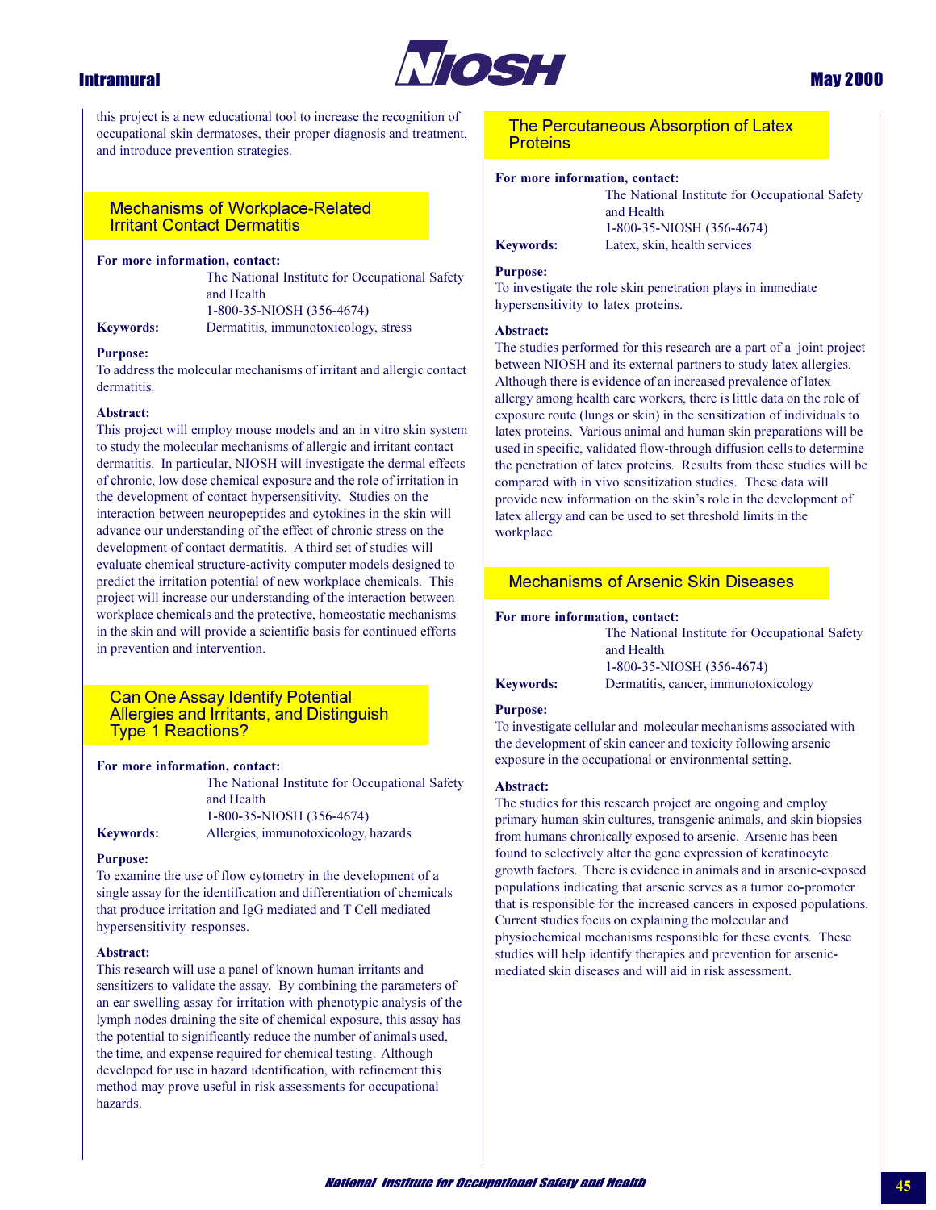this project is a new educational tool to increase the recognition of occupational skin dermatoses, their proper diagnosis and treatment, and introduce prevention strategies.

## Mechanisms of Workplace-Related Irritant Contact Dermatitis

**For more information, contact:**
The National Institute for Occupational Safety and Health
1-800-35-NIOSH (356-4674)

**Keywords:** Dermatitis, immunotoxicology, stress

**Purpose:**
To address the molecular mechanisms of irritant and allergic contact dermatitis.

**Abstract:**
This project will employ mouse models and an in vitro skin system to study the molecular mechanisms of allergic and irritant contact dermatitis. In particular, NIOSH will investigate the dermal effects of chronic, low dose chemical exposure and the role of irritation in the development of contact hypersensitivity. Studies on the interaction between neuropeptides and cytokines in the skin will advance our understanding of the effect of chronic stress on the development of contact dermatitis. A third set of studies will evaluate chemical structure-activity computer models designed to predict the irritation potential of new workplace chemicals. This project will increase our understanding of the interaction between workplace chemicals and the protective, homeostatic mechanisms in the skin and will provide a scientific basis for continued efforts in prevention and intervention.

## Can One Assay Identify Potential Allergies and Irritants, and Distinguish Type 1 Reactions?

**For more information, contact:**
The National Institute for Occupational Safety and Health
1-800-35-NIOSH (356-4674)

**Keywords:** Allergies, immunotoxicology, hazards

**Purpose:**
To examine the use of flow cytometry in the development of a single assay for the identification and differentiation of chemicals that produce irritation and IgG mediated and T Cell mediated hypersensitivity responses.

**Abstract:**
This research will use a panel of known human irritants and sensitizers to validate the assay. By combining the parameters of an ear swelling assay for irritation with phenotypic analysis of the lymph nodes draining the site of chemical exposure, this assay has the potential to significantly reduce the number of animals used, the time, and expense required for chemical testing. Although developed for use in hazard identification, with refinement this method may prove useful in risk assessments for occupational hazards.

## The Percutaneous Absorption of Latex Proteins

**For more information, contact:**
The National Institute for Occupational Safety and Health
1-800-35-NIOSH (356-4674)

**Keywords:** Latex, skin, health services

**Purpose:**
To investigate the role skin penetration plays in immediate hypersensitivity to latex proteins.

**Abstract:**
The studies performed for this research are a part of a joint project between NIOSH and its external partners to study latex allergies. Although there is evidence of an increased prevalence of latex allergy among health care workers, there is little data on the role of exposure route (lungs or skin) in the sensitization of individuals to latex proteins. Various animal and human skin preparations will be used in specific, validated flow-through diffusion cells to determine the penetration of latex proteins. Results from these studies will be compared with in vivo sensitization studies. These data will provide new information on the skin's role in the development of latex allergy and can be used to set threshold limits in the workplace.

## Mechanisms of Arsenic Skin Diseases

**For more information, contact:**
The National Institute for Occupational Safety and Health
1-800-35-NIOSH (356-4674)

**Keywords:** Dermatitis, cancer, immunotoxicology

**Purpose:**
To investigate cellular and molecular mechanisms associated with the development of skin cancer and toxicity following arsenic exposure in the occupational or environmental setting.

**Abstract:**
The studies for this research project are ongoing and employ primary human skin cultures, transgenic animals, and skin biopsies from humans chronically exposed to arsenic. Arsenic has been found to selectively alter the gene expression of keratinocyte growth factors. There is evidence in animals and in arsenic-exposed populations indicating that arsenic serves as a tumor co-promoter that is responsible for the increased cancers in exposed populations. Current studies focus on explaining the molecular and physiochemical mechanisms responsible for these events. These studies will help identify therapies and prevention for arsenic-mediated skin diseases and will aid in risk assessment.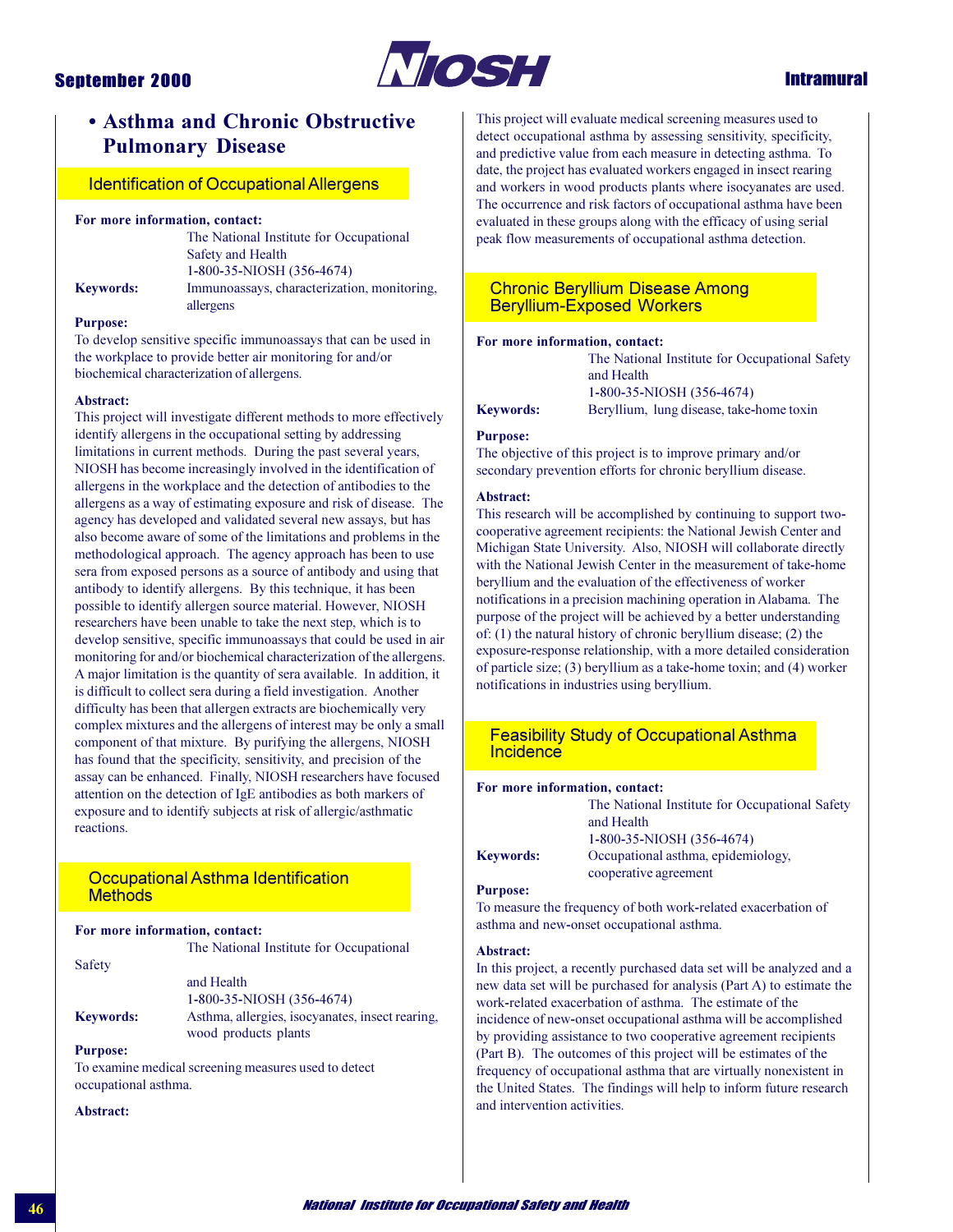# • Asthma and Chronic Obstructive Pulmonary Disease

## Identification of Occupational Allergens

**For more information, contact:**
The National Institute for Occupational Safety and Health
1-800-35-NIOSH (356-4674)

**Keywords:** Immunoassays, characterization, monitoring, allergens

**Purpose:**
To develop sensitive specific immunoassays that can be used in the workplace to provide better air monitoring for and/or biochemical characterization of allergens.

**Abstract:**
This project will investigate different methods to more effectively identify allergens in the occupational setting by addressing limitations in current methods. During the past several years, NIOSH has become increasingly involved in the identification of allergens in the workplace and the detection of antibodies to the allergens as a way of estimating exposure and risk of disease. The agency has developed and validated several new assays, but has also become aware of some of the limitations and problems in the methodological approach. The agency approach has been to use sera from exposed persons as a source of antibody and using that antibody to identify allergens. By this technique, it has been possible to identify allergen source material. However, NIOSH researchers have been unable to take the next step, which is to develop sensitive, specific immunoassays that could be used in air monitoring for and/or biochemical characterization of the allergens. A major limitation is the quantity of sera available. In addition, it is difficult to collect sera during a field investigation. Another difficulty has been that allergen extracts are biochemically very complex mixtures and the allergens of interest may be only a small component of that mixture. By purifying the allergens, NIOSH has found that the specificity, sensitivity, and precision of the assay can be enhanced. Finally, NIOSH researchers have focused attention on the detection of IgE antibodies as both markers of exposure and to identify subjects at risk of allergic/asthmatic reactions.

## Occupational Asthma Identification Methods

**For more information, contact:**
The National Institute for Occupational Safety and Health
1-800-35-NIOSH (356-4674)

**Keywords:** Asthma, allergies, isocyanates, insect rearing, wood products plants

**Purpose:**
To examine medical screening measures used to detect occupational asthma.

**Abstract:**
This project will evaluate medical screening measures used to detect occupational asthma by assessing sensitivity, specificity, and predictive value from each measure in detecting asthma. To date, the project has evaluated workers engaged in insect rearing and workers in wood products plants where isocyanates are used. The occurrence and risk factors of occupational asthma have been evaluated in these groups along with the efficacy of using serial peak flow measurements of occupational asthma detection.

## Chronic Beryllium Disease Among Beryllium-Exposed Workers

**For more information, contact:**
The National Institute for Occupational Safety and Health
1-800-35-NIOSH (356-4674)

**Keywords:** Beryllium, lung disease, take-home toxin

**Purpose:**
The objective of this project is to improve primary and/or secondary prevention efforts for chronic beryllium disease.

**Abstract:**
This research will be accomplished by continuing to support two-cooperative agreement recipients: the National Jewish Center and Michigan State University. Also, NIOSH will collaborate directly with the National Jewish Center in the measurement of take-home beryllium and the evaluation of the effectiveness of worker notifications in a precision machining operation in Alabama. The purpose of the project will be achieved by a better understanding of: (1) the natural history of chronic beryllium disease; (2) the exposure-response relationship, with a more detailed consideration of particle size; (3) beryllium as a take-home toxin; and (4) worker notifications in industries using beryllium.

## Feasibility Study of Occupational Asthma Incidence

**For more information, contact:**
The National Institute for Occupational Safety and Health
1-800-35-NIOSH (356-4674)

**Keywords:** Occupational asthma, epidemiology, cooperative agreement

**Purpose:**
To measure the frequency of both work-related exacerbation of asthma and new-onset occupational asthma.

**Abstract:**
In this project, a recently purchased data set will be analyzed and a new data set will be purchased for analysis (Part A) to estimate the work-related exacerbation of asthma. The estimate of the incidence of new-onset occupational asthma will be accomplished by providing assistance to two cooperative agreement recipients (Part B). The outcomes of this project will be estimates of the frequency of occupational asthma that are virtually nonexistent in the United States. The findings will help to inform future research and intervention activities.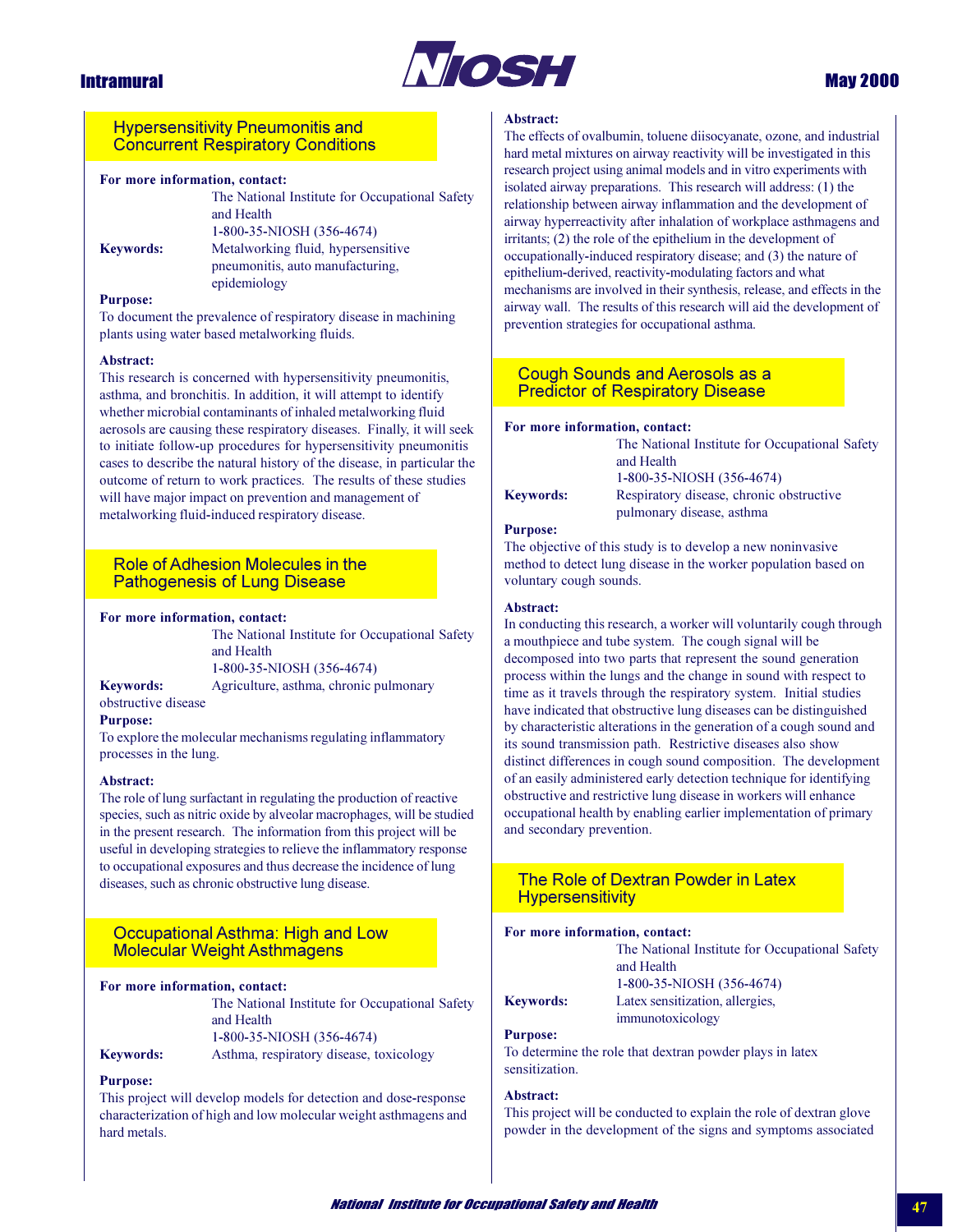## Hypersensitivity Pneumonitis and Concurrent Respiratory Conditions

**For more information, contact:**
The National Institute for Occupational Safety and Health
1-800-35-NIOSH (356-4674)

**Keywords:** Metalworking fluid, hypersensitive pneumonitis, auto manufacturing, epidemiology

**Purpose:**
To document the prevalence of respiratory disease in machining plants using water based metalworking fluids.

**Abstract:**
This research is concerned with hypersensitivity pneumonitis, asthma, and bronchitis. In addition, it will attempt to identify whether microbial contaminants of inhaled metalworking fluid aerosols are causing these respiratory diseases. Finally, it will seek to initiate follow-up procedures for hypersensitivity pneumonitis cases to describe the natural history of the disease, in particular the outcome of return to work practices. The results of these studies will have major impact on prevention and management of metalworking fluid-induced respiratory disease.

## Role of Adhesion Molecules in the Pathogenesis of Lung Disease

**For more information, contact:**
The National Institute for Occupational Safety and Health
1-800-35-NIOSH (356-4674)

**Keywords:** Agriculture, asthma, chronic pulmonary obstructive disease

**Purpose:**
To explore the molecular mechanisms regulating inflammatory processes in the lung.

**Abstract:**
The role of lung surfactant in regulating the production of reactive species, such as nitric oxide by alveolar macrophages, will be studied in the present research. The information from this project will be useful in developing strategies to relieve the inflammatory response to occupational exposures and thus decrease the incidence of lung diseases, such as chronic obstructive lung disease.

## Occupational Asthma: High and Low Molecular Weight Asthmagens

**For more information, contact:**
The National Institute for Occupational Safety and Health
1-800-35-NIOSH (356-4674)

**Keywords:** Asthma, respiratory disease, toxicology

**Purpose:**
This project will develop models for detection and dose-response characterization of high and low molecular weight asthmagens and hard metals.

**Abstract:**
The effects of ovalbumin, toluene diisocyanate, ozone, and industrial hard metal mixtures on airway reactivity will be investigated in this research project using animal models and in vitro experiments with isolated airway preparations. This research will address: (1) the relationship between airway inflammation and the development of airway hyperreactivity after inhalation of workplace asthmagens and irritants; (2) the role of the epithelium in the development of occupationally-induced respiratory disease; and (3) the nature of epithelium-derived, reactivity-modulating factors and what mechanisms are involved in their synthesis, release, and effects in the airway wall. The results of this research will aid the development of prevention strategies for occupational asthma.

## Cough Sounds and Aerosols as a Predictor of Respiratory Disease

**For more information, contact:**
The National Institute for Occupational Safety and Health
1-800-35-NIOSH (356-4674)

**Keywords:** Respiratory disease, chronic obstructive pulmonary disease, asthma

**Purpose:**
The objective of this study is to develop a new noninvasive method to detect lung disease in the worker population based on voluntary cough sounds.

**Abstract:**
In conducting this research, a worker will voluntarily cough through a mouthpiece and tube system. The cough signal will be decomposed into two parts that represent the sound generation process within the lungs and the change in sound with respect to time as it travels through the respiratory system. Initial studies have indicated that obstructive lung diseases can be distinguished by characteristic alterations in the generation of a cough sound and its sound transmission path. Restrictive diseases also show distinct differences in cough sound composition. The development of an easily administered early detection technique for identifying obstructive and restrictive lung disease in workers will enhance occupational health by enabling earlier implementation of primary and secondary prevention.

## The Role of Dextran Powder in Latex Hypersensitivity

**For more information, contact:**
The National Institute for Occupational Safety and Health
1-800-35-NIOSH (356-4674)

**Keywords:** Latex sensitization, allergies, immunotoxicology

**Purpose:**
To determine the role that dextran powder plays in latex sensitization.

**Abstract:**
This project will be conducted to explain the role of dextran glove powder in the development of the signs and symptoms associated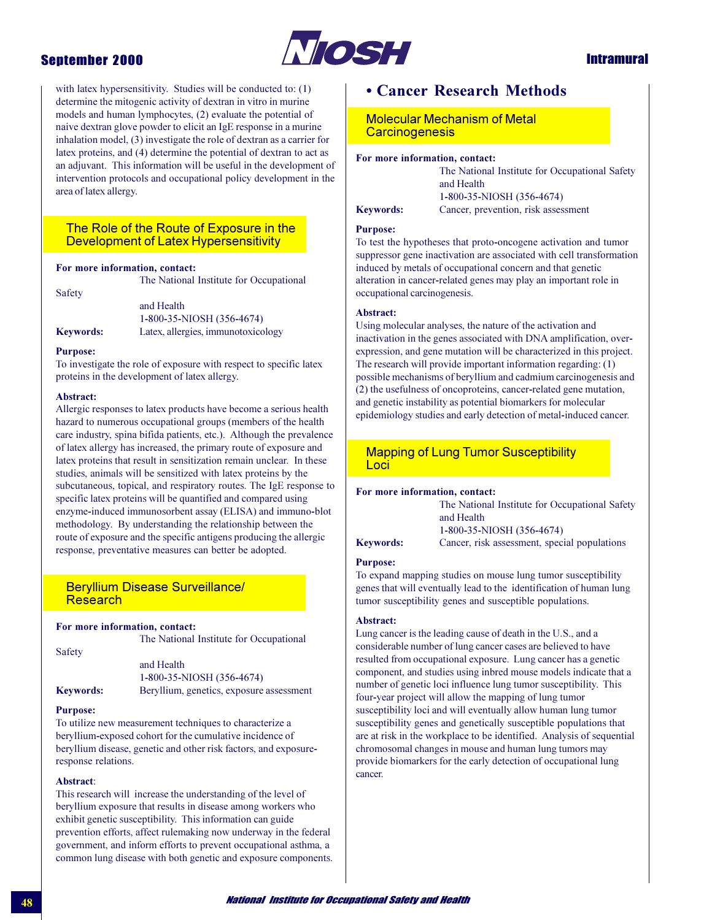with latex hypersensitivity. Studies will be conducted to: (1) determine the mitogenic activity of dextran in vitro in murine models and human lymphocytes, (2) evaluate the potential of naive dextran glove powder to elicit an IgE response in a murine inhalation model, (3) investigate the role of dextran as a carrier for latex proteins, and (4) determine the potential of dextran to act as an adjuvant. This information will be useful in the development of intervention protocols and occupational policy development in the area of latex allergy.

### The Role of the Route of Exposure in the Development of Latex Hypersensitivity

**For more information, contact:**
The National Institute for Occupational Safety and Health
1-800-35-NIOSH (356-4674)

**Keywords:** Latex, allergies, immunotoxicology

**Purpose:**
To investigate the role of exposure with respect to specific latex proteins in the development of latex allergy.

**Abstract:**
Allergic responses to latex products have become a serious health hazard to numerous occupational groups (members of the health care industry, spina bifida patients, etc.). Although the prevalence of latex allergy has increased, the primary route of exposure and latex proteins that result in sensitization remain unclear. In these studies, animals will be sensitized with latex proteins by the subcutaneous, topical, and respiratory routes. The IgE response to specific latex proteins will be quantified and compared using enzyme-induced immunosorbent assay (ELISA) and immuno-blot methodology. By understanding the relationship between the route of exposure and the specific antigens producing the allergic response, preventative measures can better be adopted.

### Beryllium Disease Surveillance/ Research

**For more information, contact:**
The National Institute for Occupational Safety and Health
1-800-35-NIOSH (356-4674)

**Keywords:** Beryllium, genetics, exposure assessment

**Purpose:**
To utilize new measurement techniques to characterize a beryllium-exposed cohort for the cumulative incidence of beryllium disease, genetic and other risk factors, and exposure-response relations.

**Abstract**:
This research will increase the understanding of the level of beryllium exposure that results in disease among workers who exhibit genetic susceptibility. This information can guide prevention efforts, affect rulemaking now underway in the federal government, and inform efforts to prevent occupational asthma, a common lung disease with both genetic and exposure components.

## • Cancer Research Methods

### Molecular Mechanism of Metal Carcinogenesis

**For more information, contact:**
The National Institute for Occupational Safety and Health
1-800-35-NIOSH (356-4674)

**Keywords:** Cancer, prevention, risk assessment

**Purpose:**
To test the hypotheses that proto-oncogene activation and tumor suppressor gene inactivation are associated with cell transformation induced by metals of occupational concern and that genetic alteration in cancer-related genes may play an important role in occupational carcinogenesis.

**Abstract:**
Using molecular analyses, the nature of the activation and inactivation in the genes associated with DNA amplification, over-expression, and gene mutation will be characterized in this project. The research will provide important information regarding: (1) possible mechanisms of beryllium and cadmium carcinogenesis and (2) the usefulness of oncoproteins, cancer-related gene mutation, and genetic instability as potential biomarkers for molecular epidemiology studies and early detection of metal-induced cancer.

### Mapping of Lung Tumor Susceptibility Loci

**For more information, contact:**
The National Institute for Occupational Safety and Health
1-800-35-NIOSH (356-4674)

**Keywords:** Cancer, risk assessment, special populations

**Purpose:**
To expand mapping studies on mouse lung tumor susceptibility genes that will eventually lead to the identification of human lung tumor susceptibility genes and susceptible populations.

**Abstract:**
Lung cancer is the leading cause of death in the U.S., and a considerable number of lung cancer cases are believed to have resulted from occupational exposure. Lung cancer has a genetic component, and studies using inbred mouse models indicate that a number of genetic loci influence lung tumor susceptibility. This four-year project will allow the mapping of lung tumor susceptibility loci and will eventually allow human lung tumor susceptibility genes and genetically susceptible populations that are at risk in the workplace to be identified. Analysis of sequential chromosomal changes in mouse and human lung tumors may provide biomarkers for the early detection of occupational lung cancer.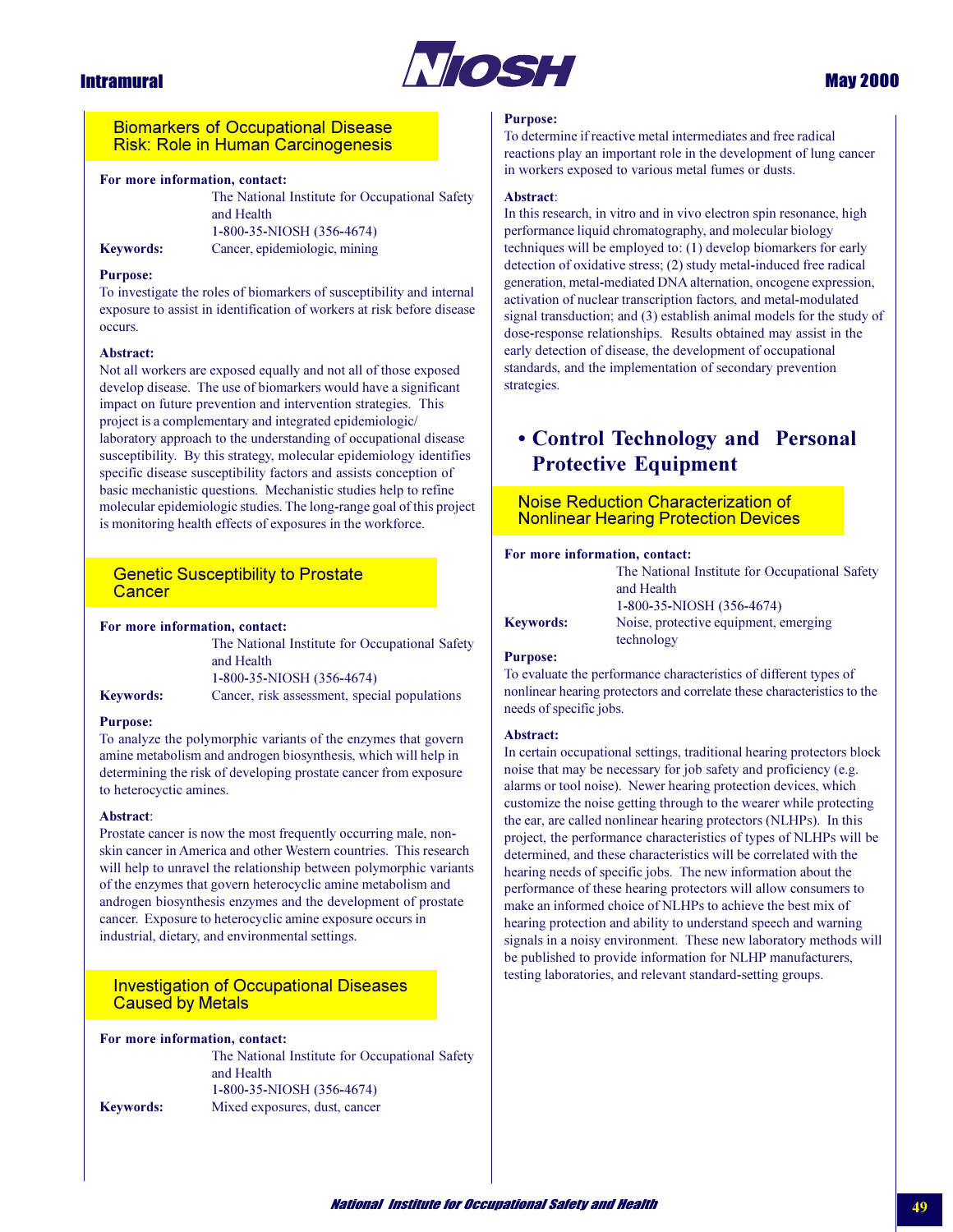## Biomarkers of Occupational Disease Risk: Role in Human Carcinogenesis

**For more information, contact:**
The National Institute for Occupational Safety and Health
1-800-35-NIOSH (356-4674)

**Keywords:** Cancer, epidemiologic, mining

**Purpose:**
To investigate the roles of biomarkers of susceptibility and internal exposure to assist in identification of workers at risk before disease occurs.

**Abstract:**
Not all workers are exposed equally and not all of those exposed develop disease. The use of biomarkers would have a significant impact on future prevention and intervention strategies. This project is a complementary and integrated epidemiologic/laboratory approach to the understanding of occupational disease susceptibility. By this strategy, molecular epidemiology identifies specific disease susceptibility factors and assists conception of basic mechanistic questions. Mechanistic studies help to refine molecular epidemiologic studies. The long-range goal of this project is monitoring health effects of exposures in the workforce.

## Genetic Susceptibility to Prostate Cancer

**For more information, contact:**
The National Institute for Occupational Safety and Health
1-800-35-NIOSH (356-4674)

**Keywords:** Cancer, risk assessment, special populations

**Purpose:**
To analyze the polymorphic variants of the enzymes that govern amine metabolism and androgen biosynthesis, which will help in determining the risk of developing prostate cancer from exposure to heterocyctic amines.

**Abstract**:
Prostate cancer is now the most frequently occurring male, non-skin cancer in America and other Western countries. This research will help to unravel the relationship between polymorphic variants of the enzymes that govern heterocyclic amine metabolism and androgen biosynthesis enzymes and the development of prostate cancer. Exposure to heterocyclic amine exposure occurs in industrial, dietary, and environmental settings.

## Investigation of Occupational Diseases Caused by Metals

**For more information, contact:**
The National Institute for Occupational Safety and Health
1-800-35-NIOSH (356-4674)

**Keywords:** Mixed exposures, dust, cancer

**Purpose:**
To determine if reactive metal intermediates and free radical reactions play an important role in the development of lung cancer in workers exposed to various metal fumes or dusts.

**Abstract**:
In this research, in vitro and in vivo electron spin resonance, high performance liquid chromatography, and molecular biology techniques will be employed to: (1) develop biomarkers for early detection of oxidative stress; (2) study metal-induced free radical generation, metal-mediated DNA alternation, oncogene expression, activation of nuclear transcription factors, and metal-modulated signal transduction; and (3) establish animal models for the study of dose-response relationships. Results obtained may assist in the early detection of disease, the development of occupational standards, and the implementation of secondary prevention strategies.

# • Control Technology and Personal Protective Equipment

## Noise Reduction Characterization of Nonlinear Hearing Protection Devices

**For more information, contact:**
The National Institute for Occupational Safety and Health
1-800-35-NIOSH (356-4674)

**Keywords:** Noise, protective equipment, emerging technology

**Purpose:**
To evaluate the performance characteristics of different types of nonlinear hearing protectors and correlate these characteristics to the needs of specific jobs.

**Abstract:**
In certain occupational settings, traditional hearing protectors block noise that may be necessary for job safety and proficiency (e.g. alarms or tool noise). Newer hearing protection devices, which customize the noise getting through to the wearer while protecting the ear, are called nonlinear hearing protectors (NLHPs). In this project, the performance characteristics of types of NLHPs will be determined, and these characteristics will be correlated with the hearing needs of specific jobs. The new information about the performance of these hearing protectors will allow consumers to make an informed choice of NLHPs to achieve the best mix of hearing protection and ability to understand speech and warning signals in a noisy environment. These new laboratory methods will be published to provide information for NLHP manufacturers, testing laboratories, and relevant standard-setting groups.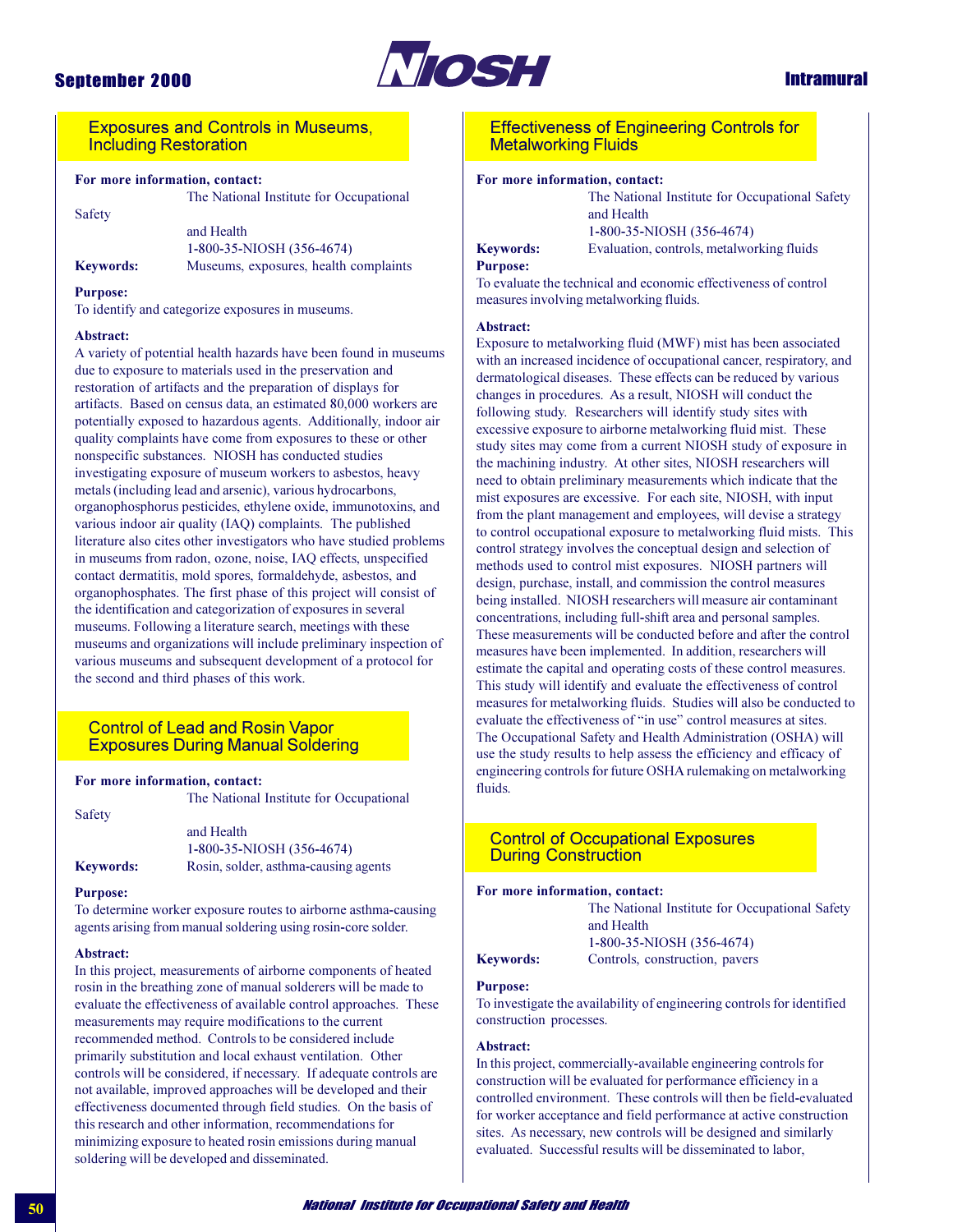## Exposures and Controls in Museums, Including Restoration

**For more information, contact:**
The National Institute for Occupational Safety and Health
1-800-35-NIOSH (356-4674)

**Keywords:** Museums, exposures, health complaints

**Purpose:**
To identify and categorize exposures in museums.

**Abstract:**
A variety of potential health hazards have been found in museums due to exposure to materials used in the preservation and restoration of artifacts and the preparation of displays for artifacts. Based on census data, an estimated 80,000 workers are potentially exposed to hazardous agents. Additionally, indoor air quality complaints have come from exposures to these or other nonspecific substances. NIOSH has conducted studies investigating exposure of museum workers to asbestos, heavy metals (including lead and arsenic), various hydrocarbons, organophosphorus pesticides, ethylene oxide, immunotoxins, and various indoor air quality (IAQ) complaints. The published literature also cites other investigators who have studied problems in museums from radon, ozone, noise, IAQ effects, unspecified contact dermatitis, mold spores, formaldehyde, asbestos, and organophosphates. The first phase of this project will consist of the identification and categorization of exposures in several museums. Following a literature search, meetings with these museums and organizations will include preliminary inspection of various museums and subsequent development of a protocol for the second and third phases of this work.

## Control of Lead and Rosin Vapor Exposures During Manual Soldering

**For more information, contact:**
The National Institute for Occupational Safety and Health
1-800-35-NIOSH (356-4674)

**Keywords:** Rosin, solder, asthma-causing agents

**Purpose:**
To determine worker exposure routes to airborne asthma-causing agents arising from manual soldering using rosin-core solder.

**Abstract:**
In this project, measurements of airborne components of heated rosin in the breathing zone of manual solderers will be made to evaluate the effectiveness of available control approaches. These measurements may require modifications to the current recommended method. Controls to be considered include primarily substitution and local exhaust ventilation. Other controls will be considered, if necessary. If adequate controls are not available, improved approaches will be developed and their effectiveness documented through field studies. On the basis of this research and other information, recommendations for minimizing exposure to heated rosin emissions during manual soldering will be developed and disseminated.

## Effectiveness of Engineering Controls for Metalworking Fluids

**For more information, contact:**
The National Institute for Occupational Safety and Health
1-800-35-NIOSH (356-4674)

**Keywords:** Evaluation, controls, metalworking fluids

**Purpose:**
To evaluate the technical and economic effectiveness of control measures involving metalworking fluids.

**Abstract:**
Exposure to metalworking fluid (MWF) mist has been associated with an increased incidence of occupational cancer, respiratory, and dermatological diseases. These effects can be reduced by various changes in procedures. As a result, NIOSH will conduct the following study. Researchers will identify study sites with excessive exposure to airborne metalworking fluid mist. These study sites may come from a current NIOSH study of exposure in the machining industry. At other sites, NIOSH researchers will need to obtain preliminary measurements which indicate that the mist exposures are excessive. For each site, NIOSH, with input from the plant management and employees, will devise a strategy to control occupational exposure to metalworking fluid mists. This control strategy involves the conceptual design and selection of methods used to control mist exposures. NIOSH partners will design, purchase, install, and commission the control measures being installed. NIOSH researchers will measure air contaminant concentrations, including full-shift area and personal samples. These measurements will be conducted before and after the control measures have been implemented. In addition, researchers will estimate the capital and operating costs of these control measures. This study will identify and evaluate the effectiveness of control measures for metalworking fluids. Studies will also be conducted to evaluate the effectiveness of "in use" control measures at sites. The Occupational Safety and Health Administration (OSHA) will use the study results to help assess the efficiency and efficacy of engineering controls for future OSHA rulemaking on metalworking fluids.

## Control of Occupational Exposures During Construction

**For more information, contact:**
The National Institute for Occupational Safety and Health
1-800-35-NIOSH (356-4674)

**Keywords:** Controls, construction, pavers

**Purpose:**
To investigate the availability of engineering controls for identified construction processes.

**Abstract:**
In this project, commercially-available engineering controls for construction will be evaluated for performance efficiency in a controlled environment. These controls will then be field-evaluated for worker acceptance and field performance at active construction sites. As necessary, new controls will be designed and similarly evaluated. Successful results will be disseminated to labor,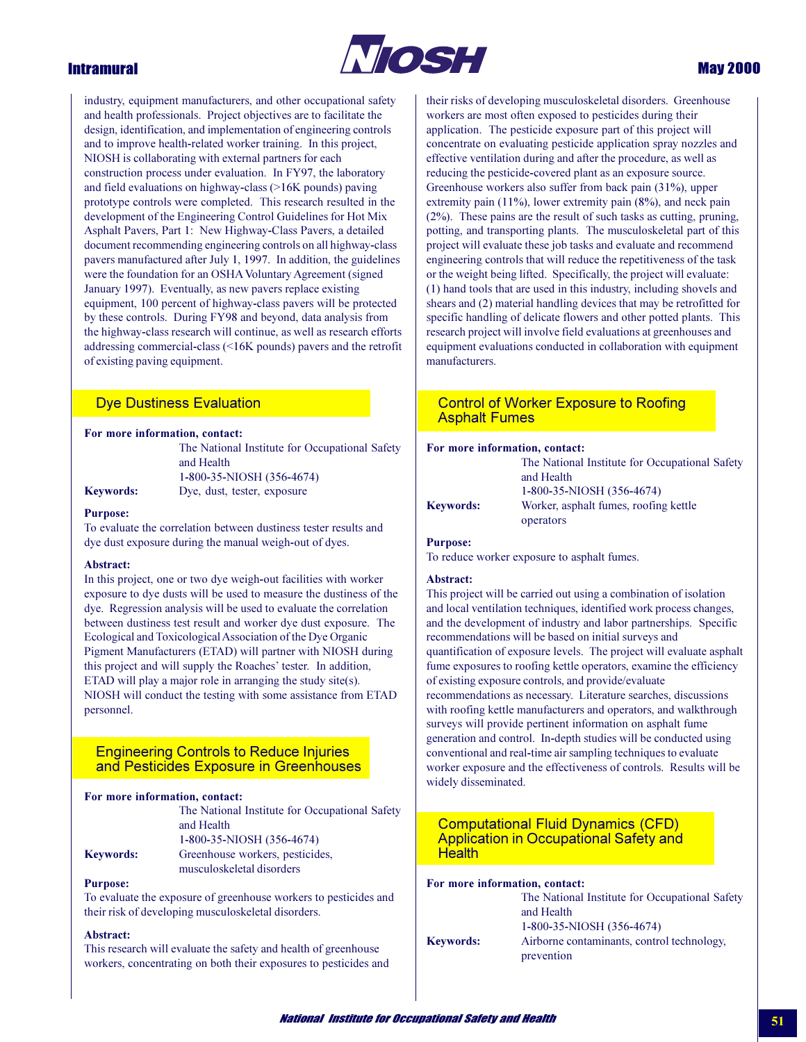industry, equipment manufacturers, and other occupational safety and health professionals. Project objectives are to facilitate the design, identification, and implementation of engineering controls and to improve health-related worker training. In this project, NIOSH is collaborating with external partners for each construction process under evaluation. In FY97, the laboratory and field evaluations on highway-class (>16K pounds) paving prototype controls were completed. This research resulted in the development of the Engineering Control Guidelines for Hot Mix Asphalt Pavers, Part 1: New Highway-Class Pavers, a detailed document recommending engineering controls on all highway-class pavers manufactured after July 1, 1997. In addition, the guidelines were the foundation for an OSHA Voluntary Agreement (signed January 1997). Eventually, as new pavers replace existing equipment, 100 percent of highway-class pavers will be protected by these controls. During FY98 and beyond, data analysis from the highway-class research will continue, as well as research efforts addressing commercial-class (<16K pounds) pavers and the retrofit of existing paving equipment.

## Dye Dustiness Evaluation

**For more information, contact:**
The National Institute for Occupational Safety and Health
1-800-35-NIOSH (356-4674)

**Keywords:** Dye, dust, tester, exposure

**Purpose:**
To evaluate the correlation between dustiness tester results and dye dust exposure during the manual weigh-out of dyes.

**Abstract:**
In this project, one or two dye weigh-out facilities with worker exposure to dye dusts will be used to measure the dustiness of the dye. Regression analysis will be used to evaluate the correlation between dustiness test result and worker dye dust exposure. The Ecological and Toxicological Association of the Dye Organic Pigment Manufacturers (ETAD) will partner with NIOSH during this project and will supply the Roaches' tester. In addition, ETAD will play a major role in arranging the study site(s). NIOSH will conduct the testing with some assistance from ETAD personnel.

## Engineering Controls to Reduce Injuries and Pesticides Exposure in Greenhouses

**For more information, contact:**
The National Institute for Occupational Safety and Health
1-800-35-NIOSH (356-4674)

**Keywords:** Greenhouse workers, pesticides, musculoskeletal disorders

**Purpose:**
To evaluate the exposure of greenhouse workers to pesticides and their risk of developing musculoskeletal disorders.

**Abstract:**
This research will evaluate the safety and health of greenhouse workers, concentrating on both their exposures to pesticides and their risks of developing musculoskeletal disorders. Greenhouse workers are most often exposed to pesticides during their application. The pesticide exposure part of this project will concentrate on evaluating pesticide application spray nozzles and effective ventilation during and after the procedure, as well as reducing the pesticide-covered plant as an exposure source. Greenhouse workers also suffer from back pain (31%), upper extremity pain (11%), lower extremity pain (8%), and neck pain (2%). These pains are the result of such tasks as cutting, pruning, potting, and transporting plants. The musculoskeletal part of this project will evaluate these job tasks and evaluate and recommend engineering controls that will reduce the repetitiveness of the task or the weight being lifted. Specifically, the project will evaluate: (1) hand tools that are used in this industry, including shovels and shears and (2) material handling devices that may be retrofitted for specific handling of delicate flowers and other potted plants. This research project will involve field evaluations at greenhouses and equipment evaluations conducted in collaboration with equipment manufacturers.

## Control of Worker Exposure to Roofing Asphalt Fumes

**For more information, contact:**
The National Institute for Occupational Safety and Health
1-800-35-NIOSH (356-4674)

**Keywords:** Worker, asphalt fumes, roofing kettle operators

**Purpose:**
To reduce worker exposure to asphalt fumes.

**Abstract:**
This project will be carried out using a combination of isolation and local ventilation techniques, identified work process changes, and the development of industry and labor partnerships. Specific recommendations will be based on initial surveys and quantification of exposure levels. The project will evaluate asphalt fume exposures to roofing kettle operators, examine the efficiency of existing exposure controls, and provide/evaluate recommendations as necessary. Literature searches, discussions with roofing kettle manufacturers and operators, and walkthrough surveys will provide pertinent information on asphalt fume generation and control. In-depth studies will be conducted using conventional and real-time air sampling techniques to evaluate worker exposure and the effectiveness of controls. Results will be widely disseminated.

## Computational Fluid Dynamics (CFD) Application in Occupational Safety and Health

**For more information, contact:**
The National Institute for Occupational Safety and Health
1-800-35-NIOSH (356-4674)

**Keywords:** Airborne contaminants, control technology, prevention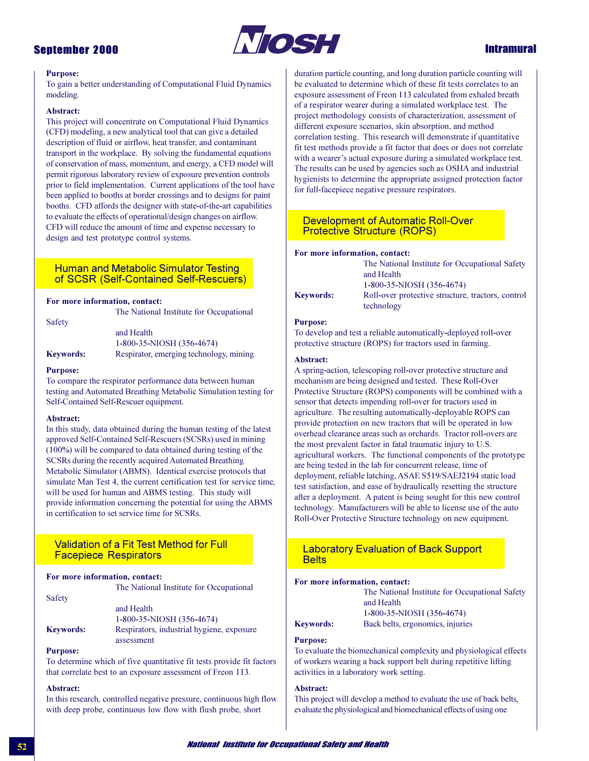**Purpose:**
To gain a better understanding of Computational Fluid Dynamics modeling.

**Abstract:**
This project will concentrate on Computational Fluid Dynamics (CFD) modeling, a new analytical tool that can give a detailed description of fluid or airflow, heat transfer, and contaminant transport in the workplace. By solving the fundamental equations of conservation of mass, momentum, and energy, a CFD model will permit rigorous laboratory review of exposure prevention controls prior to field implementation. Current applications of the tool have been applied to booths at border crossings and to designs for paint booths. CFD affords the designer with state-of-the-art capabilities to evaluate the effects of operational/design changes on airflow. CFD will reduce the amount of time and expense necessary to design and test prototype control systems.

## Human and Metabolic Simulator Testing of SCSR (Self-Contained Self-Rescuers)

**For more information, contact:**
The National Institute for Occupational Safety and Health
1-800-35-NIOSH (356-4674)

**Keywords:** Respirator, emerging technology, mining

**Purpose:**
To compare the respirator performance data between human testing and Automated Breathing Metabolic Simulation testing for Self-Contained Self-Rescuer equipment.

**Abstract:**
In this study, data obtained during the human testing of the latest approved Self-Contained Self-Rescuers (SCSRs) used in mining (100%) will be compared to data obtained during testing of the SCSRs during the recently acquired Automated Breathing Metabolic Simulator (ABMS). Identical exercise protocols that simulate Man Test 4, the current certification test for service time, will be used for human and ABMS testing. This study will provide information concerning the potential for using the ABMS in certification to set service time for SCSRs.

## Validation of a Fit Test Method for Full Facepiece Respirators

**For more information, contact:**
The National Institute for Occupational Safety and Health
1-800-35-NIOSH (356-4674)

**Keywords:** Respirators, industrial hygiene, exposure assessment

**Purpose:**
To determine which of five quantitative fit tests provide fit factors that correlate best to an exposure assessment of Freon 113.

**Abstract:**
In this research, controlled negative pressure, continuous high flow with deep probe, continuous low flow with flush probe, short duration particle counting, and long duration particle counting will be evaluated to determine which of these fit tests correlates to an exposure assessment of Freon 113 calculated from exhaled breath of a respirator wearer during a simulated workplace test. The project methodology consists of characterization, assessment of different exposure scenarios, skin absorption, and method correlation testing. This research will demonstrate if quantitative fit test methods provide a fit factor that does or does not correlate with a wearer's actual exposure during a simulated workplace test. The results can be used by agencies such as OSHA and industrial hygienists to determine the appropriate assigned protection factor for full-facepiece negative pressure respirators.

## Development of Automatic Roll-Over Protective Structure (ROPS)

**For more information, contact:**
The National Institute for Occupational Safety and Health
1-800-35-NIOSH (356-4674)

**Keywords:** Roll-over protective structure, tractors, control technology

**Purpose:**
To develop and test a reliable automatically-deployed roll-over protective structure (ROPS) for tractors used in farming.

**Abstract:**
A spring-action, telescoping roll-over protective structure and mechanism are being designed and tested. These Roll-Over Protective Structure (ROPS) components will be combined with a sensor that detects impending roll-over for tractors used in agriculture. The resulting automatically-deployable ROPS can provide protection on new tractors that will be operated in low overhead clearance areas such as orchards. Tractor roll-overs are the most prevalent factor in fatal traumatic injury to U.S. agricultural workers. The functional components of the prototype are being tested in the lab for concurrent release, time of deployment, reliable latching, ASAE S519/SAEJ2194 static load test satisfaction, and ease of hydraulically resetting the structure after a deployment. A patent is being sought for this new control technology. Manufacturers will be able to license use of the auto Roll-Over Protective Structure technology on new equipment.

## Laboratory Evaluation of Back Support Belts

**For more information, contact:**
The National Institute for Occupational Safety and Health
1-800-35-NIOSH (356-4674)

**Keywords:** Back belts, ergonomics, injuries

**Purpose:**
To evaluate the biomechanical complexity and physiological effects of workers wearing a back support belt during repetitive lifting activities in a laboratory work setting.

**Abstract:**
This project will develop a method to evaluate the use of back belts, evaluate the physiological and biomechanical effects of using one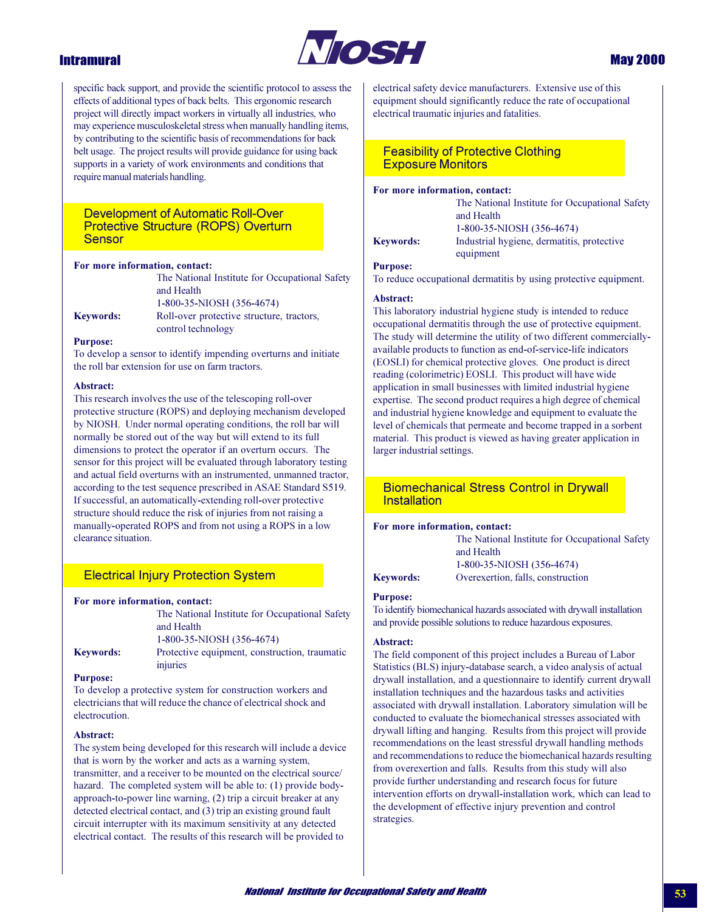specific back support, and provide the scientific protocol to assess the effects of additional types of back belts. This ergonomic research project will directly impact workers in virtually all industries, who may experience musculoskeletal stress when manually handling items, by contributing to the scientific basis of recommendations for back belt usage. The project results will provide guidance for using back supports in a variety of work environments and conditions that require manual materials handling.

## Development of Automatic Roll-Over Protective Structure (ROPS) Overturn Sensor

**For more information, contact:**
The National Institute for Occupational Safety and Health
1-800-35-NIOSH (356-4674)

**Keywords:** Roll-over protective structure, tractors, control technology

**Purpose:**
To develop a sensor to identify impending overturns and initiate the roll bar extension for use on farm tractors.

**Abstract:**
This research involves the use of the telescoping roll-over protective structure (ROPS) and deploying mechanism developed by NIOSH. Under normal operating conditions, the roll bar will normally be stored out of the way but will extend to its full dimensions to protect the operator if an overturn occurs. The sensor for this project will be evaluated through laboratory testing and actual field overturns with an instrumented, unmanned tractor, according to the test sequence prescribed in ASAE Standard S519. If successful, an automatically-extending roll-over protective structure should reduce the risk of injuries from not raising a manually-operated ROPS and from not using a ROPS in a low clearance situation.

## Electrical Injury Protection System

**For more information, contact:**
The National Institute for Occupational Safety and Health
1-800-35-NIOSH (356-4674)

**Keywords:** Protective equipment, construction, traumatic injuries

**Purpose:**
To develop a protective system for construction workers and electricians that will reduce the chance of electrical shock and electrocution.

**Abstract:**
The system being developed for this research will include a device that is worn by the worker and acts as a warning system, transmitter, and a receiver to be mounted on the electrical source/hazard. The completed system will be able to: (1) provide body-approach-to-power line warning, (2) trip a circuit breaker at any detected electrical contact, and (3) trip an existing ground fault circuit interrupter with its maximum sensitivity at any detected electrical contact. The results of this research will be provided to electrical safety device manufacturers. Extensive use of this equipment should significantly reduce the rate of occupational electrical traumatic injuries and fatalities.

## Feasibility of Protective Clothing Exposure Monitors

**For more information, contact:**
The National Institute for Occupational Safety and Health
1-800-35-NIOSH (356-4674)

**Keywords:** Industrial hygiene, dermatitis, protective equipment

**Purpose:**
To reduce occupational dermatitis by using protective equipment.

**Abstract:**
This laboratory industrial hygiene study is intended to reduce occupational dermatitis through the use of protective equipment. The study will determine the utility of two different commercially-available products to function as end-of-service-life indicators (EOSLI) for chemical protective gloves. One product is direct reading (colorimetric) EOSLI. This product will have wide application in small businesses with limited industrial hygiene expertise. The second product requires a high degree of chemical and industrial hygiene knowledge and equipment to evaluate the level of chemicals that permeate and become trapped in a sorbent material. This product is viewed as having greater application in larger industrial settings.

## Biomechanical Stress Control in Drywall Installation

**For more information, contact:**
The National Institute for Occupational Safety and Health
1-800-35-NIOSH (356-4674)

**Keywords:** Overexertion, falls, construction

**Purpose:**
To identify biomechanical hazards associated with drywall installation and provide possible solutions to reduce hazardous exposures.

**Abstract:**
The field component of this project includes a Bureau of Labor Statistics (BLS) injury-database search, a video analysis of actual drywall installation, and a questionnaire to identify current drywall installation techniques and the hazardous tasks and activities associated with drywall installation. Laboratory simulation will be conducted to evaluate the biomechanical stresses associated with drywall lifting and hanging. Results from this project will provide recommendations on the least stressful drywall handling methods and recommendations to reduce the biomechanical hazards resulting from overexertion and falls. Results from this study will also provide further understanding and research focus for future intervention efforts on drywall-installation work, which can lead to the development of effective injury prevention and control strategies.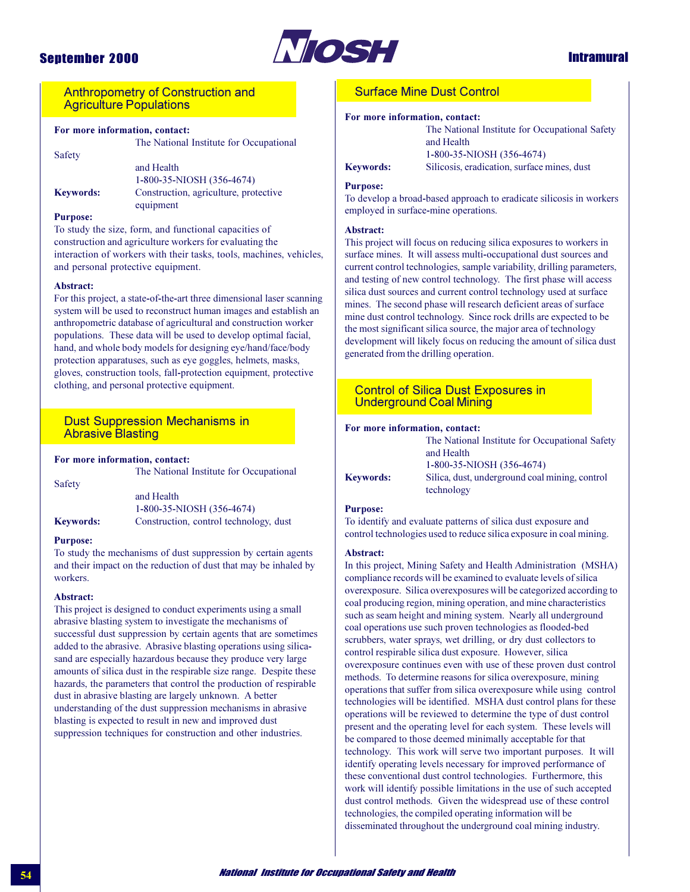## Anthropometry of Construction and Agriculture Populations

**For more information, contact:**
The National Institute for Occupational Safety and Health
1-800-35-NIOSH (356-4674)

**Keywords:** Construction, agriculture, protective equipment

**Purpose:**
To study the size, form, and functional capacities of construction and agriculture workers for evaluating the interaction of workers with their tasks, tools, machines, vehicles, and personal protective equipment.

**Abstract:**
For this project, a state-of-the-art three dimensional laser scanning system will be used to reconstruct human images and establish an anthropometric database of agricultural and construction worker populations. These data will be used to develop optimal facial, hand, and whole body models for designing eye/hand/face/body protection apparatuses, such as eye goggles, helmets, masks, gloves, construction tools, fall-protection equipment, protective clothing, and personal protective equipment.

## Dust Suppression Mechanisms in Abrasive Blasting

**For more information, contact:**
The National Institute for Occupational Safety and Health
1-800-35-NIOSH (356-4674)

**Keywords:** Construction, control technology, dust

**Purpose:**
To study the mechanisms of dust suppression by certain agents and their impact on the reduction of dust that may be inhaled by workers.

**Abstract:**
This project is designed to conduct experiments using a small abrasive blasting system to investigate the mechanisms of successful dust suppression by certain agents that are sometimes added to the abrasive. Abrasive blasting operations using silica-sand are especially hazardous because they produce very large amounts of silica dust in the respirable size range. Despite these hazards, the parameters that control the production of respirable dust in abrasive blasting are largely unknown. A better understanding of the dust suppression mechanisms in abrasive blasting is expected to result in new and improved dust suppression techniques for construction and other industries.

## Surface Mine Dust Control

**For more information, contact:**
The National Institute for Occupational Safety and Health
1-800-35-NIOSH (356-4674)

**Keywords:** Silicosis, eradication, surface mines, dust

**Purpose:**
To develop a broad-based approach to eradicate silicosis in workers employed in surface-mine operations.

**Abstract:**
This project will focus on reducing silica exposures to workers in surface mines. It will assess multi-occupational dust sources and current control technologies, sample variability, drilling parameters, and testing of new control technology. The first phase will access silica dust sources and current control technology used at surface mines. The second phase will research deficient areas of surface mine dust control technology. Since rock drills are expected to be the most significant silica source, the major area of technology development will likely focus on reducing the amount of silica dust generated from the drilling operation.

## Control of Silica Dust Exposures in Underground Coal Mining

**For more information, contact:**
The National Institute for Occupational Safety and Health
1-800-35-NIOSH (356-4674)

**Keywords:** Silica, dust, underground coal mining, control technology

**Purpose:**
To identify and evaluate patterns of silica dust exposure and control technologies used to reduce silica exposure in coal mining.

**Abstract:**
In this project, Mining Safety and Health Administration (MSHA) compliance records will be examined to evaluate levels of silica overexposure. Silica overexposures will be categorized according to coal producing region, mining operation, and mine characteristics such as seam height and mining system. Nearly all underground coal operations use such proven technologies as flooded-bed scrubbers, water sprays, wet drilling, or dry dust collectors to control respirable silica dust exposure. However, silica overexposure continues even with use of these proven dust control methods. To determine reasons for silica overexposure, mining operations that suffer from silica overexposure while using control technologies will be identified. MSHA dust control plans for these operations will be reviewed to determine the type of dust control present and the operating level for each system. These levels will be compared to those deemed minimally acceptable for that technology. This work will serve two important purposes. It will identify operating levels necessary for improved performance of these conventional dust control technologies. Furthermore, this work will identify possible limitations in the use of such accepted dust control methods. Given the widespread use of these control technologies, the compiled operating information will be disseminated throughout the underground coal mining industry.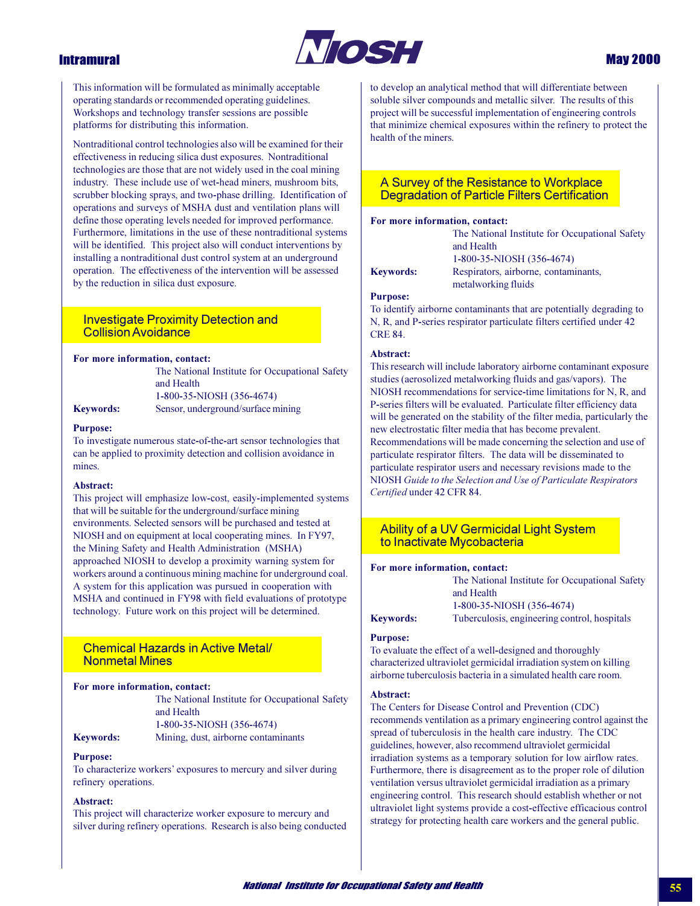This information will be formulated as minimally acceptable operating standards or recommended operating guidelines. Workshops and technology transfer sessions are possible platforms for distributing this information.

Nontraditional control technologies also will be examined for their effectiveness in reducing silica dust exposures. Nontraditional technologies are those that are not widely used in the coal mining industry. These include use of wet-head miners, mushroom bits, scrubber blocking sprays, and two-phase drilling. Identification of operations and surveys of MSHA dust and ventilation plans will define those operating levels needed for improved performance. Furthermore, limitations in the use of these nontraditional systems will be identified. This project also will conduct interventions by installing a nontraditional dust control system at an underground operation. The effectiveness of the intervention will be assessed by the reduction in silica dust exposure.

## Investigate Proximity Detection and Collision Avoidance

**For more information, contact:**
The National Institute for Occupational Safety and Health
1-800-35-NIOSH (356-4674)

**Keywords:** Sensor, underground/surface mining

**Purpose:**
To investigate numerous state-of-the-art sensor technologies that can be applied to proximity detection and collision avoidance in mines.

**Abstract:**
This project will emphasize low-cost, easily-implemented systems that will be suitable for the underground/surface mining environments. Selected sensors will be purchased and tested at NIOSH and on equipment at local cooperating mines. In FY97, the Mining Safety and Health Administration (MSHA) approached NIOSH to develop a proximity warning system for workers around a continuous mining machine for underground coal. A system for this application was pursued in cooperation with MSHA and continued in FY98 with field evaluations of prototype technology. Future work on this project will be determined.

## Chemical Hazards in Active Metal/ Nonmetal Mines

**For more information, contact:**
The National Institute for Occupational Safety and Health
1-800-35-NIOSH (356-4674)

**Keywords:** Mining, dust, airborne contaminants

**Purpose:**
To characterize workers' exposures to mercury and silver during refinery operations.

**Abstract:**
This project will characterize worker exposure to mercury and silver during refinery operations. Research is also being conducted to develop an analytical method that will differentiate between soluble silver compounds and metallic silver. The results of this project will be successful implementation of engineering controls that minimize chemical exposures within the refinery to protect the health of the miners.

## A Survey of the Resistance to Workplace Degradation of Particle Filters Certification

**For more information, contact:**
The National Institute for Occupational Safety and Health
1-800-35-NIOSH (356-4674)

**Keywords:** Respirators, airborne, contaminants, metalworking fluids

**Purpose:**
To identify airborne contaminants that are potentially degrading to N, R, and P-series respirator particulate filters certified under 42 CRE 84.

**Abstract:**
This research will include laboratory airborne contaminant exposure studies (aerosolized metalworking fluids and gas/vapors). The NIOSH recommendations for service-time limitations for N, R, and P-series filters will be evaluated. Particulate filter efficiency data will be generated on the stability of the filter media, particularly the new electrostatic filter media that has become prevalent. Recommendations will be made concerning the selection and use of particulate respirator filters. The data will be disseminated to particulate respirator users and necessary revisions made to the NIOSH *Guide to the Selection and Use of Particulate Respirators Certified* under 42 CFR 84.

## Ability of a UV Germicidal Light System to Inactivate Mycobacteria

**For more information, contact:**
The National Institute for Occupational Safety and Health
1-800-35-NIOSH (356-4674)

**Keywords:** Tuberculosis, engineering control, hospitals

**Purpose:**
To evaluate the effect of a well-designed and thoroughly characterized ultraviolet germicidal irradiation system on killing airborne tuberculosis bacteria in a simulated health care room.

**Abstract:**
The Centers for Disease Control and Prevention (CDC) recommends ventilation as a primary engineering control against the spread of tuberculosis in the health care industry. The CDC guidelines, however, also recommend ultraviolet germicidal irradiation systems as a temporary solution for low airflow rates. Furthermore, there is disagreement as to the proper role of dilution ventilation versus ultraviolet germicidal irradiation as a primary engineering control. This research should establish whether or not ultraviolet light systems provide a cost-effective efficacious control strategy for protecting health care workers and the general public.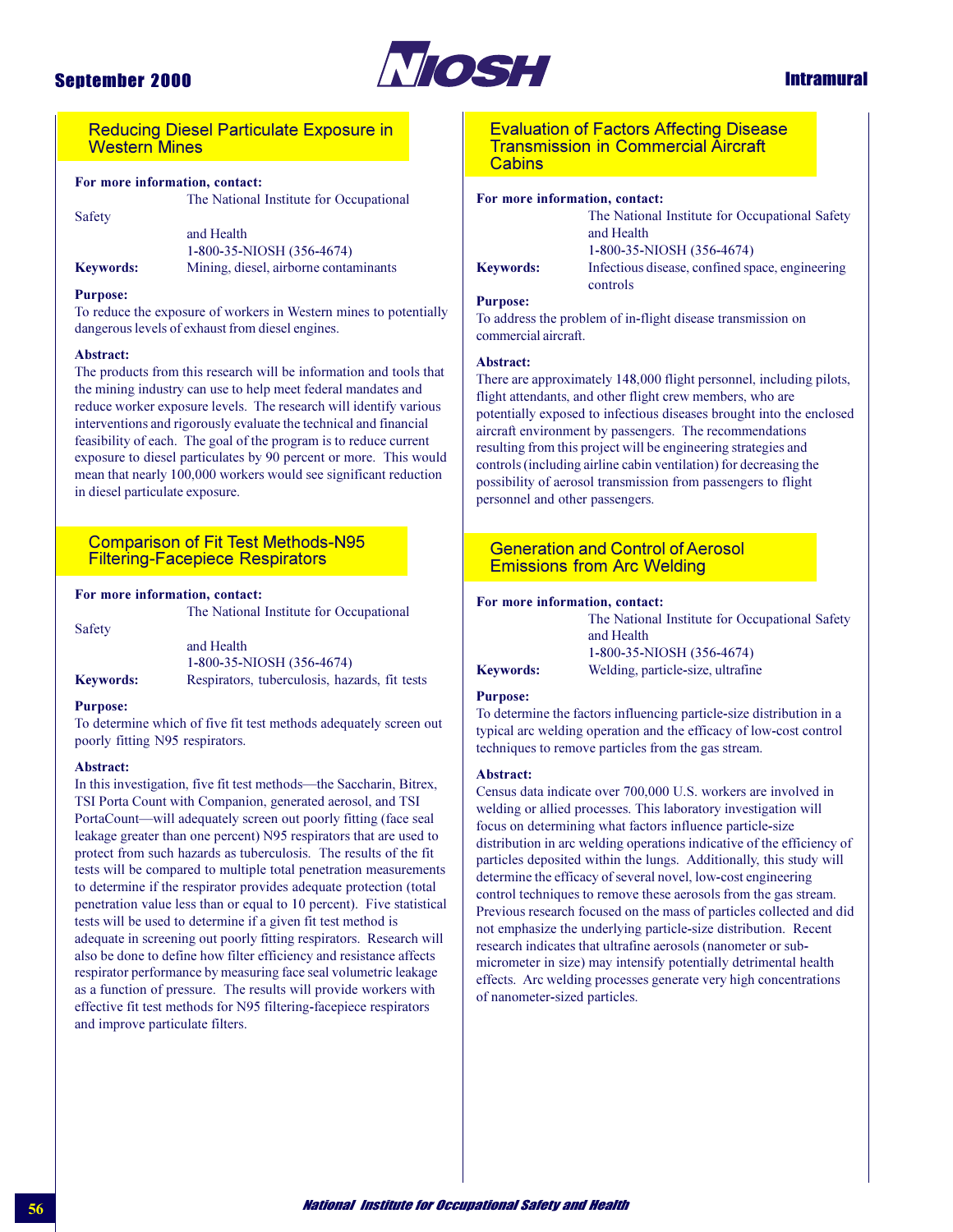## Reducing Diesel Particulate Exposure in Western Mines

**For more information, contact:**
The National Institute for Occupational Safety and Health
1-800-35-NIOSH (356-4674)

**Keywords:** Mining, diesel, airborne contaminants

**Purpose:**
To reduce the exposure of workers in Western mines to potentially dangerous levels of exhaust from diesel engines.

**Abstract:**
The products from this research will be information and tools that the mining industry can use to help meet federal mandates and reduce worker exposure levels. The research will identify various interventions and rigorously evaluate the technical and financial feasibility of each. The goal of the program is to reduce current exposure to diesel particulates by 90 percent or more. This would mean that nearly 100,000 workers would see significant reduction in diesel particulate exposure.

## Comparison of Fit Test Methods-N95 Filtering-Facepiece Respirators

**For more information, contact:**
The National Institute for Occupational Safety and Health
1-800-35-NIOSH (356-4674)

**Keywords:** Respirators, tuberculosis, hazards, fit tests

**Purpose:**
To determine which of five fit test methods adequately screen out poorly fitting N95 respirators.

**Abstract:**
In this investigation, five fit test methods—the Saccharin, Bitrex, TSI Porta Count with Companion, generated aerosol, and TSI PortaCount—will adequately screen out poorly fitting (face seal leakage greater than one percent) N95 respirators that are used to protect from such hazards as tuberculosis. The results of the fit tests will be compared to multiple total penetration measurements to determine if the respirator provides adequate protection (total penetration value less than or equal to 10 percent). Five statistical tests will be used to determine if a given fit test method is adequate in screening out poorly fitting respirators. Research will also be done to define how filter efficiency and resistance affects respirator performance by measuring face seal volumetric leakage as a function of pressure. The results will provide workers with effective fit test methods for N95 filtering-facepiece respirators and improve particulate filters.

## Evaluation of Factors Affecting Disease Transmission in Commercial Aircraft Cabins

**For more information, contact:**
The National Institute for Occupational Safety and Health
1-800-35-NIOSH (356-4674)

**Keywords:** Infectious disease, confined space, engineering controls

**Purpose:**
To address the problem of in-flight disease transmission on commercial aircraft.

**Abstract:**
There are approximately 148,000 flight personnel, including pilots, flight attendants, and other flight crew members, who are potentially exposed to infectious diseases brought into the enclosed aircraft environment by passengers. The recommendations resulting from this project will be engineering strategies and controls (including airline cabin ventilation) for decreasing the possibility of aerosol transmission from passengers to flight personnel and other passengers.

## Generation and Control of Aerosol Emissions from Arc Welding

**For more information, contact:**
The National Institute for Occupational Safety and Health
1-800-35-NIOSH (356-4674)

**Keywords:** Welding, particle-size, ultrafine

**Purpose:**
To determine the factors influencing particle-size distribution in a typical arc welding operation and the efficacy of low-cost control techniques to remove particles from the gas stream.

**Abstract:**
Census data indicate over 700,000 U.S. workers are involved in welding or allied processes. This laboratory investigation will focus on determining what factors influence particle-size distribution in arc welding operations indicative of the efficiency of particles deposited within the lungs. Additionally, this study will determine the efficacy of several novel, low-cost engineering control techniques to remove these aerosols from the gas stream. Previous research focused on the mass of particles collected and did not emphasize the underlying particle-size distribution. Recent research indicates that ultrafine aerosols (nanometer or sub-micrometer in size) may intensify potentially detrimental health effects. Arc welding processes generate very high concentrations of nanometer-sized particles.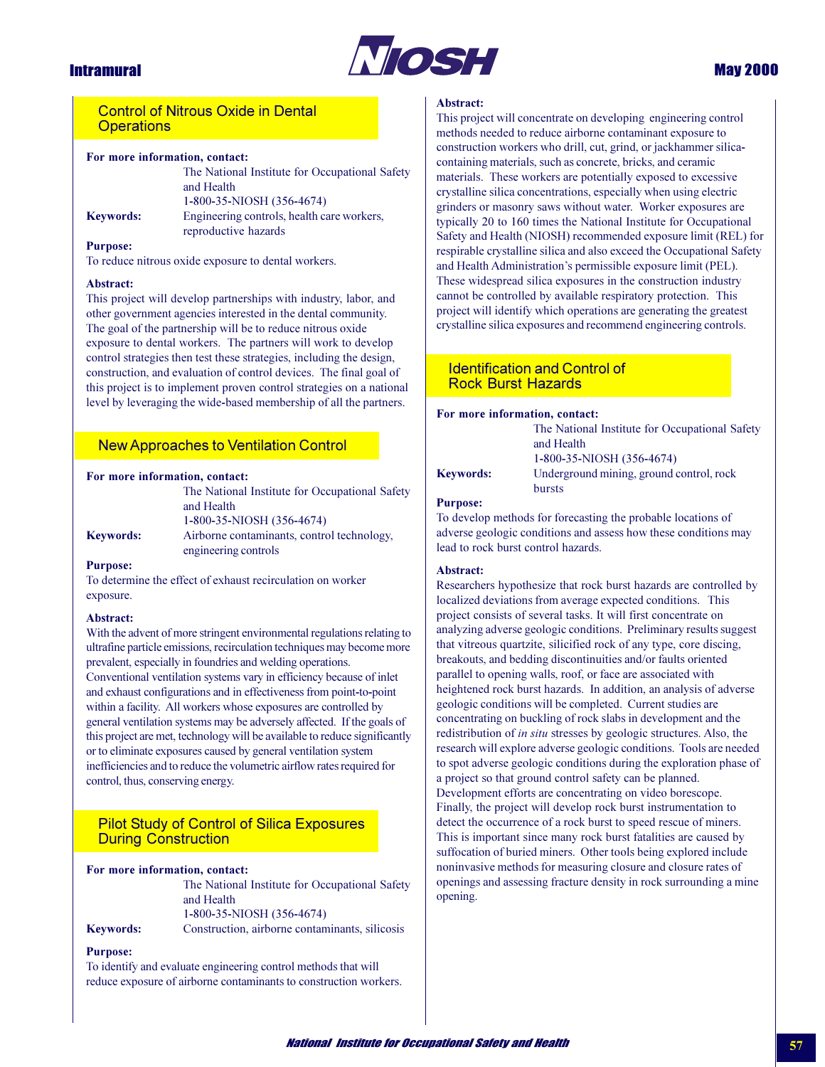## Control of Nitrous Oxide in Dental Operations

**For more information, contact:**
The National Institute for Occupational Safety and Health
1-800-35-NIOSH (356-4674)

**Keywords:** Engineering controls, health care workers, reproductive hazards

**Purpose:**
To reduce nitrous oxide exposure to dental workers.

**Abstract:**
This project will develop partnerships with industry, labor, and other government agencies interested in the dental community. The goal of the partnership will be to reduce nitrous oxide exposure to dental workers. The partners will work to develop control strategies then test these strategies, including the design, construction, and evaluation of control devices. The final goal of this project is to implement proven control strategies on a national level by leveraging the wide-based membership of all the partners.

## New Approaches to Ventilation Control

**For more information, contact:**
The National Institute for Occupational Safety and Health
1-800-35-NIOSH (356-4674)

**Keywords:** Airborne contaminants, control technology, engineering controls

**Purpose:**
To determine the effect of exhaust recirculation on worker exposure.

**Abstract:**
With the advent of more stringent environmental regulations relating to ultrafine particle emissions, recirculation techniques may become more prevalent, especially in foundries and welding operations. Conventional ventilation systems vary in efficiency because of inlet and exhaust configurations and in effectiveness from point-to-point within a facility. All workers whose exposures are controlled by general ventilation systems may be adversely affected. If the goals of this project are met, technology will be available to reduce significantly or to eliminate exposures caused by general ventilation system inefficiencies and to reduce the volumetric airflow rates required for control, thus, conserving energy.

## Pilot Study of Control of Silica Exposures During Construction

**For more information, contact:**
The National Institute for Occupational Safety and Health
1-800-35-NIOSH (356-4674)

**Keywords:** Construction, airborne contaminants, silicosis

**Purpose:**
To identify and evaluate engineering control methods that will reduce exposure of airborne contaminants to construction workers.

**Abstract:**
This project will concentrate on developing engineering control methods needed to reduce airborne contaminant exposure to construction workers who drill, cut, grind, or jackhammer silica-containing materials, such as concrete, bricks, and ceramic materials. These workers are potentially exposed to excessive crystalline silica concentrations, especially when using electric grinders or masonry saws without water. Worker exposures are typically 20 to 160 times the National Institute for Occupational Safety and Health (NIOSH) recommended exposure limit (REL) for respirable crystalline silica and also exceed the Occupational Safety and Health Administration's permissible exposure limit (PEL). These widespread silica exposures in the construction industry cannot be controlled by available respiratory protection. This project will identify which operations are generating the greatest crystalline silica exposures and recommend engineering controls.

## Identification and Control of Rock Burst Hazards

**For more information, contact:**
The National Institute for Occupational Safety and Health
1-800-35-NIOSH (356-4674)

**Keywords:** Underground mining, ground control, rock bursts

**Purpose:**
To develop methods for forecasting the probable locations of adverse geologic conditions and assess how these conditions may lead to rock burst control hazards.

**Abstract:**
Researchers hypothesize that rock burst hazards are controlled by localized deviations from average expected conditions. This project consists of several tasks. It will first concentrate on analyzing adverse geologic conditions. Preliminary results suggest that vitreous quartzite, silicified rock of any type, core discing, breakouts, and bedding discontinuities and/or faults oriented parallel to opening walls, roof, or face are associated with heightened rock burst hazards. In addition, an analysis of adverse geologic conditions will be completed. Current studies are concentrating on buckling of rock slabs in development and the redistribution of *in situ* stresses by geologic structures. Also, the research will explore adverse geologic conditions. Tools are needed to spot adverse geologic conditions during the exploration phase of a project so that ground control safety can be planned. Development efforts are concentrating on video borescope. Finally, the project will develop rock burst instrumentation to detect the occurrence of a rock burst to speed rescue of miners. This is important since many rock burst fatalities are caused by suffocation of buried miners. Other tools being explored include noninvasive methods for measuring closure and closure rates of openings and assessing fracture density in rock surrounding a mine opening.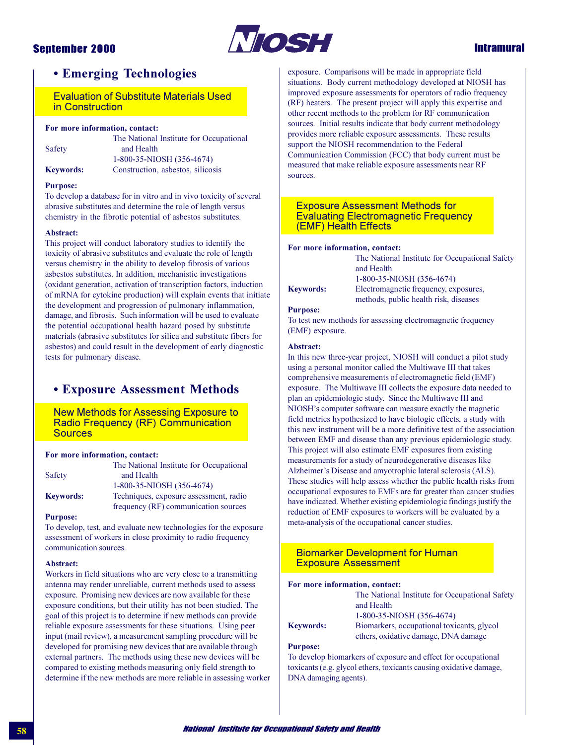## • Emerging Technologies

### Evaluation of Substitute Materials Used in Construction

**For more information, contact:**
The National Institute for Occupational Safety and Health
1-800-35-NIOSH (356-4674)

**Keywords:** Construction, asbestos, silicosis

**Purpose:**
To develop a database for in vitro and in vivo toxicity of several abrasive substitutes and determine the role of length versus chemistry in the fibrotic potential of asbestos substitutes.

**Abstract:**
This project will conduct laboratory studies to identify the toxicity of abrasive substitutes and evaluate the role of length versus chemistry in the ability to develop fibrosis of various asbestos substitutes. In addition, mechanistic investigations (oxidant generation, activation of transcription factors, induction of mRNA for cytokine production) will explain events that initiate the development and progression of pulmonary inflammation, damage, and fibrosis. Such information will be used to evaluate the potential occupational health hazard posed by substitute materials (abrasive substitutes for silica and substitute fibers for asbestos) and could result in the development of early diagnostic tests for pulmonary disease.

## • Exposure Assessment Methods

### New Methods for Assessing Exposure to Radio Frequency (RF) Communication Sources

**For more information, contact:**
The National Institute for Occupational Safety and Health
1-800-35-NIOSH (356-4674)

**Keywords:** Techniques, exposure assessment, radio frequency (RF) communication sources

**Purpose:**
To develop, test, and evaluate new technologies for the exposure assessment of workers in close proximity to radio frequency communication sources.

**Abstract:**
Workers in field situations who are very close to a transmitting antenna may render unreliable, current methods used to assess exposure. Promising new devices are now available for these exposure conditions, but their utility has not been studied. The goal of this project is to determine if new methods can provide reliable exposure assessments for these situations. Using peer input (mail review), a measurement sampling procedure will be developed for promising new devices that are available through external partners. The methods using these new devices will be compared to existing methods measuring only field strength to determine if the new methods are more reliable in assessing worker exposure. Comparisons will be made in appropriate field situations. Body current methodology developed at NIOSH has improved exposure assessments for operators of radio frequency (RF) heaters. The present project will apply this expertise and other recent methods to the problem for RF communication sources. Initial results indicate that body current methodology provides more reliable exposure assessments. These results support the NIOSH recommendation to the Federal Communication Commission (FCC) that body current must be measured that make reliable exposure assessments near RF sources.

### Exposure Assessment Methods for Evaluating Electromagnetic Frequency (EMF) Health Effects

**For more information, contact:**
The National Institute for Occupational Safety and Health
1-800-35-NIOSH (356-4674)

**Keywords:** Electromagnetic frequency, exposures, methods, public health risk, diseases

**Purpose:**
To test new methods for assessing electromagnetic frequency (EMF) exposure.

**Abstract:**
In this new three-year project, NIOSH will conduct a pilot study using a personal monitor called the Multiwave III that takes comprehensive measurements of electromagnetic field (EMF) exposure. The Multiwave III collects the exposure data needed to plan an epidemiologic study. Since the Multiwave III and NIOSH's computer software can measure exactly the magnetic field metrics hypothesized to have biologic effects, a study with this new instrument will be a more definitive test of the association between EMF and disease than any previous epidemiologic study. This project will also estimate EMF exposures from existing measurements for a study of neurodegenerative diseases like Alzheimer's Disease and amyotrophic lateral sclerosis (ALS). These studies will help assess whether the public health risks from occupational exposures to EMFs are far greater than cancer studies have indicated. Whether existing epidemiologic findings justify the reduction of EMF exposures to workers will be evaluated by a meta-analysis of the occupational cancer studies.

### Biomarker Development for Human Exposure Assessment

**For more information, contact:**
The National Institute for Occupational Safety and Health
1-800-35-NIOSH (356-4674)

**Keywords:** Biomarkers, occupational toxicants, glycol ethers, oxidative damage, DNA damage

**Purpose:**
To develop biomarkers of exposure and effect for occupational toxicants (e.g. glycol ethers, toxicants causing oxidative damage, DNA damaging agents).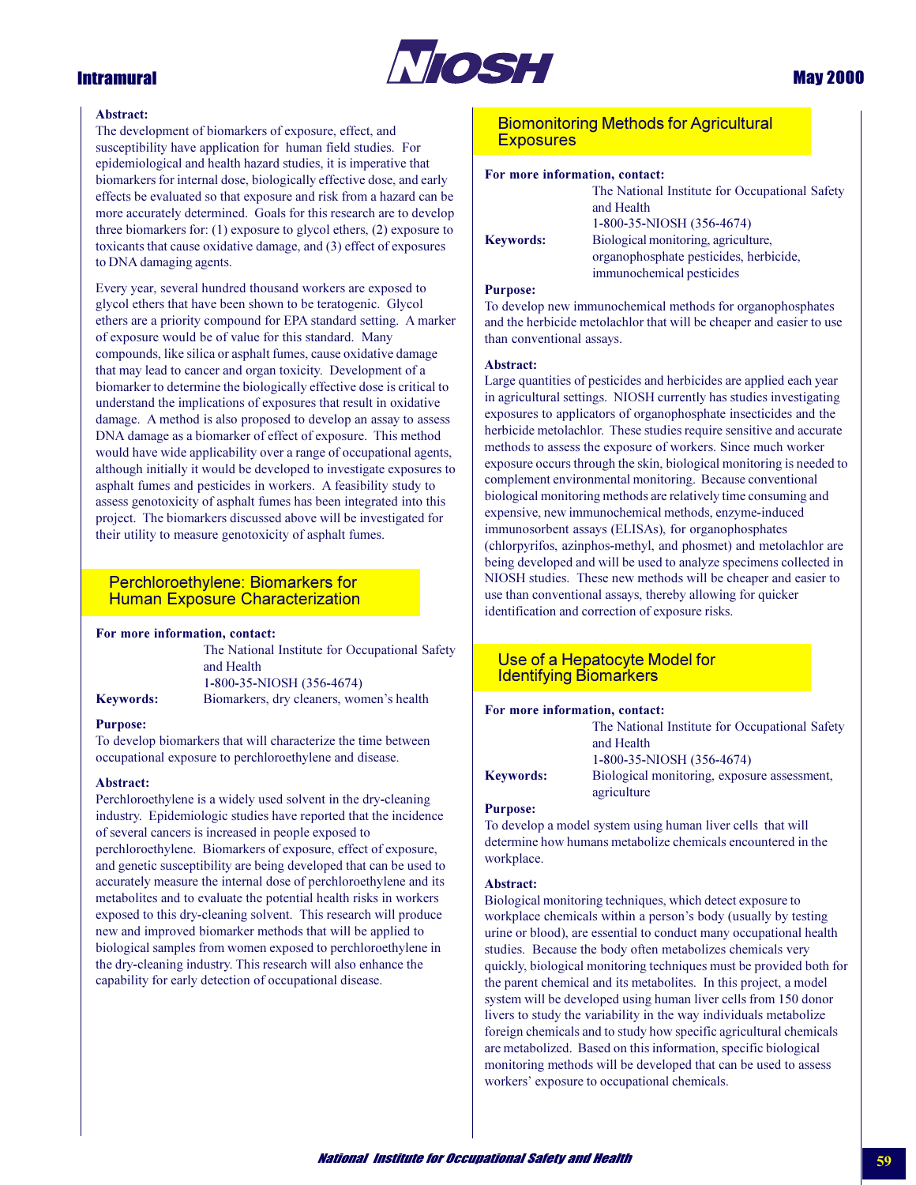**Abstract:**
The development of biomarkers of exposure, effect, and susceptibility have application for human field studies. For epidemiological and health hazard studies, it is imperative that biomarkers for internal dose, biologically effective dose, and early effects be evaluated so that exposure and risk from a hazard can be more accurately determined. Goals for this research are to develop three biomarkers for: (1) exposure to glycol ethers, (2) exposure to toxicants that cause oxidative damage, and (3) effect of exposures to DNA damaging agents.

Every year, several hundred thousand workers are exposed to glycol ethers that have been shown to be teratogenic. Glycol ethers are a priority compound for EPA standard setting. A marker of exposure would be of value for this standard. Many compounds, like silica or asphalt fumes, cause oxidative damage that may lead to cancer and organ toxicity. Development of a biomarker to determine the biologically effective dose is critical to understand the implications of exposures that result in oxidative damage. A method is also proposed to develop an assay to assess DNA damage as a biomarker of effect of exposure. This method would have wide applicability over a range of occupational agents, although initially it would be developed to investigate exposures to asphalt fumes and pesticides in workers. A feasibility study to assess genotoxicity of asphalt fumes has been integrated into this project. The biomarkers discussed above will be investigated for their utility to measure genotoxicity of asphalt fumes.

## Perchloroethylene: Biomarkers for Human Exposure Characterization

**For more information, contact:**
The National Institute for Occupational Safety and Health
1-800-35-NIOSH (356-4674)

**Keywords:** Biomarkers, dry cleaners, women's health

**Purpose:**
To develop biomarkers that will characterize the time between occupational exposure to perchloroethylene and disease.

**Abstract:**
Perchloroethylene is a widely used solvent in the dry-cleaning industry. Epidemiologic studies have reported that the incidence of several cancers is increased in people exposed to perchloroethylene. Biomarkers of exposure, effect of exposure, and genetic susceptibility are being developed that can be used to accurately measure the internal dose of perchloroethylene and its metabolites and to evaluate the potential health risks in workers exposed to this dry-cleaning solvent. This research will produce new and improved biomarker methods that will be applied to biological samples from women exposed to perchloroethylene in the dry-cleaning industry. This research will also enhance the capability for early detection of occupational disease.

## Biomonitoring Methods for Agricultural Exposures

**For more information, contact:**
The National Institute for Occupational Safety and Health
1-800-35-NIOSH (356-4674)

**Keywords:** Biological monitoring, agriculture, organophosphate pesticides, herbicide, immunochemical pesticides

**Purpose:**
To develop new immunochemical methods for organophosphates and the herbicide metolachlor that will be cheaper and easier to use than conventional assays.

**Abstract:**
Large quantities of pesticides and herbicides are applied each year in agricultural settings. NIOSH currently has studies investigating exposures to applicators of organophosphate insecticides and the herbicide metolachlor. These studies require sensitive and accurate methods to assess the exposure of workers. Since much worker exposure occurs through the skin, biological monitoring is needed to complement environmental monitoring. Because conventional biological monitoring methods are relatively time consuming and expensive, new immunochemical methods, enzyme-induced immunosorbent assays (ELISAs), for organophosphates (chlorpyrifos, azinphos-methyl, and phosmet) and metolachlor are being developed and will be used to analyze specimens collected in NIOSH studies. These new methods will be cheaper and easier to use than conventional assays, thereby allowing for quicker identification and correction of exposure risks.

## Use of a Hepatocyte Model for Identifying Biomarkers

**For more information, contact:**
The National Institute for Occupational Safety and Health
1-800-35-NIOSH (356-4674)

**Keywords:** Biological monitoring, exposure assessment, agriculture

**Purpose:**
To develop a model system using human liver cells that will determine how humans metabolize chemicals encountered in the workplace.

**Abstract:**
Biological monitoring techniques, which detect exposure to workplace chemicals within a person's body (usually by testing urine or blood), are essential to conduct many occupational health studies. Because the body often metabolizes chemicals very quickly, biological monitoring techniques must be provided both for the parent chemical and its metabolites. In this project, a model system will be developed using human liver cells from 150 donor livers to study the variability in the way individuals metabolize foreign chemicals and to study how specific agricultural chemicals are metabolized. Based on this information, specific biological monitoring methods will be developed that can be used to assess workers' exposure to occupational chemicals.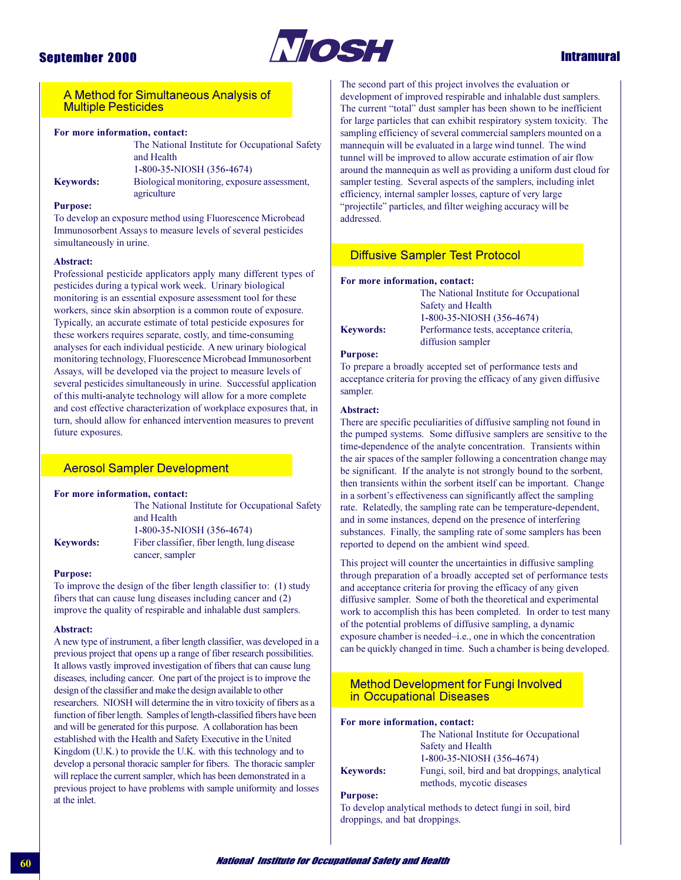## A Method for Simultaneous Analysis of Multiple Pesticides

**For more information, contact:**
The National Institute for Occupational Safety and Health
1-800-35-NIOSH (356-4674)

**Keywords:** Biological monitoring, exposure assessment, agriculture

**Purpose:**
To develop an exposure method using Fluorescence Microbead Immunosorbent Assays to measure levels of several pesticides simultaneously in urine.

**Abstract:**
Professional pesticide applicators apply many different types of pesticides during a typical work week. Urinary biological monitoring is an essential exposure assessment tool for these workers, since skin absorption is a common route of exposure. Typically, an accurate estimate of total pesticide exposures for these workers requires separate, costly, and time-consuming analyses for each individual pesticide. A new urinary biological monitoring technology, Fluorescence Microbead Immunosorbent Assays, will be developed via the project to measure levels of several pesticides simultaneously in urine. Successful application of this multi-analyte technology will allow for a more complete and cost effective characterization of workplace exposures that, in turn, should allow for enhanced intervention measures to prevent future exposures.

## Aerosol Sampler Development

**For more information, contact:**
The National Institute for Occupational Safety and Health
1-800-35-NIOSH (356-4674)

**Keywords:** Fiber classifier, fiber length, lung disease cancer, sampler

**Purpose:**
To improve the design of the fiber length classifier to: (1) study fibers that can cause lung diseases including cancer and (2) improve the quality of respirable and inhalable dust samplers.

**Abstract:**
A new type of instrument, a fiber length classifier, was developed in a previous project that opens up a range of fiber research possibilities. It allows vastly improved investigation of fibers that can cause lung diseases, including cancer. One part of the project is to improve the design of the classifier and make the design available to other researchers. NIOSH will determine the in vitro toxicity of fibers as a function of fiber length. Samples of length-classified fibers have been and will be generated for this purpose. A collaboration has been established with the Health and Safety Executive in the United Kingdom (U.K.) to provide the U.K. with this technology and to develop a personal thoracic sampler for fibers. The thoracic sampler will replace the current sampler, which has been demonstrated in a previous project to have problems with sample uniformity and losses at the inlet.

The second part of this project involves the evaluation or development of improved respirable and inhalable dust samplers. The current "total" dust sampler has been shown to be inefficient for large particles that can exhibit respiratory system toxicity. The sampling efficiency of several commercial samplers mounted on a mannequin will be evaluated in a large wind tunnel. The wind tunnel will be improved to allow accurate estimation of air flow around the mannequin as well as providing a uniform dust cloud for sampler testing. Several aspects of the samplers, including inlet efficiency, internal sampler losses, capture of very large "projectile" particles, and filter weighing accuracy will be addressed.

## Diffusive Sampler Test Protocol

**For more information, contact:**
The National Institute for Occupational Safety and Health
1-800-35-NIOSH (356-4674)

**Keywords:** Performance tests, acceptance criteria, diffusion sampler

**Purpose:**
To prepare a broadly accepted set of performance tests and acceptance criteria for proving the efficacy of any given diffusive sampler.

**Abstract:**
There are specific peculiarities of diffusive sampling not found in the pumped systems. Some diffusive samplers are sensitive to the time-dependence of the analyte concentration. Transients within the air spaces of the sampler following a concentration change may be significant. If the analyte is not strongly bound to the sorbent, then transients within the sorbent itself can be important. Change in a sorbent's effectiveness can significantly affect the sampling rate. Relatedly, the sampling rate can be temperature-dependent, and in some instances, depend on the presence of interfering substances. Finally, the sampling rate of some samplers has been reported to depend on the ambient wind speed.

This project will counter the uncertainties in diffusive sampling through preparation of a broadly accepted set of performance tests and acceptance criteria for proving the efficacy of any given diffusive sampler. Some of both the theoretical and experimental work to accomplish this has been completed. In order to test many of the potential problems of diffusive sampling, a dynamic exposure chamber is needed–i.e., one in which the concentration can be quickly changed in time. Such a chamber is being developed.

## Method Development for Fungi Involved in Occupational Diseases

**For more information, contact:**
The National Institute for Occupational Safety and Health
1-800-35-NIOSH (356-4674)

**Keywords:** Fungi, soil, bird and bat droppings, analytical methods, mycotic diseases

**Purpose:**
To develop analytical methods to detect fungi in soil, bird droppings, and bat droppings.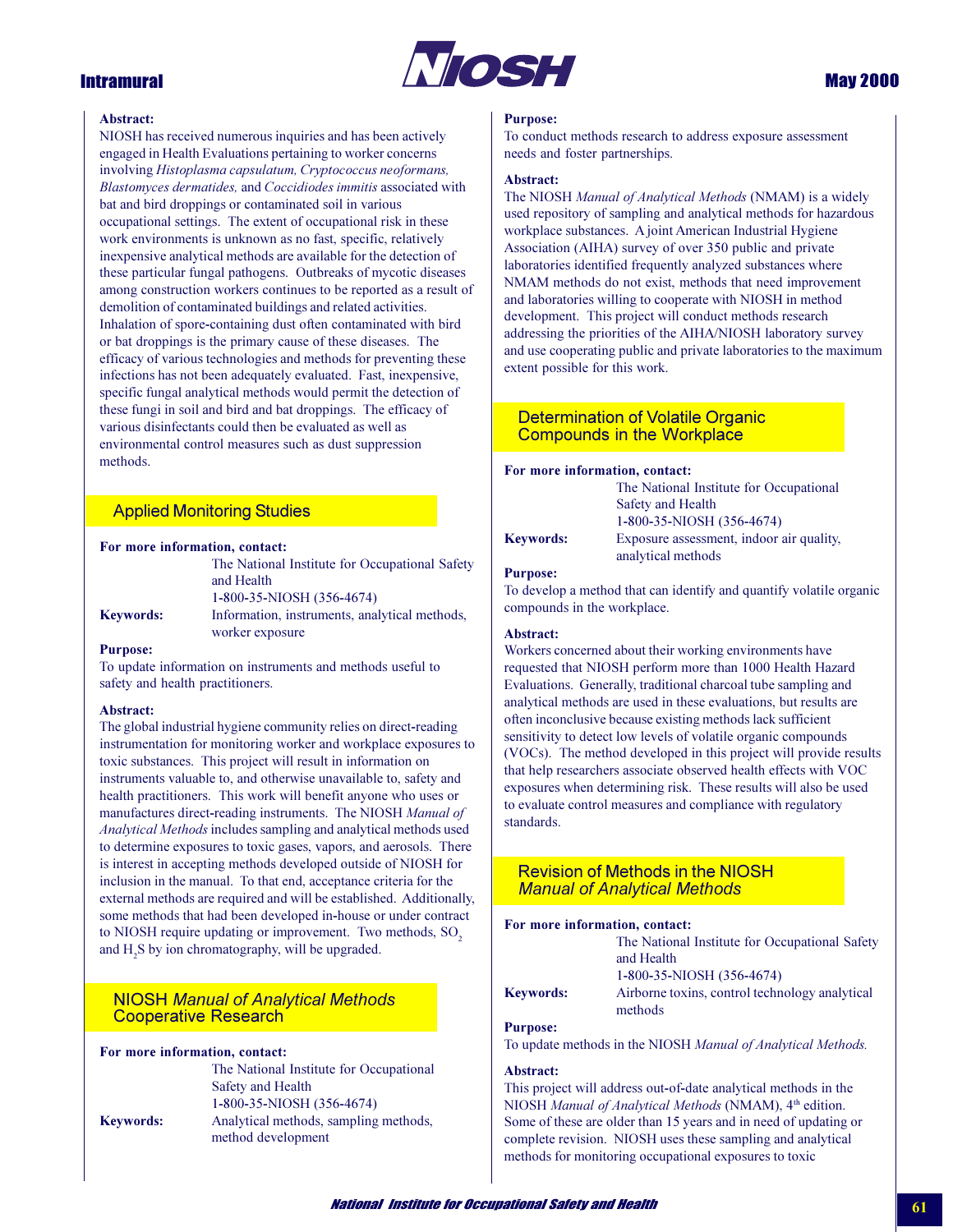**Abstract:**

NIOSH has received numerous inquiries and has been actively engaged in Health Evaluations pertaining to worker concerns involving *Histoplasma capsulatum, Cryptococcus neoformans, Blastomyces dermatides,* and *Coccidiodes immitis* associated with bat and bird droppings or contaminated soil in various occupational settings. The extent of occupational risk in these work environments is unknown as no fast, specific, relatively inexpensive analytical methods are available for the detection of these particular fungal pathogens. Outbreaks of mycotic diseases among construction workers continues to be reported as a result of demolition of contaminated buildings and related activities. Inhalation of spore-containing dust often contaminated with bird or bat droppings is the primary cause of these diseases. The efficacy of various technologies and methods for preventing these infections has not been adequately evaluated. Fast, inexpensive, specific fungal analytical methods would permit the detection of these fungi in soil and bird and bat droppings. The efficacy of various disinfectants could then be evaluated as well as environmental control measures such as dust suppression methods.

## Applied Monitoring Studies

**For more information, contact:**
The National Institute for Occupational Safety and Health
1-800-35-NIOSH (356-4674)

**Keywords:** Information, instruments, analytical methods, worker exposure

**Purpose:**
To update information on instruments and methods useful to safety and health practitioners.

**Abstract:**
The global industrial hygiene community relies on direct-reading instrumentation for monitoring worker and workplace exposures to toxic substances. This project will result in information on instruments valuable to, and otherwise unavailable to, safety and health practitioners. This work will benefit anyone who uses or manufactures direct-reading instruments. The NIOSH *Manual of Analytical Methods* includes sampling and analytical methods used to determine exposures to toxic gases, vapors, and aerosols. There is interest in accepting methods developed outside of NIOSH for inclusion in the manual. To that end, acceptance criteria for the external methods are required and will be established. Additionally, some methods that had been developed in-house or under contract to NIOSH require updating or improvement. Two methods, $SO_2$ and $H_2S$ by ion chromatography, will be upgraded.

## NIOSH *Manual of Analytical Methods* Cooperative Research

**For more information, contact:**
The National Institute for Occupational Safety and Health
1-800-35-NIOSH (356-4674)

**Keywords:** Analytical methods, sampling methods, method development

**Purpose:**
To conduct methods research to address exposure assessment needs and foster partnerships.

**Abstract:**
The NIOSH *Manual of Analytical Methods* (NMAM) is a widely used repository of sampling and analytical methods for hazardous workplace substances. A joint American Industrial Hygiene Association (AIHA) survey of over 350 public and private laboratories identified frequently analyzed substances where NMAM methods do not exist, methods that need improvement and laboratories willing to cooperate with NIOSH in method development. This project will conduct methods research addressing the priorities of the AIHA/NIOSH laboratory survey and use cooperating public and private laboratories to the maximum extent possible for this work.

## Determination of Volatile Organic Compounds in the Workplace

**For more information, contact:**
The National Institute for Occupational Safety and Health
1-800-35-NIOSH (356-4674)

**Keywords:** Exposure assessment, indoor air quality, analytical methods

**Purpose:**
To develop a method that can identify and quantify volatile organic compounds in the workplace.

**Abstract:**
Workers concerned about their working environments have requested that NIOSH perform more than 1000 Health Hazard Evaluations. Generally, traditional charcoal tube sampling and analytical methods are used in these evaluations, but results are often inconclusive because existing methods lack sufficient sensitivity to detect low levels of volatile organic compounds (VOCs). The method developed in this project will provide results that help researchers associate observed health effects with VOC exposures when determining risk. These results will also be used to evaluate control measures and compliance with regulatory standards.

## Revision of Methods in the NIOSH *Manual of Analytical Methods*

**For more information, contact:**
The National Institute for Occupational Safety and Health
1-800-35-NIOSH (356-4674)

**Keywords:** Airborne toxins, control technology analytical methods

**Purpose:**
To update methods in the NIOSH *Manual of Analytical Methods.*

**Abstract:**
This project will address out-of-date analytical methods in the NIOSH *Manual of Analytical Methods* (NMAM), 4th edition. Some of these are older than 15 years and in need of updating or complete revision. NIOSH uses these sampling and analytical methods for monitoring occupational exposures to toxic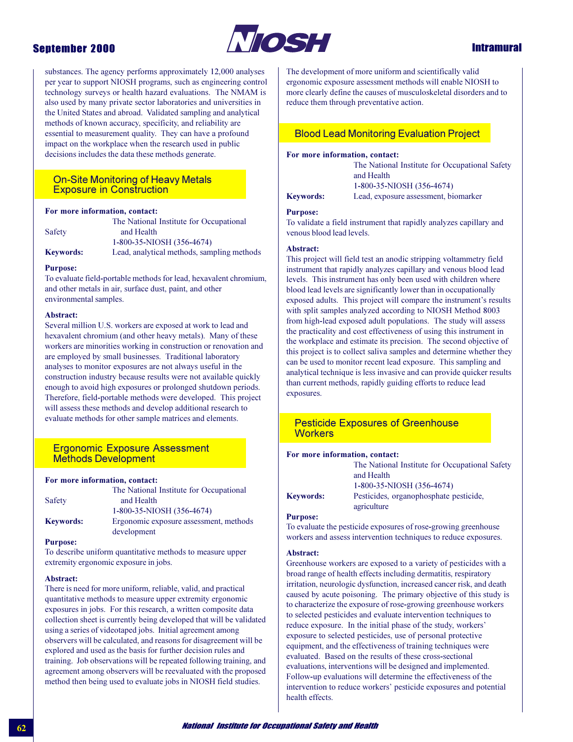substances. The agency performs approximately 12,000 analyses per year to support NIOSH programs, such as engineering control technology surveys or health hazard evaluations. The NMAM is also used by many private sector laboratories and universities in the United States and abroad. Validated sampling and analytical methods of known accuracy, specificity, and reliability are essential to measurement quality. They can have a profound impact on the workplace when the research used in public decisions includes the data these methods generate.

## On-Site Monitoring of Heavy Metals Exposure in Construction

**For more information, contact:**
The National Institute for Occupational Safety and Health
1-800-35-NIOSH (356-4674)

**Keywords:** Lead, analytical methods, sampling methods

**Purpose:**
To evaluate field-portable methods for lead, hexavalent chromium, and other metals in air, surface dust, paint, and other environmental samples.

**Abstract:**
Several million U.S. workers are exposed at work to lead and hexavalent chromium (and other heavy metals). Many of these workers are minorities working in construction or renovation and are employed by small businesses. Traditional laboratory analyses to monitor exposures are not always useful in the construction industry because results were not available quickly enough to avoid high exposures or prolonged shutdown periods. Therefore, field-portable methods were developed. This project will assess these methods and develop additional research to evaluate methods for other sample matrices and elements.

## Ergonomic Exposure Assessment Methods Development

**For more information, contact:**
The National Institute for Occupational Safety and Health
1-800-35-NIOSH (356-4674)

**Keywords:** Ergonomic exposure assessment, methods development

**Purpose:**
To describe uniform quantitative methods to measure upper extremity ergonomic exposure in jobs.

**Abstract:**
There is need for more uniform, reliable, valid, and practical quantitative methods to measure upper extremity ergonomic exposures in jobs. For this research, a written composite data collection sheet is currently being developed that will be validated using a series of videotaped jobs. Initial agreement among observers will be calculated, and reasons for disagreement will be explored and used as the basis for further decision rules and training. Job observations will be repeated following training, and agreement among observers will be reevaluated with the proposed method then being used to evaluate jobs in NIOSH field studies. The development of more uniform and scientifically valid ergonomic exposure assessment methods will enable NIOSH to more clearly define the causes of musculoskeletal disorders and to reduce them through preventative action.

## Blood Lead Monitoring Evaluation Project

**For more information, contact:**
The National Institute for Occupational Safety and Health
1-800-35-NIOSH (356-4674)

**Keywords:** Lead, exposure assessment, biomarker

**Purpose:**
To validate a field instrument that rapidly analyzes capillary and venous blood lead levels.

**Abstract:**
This project will field test an anodic stripping voltammetry field instrument that rapidly analyzes capillary and venous blood lead levels. This instrument has only been used with children where blood lead levels are significantly lower than in occupationally exposed adults. This project will compare the instrument's results with split samples analyzed according to NIOSH Method 8003 from high-lead exposed adult populations. The study will assess the practicality and cost effectiveness of using this instrument in the workplace and estimate its precision. The second objective of this project is to collect saliva samples and determine whether they can be used to monitor recent lead exposure. This sampling and analytical technique is less invasive and can provide quicker results than current methods, rapidly guiding efforts to reduce lead exposures.

## Pesticide Exposures of Greenhouse Workers

**For more information, contact:**
The National Institute for Occupational Safety and Health
1-800-35-NIOSH (356-4674)

**Keywords:** Pesticides, organophosphate pesticide, agriculture

**Purpose:**
To evaluate the pesticide exposures of rose-growing greenhouse workers and assess intervention techniques to reduce exposures.

**Abstract:**
Greenhouse workers are exposed to a variety of pesticides with a broad range of health effects including dermatitis, respiratory irritation, neurologic dysfunction, increased cancer risk, and death caused by acute poisoning. The primary objective of this study is to characterize the exposure of rose-growing greenhouse workers to selected pesticides and evaluate intervention techniques to reduce exposure. In the initial phase of the study, workers' exposure to selected pesticides, use of personal protective equipment, and the effectiveness of training techniques were evaluated. Based on the results of these cross-sectional evaluations, interventions will be designed and implemented. Follow-up evaluations will determine the effectiveness of the intervention to reduce workers' pesticide exposures and potential health effects.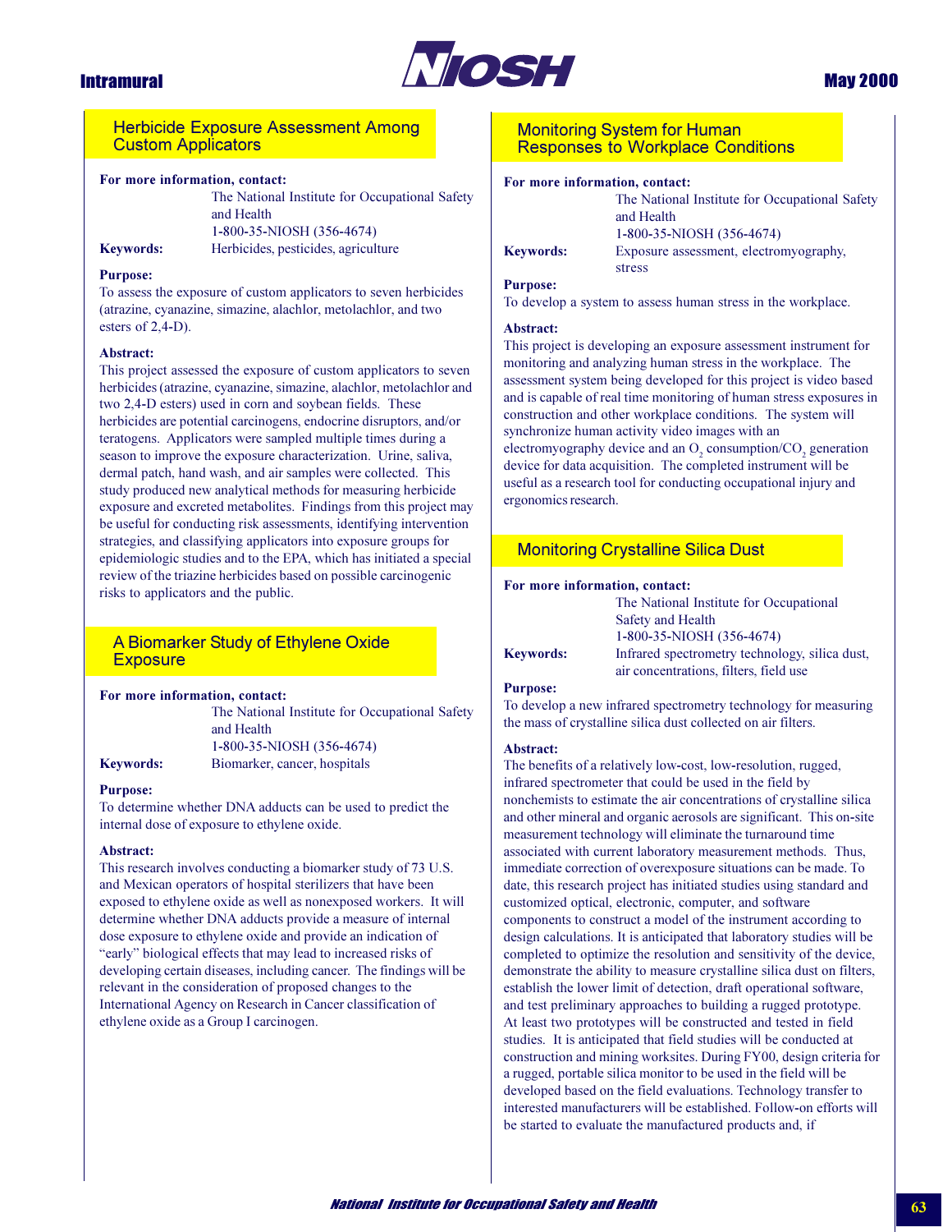## Herbicide Exposure Assessment Among Custom Applicators

**For more information, contact:**
The National Institute for Occupational Safety and Health
1-800-35-NIOSH (356-4674)

**Keywords:** Herbicides, pesticides, agriculture

**Purpose:**
To assess the exposure of custom applicators to seven herbicides (atrazine, cyanazine, simazine, alachlor, metolachlor, and two esters of 2,4-D).

**Abstract:**
This project assessed the exposure of custom applicators to seven herbicides (atrazine, cyanazine, simazine, alachlor, metolachlor and two 2,4-D esters) used in corn and soybean fields. These herbicides are potential carcinogens, endocrine disruptors, and/or teratogens. Applicators were sampled multiple times during a season to improve the exposure characterization. Urine, saliva, dermal patch, hand wash, and air samples were collected. This study produced new analytical methods for measuring herbicide exposure and excreted metabolites. Findings from this project may be useful for conducting risk assessments, identifying intervention strategies, and classifying applicators into exposure groups for epidemiologic studies and to the EPA, which has initiated a special review of the triazine herbicides based on possible carcinogenic risks to applicators and the public.

## A Biomarker Study of Ethylene Oxide Exposure

**For more information, contact:**
The National Institute for Occupational Safety and Health
1-800-35-NIOSH (356-4674)

**Keywords:** Biomarker, cancer, hospitals

**Purpose:**
To determine whether DNA adducts can be used to predict the internal dose of exposure to ethylene oxide.

**Abstract:**
This research involves conducting a biomarker study of 73 U.S. and Mexican operators of hospital sterilizers that have been exposed to ethylene oxide as well as nonexposed workers. It will determine whether DNA adducts provide a measure of internal dose exposure to ethylene oxide and provide an indication of "early" biological effects that may lead to increased risks of developing certain diseases, including cancer. The findings will be relevant in the consideration of proposed changes to the International Agency on Research in Cancer classification of ethylene oxide as a Group I carcinogen.

## Monitoring System for Human Responses to Workplace Conditions

**For more information, contact:**
The National Institute for Occupational Safety and Health
1-800-35-NIOSH (356-4674)

**Keywords:** Exposure assessment, electromyography, stress

**Purpose:**
To develop a system to assess human stress in the workplace.

**Abstract:**
This project is developing an exposure assessment instrument for monitoring and analyzing human stress in the workplace. The assessment system being developed for this project is video based and is capable of real time monitoring of human stress exposures in construction and other workplace conditions. The system will synchronize human activity video images with an electromyography device and an $O_2$ consumption/$CO_2$ generation device for data acquisition. The completed instrument will be useful as a research tool for conducting occupational injury and ergonomics research.

## Monitoring Crystalline Silica Dust

**For more information, contact:**
The National Institute for Occupational Safety and Health
1-800-35-NIOSH (356-4674)

**Keywords:** Infrared spectrometry technology, silica dust, air concentrations, filters, field use

**Purpose:**
To develop a new infrared spectrometry technology for measuring the mass of crystalline silica dust collected on air filters.

**Abstract:**
The benefits of a relatively low-cost, low-resolution, rugged, infrared spectrometer that could be used in the field by nonchemists to estimate the air concentrations of crystalline silica and other mineral and organic aerosols are significant. This on-site measurement technology will eliminate the turnaround time associated with current laboratory measurement methods. Thus, immediate correction of overexposure situations can be made. To date, this research project has initiated studies using standard and customized optical, electronic, computer, and software components to construct a model of the instrument according to design calculations. It is anticipated that laboratory studies will be completed to optimize the resolution and sensitivity of the device, demonstrate the ability to measure crystalline silica dust on filters, establish the lower limit of detection, draft operational software, and test preliminary approaches to building a rugged prototype. At least two prototypes will be constructed and tested in field studies. It is anticipated that field studies will be conducted at construction and mining worksites. During FY00, design criteria for a rugged, portable silica monitor to be used in the field will be developed based on the field evaluations. Technology transfer to interested manufacturers will be established. Follow-on efforts will be started to evaluate the manufactured products and, if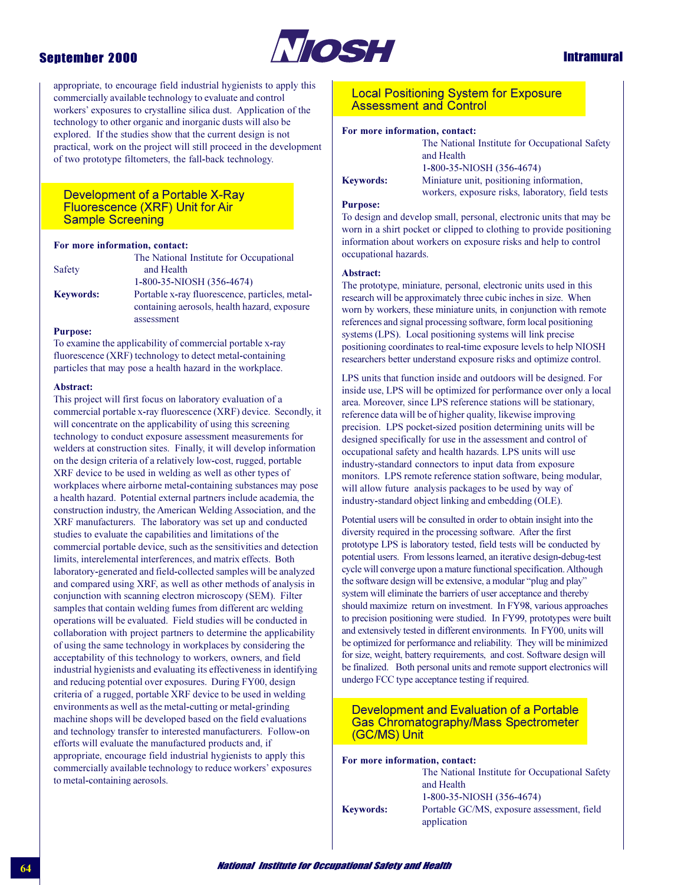appropriate, to encourage field industrial hygienists to apply this commercially available technology to evaluate and control workers' exposures to crystalline silica dust. Application of the technology to other organic and inorganic dusts will also be explored. If the studies show that the current design is not practical, work on the project will still proceed in the development of two prototype filtometers, the fall-back technology.

## Development of a Portable X-Ray Fluorescence (XRF) Unit for Air Sample Screening

**For more information, contact:**
The National Institute for Occupational Safety and Health
1-800-35-NIOSH (356-4674)

**Keywords:** Portable x-ray fluorescence, particles, metal-containing aerosols, health hazard, exposure assessment

**Purpose:**
To examine the applicability of commercial portable x-ray fluorescence (XRF) technology to detect metal-containing particles that may pose a health hazard in the workplace.

**Abstract:**
This project will first focus on laboratory evaluation of a commercial portable x-ray fluorescence (XRF) device. Secondly, it will concentrate on the applicability of using this screening technology to conduct exposure assessment measurements for welders at construction sites. Finally, it will develop information on the design criteria of a relatively low-cost, rugged, portable XRF device to be used in welding as well as other types of workplaces where airborne metal-containing substances may pose a health hazard. Potential external partners include academia, the construction industry, the American Welding Association, and the XRF manufacturers. The laboratory was set up and conducted studies to evaluate the capabilities and limitations of the commercial portable device, such as the sensitivities and detection limits, interelemental interferences, and matrix effects. Both laboratory-generated and field-collected samples will be analyzed and compared using XRF, as well as other methods of analysis in conjunction with scanning electron microscopy (SEM). Filter samples that contain welding fumes from different arc welding operations will be evaluated. Field studies will be conducted in collaboration with project partners to determine the applicability of using the same technology in workplaces by considering the acceptability of this technology to workers, owners, and field industrial hygienists and evaluating its effectiveness in identifying and reducing potential over exposures. During FY00, design criteria of a rugged, portable XRF device to be used in welding environments as well as the metal-cutting or metal-grinding machine shops will be developed based on the field evaluations and technology transfer to interested manufacturers. Follow-on efforts will evaluate the manufactured products and, if appropriate, encourage field industrial hygienists to apply this commercially available technology to reduce workers' exposures to metal-containing aerosols.

## Local Positioning System for Exposure Assessment and Control

**For more information, contact:**
The National Institute for Occupational Safety and Health
1-800-35-NIOSH (356-4674)

**Keywords:** Miniature unit, positioning information, workers, exposure risks, laboratory, field tests

**Purpose:**
To design and develop small, personal, electronic units that may be worn in a shirt pocket or clipped to clothing to provide positioning information about workers on exposure risks and help to control occupational hazards.

**Abstract:**
The prototype, miniature, personal, electronic units used in this research will be approximately three cubic inches in size. When worn by workers, these miniature units, in conjunction with remote references and signal processing software, form local positioning systems (LPS). Local positioning systems will link precise positioning coordinates to real-time exposure levels to help NIOSH researchers better understand exposure risks and optimize control.

LPS units that function inside and outdoors will be designed. For inside use, LPS will be optimized for performance over only a local area. Moreover, since LPS reference stations will be stationary, reference data will be of higher quality, likewise improving precision. LPS pocket-sized position determining units will be designed specifically for use in the assessment and control of occupational safety and health hazards. LPS units will use industry-standard connectors to input data from exposure monitors. LPS remote reference station software, being modular, will allow future analysis packages to be used by way of industry-standard object linking and embedding (OLE).

Potential users will be consulted in order to obtain insight into the diversity required in the processing software. After the first prototype LPS is laboratory tested, field tests will be conducted by potential users. From lessons learned, an iterative design-debug-test cycle will converge upon a mature functional specification. Although the software design will be extensive, a modular "plug and play" system will eliminate the barriers of user acceptance and thereby should maximize return on investment. In FY98, various approaches to precision positioning were studied. In FY99, prototypes were built and extensively tested in different environments. In FY00, units will be optimized for performance and reliability. They will be minimized for size, weight, battery requirements, and cost. Software design will be finalized. Both personal units and remote support electronics will undergo FCC type acceptance testing if required.

## Development and Evaluation of a Portable Gas Chromatography/Mass Spectrometer (GC/MS) Unit

**For more information, contact:**
The National Institute for Occupational Safety and Health
1-800-35-NIOSH (356-4674)

**Keywords:** Portable GC/MS, exposure assessment, field application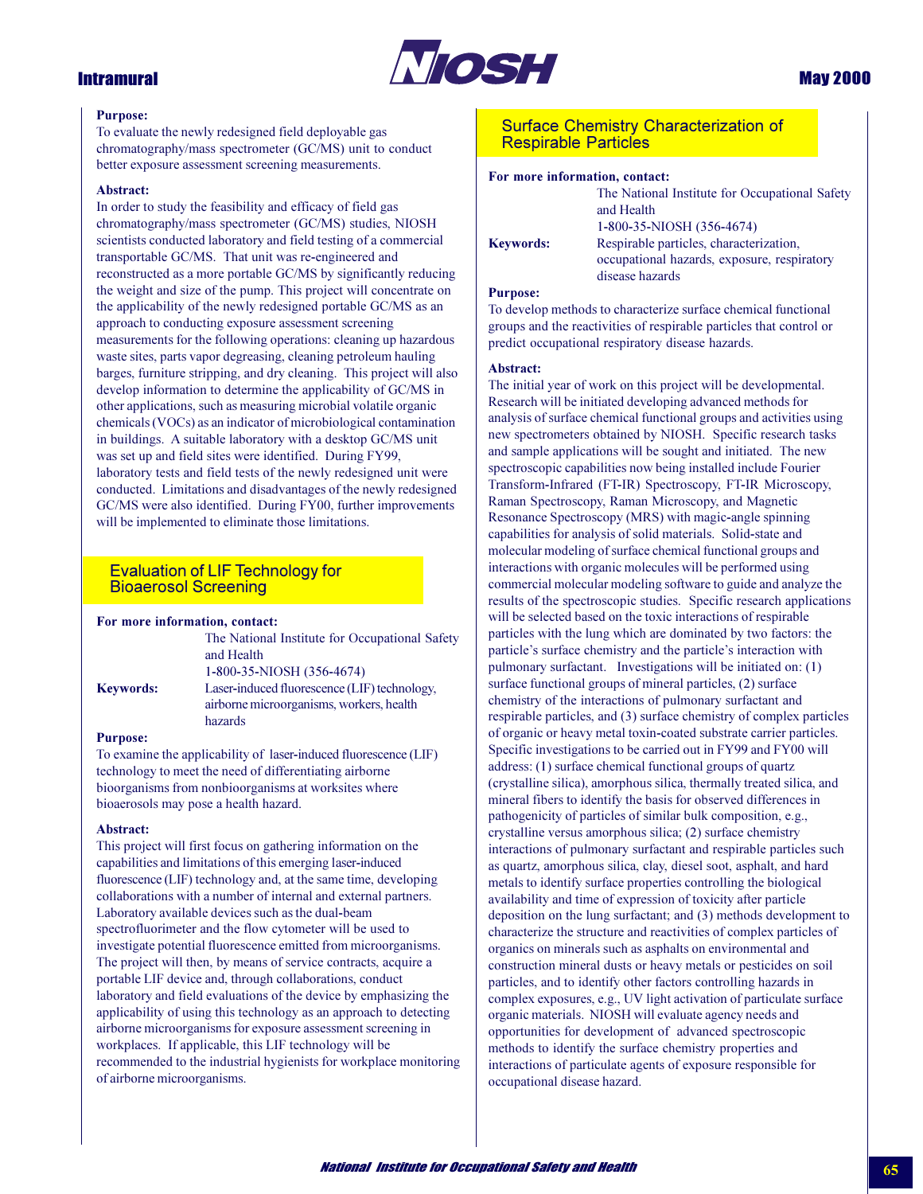**Purpose:**
To evaluate the newly redesigned field deployable gas chromatography/mass spectrometer (GC/MS) unit to conduct better exposure assessment screening measurements.

**Abstract:**
In order to study the feasibility and efficacy of field gas chromatography/mass spectrometer (GC/MS) studies, NIOSH scientists conducted laboratory and field testing of a commercial transportable GC/MS. That unit was re-engineered and reconstructed as a more portable GC/MS by significantly reducing the weight and size of the pump. This project will concentrate on the applicability of the newly redesigned portable GC/MS as an approach to conducting exposure assessment screening measurements for the following operations: cleaning up hazardous waste sites, parts vapor degreasing, cleaning petroleum hauling barges, furniture stripping, and dry cleaning. This project will also develop information to determine the applicability of GC/MS in other applications, such as measuring microbial volatile organic chemicals (VOCs) as an indicator of microbiological contamination in buildings. A suitable laboratory with a desktop GC/MS unit was set up and field sites were identified. During FY99, laboratory tests and field tests of the newly redesigned unit were conducted. Limitations and disadvantages of the newly redesigned GC/MS were also identified. During FY00, further improvements will be implemented to eliminate those limitations.

## Evaluation of LIF Technology for Bioaerosol Screening

**For more information, contact:**
The National Institute for Occupational Safety and Health
1-800-35-NIOSH (356-4674)

**Keywords:** Laser-induced fluorescence (LIF) technology, airborne microorganisms, workers, health hazards

**Purpose:**
To examine the applicability of laser-induced fluorescence (LIF) technology to meet the need of differentiating airborne bioorganisms from nonbioorganisms at worksites where bioaerosols may pose a health hazard.

**Abstract:**
This project will first focus on gathering information on the capabilities and limitations of this emerging laser-induced fluorescence (LIF) technology and, at the same time, developing collaborations with a number of internal and external partners. Laboratory available devices such as the dual-beam spectrofluorimeter and the flow cytometer will be used to investigate potential fluorescence emitted from microorganisms. The project will then, by means of service contracts, acquire a portable LIF device and, through collaborations, conduct laboratory and field evaluations of the device by emphasizing the applicability of using this technology as an approach to detecting airborne microorganisms for exposure assessment screening in workplaces. If applicable, this LIF technology will be recommended to the industrial hygienists for workplace monitoring of airborne microorganisms.

## Surface Chemistry Characterization of Respirable Particles

**For more information, contact:**
The National Institute for Occupational Safety and Health
1-800-35-NIOSH (356-4674)

**Keywords:** Respirable particles, characterization, occupational hazards, exposure, respiratory disease hazards

**Purpose:**
To develop methods to characterize surface chemical functional groups and the reactivities of respirable particles that control or predict occupational respiratory disease hazards.

**Abstract:**
The initial year of work on this project will be developmental. Research will be initiated developing advanced methods for analysis of surface chemical functional groups and activities using new spectrometers obtained by NIOSH. Specific research tasks and sample applications will be sought and initiated. The new spectroscopic capabilities now being installed include Fourier Transform-Infrared (FT-IR) Spectroscopy, FT-IR Microscopy, Raman Spectroscopy, Raman Microscopy, and Magnetic Resonance Spectroscopy (MRS) with magic-angle spinning capabilities for analysis of solid materials. Solid-state and molecular modeling of surface chemical functional groups and interactions with organic molecules will be performed using commercial molecular modeling software to guide and analyze the results of the spectroscopic studies. Specific research applications will be selected based on the toxic interactions of respirable particles with the lung which are dominated by two factors: the particle's surface chemistry and the particle's interaction with pulmonary surfactant. Investigations will be initiated on: (1) surface functional groups of mineral particles, (2) surface chemistry of the interactions of pulmonary surfactant and respirable particles, and (3) surface chemistry of complex particles of organic or heavy metal toxin-coated substrate carrier particles. Specific investigations to be carried out in FY99 and FY00 will address: (1) surface chemical functional groups of quartz (crystalline silica), amorphous silica, thermally treated silica, and mineral fibers to identify the basis for observed differences in pathogenicity of particles of similar bulk composition, e.g., crystalline versus amorphous silica; (2) surface chemistry interactions of pulmonary surfactant and respirable particles such as quartz, amorphous silica, clay, diesel soot, asphalt, and hard metals to identify surface properties controlling the biological availability and time of expression of toxicity after particle deposition on the lung surfactant; and (3) methods development to characterize the structure and reactivities of complex particles of organics on minerals such as asphalts on environmental and construction mineral dusts or heavy metals or pesticides on soil particles, and to identify other factors controlling hazards in complex exposures, e.g., UV light activation of particulate surface organic materials. NIOSH will evaluate agency needs and opportunities for development of advanced spectroscopic methods to identify the surface chemistry properties and interactions of particulate agents of exposure responsible for occupational disease hazard.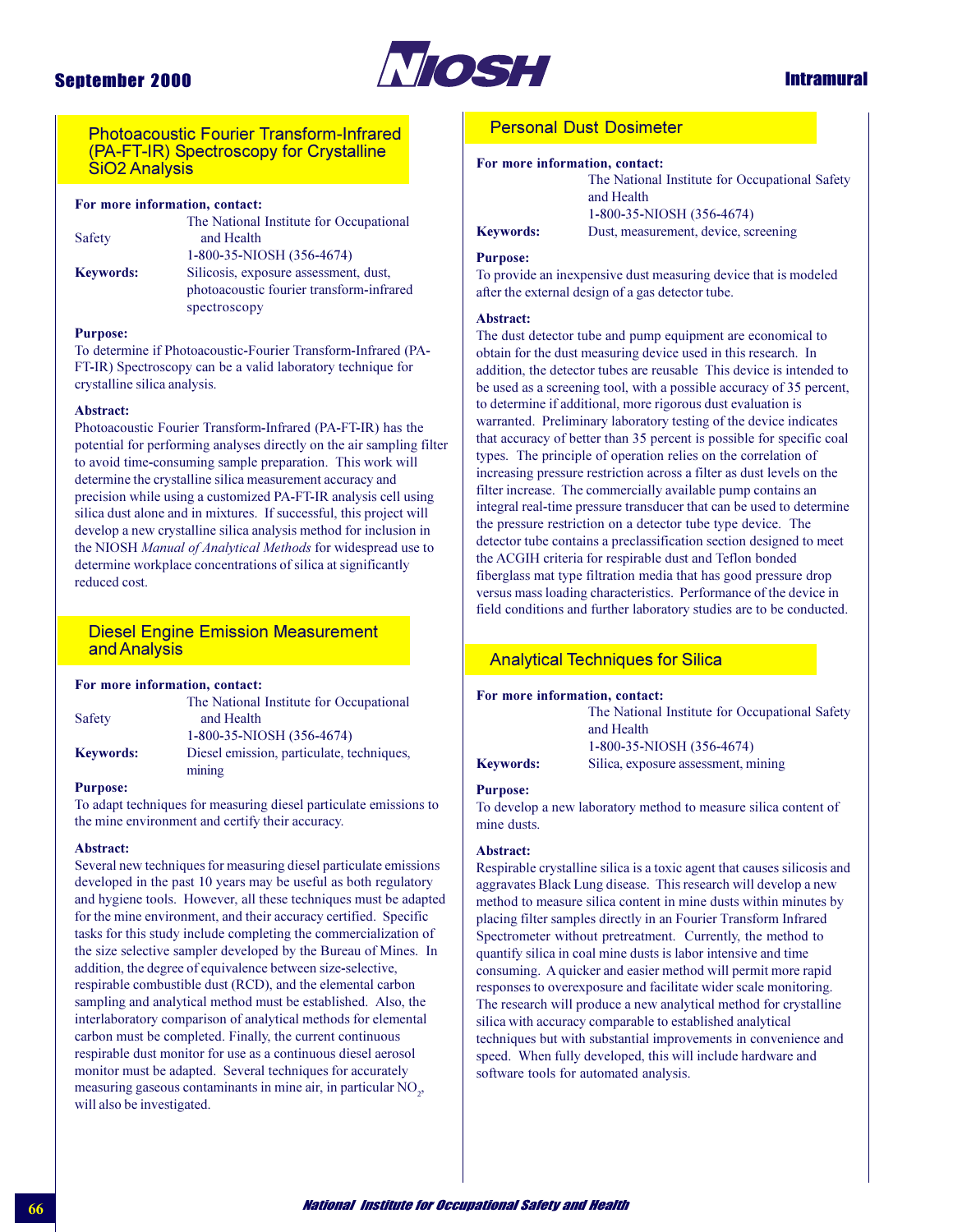## Photoacoustic Fourier Transform-Infrared (PA-FT-IR) Spectroscopy for Crystalline SiO2 Analysis

**For more information, contact:**

The National Institute for Occupational Safety and Health
1-800-35-NIOSH (356-4674)

**Keywords:** Silicosis, exposure assessment, dust, photoacoustic fourier transform-infrared spectroscopy

**Purpose:**
To determine if Photoacoustic-Fourier Transform-Infrared (PA-FT-IR) Spectroscopy can be a valid laboratory technique for crystalline silica analysis.

**Abstract:**
Photoacoustic Fourier Transform-Infrared (PA-FT-IR) has the potential for performing analyses directly on the air sampling filter to avoid time-consuming sample preparation. This work will determine the crystalline silica measurement accuracy and precision while using a customized PA-FT-IR analysis cell using silica dust alone and in mixtures. If successful, this project will develop a new crystalline silica analysis method for inclusion in the NIOSH *Manual of Analytical Methods* for widespread use to determine workplace concentrations of silica at significantly reduced cost.

## Diesel Engine Emission Measurement and Analysis

**For more information, contact:**

The National Institute for Occupational Safety and Health
1-800-35-NIOSH (356-4674)

**Keywords:** Diesel emission, particulate, techniques, mining

**Purpose:**
To adapt techniques for measuring diesel particulate emissions to the mine environment and certify their accuracy.

**Abstract:**
Several new techniques for measuring diesel particulate emissions developed in the past 10 years may be useful as both regulatory and hygiene tools. However, all these techniques must be adapted for the mine environment, and their accuracy certified. Specific tasks for this study include completing the commercialization of the size selective sampler developed by the Bureau of Mines. In addition, the degree of equivalence between size-selective, respirable combustible dust (RCD), and the elemental carbon sampling and analytical method must be established. Also, the interlaboratory comparison of analytical methods for elemental carbon must be completed. Finally, the current continuous respirable dust monitor for use as a continuous diesel aerosol monitor must be adapted. Several techniques for accurately measuring gaseous contaminants in mine air, in particular $NO_2$, will also be investigated.

## Personal Dust Dosimeter

**For more information, contact:**

The National Institute for Occupational Safety and Health
1-800-35-NIOSH (356-4674)

**Keywords:** Dust, measurement, device, screening

**Purpose:**
To provide an inexpensive dust measuring device that is modeled after the external design of a gas detector tube.

**Abstract:**
The dust detector tube and pump equipment are economical to obtain for the dust measuring device used in this research. In addition, the detector tubes are reusable This device is intended to be used as a screening tool, with a possible accuracy of 35 percent, to determine if additional, more rigorous dust evaluation is warranted. Preliminary laboratory testing of the device indicates that accuracy of better than 35 percent is possible for specific coal types. The principle of operation relies on the correlation of increasing pressure restriction across a filter as dust levels on the filter increase. The commercially available pump contains an integral real-time pressure transducer that can be used to determine the pressure restriction on a detector tube type device. The detector tube contains a preclassification section designed to meet the ACGIH criteria for respirable dust and Teflon bonded fiberglass mat type filtration media that has good pressure drop versus mass loading characteristics. Performance of the device in field conditions and further laboratory studies are to be conducted.

## Analytical Techniques for Silica

**For more information, contact:**

The National Institute for Occupational Safety and Health
1-800-35-NIOSH (356-4674)

**Keywords:** Silica, exposure assessment, mining

**Purpose:**
To develop a new laboratory method to measure silica content of mine dusts.

**Abstract:**
Respirable crystalline silica is a toxic agent that causes silicosis and aggravates Black Lung disease. This research will develop a new method to measure silica content in mine dusts within minutes by placing filter samples directly in an Fourier Transform Infrared Spectrometer without pretreatment. Currently, the method to quantify silica in coal mine dusts is labor intensive and time consuming. A quicker and easier method will permit more rapid responses to overexposure and facilitate wider scale monitoring. The research will produce a new analytical method for crystalline silica with accuracy comparable to established analytical techniques but with substantial improvements in convenience and speed. When fully developed, this will include hardware and software tools for automated analysis.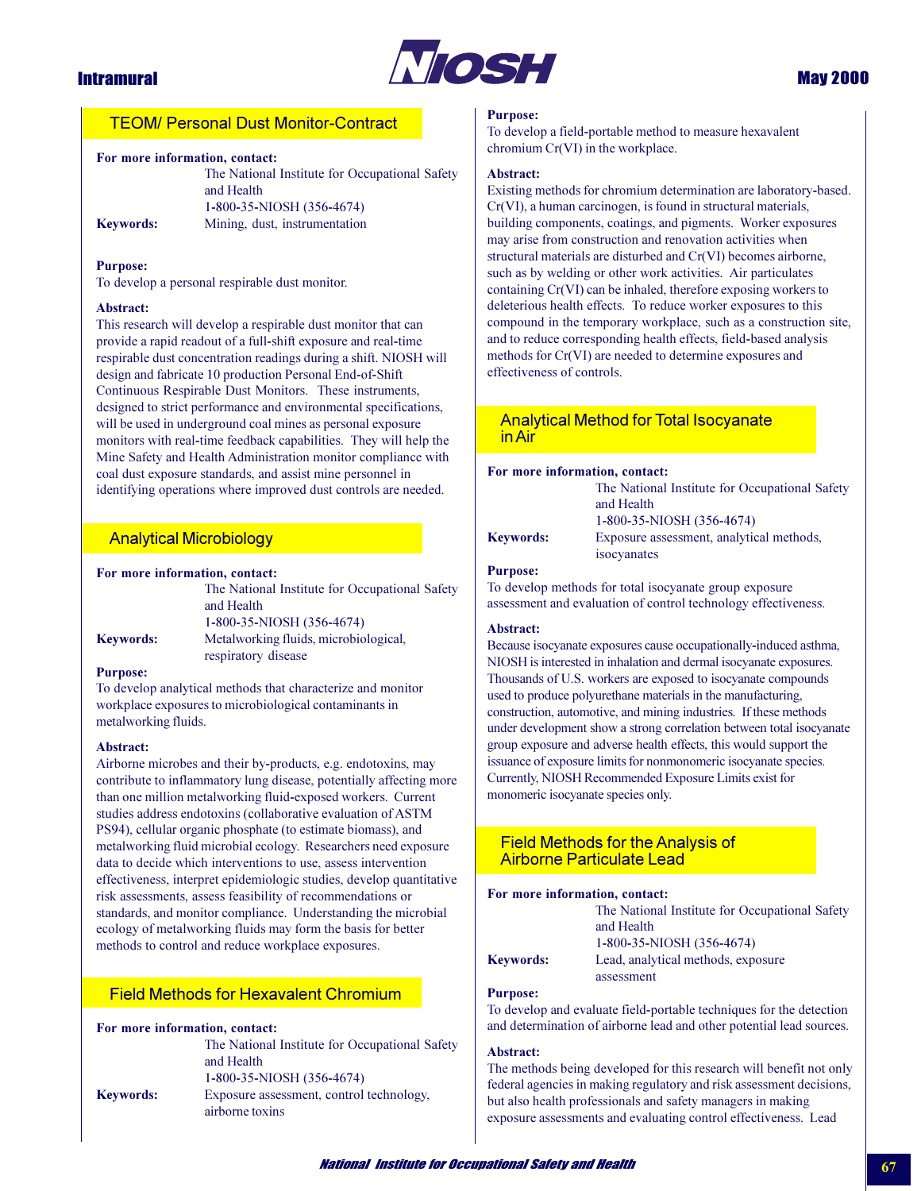## TEOM/ Personal Dust Monitor-Contract

**For more information, contact:**
The National Institute for Occupational Safety and Health
1-800-35-NIOSH (356-4674)

**Keywords:** Mining, dust, instrumentation

**Purpose:**
To develop a personal respirable dust monitor.

**Abstract:**
This research will develop a respirable dust monitor that can provide a rapid readout of a full-shift exposure and real-time respirable dust concentration readings during a shift. NIOSH will design and fabricate 10 production Personal End-of-Shift Continuous Respirable Dust Monitors. These instruments, designed to strict performance and environmental specifications, will be used in underground coal mines as personal exposure monitors with real-time feedback capabilities. They will help the Mine Safety and Health Administration monitor compliance with coal dust exposure standards, and assist mine personnel in identifying operations where improved dust controls are needed.

## Analytical Microbiology

**For more information, contact:**
The National Institute for Occupational Safety and Health
1-800-35-NIOSH (356-4674)

**Keywords:** Metalworking fluids, microbiological, respiratory disease

**Purpose:**
To develop analytical methods that characterize and monitor workplace exposures to microbiological contaminants in metalworking fluids.

**Abstract:**
Airborne microbes and their by-products, e.g. endotoxins, may contribute to inflammatory lung disease, potentially affecting more than one million metalworking fluid-exposed workers. Current studies address endotoxins (collaborative evaluation of ASTM PS94), cellular organic phosphate (to estimate biomass), and metalworking fluid microbial ecology. Researchers need exposure data to decide which interventions to use, assess intervention effectiveness, interpret epidemiologic studies, develop quantitative risk assessments, assess feasibility of recommendations or standards, and monitor compliance. Understanding the microbial ecology of metalworking fluids may form the basis for better methods to control and reduce workplace exposures.

## Field Methods for Hexavalent Chromium

**For more information, contact:**
The National Institute for Occupational Safety and Health
1-800-35-NIOSH (356-4674)

**Keywords:** Exposure assessment, control technology, airborne toxins

**Purpose:**
To develop a field-portable method to measure hexavalent chromium Cr(VI) in the workplace.

**Abstract:**
Existing methods for chromium determination are laboratory-based. Cr(VI), a human carcinogen, is found in structural materials, building components, coatings, and pigments. Worker exposures may arise from construction and renovation activities when structural materials are disturbed and Cr(VI) becomes airborne, such as by welding or other work activities. Air particulates containing Cr(VI) can be inhaled, therefore exposing workers to deleterious health effects. To reduce worker exposures to this compound in the temporary workplace, such as a construction site, and to reduce corresponding health effects, field-based analysis methods for Cr(VI) are needed to determine exposures and effectiveness of controls.

## Analytical Method for Total Isocyanate in Air

**For more information, contact:**
The National Institute for Occupational Safety and Health
1-800-35-NIOSH (356-4674)

**Keywords:** Exposure assessment, analytical methods, isocyanates

**Purpose:**
To develop methods for total isocyanate group exposure assessment and evaluation of control technology effectiveness.

**Abstract:**
Because isocyanate exposures cause occupationally-induced asthma, NIOSH is interested in inhalation and dermal isocyanate exposures. Thousands of U.S. workers are exposed to isocyanate compounds used to produce polyurethane materials in the manufacturing, construction, automotive, and mining industries. If these methods under development show a strong correlation between total isocyanate group exposure and adverse health effects, this would support the issuance of exposure limits for nonmonomeric isocyanate species. Currently, NIOSH Recommended Exposure Limits exist for monomeric isocyanate species only.

## Field Methods for the Analysis of Airborne Particulate Lead

**For more information, contact:**
The National Institute for Occupational Safety and Health
1-800-35-NIOSH (356-4674)

**Keywords:** Lead, analytical methods, exposure assessment

**Purpose:**
To develop and evaluate field-portable techniques for the detection and determination of airborne lead and other potential lead sources.

**Abstract:**
The methods being developed for this research will benefit not only federal agencies in making regulatory and risk assessment decisions, but also health professionals and safety managers in making exposure assessments and evaluating control effectiveness. Lead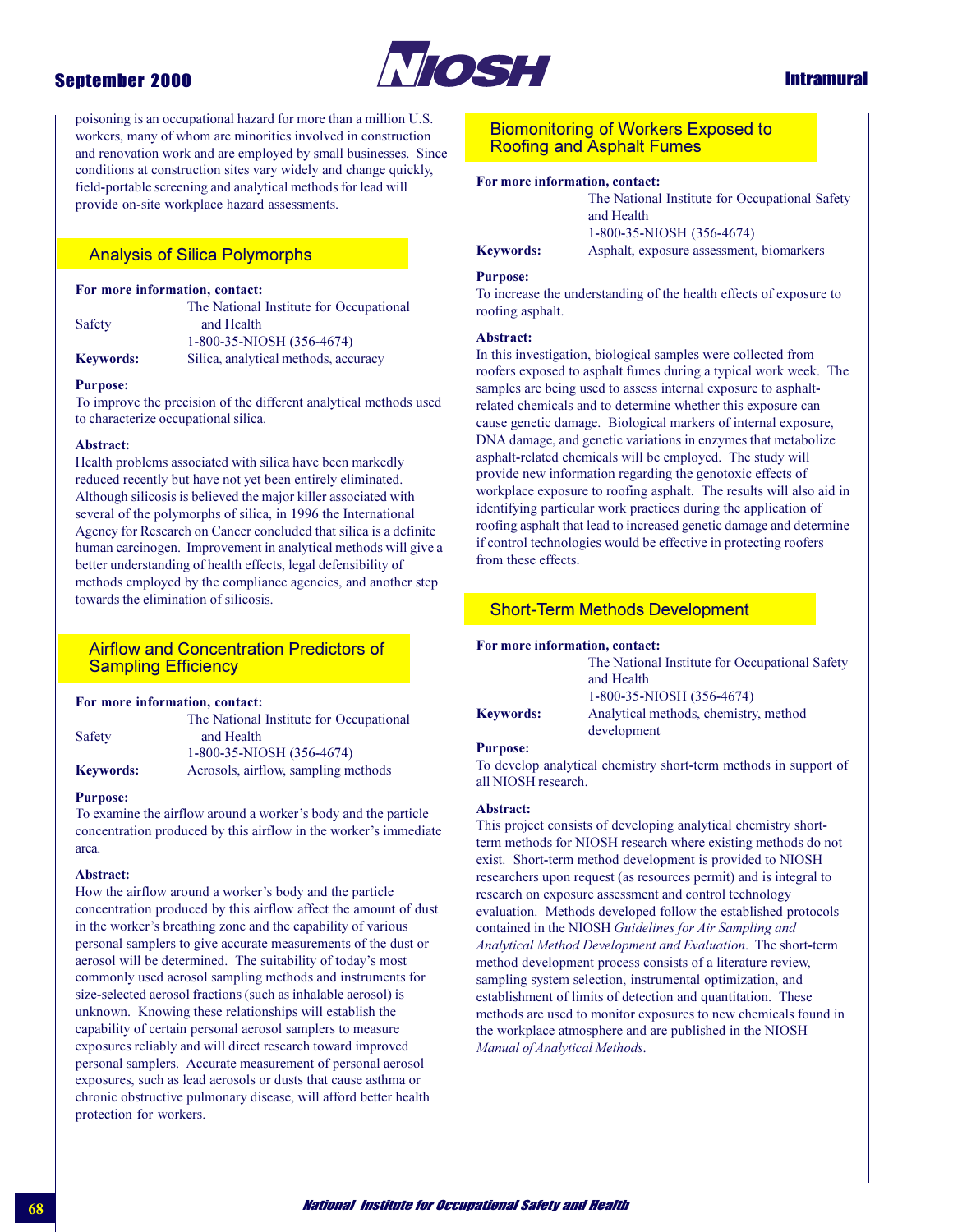poisoning is an occupational hazard for more than a million U.S. workers, many of whom are minorities involved in construction and renovation work and are employed by small businesses. Since conditions at construction sites vary widely and change quickly, field-portable screening and analytical methods for lead will provide on-site workplace hazard assessments.

## Analysis of Silica Polymorphs

**For more information, contact:**
The National Institute for Occupational Safety and Health
1-800-35-NIOSH (356-4674)

**Keywords:** Silica, analytical methods, accuracy

**Purpose:**
To improve the precision of the different analytical methods used to characterize occupational silica.

**Abstract:**
Health problems associated with silica have been markedly reduced recently but have not yet been entirely eliminated. Although silicosis is believed the major killer associated with several of the polymorphs of silica, in 1996 the International Agency for Research on Cancer concluded that silica is a definite human carcinogen. Improvement in analytical methods will give a better understanding of health effects, legal defensibility of methods employed by the compliance agencies, and another step towards the elimination of silicosis.

## Airflow and Concentration Predictors of Sampling Efficiency

**For more information, contact:**
The National Institute for Occupational Safety and Health
1-800-35-NIOSH (356-4674)

**Keywords:** Aerosols, airflow, sampling methods

**Purpose:**
To examine the airflow around a worker's body and the particle concentration produced by this airflow in the worker's immediate area.

**Abstract:**
How the airflow around a worker's body and the particle concentration produced by this airflow affect the amount of dust in the worker's breathing zone and the capability of various personal samplers to give accurate measurements of the dust or aerosol will be determined. The suitability of today's most commonly used aerosol sampling methods and instruments for size-selected aerosol fractions (such as inhalable aerosol) is unknown. Knowing these relationships will establish the capability of certain personal aerosol samplers to measure exposures reliably and will direct research toward improved personal samplers. Accurate measurement of personal aerosol exposures, such as lead aerosols or dusts that cause asthma or chronic obstructive pulmonary disease, will afford better health protection for workers.

## Biomonitoring of Workers Exposed to Roofing and Asphalt Fumes

**For more information, contact:**
The National Institute for Occupational Safety and Health
1-800-35-NIOSH (356-4674)

**Keywords:** Asphalt, exposure assessment, biomarkers

**Purpose:**
To increase the understanding of the health effects of exposure to roofing asphalt.

**Abstract:**
In this investigation, biological samples were collected from roofers exposed to asphalt fumes during a typical work week. The samples are being used to assess internal exposure to asphalt-related chemicals and to determine whether this exposure can cause genetic damage. Biological markers of internal exposure, DNA damage, and genetic variations in enzymes that metabolize asphalt-related chemicals will be employed. The study will provide new information regarding the genotoxic effects of workplace exposure to roofing asphalt. The results will also aid in identifying particular work practices during the application of roofing asphalt that lead to increased genetic damage and determine if control technologies would be effective in protecting roofers from these effects.

## Short-Term Methods Development

**For more information, contact:**
The National Institute for Occupational Safety and Health
1-800-35-NIOSH (356-4674)

**Keywords:** Analytical methods, chemistry, method development

**Purpose:**
To develop analytical chemistry short-term methods in support of all NIOSH research.

**Abstract:**
This project consists of developing analytical chemistry short-term methods for NIOSH research where existing methods do not exist. Short-term method development is provided to NIOSH researchers upon request (as resources permit) and is integral to research on exposure assessment and control technology evaluation. Methods developed follow the established protocols contained in the NIOSH *Guidelines for Air Sampling and Analytical Method Development and Evaluation*. The short-term method development process consists of a literature review, sampling system selection, instrumental optimization, and establishment of limits of detection and quantitation. These methods are used to monitor exposures to new chemicals found in the workplace atmosphere and are published in the NIOSH *Manual of Analytical Methods*.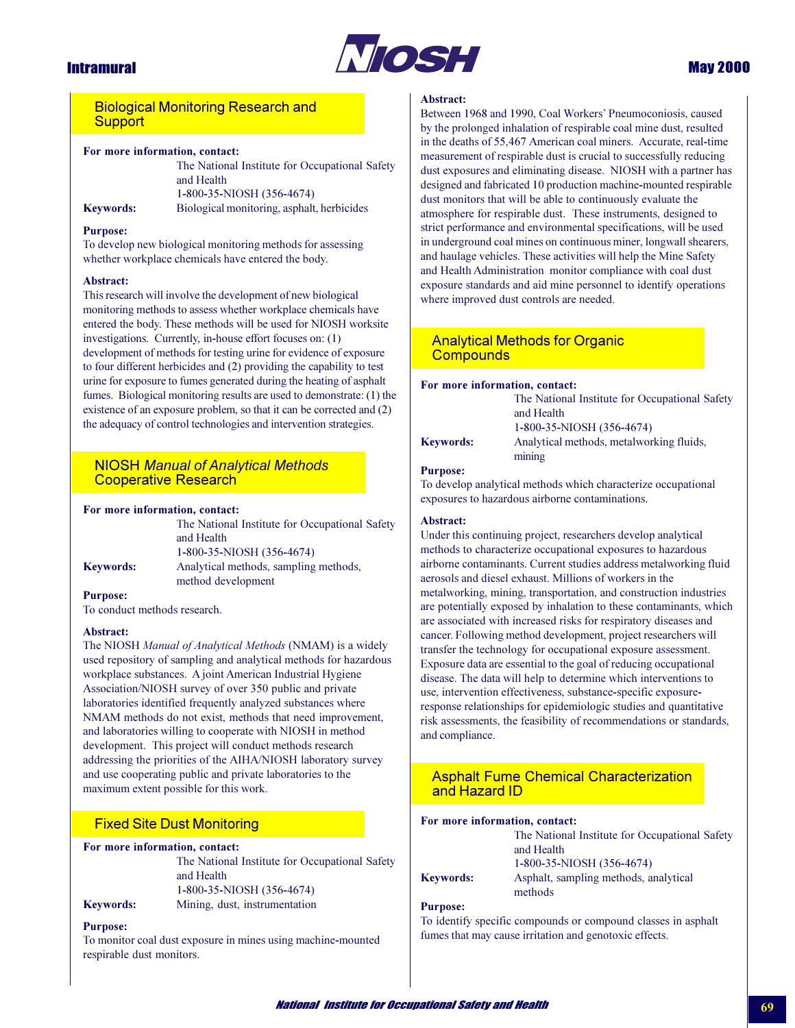## Biological Monitoring Research and Support

**For more information, contact:**
The National Institute for Occupational Safety and Health
1-800-35-NIOSH (356-4674)

**Keywords:** Biological monitoring, asphalt, herbicides

**Purpose:**
To develop new biological monitoring methods for assessing whether workplace chemicals have entered the body.

**Abstract:**
This research will involve the development of new biological monitoring methods to assess whether workplace chemicals have entered the body. These methods will be used for NIOSH worksite investigations. Currently, in-house effort focuses on: (1) development of methods for testing urine for evidence of exposure to four different herbicides and (2) providing the capability to test urine for exposure to fumes generated during the heating of asphalt fumes. Biological monitoring results are used to demonstrate: (1) the existence of an exposure problem, so that it can be corrected and (2) the adequacy of control technologies and intervention strategies.

## NIOSH *Manual of Analytical Methods* Cooperative Research

**For more information, contact:**
The National Institute for Occupational Safety and Health
1-800-35-NIOSH (356-4674)

**Keywords:** Analytical methods, sampling methods, method development

**Purpose:**
To conduct methods research.

**Abstract:**
The NIOSH *Manual of Analytical Methods* (NMAM) is a widely used repository of sampling and analytical methods for hazardous workplace substances. A joint American Industrial Hygiene Association/NIOSH survey of over 350 public and private laboratories identified frequently analyzed substances where NMAM methods do not exist, methods that need improvement, and laboratories willing to cooperate with NIOSH in method development. This project will conduct methods research addressing the priorities of the AIHA/NIOSH laboratory survey and use cooperating public and private laboratories to the maximum extent possible for this work.

## Fixed Site Dust Monitoring

**For more information, contact:**
The National Institute for Occupational Safety and Health
1-800-35-NIOSH (356-4674)

**Keywords:** Mining, dust, instrumentation

**Purpose:**
To monitor coal dust exposure in mines using machine-mounted respirable dust monitors.

**Abstract:**
Between 1968 and 1990, Coal Workers' Pneumoconiosis, caused by the prolonged inhalation of respirable coal mine dust, resulted in the deaths of 55,467 American coal miners. Accurate, real-time measurement of respirable dust is crucial to successfully reducing dust exposures and eliminating disease. NIOSH with a partner has designed and fabricated 10 production machine-mounted respirable dust monitors that will be able to continuously evaluate the atmosphere for respirable dust. These instruments, designed to strict performance and environmental specifications, will be used in underground coal mines on continuous miner, longwall shearers, and haulage vehicles. These activities will help the Mine Safety and Health Administration monitor compliance with coal dust exposure standards and aid mine personnel to identify operations where improved dust controls are needed.

## Analytical Methods for Organic Compounds

**For more information, contact:**
The National Institute for Occupational Safety and Health
1-800-35-NIOSH (356-4674)

**Keywords:** Analytical methods, metalworking fluids, mining

**Purpose:**
To develop analytical methods which characterize occupational exposures to hazardous airborne contaminations.

**Abstract:**
Under this continuing project, researchers develop analytical methods to characterize occupational exposures to hazardous airborne contaminants. Current studies address metalworking fluid aerosols and diesel exhaust. Millions of workers in the metalworking, mining, transportation, and construction industries are potentially exposed by inhalation to these contaminants, which are associated with increased risks for respiratory diseases and cancer. Following method development, project researchers will transfer the technology for occupational exposure assessment. Exposure data are essential to the goal of reducing occupational disease. The data will help to determine which interventions to use, intervention effectiveness, substance-specific exposure-response relationships for epidemiologic studies and quantitative risk assessments, the feasibility of recommendations or standards, and compliance.

## Asphalt Fume Chemical Characterization and Hazard ID

**For more information, contact:**
The National Institute for Occupational Safety and Health
1-800-35-NIOSH (356-4674)

**Keywords:** Asphalt, sampling methods, analytical methods

**Purpose:**
To identify specific compounds or compound classes in asphalt fumes that may cause irritation and genotoxic effects.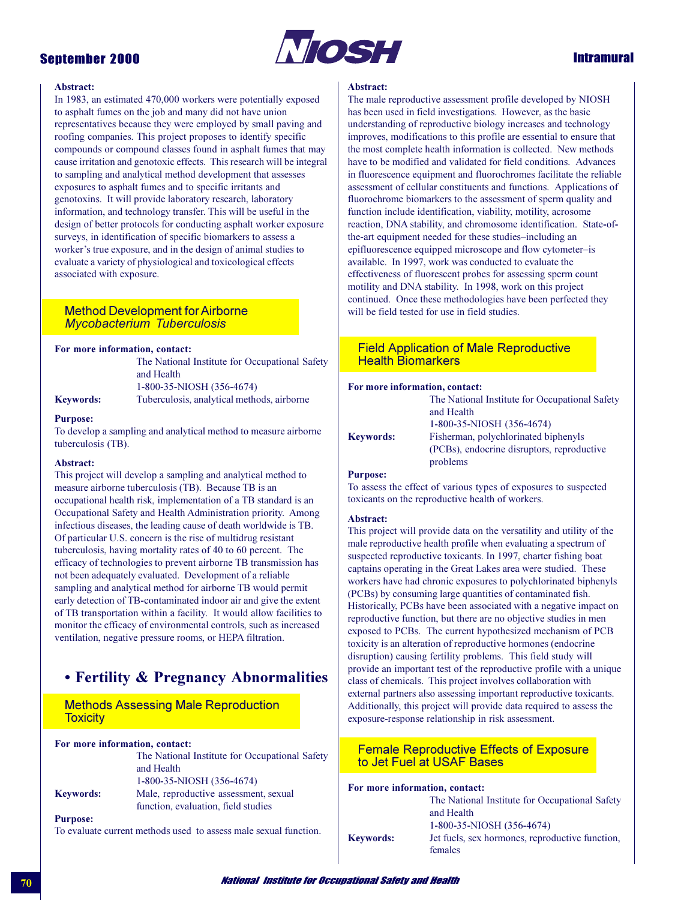**Abstract:**
In 1983, an estimated 470,000 workers were potentially exposed to asphalt fumes on the job and many did not have union representatives because they were employed by small paving and roofing companies. This project proposes to identify specific compounds or compound classes found in asphalt fumes that may cause irritation and genotoxic effects. This research will be integral to sampling and analytical method development that assesses exposures to asphalt fumes and to specific irritants and genotoxins. It will provide laboratory research, laboratory information, and technology transfer. This will be useful in the design of better protocols for conducting asphalt worker exposure surveys, in identification of specific biomarkers to assess a worker's true exposure, and in the design of animal studies to evaluate a variety of physiological and toxicological effects associated with exposure.

### Method Development for Airborne *Mycobacterium Tuberculosis*

**For more information, contact:**
The National Institute for Occupational Safety and Health
1-800-35-NIOSH (356-4674)

**Keywords:** Tuberculosis, analytical methods, airborne

**Purpose:**
To develop a sampling and analytical method to measure airborne tuberculosis (TB).

**Abstract:**
This project will develop a sampling and analytical method to measure airborne tuberculosis (TB). Because TB is an occupational health risk, implementation of a TB standard is an Occupational Safety and Health Administration priority. Among infectious diseases, the leading cause of death worldwide is TB. Of particular U.S. concern is the rise of multidrug resistant tuberculosis, having mortality rates of 40 to 60 percent. The efficacy of technologies to prevent airborne TB transmission has not been adequately evaluated. Development of a reliable sampling and analytical method for airborne TB would permit early detection of TB-contaminated indoor air and give the extent of TB transportation within a facility. It would allow facilities to monitor the efficacy of environmental controls, such as increased ventilation, negative pressure rooms, or HEPA filtration.

## • Fertility & Pregnancy Abnormalities

### Methods Assessing Male Reproduction Toxicity

**For more information, contact:**
The National Institute for Occupational Safety and Health
1-800-35-NIOSH (356-4674)

**Keywords:** Male, reproductive assessment, sexual function, evaluation, field studies

**Purpose:**
To evaluate current methods used to assess male sexual function.

**Abstract:**
The male reproductive assessment profile developed by NIOSH has been used in field investigations. However, as the basic understanding of reproductive biology increases and technology improves, modifications to this profile are essential to ensure that the most complete health information is collected. New methods have to be modified and validated for field conditions. Advances in fluorescence equipment and fluorochromes facilitate the reliable assessment of cellular constituents and functions. Applications of fluorochrome biomarkers to the assessment of sperm quality and function include identification, viability, motility, acrosome reaction, DNA stability, and chromosome identification. State-of-the-art equipment needed for these studies–including an epifluorescence equipped microscope and flow cytometer–is available. In 1997, work was conducted to evaluate the effectiveness of fluorescent probes for assessing sperm count motility and DNA stability. In 1998, work on this project continued. Once these methodologies have been perfected they will be field tested for use in field studies.

### Field Application of Male Reproductive Health Biomarkers

**For more information, contact:**
The National Institute for Occupational Safety and Health
1-800-35-NIOSH (356-4674)

**Keywords:** Fisherman, polychlorinated biphenyls (PCBs), endocrine disruptors, reproductive problems

**Purpose:**
To assess the effect of various types of exposures to suspected toxicants on the reproductive health of workers.

**Abstract:**
This project will provide data on the versatility and utility of the male reproductive health profile when evaluating a spectrum of suspected reproductive toxicants. In 1997, charter fishing boat captains operating in the Great Lakes area were studied. These workers have had chronic exposures to polychlorinated biphenyls (PCBs) by consuming large quantities of contaminated fish. Historically, PCBs have been associated with a negative impact on reproductive function, but there are no objective studies in men exposed to PCBs. The current hypothesized mechanism of PCB toxicity is an alteration of reproductive hormones (endocrine disruption) causing fertility problems. This field study will provide an important test of the reproductive profile with a unique class of chemicals. This project involves collaboration with external partners also assessing important reproductive toxicants. Additionally, this project will provide data required to assess the exposure-response relationship in risk assessment.

### Female Reproductive Effects of Exposure to Jet Fuel at USAF Bases

**For more information, contact:**
The National Institute for Occupational Safety and Health
1-800-35-NIOSH (356-4674)

**Keywords:** Jet fuels, sex hormones, reproductive function, females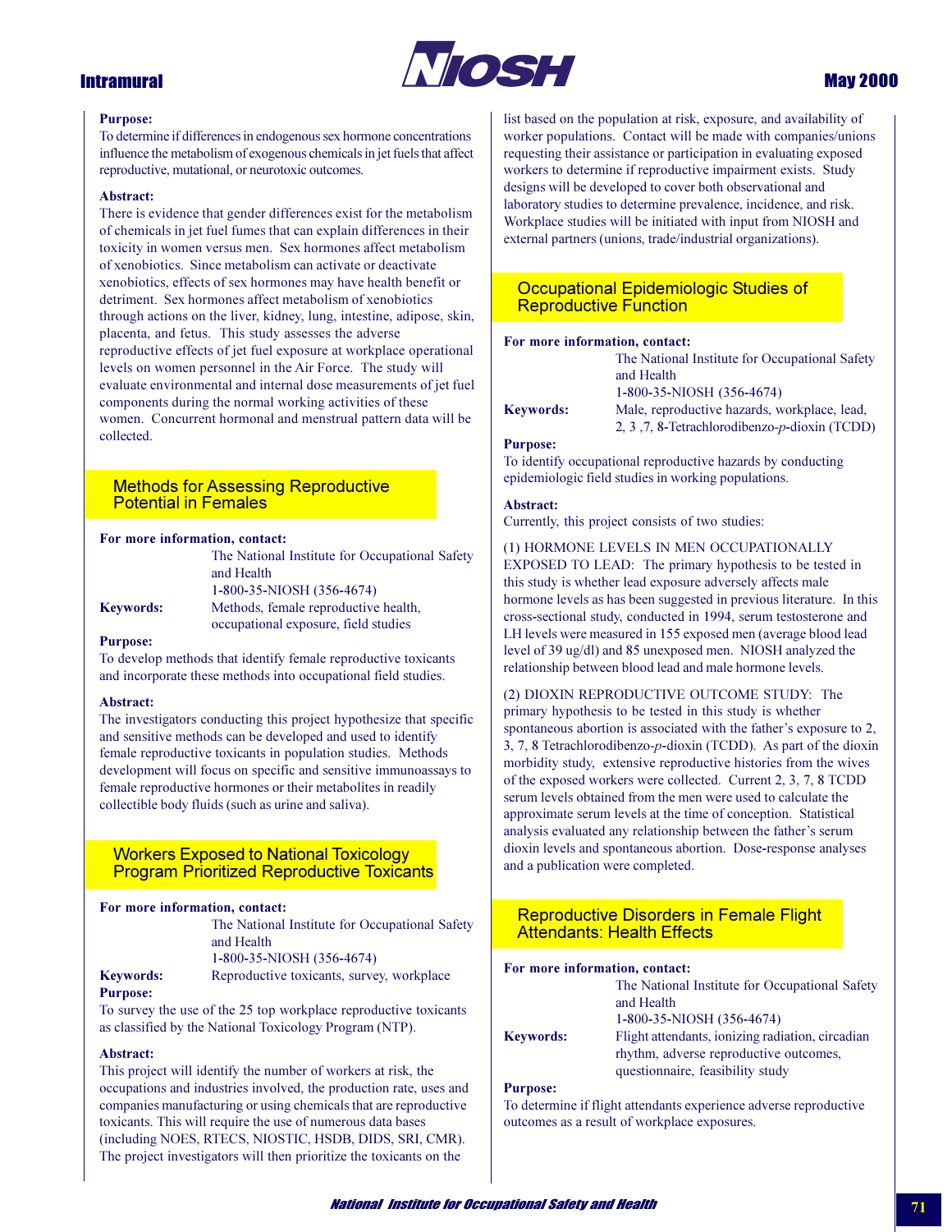**Purpose:**
To determine if differences in endogenous sex hormone concentrations influence the metabolism of exogenous chemicals in jet fuels that affect reproductive, mutational, or neurotoxic outcomes.

**Abstract:**
There is evidence that gender differences exist for the metabolism of chemicals in jet fuel fumes that can explain differences in their toxicity in women versus men. Sex hormones affect metabolism of xenobiotics. Since metabolism can activate or deactivate xenobiotics, effects of sex hormones may have health benefit or detriment. Sex hormones affect metabolism of xenobiotics through actions on the liver, kidney, lung, intestine, adipose, skin, placenta, and fetus. This study assesses the adverse reproductive effects of jet fuel exposure at workplace operational levels on women personnel in the Air Force. The study will evaluate environmental and internal dose measurements of jet fuel components during the normal working activities of these women. Concurrent hormonal and menstrual pattern data will be collected.

## Methods for Assessing Reproductive Potential in Females

**For more information, contact:**
The National Institute for Occupational Safety and Health
1-800-35-NIOSH (356-4674)

**Keywords:** Methods, female reproductive health, occupational exposure, field studies

**Purpose:**
To develop methods that identify female reproductive toxicants and incorporate these methods into occupational field studies.

**Abstract:**
The investigators conducting this project hypothesize that specific and sensitive methods can be developed and used to identify female reproductive toxicants in population studies. Methods development will focus on specific and sensitive immunoassays to female reproductive hormones or their metabolites in readily collectible body fluids (such as urine and saliva).

## Workers Exposed to National Toxicology Program Prioritized Reproductive Toxicants

**For more information, contact:**
The National Institute for Occupational Safety and Health
1-800-35-NIOSH (356-4674)

**Keywords:** Reproductive toxicants, survey, workplace

**Purpose:**
To survey the use of the 25 top workplace reproductive toxicants as classified by the National Toxicology Program (NTP).

**Abstract:**
This project will identify the number of workers at risk, the occupations and industries involved, the production rate, uses and companies manufacturing or using chemicals that are reproductive toxicants. This will require the use of numerous data bases (including NOES, RTECS, NIOSTIC, HSDB, DIDS, SRI, CMR). The project investigators will then prioritize the toxicants on the list based on the population at risk, exposure, and availability of worker populations. Contact will be made with companies/unions requesting their assistance or participation in evaluating exposed workers to determine if reproductive impairment exists. Study designs will be developed to cover both observational and laboratory studies to determine prevalence, incidence, and risk. Workplace studies will be initiated with input from NIOSH and external partners (unions, trade/industrial organizations).

## Occupational Epidemiologic Studies of Reproductive Function

**For more information, contact:**
The National Institute for Occupational Safety and Health
1-800-35-NIOSH (356-4674)

**Keywords:** Male, reproductive hazards, workplace, lead, 2, 3 ,7, 8-Tetrachlorodibenzo-*p*-dioxin (TCDD)

**Purpose:**
To identify occupational reproductive hazards by conducting epidemiologic field studies in working populations.

**Abstract:**
Currently, this project consists of two studies:

(1) HORMONE LEVELS IN MEN OCCUPATIONALLY EXPOSED TO LEAD: The primary hypothesis to be tested in this study is whether lead exposure adversely affects male hormone levels as has been suggested in previous literature. In this cross-sectional study, conducted in 1994, serum testosterone and LH levels were measured in 155 exposed men (average blood lead level of 39 ug/dl) and 85 unexposed men. NIOSH analyzed the relationship between blood lead and male hormone levels.

(2) DIOXIN REPRODUCTIVE OUTCOME STUDY: The primary hypothesis to be tested in this study is whether spontaneous abortion is associated with the father's exposure to 2, 3, 7, 8 Tetrachlorodibenzo-*p*-dioxin (TCDD). As part of the dioxin morbidity study, extensive reproductive histories from the wives of the exposed workers were collected. Current 2, 3, 7, 8 TCDD serum levels obtained from the men were used to calculate the approximate serum levels at the time of conception. Statistical analysis evaluated any relationship between the father's serum dioxin levels and spontaneous abortion. Dose-response analyses and a publication were completed.

## Reproductive Disorders in Female Flight Attendants: Health Effects

**For more information, contact:**
The National Institute for Occupational Safety and Health
1-800-35-NIOSH (356-4674)

**Keywords:** Flight attendants, ionizing radiation, circadian rhythm, adverse reproductive outcomes, questionnaire, feasibility study

**Purpose:**
To determine if flight attendants experience adverse reproductive outcomes as a result of workplace exposures.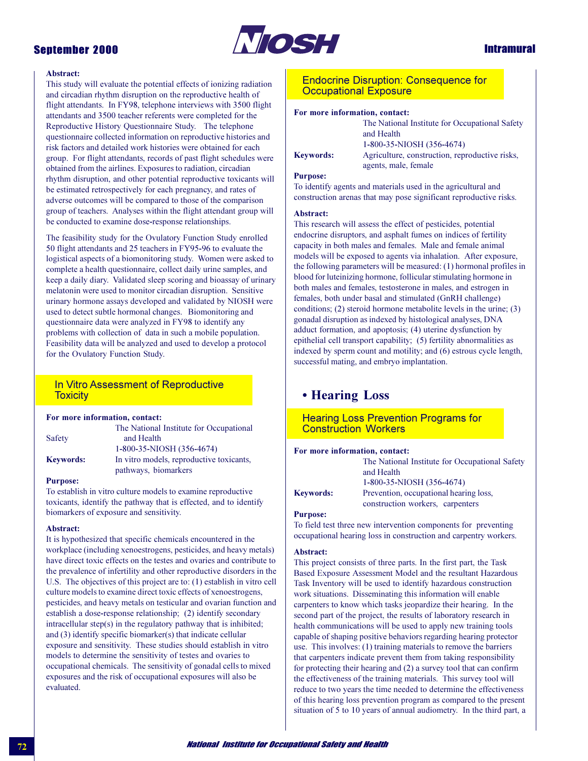**Abstract:**
This study will evaluate the potential effects of ionizing radiation and circadian rhythm disruption on the reproductive health of flight attendants. In FY98, telephone interviews with 3500 flight attendants and 3500 teacher referents were completed for the Reproductive History Questionnaire Study. The telephone questionnaire collected information on reproductive histories and risk factors and detailed work histories were obtained for each group. For flight attendants, records of past flight schedules were obtained from the airlines. Exposures to radiation, circadian rhythm disruption, and other potential reproductive toxicants will be estimated retrospectively for each pregnancy, and rates of adverse outcomes will be compared to those of the comparison group of teachers. Analyses within the flight attendant group will be conducted to examine dose-response relationships.

The feasibility study for the Ovulatory Function Study enrolled 50 flight attendants and 25 teachers in FY95-96 to evaluate the logistical aspects of a biomonitoring study. Women were asked to complete a health questionnaire, collect daily urine samples, and keep a daily diary. Validated sleep scoring and bioassay of urinary melatonin were used to monitor circadian disruption. Sensitive urinary hormone assays developed and validated by NIOSH were used to detect subtle hormonal changes. Biomonitoring and questionnaire data were analyzed in FY98 to identify any problems with collection of data in such a mobile population. Feasibility data will be analyzed and used to develop a protocol for the Ovulatory Function Study.

## In Vitro Assessment of Reproductive Toxicity

**For more information, contact:**
The National Institute for Occupational Safety and Health
1-800-35-NIOSH (356-4674)

**Keywords:** In vitro models, reproductive toxicants, pathways, biomarkers

**Purpose:**
To establish in vitro culture models to examine reproductive toxicants, identify the pathway that is effected, and to identify biomarkers of exposure and sensitivity.

**Abstract:**
It is hypothesized that specific chemicals encountered in the workplace (including xenoestrogens, pesticides, and heavy metals) have direct toxic effects on the testes and ovaries and contribute to the prevalence of infertility and other reproductive disorders in the U.S. The objectives of this project are to: (1) establish in vitro cell culture models to examine direct toxic effects of xenoestrogens, pesticides, and heavy metals on testicular and ovarian function and establish a dose-response relationship; (2) identify secondary intracellular step(s) in the regulatory pathway that is inhibited; and (3) identify specific biomarker(s) that indicate cellular exposure and sensitivity. These studies should establish in vitro models to determine the sensitivity of testes and ovaries to occupational chemicals. The sensitivity of gonadal cells to mixed exposures and the risk of occupational exposures will also be evaluated.

## Endocrine Disruption: Consequence for Occupational Exposure

**For more information, contact:**
The National Institute for Occupational Safety and Health
1-800-35-NIOSH (356-4674)

**Keywords:** Agriculture, construction, reproductive risks, agents, male, female

**Purpose:**
To identify agents and materials used in the agricultural and construction arenas that may pose significant reproductive risks.

**Abstract:**
This research will assess the effect of pesticides, potential endocrine disruptors, and asphalt fumes on indices of fertility capacity in both males and females. Male and female animal models will be exposed to agents via inhalation. After exposure, the following parameters will be measured: (1) hormonal profiles in blood for luteinizing hormone, follicular stimulating hormone in both males and females, testosterone in males, and estrogen in females, both under basal and stimulated (GnRH challenge) conditions; (2) steroid hormone metabolite levels in the urine; (3) gonadal disruption as indexed by histological analyses, DNA adduct formation, and apoptosis; (4) uterine dysfunction by epithelial cell transport capability; (5) fertility abnormalities as indexed by sperm count and motility; and (6) estrous cycle length, successful mating, and embryo implantation.

# • Hearing Loss

## Hearing Loss Prevention Programs for Construction Workers

**For more information, contact:**
The National Institute for Occupational Safety and Health
1-800-35-NIOSH (356-4674)

**Keywords:** Prevention, occupational hearing loss, construction workers, carpenters

**Purpose:**
To field test three new intervention components for preventing occupational hearing loss in construction and carpentry workers.

**Abstract:**
This project consists of three parts. In the first part, the Task Based Exposure Assessment Model and the resultant Hazardous Task Inventory will be used to identify hazardous construction work situations. Disseminating this information will enable carpenters to know which tasks jeopardize their hearing. In the second part of the project, the results of laboratory research in health communications will be used to apply new training tools capable of shaping positive behaviors regarding hearing protector use. This involves: (1) training materials to remove the barriers that carpenters indicate prevent them from taking responsibility for protecting their hearing and (2) a survey tool that can confirm the effectiveness of the training materials. This survey tool will reduce to two years the time needed to determine the effectiveness of this hearing loss prevention program as compared to the present situation of 5 to 10 years of annual audiometry. In the third part, a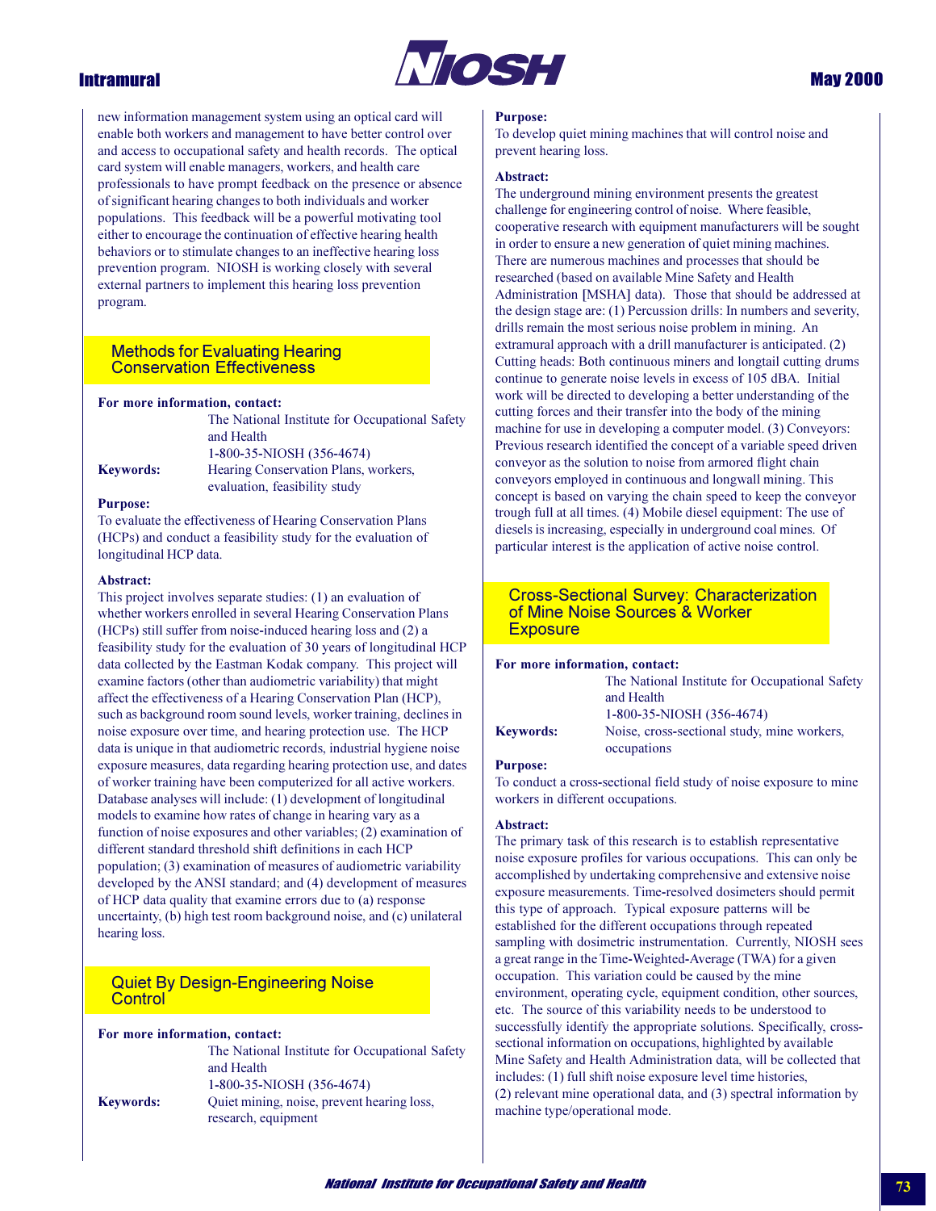new information management system using an optical card will enable both workers and management to have better control over and access to occupational safety and health records. The optical card system will enable managers, workers, and health care professionals to have prompt feedback on the presence or absence of significant hearing changes to both individuals and worker populations. This feedback will be a powerful motivating tool either to encourage the continuation of effective hearing health behaviors or to stimulate changes to an ineffective hearing loss prevention program. NIOSH is working closely with several external partners to implement this hearing loss prevention program.

## Methods for Evaluating Hearing Conservation Effectiveness

**For more information, contact:**
The National Institute for Occupational Safety and Health
1-800-35-NIOSH (356-4674)

**Keywords:** Hearing Conservation Plans, workers, evaluation, feasibility study

**Purpose:**
To evaluate the effectiveness of Hearing Conservation Plans (HCPs) and conduct a feasibility study for the evaluation of longitudinal HCP data.

**Abstract:**
This project involves separate studies: (1) an evaluation of whether workers enrolled in several Hearing Conservation Plans (HCPs) still suffer from noise-induced hearing loss and (2) a feasibility study for the evaluation of 30 years of longitudinal HCP data collected by the Eastman Kodak company. This project will examine factors (other than audiometric variability) that might affect the effectiveness of a Hearing Conservation Plan (HCP), such as background room sound levels, worker training, declines in noise exposure over time, and hearing protection use. The HCP data is unique in that audiometric records, industrial hygiene noise exposure measures, data regarding hearing protection use, and dates of worker training have been computerized for all active workers. Database analyses will include: (1) development of longitudinal models to examine how rates of change in hearing vary as a function of noise exposures and other variables; (2) examination of different standard threshold shift definitions in each HCP population; (3) examination of measures of audiometric variability developed by the ANSI standard; and (4) development of measures of HCP data quality that examine errors due to (a) response uncertainty, (b) high test room background noise, and (c) unilateral hearing loss.

## Quiet By Design-Engineering Noise Control

**For more information, contact:**
The National Institute for Occupational Safety and Health
1-800-35-NIOSH (356-4674)

**Keywords:** Quiet mining, noise, prevent hearing loss, research, equipment

**Purpose:**
To develop quiet mining machines that will control noise and prevent hearing loss.

**Abstract:**
The underground mining environment presents the greatest challenge for engineering control of noise. Where feasible, cooperative research with equipment manufacturers will be sought in order to ensure a new generation of quiet mining machines. There are numerous machines and processes that should be researched (based on available Mine Safety and Health Administration [MSHA] data). Those that should be addressed at the design stage are: (1) Percussion drills: In numbers and severity, drills remain the most serious noise problem in mining. An extramural approach with a drill manufacturer is anticipated. (2) Cutting heads: Both continuous miners and longtail cutting drums continue to generate noise levels in excess of 105 dBA. Initial work will be directed to developing a better understanding of the cutting forces and their transfer into the body of the mining machine for use in developing a computer model. (3) Conveyors: Previous research identified the concept of a variable speed driven conveyor as the solution to noise from armored flight chain conveyors employed in continuous and longwall mining. This concept is based on varying the chain speed to keep the conveyor trough full at all times. (4) Mobile diesel equipment: The use of diesels is increasing, especially in underground coal mines. Of particular interest is the application of active noise control.

## Cross-Sectional Survey: Characterization of Mine Noise Sources & Worker Exposure

**For more information, contact:**
The National Institute for Occupational Safety and Health
1-800-35-NIOSH (356-4674)

**Keywords:** Noise, cross-sectional study, mine workers, occupations

**Purpose:**
To conduct a cross-sectional field study of noise exposure to mine workers in different occupations.

**Abstract:**
The primary task of this research is to establish representative noise exposure profiles for various occupations. This can only be accomplished by undertaking comprehensive and extensive noise exposure measurements. Time-resolved dosimeters should permit this type of approach. Typical exposure patterns will be established for the different occupations through repeated sampling with dosimetric instrumentation. Currently, NIOSH sees a great range in the Time-Weighted-Average (TWA) for a given occupation. This variation could be caused by the mine environment, operating cycle, equipment condition, other sources, etc. The source of this variability needs to be understood to successfully identify the appropriate solutions. Specifically, cross-sectional information on occupations, highlighted by available Mine Safety and Health Administration data, will be collected that includes: (1) full shift noise exposure level time histories, (2) relevant mine operational data, and (3) spectral information by machine type/operational mode.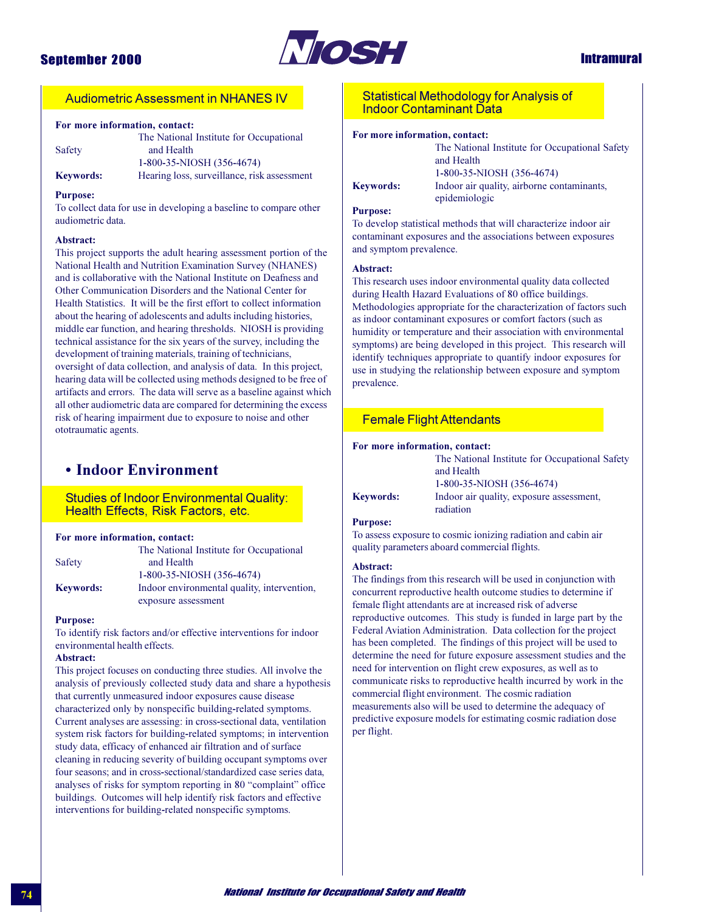## Audiometric Assessment in NHANES IV

**For more information, contact:**
The National Institute for Occupational Safety and Health
1-800-35-NIOSH (356-4674)

**Keywords:** Hearing loss, surveillance, risk assessment

**Purpose:**
To collect data for use in developing a baseline to compare other audiometric data.

**Abstract:**
This project supports the adult hearing assessment portion of the National Health and Nutrition Examination Survey (NHANES) and is collaborative with the National Institute on Deafness and Other Communication Disorders and the National Center for Health Statistics. It will be the first effort to collect information about the hearing of adolescents and adults including histories, middle ear function, and hearing thresholds. NIOSH is providing technical assistance for the six years of the survey, including the development of training materials, training of technicians, oversight of data collection, and analysis of data. In this project, hearing data will be collected using methods designed to be free of artifacts and errors. The data will serve as a baseline against which all other audiometric data are compared for determining the excess risk of hearing impairment due to exposure to noise and other ototraumatic agents.

# • Indoor Environment

## Studies of Indoor Environmental Quality: Health Effects, Risk Factors, etc.

**For more information, contact:**
The National Institute for Occupational Safety and Health
1-800-35-NIOSH (356-4674)

**Keywords:** Indoor environmental quality, intervention, exposure assessment

**Purpose:**
To identify risk factors and/or effective interventions for indoor environmental health effects.

**Abstract:**
This project focuses on conducting three studies. All involve the analysis of previously collected study data and share a hypothesis that currently unmeasured indoor exposures cause disease characterized only by nonspecific building-related symptoms. Current analyses are assessing: in cross-sectional data, ventilation system risk factors for building-related symptoms; in intervention study data, efficacy of enhanced air filtration and of surface cleaning in reducing severity of building occupant symptoms over four seasons; and in cross-sectional/standardized case series data, analyses of risks for symptom reporting in 80 "complaint" office buildings. Outcomes will help identify risk factors and effective interventions for building-related nonspecific symptoms.

## Statistical Methodology for Analysis of Indoor Contaminant Data

**For more information, contact:**
The National Institute for Occupational Safety and Health
1-800-35-NIOSH (356-4674)

**Keywords:** Indoor air quality, airborne contaminants, epidemiologic

**Purpose:**
To develop statistical methods that will characterize indoor air contaminant exposures and the associations between exposures and symptom prevalence.

**Abstract:**
This research uses indoor environmental quality data collected during Health Hazard Evaluations of 80 office buildings. Methodologies appropriate for the characterization of factors such as indoor contaminant exposures or comfort factors (such as humidity or temperature and their association with environmental symptoms) are being developed in this project. This research will identify techniques appropriate to quantify indoor exposures for use in studying the relationship between exposure and symptom prevalence.

## Female Flight Attendants

**For more information, contact:**
The National Institute for Occupational Safety and Health
1-800-35-NIOSH (356-4674)

**Keywords:** Indoor air quality, exposure assessment, radiation

**Purpose:**
To assess exposure to cosmic ionizing radiation and cabin air quality parameters aboard commercial flights.

**Abstract:**
The findings from this research will be used in conjunction with concurrent reproductive health outcome studies to determine if female flight attendants are at increased risk of adverse reproductive outcomes. This study is funded in large part by the Federal Aviation Administration. Data collection for the project has been completed. The findings of this project will be used to determine the need for future exposure assessment studies and the need for intervention on flight crew exposures, as well as to communicate risks to reproductive health incurred by work in the commercial flight environment. The cosmic radiation measurements also will be used to determine the adequacy of predictive exposure models for estimating cosmic radiation dose per flight.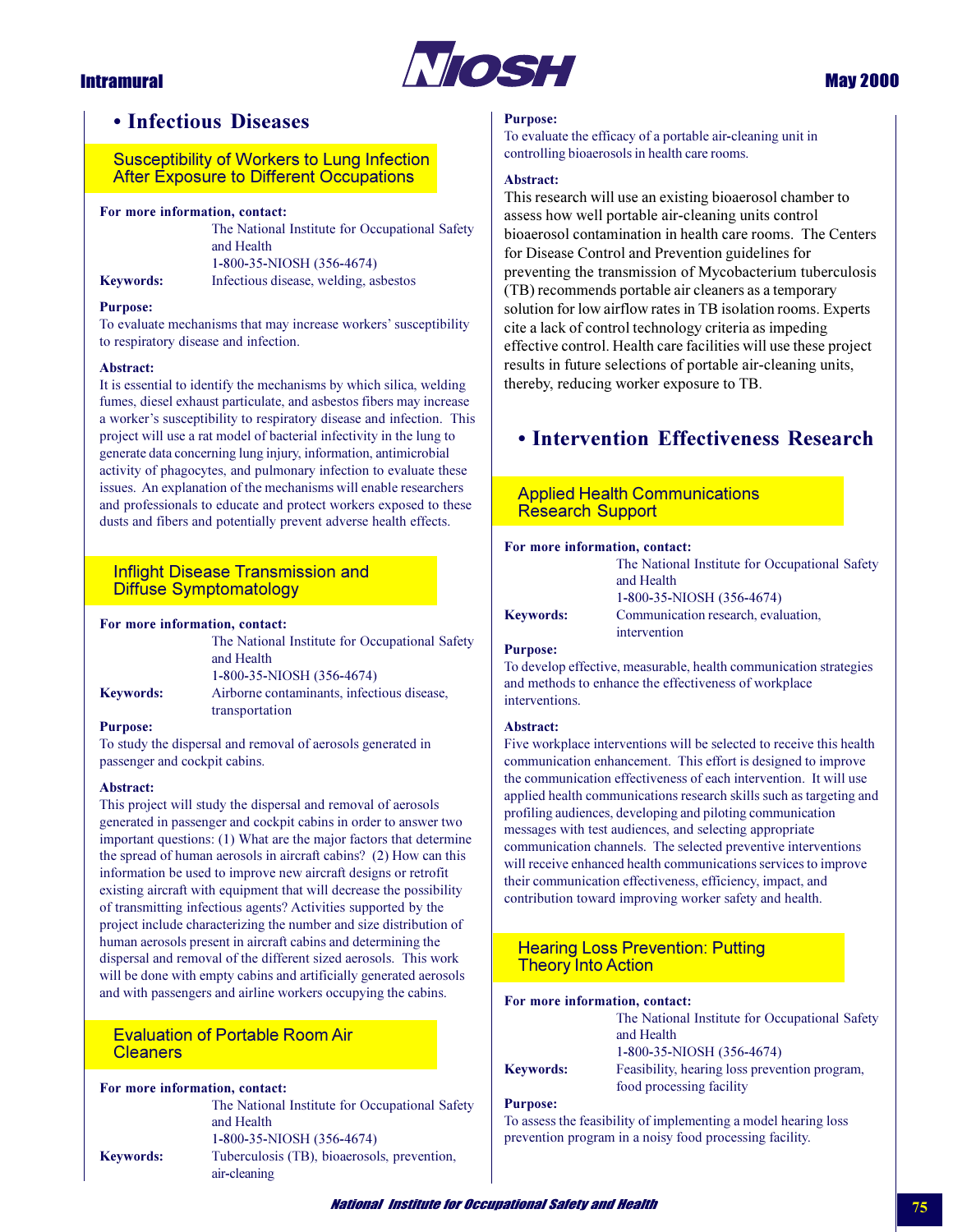# • Infectious Diseases

## Susceptibility of Workers to Lung Infection After Exposure to Different Occupations

**For more information, contact:**
The National Institute for Occupational Safety and Health
1-800-35-NIOSH (356-4674)

**Keywords:** Infectious disease, welding, asbestos

**Purpose:**
To evaluate mechanisms that may increase workers' susceptibility to respiratory disease and infection.

**Abstract:**
It is essential to identify the mechanisms by which silica, welding fumes, diesel exhaust particulate, and asbestos fibers may increase a worker's susceptibility to respiratory disease and infection. This project will use a rat model of bacterial infectivity in the lung to generate data concerning lung injury, information, antimicrobial activity of phagocytes, and pulmonary infection to evaluate these issues. An explanation of the mechanisms will enable researchers and professionals to educate and protect workers exposed to these dusts and fibers and potentially prevent adverse health effects.

## Inflight Disease Transmission and Diffuse Symptomatology

**For more information, contact:**
The National Institute for Occupational Safety and Health
1-800-35-NIOSH (356-4674)

**Keywords:** Airborne contaminants, infectious disease, transportation

**Purpose:**
To study the dispersal and removal of aerosols generated in passenger and cockpit cabins.

**Abstract:**
This project will study the dispersal and removal of aerosols generated in passenger and cockpit cabins in order to answer two important questions: (1) What are the major factors that determine the spread of human aerosols in aircraft cabins? (2) How can this information be used to improve new aircraft designs or retrofit existing aircraft with equipment that will decrease the possibility of transmitting infectious agents? Activities supported by the project include characterizing the number and size distribution of human aerosols present in aircraft cabins and determining the dispersal and removal of the different sized aerosols. This work will be done with empty cabins and artificially generated aerosols and with passengers and airline workers occupying the cabins.

## Evaluation of Portable Room Air Cleaners

**For more information, contact:**
The National Institute for Occupational Safety and Health
1-800-35-NIOSH (356-4674)

**Keywords:** Tuberculosis (TB), bioaerosols, prevention, air-cleaning

**Purpose:**
To evaluate the efficacy of a portable air-cleaning unit in controlling bioaerosols in health care rooms.

**Abstract:**
This research will use an existing bioaerosol chamber to assess how well portable air-cleaning units control bioaerosol contamination in health care rooms. The Centers for Disease Control and Prevention guidelines for preventing the transmission of Mycobacterium tuberculosis (TB) recommends portable air cleaners as a temporary solution for low airflow rates in TB isolation rooms. Experts cite a lack of control technology criteria as impeding effective control. Health care facilities will use these project results in future selections of portable air-cleaning units, thereby, reducing worker exposure to TB.

# • Intervention Effectiveness Research

## Applied Health Communications Research Support

**For more information, contact:**
The National Institute for Occupational Safety and Health
1-800-35-NIOSH (356-4674)

**Keywords:** Communication research, evaluation, intervention

**Purpose:**
To develop effective, measurable, health communication strategies and methods to enhance the effectiveness of workplace interventions.

**Abstract:**
Five workplace interventions will be selected to receive this health communication enhancement. This effort is designed to improve the communication effectiveness of each intervention. It will use applied health communications research skills such as targeting and profiling audiences, developing and piloting communication messages with test audiences, and selecting appropriate communication channels. The selected preventive interventions will receive enhanced health communications services to improve their communication effectiveness, efficiency, impact, and contribution toward improving worker safety and health.

## Hearing Loss Prevention: Putting Theory Into Action

**For more information, contact:**
The National Institute for Occupational Safety and Health
1-800-35-NIOSH (356-4674)

**Keywords:** Feasibility, hearing loss prevention program, food processing facility

**Purpose:**
To assess the feasibility of implementing a model hearing loss prevention program in a noisy food processing facility.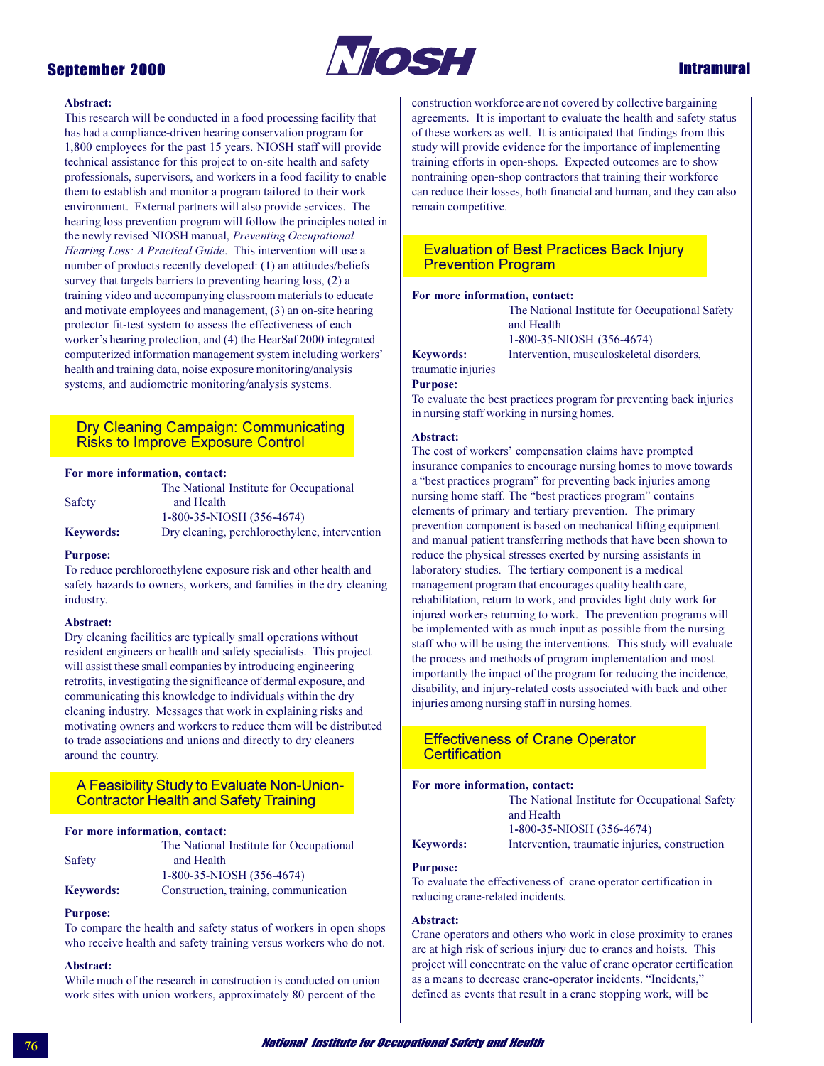**Abstract:**
This research will be conducted in a food processing facility that has had a compliance-driven hearing conservation program for 1,800 employees for the past 15 years. NIOSH staff will provide technical assistance for this project to on-site health and safety professionals, supervisors, and workers in a food facility to enable them to establish and monitor a program tailored to their work environment. External partners will also provide services. The hearing loss prevention program will follow the principles noted in the newly revised NIOSH manual, *Preventing Occupational Hearing Loss: A Practical Guide*. This intervention will use a number of products recently developed: (1) an attitudes/beliefs survey that targets barriers to preventing hearing loss, (2) a training video and accompanying classroom materials to educate and motivate employees and management, (3) an on-site hearing protector fit-test system to assess the effectiveness of each worker's hearing protection, and (4) the HearSaf 2000 integrated computerized information management system including workers' health and training data, noise exposure monitoring/analysis systems, and audiometric monitoring/analysis systems.

## Dry Cleaning Campaign: Communicating Risks to Improve Exposure Control

**For more information, contact:**
The National Institute for Occupational Safety and Health
1-800-35-NIOSH (356-4674)

**Keywords:** Dry cleaning, perchloroethylene, intervention

**Purpose:**
To reduce perchloroethylene exposure risk and other health and safety hazards to owners, workers, and families in the dry cleaning industry.

**Abstract:**
Dry cleaning facilities are typically small operations without resident engineers or health and safety specialists. This project will assist these small companies by introducing engineering retrofits, investigating the significance of dermal exposure, and communicating this knowledge to individuals within the dry cleaning industry. Messages that work in explaining risks and motivating owners and workers to reduce them will be distributed to trade associations and unions and directly to dry cleaners around the country.

## A Feasibility Study to Evaluate Non-Union-Contractor Health and Safety Training

**For more information, contact:**
The National Institute for Occupational Safety and Health
1-800-35-NIOSH (356-4674)

**Keywords:** Construction, training, communication

**Purpose:**
To compare the health and safety status of workers in open shops who receive health and safety training versus workers who do not.

**Abstract:**
While much of the research in construction is conducted on union work sites with union workers, approximately 80 percent of the construction workforce are not covered by collective bargaining agreements. It is important to evaluate the health and safety status of these workers as well. It is anticipated that findings from this study will provide evidence for the importance of implementing training efforts in open-shops. Expected outcomes are to show nontraining open-shop contractors that training their workforce can reduce their losses, both financial and human, and they can also remain competitive.

## Evaluation of Best Practices Back Injury Prevention Program

**For more information, contact:**
The National Institute for Occupational Safety and Health
1-800-35-NIOSH (356-4674)

**Keywords:** Intervention, musculoskeletal disorders, traumatic injuries

**Purpose:**
To evaluate the best practices program for preventing back injuries in nursing staff working in nursing homes.

**Abstract:**
The cost of workers' compensation claims have prompted insurance companies to encourage nursing homes to move towards a "best practices program" for preventing back injuries among nursing home staff. The "best practices program" contains elements of primary and tertiary prevention. The primary prevention component is based on mechanical lifting equipment and manual patient transferring methods that have been shown to reduce the physical stresses exerted by nursing assistants in laboratory studies. The tertiary component is a medical management program that encourages quality health care, rehabilitation, return to work, and provides light duty work for injured workers returning to work. The prevention programs will be implemented with as much input as possible from the nursing staff who will be using the interventions. This study will evaluate the process and methods of program implementation and most importantly the impact of the program for reducing the incidence, disability, and injury-related costs associated with back and other injuries among nursing staff in nursing homes.

## Effectiveness of Crane Operator Certification

**For more information, contact:**
The National Institute for Occupational Safety and Health
1-800-35-NIOSH (356-4674)

**Keywords:** Intervention, traumatic injuries, construction

**Purpose:**
To evaluate the effectiveness of crane operator certification in reducing crane-related incidents.

**Abstract:**
Crane operators and others who work in close proximity to cranes are at high risk of serious injury due to cranes and hoists. This project will concentrate on the value of crane operator certification as a means to decrease crane-operator incidents. "Incidents," defined as events that result in a crane stopping work, will be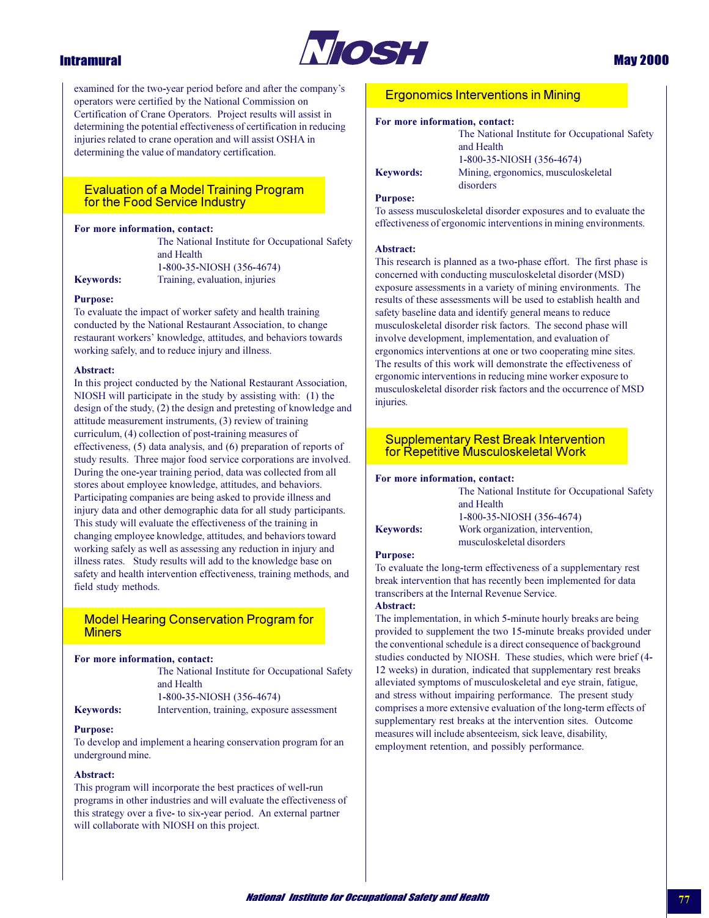examined for the two-year period before and after the company's operators were certified by the National Commission on Certification of Crane Operators. Project results will assist in determining the potential effectiveness of certification in reducing injuries related to crane operation and will assist OSHA in determining the value of mandatory certification.

## Evaluation of a Model Training Program for the Food Service Industry

**For more information, contact:**
The National Institute for Occupational Safety and Health
1-800-35-NIOSH (356-4674)

**Keywords:** Training, evaluation, injuries

**Purpose:**
To evaluate the impact of worker safety and health training conducted by the National Restaurant Association, to change restaurant workers' knowledge, attitudes, and behaviors towards working safely, and to reduce injury and illness.

**Abstract:**
In this project conducted by the National Restaurant Association, NIOSH will participate in the study by assisting with: (1) the design of the study, (2) the design and pretesting of knowledge and attitude measurement instruments, (3) review of training curriculum, (4) collection of post-training measures of effectiveness, (5) data analysis, and (6) preparation of reports of study results. Three major food service corporations are involved. During the one-year training period, data was collected from all stores about employee knowledge, attitudes, and behaviors. Participating companies are being asked to provide illness and injury data and other demographic data for all study participants. This study will evaluate the effectiveness of the training in changing employee knowledge, attitudes, and behaviors toward working safely as well as assessing any reduction in injury and illness rates. Study results will add to the knowledge base on safety and health intervention effectiveness, training methods, and field study methods.

## Model Hearing Conservation Program for Miners

**For more information, contact:**
The National Institute for Occupational Safety and Health
1-800-35-NIOSH (356-4674)

**Keywords:** Intervention, training, exposure assessment

**Purpose:**
To develop and implement a hearing conservation program for an underground mine.

**Abstract:**
This program will incorporate the best practices of well-run programs in other industries and will evaluate the effectiveness of this strategy over a five- to six-year period. An external partner will collaborate with NIOSH on this project.

## Ergonomics Interventions in Mining

**For more information, contact:**
The National Institute for Occupational Safety and Health
1-800-35-NIOSH (356-4674)

**Keywords:** Mining, ergonomics, musculoskeletal disorders

**Purpose:**
To assess musculoskeletal disorder exposures and to evaluate the effectiveness of ergonomic interventions in mining environments.

**Abstract:**
This research is planned as a two-phase effort. The first phase is concerned with conducting musculoskeletal disorder (MSD) exposure assessments in a variety of mining environments. The results of these assessments will be used to establish health and safety baseline data and identify general means to reduce musculoskeletal disorder risk factors. The second phase will involve development, implementation, and evaluation of ergonomics interventions at one or two cooperating mine sites. The results of this work will demonstrate the effectiveness of ergonomic interventions in reducing mine worker exposure to musculoskeletal disorder risk factors and the occurrence of MSD injuries.

## Supplementary Rest Break Intervention for Repetitive Musculoskeletal Work

**For more information, contact:**
The National Institute for Occupational Safety and Health
1-800-35-NIOSH (356-4674)

**Keywords:** Work organization, intervention, musculoskeletal disorders

**Purpose:**
To evaluate the long-term effectiveness of a supplementary rest break intervention that has recently been implemented for data transcribers at the Internal Revenue Service.

**Abstract:**
The implementation, in which 5-minute hourly breaks are being provided to supplement the two 15-minute breaks provided under the conventional schedule is a direct consequence of background studies conducted by NIOSH. These studies, which were brief (4-12 weeks) in duration, indicated that supplementary rest breaks alleviated symptoms of musculoskeletal and eye strain, fatigue, and stress without impairing performance. The present study comprises a more extensive evaluation of the long-term effects of supplementary rest breaks at the intervention sites. Outcome measures will include absenteeism, sick leave, disability, employment retention, and possibly performance.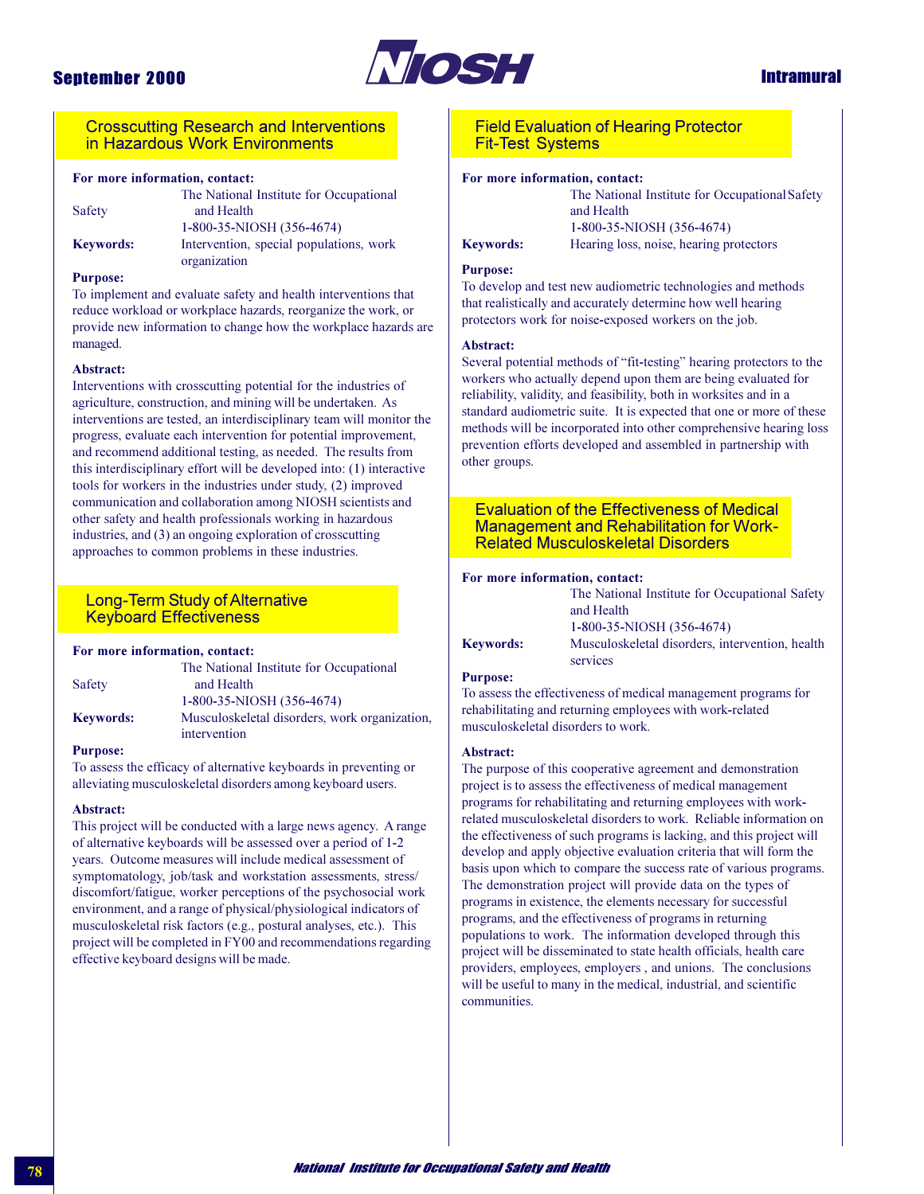## Crosscutting Research and Interventions in Hazardous Work Environments

**For more information, contact:**

The National Institute for Occupational Safety and Health
1-800-35-NIOSH (356-4674)

**Keywords:** Intervention, special populations, work organization

**Purpose:**
To implement and evaluate safety and health interventions that reduce workload or workplace hazards, reorganize the work, or provide new information to change how the workplace hazards are managed.

**Abstract:**
Interventions with crosscutting potential for the industries of agriculture, construction, and mining will be undertaken. As interventions are tested, an interdisciplinary team will monitor the progress, evaluate each intervention for potential improvement, and recommend additional testing, as needed. The results from this interdisciplinary effort will be developed into: (1) interactive tools for workers in the industries under study, (2) improved communication and collaboration among NIOSH scientists and other safety and health professionals working in hazardous industries, and (3) an ongoing exploration of crosscutting approaches to common problems in these industries.

## Long-Term Study of Alternative Keyboard Effectiveness

**For more information, contact:**

The National Institute for Occupational Safety and Health
1-800-35-NIOSH (356-4674)

**Keywords:** Musculoskeletal disorders, work organization, intervention

**Purpose:**
To assess the efficacy of alternative keyboards in preventing or alleviating musculoskeletal disorders among keyboard users.

**Abstract:**
This project will be conducted with a large news agency. A range of alternative keyboards will be assessed over a period of 1-2 years. Outcome measures will include medical assessment of symptomatology, job/task and workstation assessments, stress/discomfort/fatigue, worker perceptions of the psychosocial work environment, and a range of physical/physiological indicators of musculoskeletal risk factors (e.g., postural analyses, etc.). This project will be completed in FY00 and recommendations regarding effective keyboard designs will be made.

## Field Evaluation of Hearing Protector Fit-Test Systems

**For more information, contact:**

The National Institute for Occupational Safety and Health
1-800-35-NIOSH (356-4674)

**Keywords:** Hearing loss, noise, hearing protectors

**Purpose:**
To develop and test new audiometric technologies and methods that realistically and accurately determine how well hearing protectors work for noise-exposed workers on the job.

**Abstract:**
Several potential methods of "fit-testing" hearing protectors to the workers who actually depend upon them are being evaluated for reliability, validity, and feasibility, both in worksites and in a standard audiometric suite. It is expected that one or more of these methods will be incorporated into other comprehensive hearing loss prevention efforts developed and assembled in partnership with other groups.

## Evaluation of the Effectiveness of Medical Management and Rehabilitation for Work-Related Musculoskeletal Disorders

**For more information, contact:**

The National Institute for Occupational Safety and Health
1-800-35-NIOSH (356-4674)

**Keywords:** Musculoskeletal disorders, intervention, health services

**Purpose:**
To assess the effectiveness of medical management programs for rehabilitating and returning employees with work-related musculoskeletal disorders to work.

**Abstract:**
The purpose of this cooperative agreement and demonstration project is to assess the effectiveness of medical management programs for rehabilitating and returning employees with work-related musculoskeletal disorders to work. Reliable information on the effectiveness of such programs is lacking, and this project will develop and apply objective evaluation criteria that will form the basis upon which to compare the success rate of various programs. The demonstration project will provide data on the types of programs in existence, the elements necessary for successful programs, and the effectiveness of programs in returning populations to work. The information developed through this project will be disseminated to state health officials, health care providers, employees, employers , and unions. The conclusions will be useful to many in the medical, industrial, and scientific communities.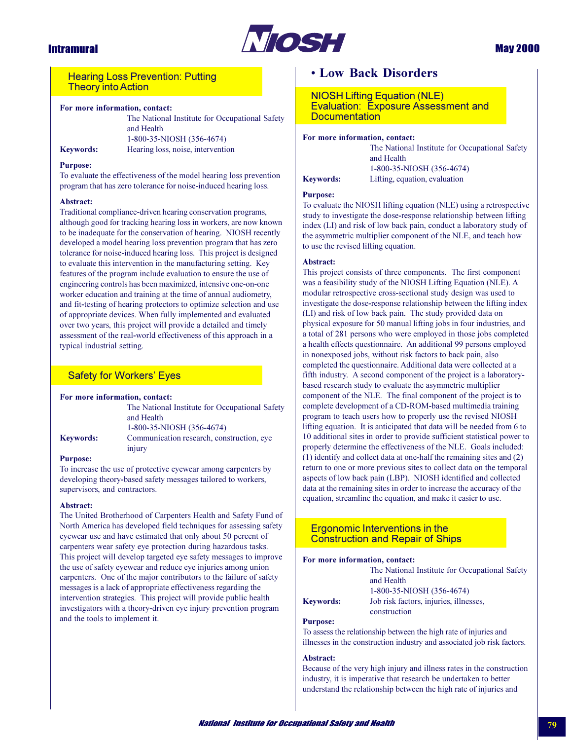## Hearing Loss Prevention: Putting Theory into Action

**For more information, contact:**
The National Institute for Occupational Safety and Health
1-800-35-NIOSH (356-4674)

**Keywords:** Hearing loss, noise, intervention

**Purpose:**
To evaluate the effectiveness of the model hearing loss prevention program that has zero tolerance for noise-induced hearing loss.

**Abstract:**
Traditional compliance-driven hearing conservation programs, although good for tracking hearing loss in workers, are now known to be inadequate for the conservation of hearing. NIOSH recently developed a model hearing loss prevention program that has zero tolerance for noise-induced hearing loss. This project is designed to evaluate this intervention in the manufacturing setting. Key features of the program include evaluation to ensure the use of engineering controls has been maximized, intensive one-on-one worker education and training at the time of annual audiometry, and fit-testing of hearing protectors to optimize selection and use of appropriate devices. When fully implemented and evaluated over two years, this project will provide a detailed and timely assessment of the real-world effectiveness of this approach in a typical industrial setting.

## Safety for Workers' Eyes

**For more information, contact:**
The National Institute for Occupational Safety and Health
1-800-35-NIOSH (356-4674)

**Keywords:** Communication research, construction, eye injury

**Purpose:**
To increase the use of protective eyewear among carpenters by developing theory-based safety messages tailored to workers, supervisors, and contractors.

**Abstract:**
The United Brotherhood of Carpenters Health and Safety Fund of North America has developed field techniques for assessing safety eyewear use and have estimated that only about 50 percent of carpenters wear safety eye protection during hazardous tasks. This project will develop targeted eye safety messages to improve the use of safety eyewear and reduce eye injuries among union carpenters. One of the major contributors to the failure of safety messages is a lack of appropriate effectiveness regarding the intervention strategies. This project will provide public health investigators with a theory-driven eye injury prevention program and the tools to implement it.

# • Low Back Disorders

## NIOSH Lifting Equation (NLE) Evaluation: Exposure Assessment and Documentation

**For more information, contact:**
The National Institute for Occupational Safety and Health
1-800-35-NIOSH (356-4674)

**Keywords:** Lifting, equation, evaluation

**Purpose:**
To evaluate the NIOSH lifting equation (NLE) using a retrospective study to investigate the dose-response relationship between lifting index (LI) and risk of low back pain, conduct a laboratory study of the asymmetric multiplier component of the NLE, and teach how to use the revised lifting equation.

**Abstract:**
This project consists of three components. The first component was a feasibility study of the NIOSH Lifting Equation (NLE). A modular retrospective cross-sectional study design was used to investigate the dose-response relationship between the lifting index (LI) and risk of low back pain. The study provided data on physical exposure for 50 manual lifting jobs in four industries, and a total of 281 persons who were employed in those jobs completed a health effects questionnaire. An additional 99 persons employed in nonexposed jobs, without risk factors to back pain, also completed the questionnaire. Additional data were collected at a fifth industry. A second component of the project is a laboratory-based research study to evaluate the asymmetric multiplier component of the NLE. The final component of the project is to complete development of a CD-ROM-based multimedia training program to teach users how to properly use the revised NIOSH lifting equation. It is anticipated that data will be needed from 6 to 10 additional sites in order to provide sufficient statistical power to properly determine the effectiveness of the NLE. Goals included: (1) identify and collect data at one-half the remaining sites and (2) return to one or more previous sites to collect data on the temporal aspects of low back pain (LBP). NIOSH identified and collected data at the remaining sites in order to increase the accuracy of the equation, streamline the equation, and make it easier to use.

## Ergonomic Interventions in the Construction and Repair of Ships

**For more information, contact:**
The National Institute for Occupational Safety and Health
1-800-35-NIOSH (356-4674)

**Keywords:** Job risk factors, injuries, illnesses, construction

**Purpose:**
To assess the relationship between the high rate of injuries and illnesses in the construction industry and associated job risk factors.

**Abstract:**
Because of the very high injury and illness rates in the construction industry, it is imperative that research be undertaken to better understand the relationship between the high rate of injuries and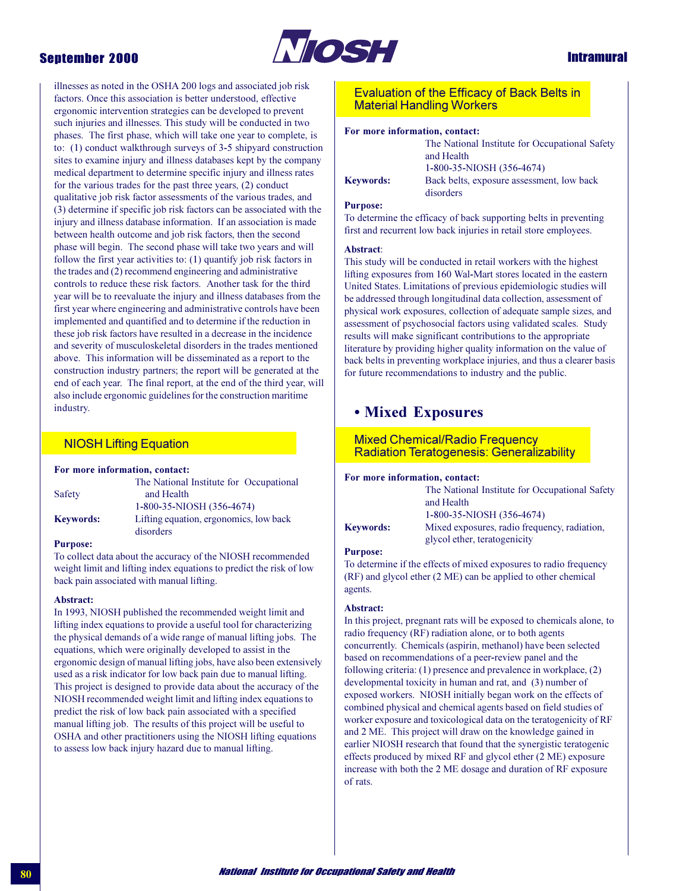illnesses as noted in the OSHA 200 logs and associated job risk factors. Once this association is better understood, effective ergonomic intervention strategies can be developed to prevent such injuries and illnesses. This study will be conducted in two phases. The first phase, which will take one year to complete, is to: (1) conduct walkthrough surveys of 3-5 shipyard construction sites to examine injury and illness databases kept by the company medical department to determine specific injury and illness rates for the various trades for the past three years, (2) conduct qualitative job risk factor assessments of the various trades, and (3) determine if specific job risk factors can be associated with the injury and illness database information. If an association is made between health outcome and job risk factors, then the second phase will begin. The second phase will take two years and will follow the first year activities to: (1) quantify job risk factors in the trades and (2) recommend engineering and administrative controls to reduce these risk factors. Another task for the third year will be to reevaluate the injury and illness databases from the first year where engineering and administrative controls have been implemented and quantified and to determine if the reduction in these job risk factors have resulted in a decrease in the incidence and severity of musculoskeletal disorders in the trades mentioned above. This information will be disseminated as a report to the construction industry partners; the report will be generated at the end of each year. The final report, at the end of the third year, will also include ergonomic guidelines for the construction maritime industry.

### NIOSH Lifting Equation

**For more information, contact:**
The National Institute for Occupational Safety and Health
1-800-35-NIOSH (356-4674)

**Keywords:** Lifting equation, ergonomics, low back disorders

**Purpose:**
To collect data about the accuracy of the NIOSH recommended weight limit and lifting index equations to predict the risk of low back pain associated with manual lifting.

**Abstract:**
In 1993, NIOSH published the recommended weight limit and lifting index equations to provide a useful tool for characterizing the physical demands of a wide range of manual lifting jobs. The equations, which were originally developed to assist in the ergonomic design of manual lifting jobs, have also been extensively used as a risk indicator for low back pain due to manual lifting. This project is designed to provide data about the accuracy of the NIOSH recommended weight limit and lifting index equations to predict the risk of low back pain associated with a specified manual lifting job. The results of this project will be useful to OSHA and other practitioners using the NIOSH lifting equations to assess low back injury hazard due to manual lifting.

### Evaluation of the Efficacy of Back Belts in Material Handling Workers

**For more information, contact:**
The National Institute for Occupational Safety and Health
1-800-35-NIOSH (356-4674)

**Keywords:** Back belts, exposure assessment, low back disorders

**Purpose:**
To determine the efficacy of back supporting belts in preventing first and recurrent low back injuries in retail store employees.

**Abstract:**
This study will be conducted in retail workers with the highest lifting exposures from 160 Wal-Mart stores located in the eastern United States. Limitations of previous epidemiologic studies will be addressed through longitudinal data collection, assessment of physical work exposures, collection of adequate sample sizes, and assessment of psychosocial factors using validated scales. Study results will make significant contributions to the appropriate literature by providing higher quality information on the value of back belts in preventing workplace injuries, and thus a clearer basis for future recommendations to industry and the public.

## • Mixed Exposures

### Mixed Chemical/Radio Frequency Radiation Teratogenesis: Generalizability

**For more information, contact:**
The National Institute for Occupational Safety and Health
1-800-35-NIOSH (356-4674)

**Keywords:** Mixed exposures, radio frequency, radiation, glycol ether, teratogenicity

**Purpose:**
To determine if the effects of mixed exposures to radio frequency (RF) and glycol ether (2 ME) can be applied to other chemical agents.

**Abstract:**
In this project, pregnant rats will be exposed to chemicals alone, to radio frequency (RF) radiation alone, or to both agents concurrently. Chemicals (aspirin, methanol) have been selected based on recommendations of a peer-review panel and the following criteria: (1) presence and prevalence in workplace, (2) developmental toxicity in human and rat, and (3) number of exposed workers. NIOSH initially began work on the effects of combined physical and chemical agents based on field studies of worker exposure and toxicological data on the teratogenicity of RF and 2 ME. This project will draw on the knowledge gained in earlier NIOSH research that found that the synergistic teratogenic effects produced by mixed RF and glycol ether (2 ME) exposure increase with both the 2 ME dosage and duration of RF exposure of rats.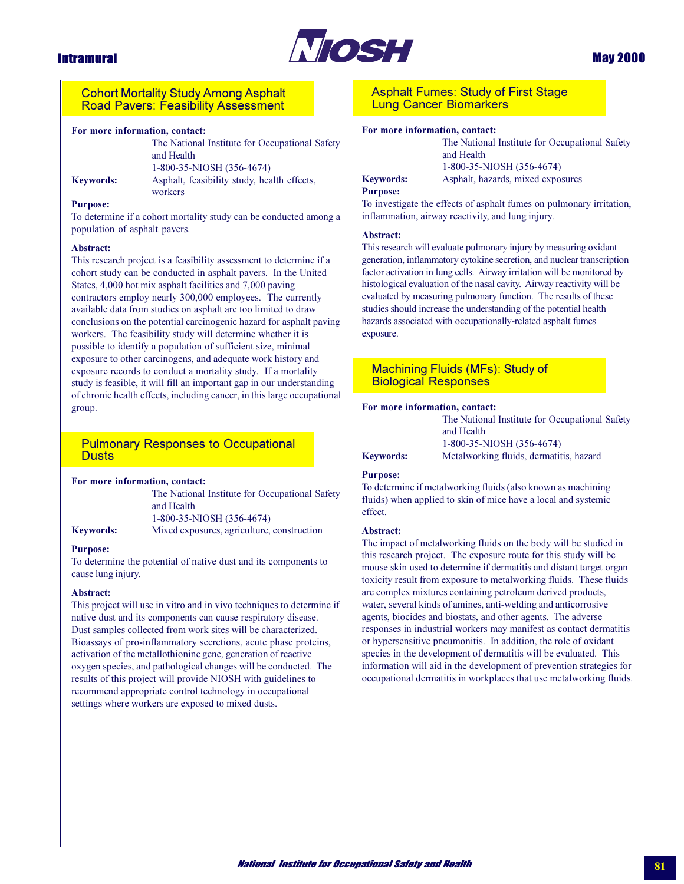## Cohort Mortality Study Among Asphalt Road Pavers: Feasibility Assessment

**For more information, contact:**
The National Institute for Occupational Safety and Health
1-800-35-NIOSH (356-4674)

**Keywords:** Asphalt, feasibility study, health effects, workers

**Purpose:**
To determine if a cohort mortality study can be conducted among a population of asphalt pavers.

**Abstract:**
This research project is a feasibility assessment to determine if a cohort study can be conducted in asphalt pavers. In the United States, 4,000 hot mix asphalt facilities and 7,000 paving contractors employ nearly 300,000 employees. The currently available data from studies on asphalt are too limited to draw conclusions on the potential carcinogenic hazard for asphalt paving workers. The feasibility study will determine whether it is possible to identify a population of sufficient size, minimal exposure to other carcinogens, and adequate work history and exposure records to conduct a mortality study. If a mortality study is feasible, it will fill an important gap in our understanding of chronic health effects, including cancer, in this large occupational group.

## Pulmonary Responses to Occupational Dusts

**For more information, contact:**
The National Institute for Occupational Safety and Health
1-800-35-NIOSH (356-4674)

**Keywords:** Mixed exposures, agriculture, construction

**Purpose:**
To determine the potential of native dust and its components to cause lung injury.

**Abstract:**
This project will use in vitro and in vivo techniques to determine if native dust and its components can cause respiratory disease. Dust samples collected from work sites will be characterized. Bioassays of pro-inflammatory secretions, acute phase proteins, activation of the metallothionine gene, generation of reactive oxygen species, and pathological changes will be conducted. The results of this project will provide NIOSH with guidelines to recommend appropriate control technology in occupational settings where workers are exposed to mixed dusts.

## Asphalt Fumes: Study of First Stage Lung Cancer Biomarkers

**For more information, contact:**
The National Institute for Occupational Safety and Health
1-800-35-NIOSH (356-4674)

**Keywords:** Asphalt, hazards, mixed exposures

**Purpose:**
To investigate the effects of asphalt fumes on pulmonary irritation, inflammation, airway reactivity, and lung injury.

**Abstract:**
This research will evaluate pulmonary injury by measuring oxidant generation, inflammatory cytokine secretion, and nuclear transcription factor activation in lung cells. Airway irritation will be monitored by histological evaluation of the nasal cavity. Airway reactivity will be evaluated by measuring pulmonary function. The results of these studies should increase the understanding of the potential health hazards associated with occupationally-related asphalt fumes exposure.

## Machining Fluids (MFs): Study of Biological Responses

**For more information, contact:**
The National Institute for Occupational Safety and Health
1-800-35-NIOSH (356-4674)

**Keywords:** Metalworking fluids, dermatitis, hazard

**Purpose:**
To determine if metalworking fluids (also known as machining fluids) when applied to skin of mice have a local and systemic effect.

**Abstract:**
The impact of metalworking fluids on the body will be studied in this research project. The exposure route for this study will be mouse skin used to determine if dermatitis and distant target organ toxicity result from exposure to metalworking fluids. These fluids are complex mixtures containing petroleum derived products, water, several kinds of amines, anti-welding and anticorrosive agents, biocides and biostats, and other agents. The adverse responses in industrial workers may manifest as contact dermatitis or hypersensitive pneumonitis. In addition, the role of oxidant species in the development of dermatitis will be evaluated. This information will aid in the development of prevention strategies for occupational dermatitis in workplaces that use metalworking fluids.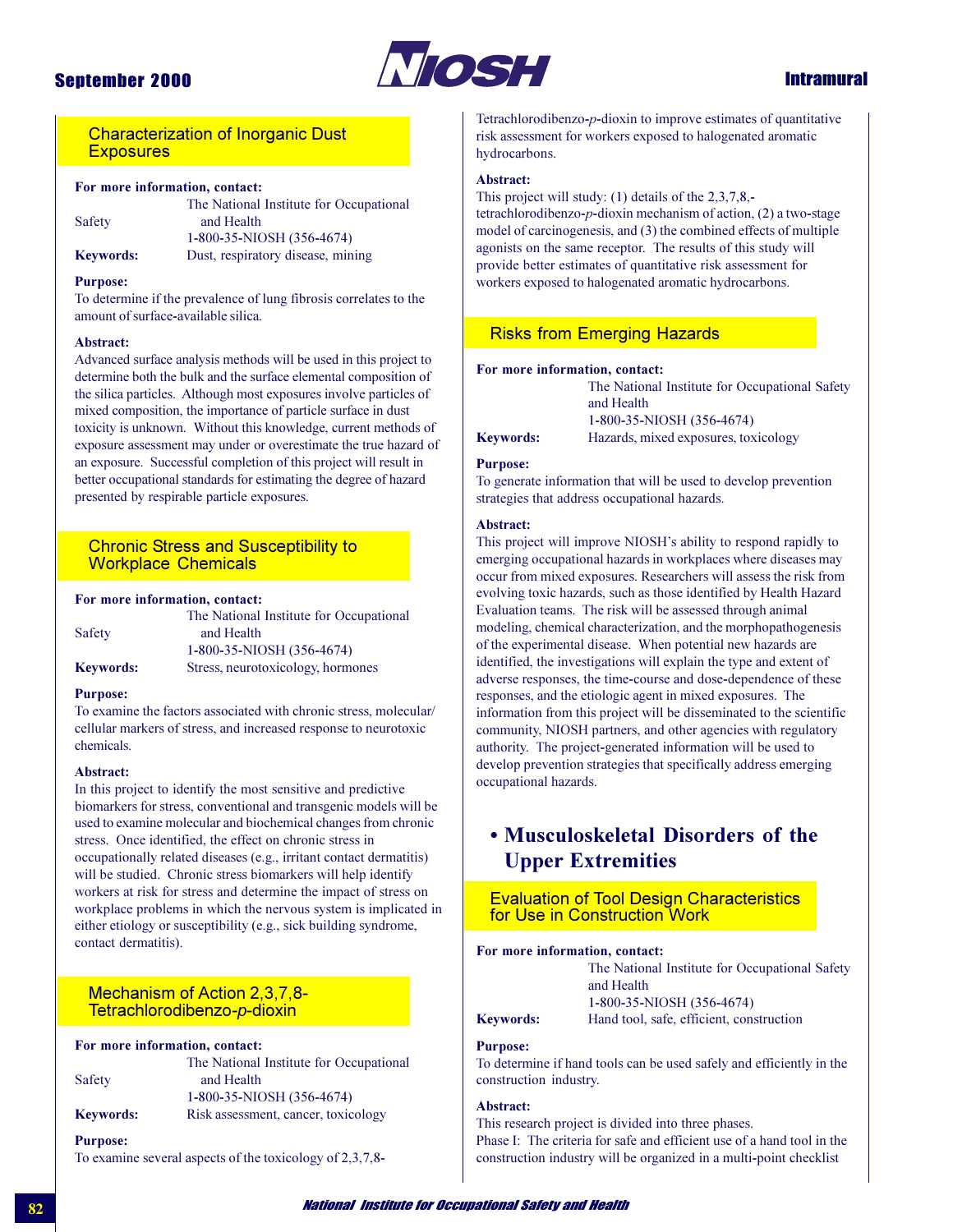## Characterization of Inorganic Dust Exposures

**For more information, contact:**
The National Institute for Occupational Safety and Health
1-800-35-NIOSH (356-4674)

**Keywords:** Dust, respiratory disease, mining

**Purpose:**
To determine if the prevalence of lung fibrosis correlates to the amount of surface-available silica.

**Abstract:**
Advanced surface analysis methods will be used in this project to determine both the bulk and the surface elemental composition of the silica particles. Although most exposures involve particles of mixed composition, the importance of particle surface in dust toxicity is unknown. Without this knowledge, current methods of exposure assessment may under or overestimate the true hazard of an exposure. Successful completion of this project will result in better occupational standards for estimating the degree of hazard presented by respirable particle exposures.

## Chronic Stress and Susceptibility to Workplace Chemicals

**For more information, contact:**
The National Institute for Occupational Safety and Health
1-800-35-NIOSH (356-4674)

**Keywords:** Stress, neurotoxicology, hormones

**Purpose:**
To examine the factors associated with chronic stress, molecular/cellular markers of stress, and increased response to neurotoxic chemicals.

**Abstract:**
In this project to identify the most sensitive and predictive biomarkers for stress, conventional and transgenic models will be used to examine molecular and biochemical changes from chronic stress. Once identified, the effect on chronic stress in occupationally related diseases (e.g., irritant contact dermatitis) will be studied. Chronic stress biomarkers will help identify workers at risk for stress and determine the impact of stress on workplace problems in which the nervous system is implicated in either etiology or susceptibility (e.g., sick building syndrome, contact dermatitis).

## Mechanism of Action 2,3,7,8-Tetrachlorodibenzo-*p*-dioxin

**For more information, contact:**
The National Institute for Occupational Safety and Health
1-800-35-NIOSH (356-4674)

**Keywords:** Risk assessment, cancer, toxicology

**Purpose:**
To examine several aspects of the toxicology of 2,3,7,8-Tetrachlorodibenzo-*p*-dioxin to improve estimates of quantitative risk assessment for workers exposed to halogenated aromatic hydrocarbons.

**Abstract:**
This project will study: (1) details of the 2,3,7,8,-tetrachlorodibenzo-*p*-dioxin mechanism of action, (2) a two-stage model of carcinogenesis, and (3) the combined effects of multiple agonists on the same receptor. The results of this study will provide better estimates of quantitative risk assessment for workers exposed to halogenated aromatic hydrocarbons.

## Risks from Emerging Hazards

**For more information, contact:**
The National Institute for Occupational Safety and Health
1-800-35-NIOSH (356-4674)

**Keywords:** Hazards, mixed exposures, toxicology

**Purpose:**
To generate information that will be used to develop prevention strategies that address occupational hazards.

**Abstract:**
This project will improve NIOSH's ability to respond rapidly to emerging occupational hazards in workplaces where diseases may occur from mixed exposures. Researchers will assess the risk from evolving toxic hazards, such as those identified by Health Hazard Evaluation teams. The risk will be assessed through animal modeling, chemical characterization, and the morphopathogenesis of the experimental disease. When potential new hazards are identified, the investigations will explain the type and extent of adverse responses, the time-course and dose-dependence of these responses, and the etiologic agent in mixed exposures. The information from this project will be disseminated to the scientific community, NIOSH partners, and other agencies with regulatory authority. The project-generated information will be used to develop prevention strategies that specifically address emerging occupational hazards.

# • Musculoskeletal Disorders of the Upper Extremities

## Evaluation of Tool Design Characteristics for Use in Construction Work

**For more information, contact:**
The National Institute for Occupational Safety and Health
1-800-35-NIOSH (356-4674)

**Keywords:** Hand tool, safe, efficient, construction

**Purpose:**
To determine if hand tools can be used safely and efficiently in the construction industry.

**Abstract:**
This research project is divided into three phases.
Phase I: The criteria for safe and efficient use of a hand tool in the construction industry will be organized in a multi-point checklist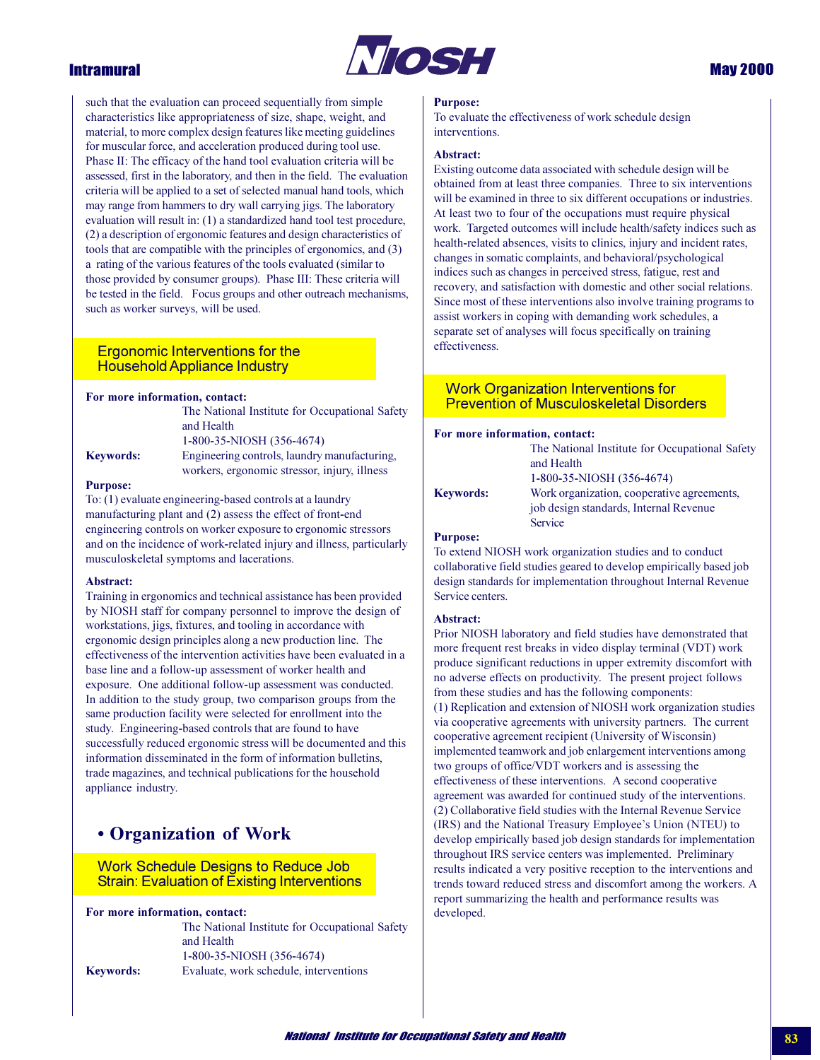such that the evaluation can proceed sequentially from simple characteristics like appropriateness of size, shape, weight, and material, to more complex design features like meeting guidelines for muscular force, and acceleration produced during tool use. Phase II: The efficacy of the hand tool evaluation criteria will be assessed, first in the laboratory, and then in the field. The evaluation criteria will be applied to a set of selected manual hand tools, which may range from hammers to dry wall carrying jigs. The laboratory evaluation will result in: (1) a standardized hand tool test procedure, (2) a description of ergonomic features and design characteristics of tools that are compatible with the principles of ergonomics, and (3) a rating of the various features of the tools evaluated (similar to those provided by consumer groups). Phase III: These criteria will be tested in the field. Focus groups and other outreach mechanisms, such as worker surveys, will be used.

### Ergonomic Interventions for the Household Appliance Industry

**For more information, contact:**
The National Institute for Occupational Safety and Health
1-800-35-NIOSH (356-4674)

**Keywords:** Engineering controls, laundry manufacturing, workers, ergonomic stressor, injury, illness

**Purpose:**
To: (1) evaluate engineering-based controls at a laundry manufacturing plant and (2) assess the effect of front-end engineering controls on worker exposure to ergonomic stressors and on the incidence of work-related injury and illness, particularly musculoskeletal symptoms and lacerations.

**Abstract:**
Training in ergonomics and technical assistance has been provided by NIOSH staff for company personnel to improve the design of workstations, jigs, fixtures, and tooling in accordance with ergonomic design principles along a new production line. The effectiveness of the intervention activities have been evaluated in a base line and a follow-up assessment of worker health and exposure. One additional follow-up assessment was conducted. In addition to the study group, two comparison groups from the same production facility were selected for enrollment into the study. Engineering-based controls that are found to have successfully reduced ergonomic stress will be documented and this information disseminated in the form of information bulletins, trade magazines, and technical publications for the household appliance industry.

## • Organization of Work

### Work Schedule Designs to Reduce Job Strain: Evaluation of Existing Interventions

**For more information, contact:**
The National Institute for Occupational Safety and Health
1-800-35-NIOSH (356-4674)

**Keywords:** Evaluate, work schedule, interventions

**Purpose:**
To evaluate the effectiveness of work schedule design interventions.

**Abstract:**
Existing outcome data associated with schedule design will be obtained from at least three companies. Three to six interventions will be examined in three to six different occupations or industries. At least two to four of the occupations must require physical work. Targeted outcomes will include health/safety indices such as health-related absences, visits to clinics, injury and incident rates, changes in somatic complaints, and behavioral/psychological indices such as changes in perceived stress, fatigue, rest and recovery, and satisfaction with domestic and other social relations. Since most of these interventions also involve training programs to assist workers in coping with demanding work schedules, a separate set of analyses will focus specifically on training effectiveness.

### Work Organization Interventions for Prevention of Musculoskeletal Disorders

**For more information, contact:**
The National Institute for Occupational Safety and Health
1-800-35-NIOSH (356-4674)

**Keywords:** Work organization, cooperative agreements, job design standards, Internal Revenue Service

**Purpose:**
To extend NIOSH work organization studies and to conduct collaborative field studies geared to develop empirically based job design standards for implementation throughout Internal Revenue Service centers.

**Abstract:**
Prior NIOSH laboratory and field studies have demonstrated that more frequent rest breaks in video display terminal (VDT) work produce significant reductions in upper extremity discomfort with no adverse effects on productivity. The present project follows from these studies and has the following components:
(1) Replication and extension of NIOSH work organization studies via cooperative agreements with university partners. The current cooperative agreement recipient (University of Wisconsin) implemented teamwork and job enlargement interventions among two groups of office/VDT workers and is assessing the effectiveness of these interventions. A second cooperative agreement was awarded for continued study of the interventions.
(2) Collaborative field studies with the Internal Revenue Service (IRS) and the National Treasury Employee's Union (NTEU) to develop empirically based job design standards for implementation throughout IRS service centers was implemented. Preliminary results indicated a very positive reception to the interventions and trends toward reduced stress and discomfort among the workers. A report summarizing the health and performance results was developed.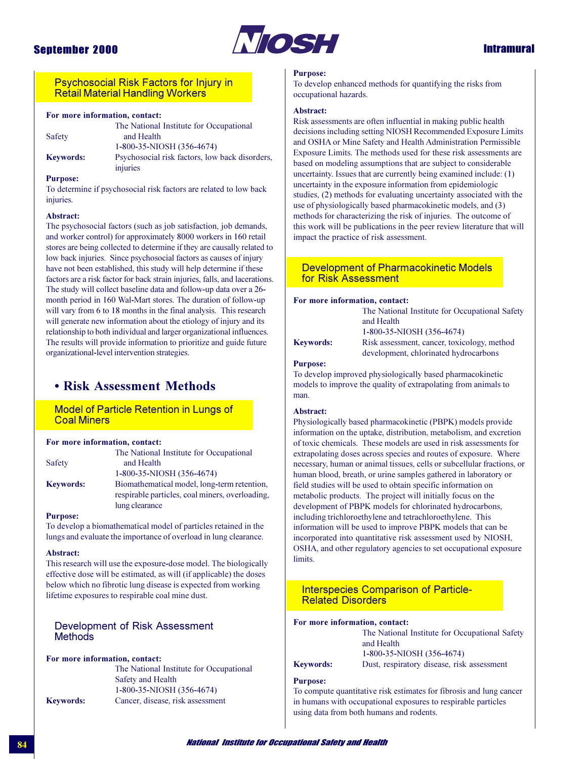### Psychosocial Risk Factors for Injury in Retail Material Handling Workers

**For more information, contact:**
The National Institute for Occupational Safety and Health
1-800-35-NIOSH (356-4674)

**Keywords:** Psychosocial risk factors, low back disorders, injuries

**Purpose:**
To determine if psychosocial risk factors are related to low back injuries.

**Abstract:**
The psychosocial factors (such as job satisfaction, job demands, and worker control) for approximately 8000 workers in 160 retail stores are being collected to determine if they are causally related to low back injuries. Since psychosocial factors as causes of injury have not been established, this study will help determine if these factors are a risk factor for back strain injuries, falls, and lacerations. The study will collect baseline data and follow-up data over a 26-month period in 160 Wal-Mart stores. The duration of follow-up will vary from 6 to 18 months in the final analysis. This research will generate new information about the etiology of injury and its relationship to both individual and larger organizational influences. The results will provide information to prioritize and guide future organizational-level intervention strategies.

## • Risk Assessment Methods

### Model of Particle Retention in Lungs of Coal Miners

**For more information, contact:**
The National Institute for Occupational Safety and Health
1-800-35-NIOSH (356-4674)

**Keywords:** Biomathematical model, long-term retention, respirable particles, coal miners, overloading, lung clearance

**Purpose:**
To develop a biomathematical model of particles retained in the lungs and evaluate the importance of overload in lung clearance.

**Abstract:**
This research will use the exposure-dose model. The biologically effective dose will be estimated, as will (if applicable) the doses below which no fibrotic lung disease is expected from working lifetime exposures to respirable coal mine dust.

### Development of Risk Assessment Methods

**For more information, contact:**
The National Institute for Occupational Safety and Health
1-800-35-NIOSH (356-4674)

**Keywords:** Cancer, disease, risk assessment

**Purpose:**
To develop enhanced methods for quantifying the risks from occupational hazards.

**Abstract:**
Risk assessments are often influential in making public health decisions including setting NIOSH Recommended Exposure Limits and OSHA or Mine Safety and Health Administration Permissible Exposure Limits. The methods used for these risk assessments are based on modeling assumptions that are subject to considerable uncertainty. Issues that are currently being examined include: (1) uncertainty in the exposure information from epidemiologic studies, (2) methods for evaluating uncertainty associated with the use of physiologically based pharmacokinetic models, and (3) methods for characterizing the risk of injuries. The outcome of this work will be publications in the peer review literature that will impact the practice of risk assessment.

### Development of Pharmacokinetic Models for Risk Assessment

**For more information, contact:**
The National Institute for Occupational Safety and Health
1-800-35-NIOSH (356-4674)

**Keywords:** Risk assessment, cancer, toxicology, method development, chlorinated hydrocarbons

**Purpose:**
To develop improved physiologically based pharmacokinetic models to improve the quality of extrapolating from animals to man.

**Abstract:**
Physiologically based pharmacokinetic (PBPK) models provide information on the uptake, distribution, metabolism, and excretion of toxic chemicals. These models are used in risk assessments for extrapolating doses across species and routes of exposure. Where necessary, human or animal tissues, cells or subcellular fractions, or human blood, breath, or urine samples gathered in laboratory or field studies will be used to obtain specific information on metabolic products. The project will initially focus on the development of PBPK models for chlorinated hydrocarbons, including trichloroethylene and tetrachloroethylene. This information will be used to improve PBPK models that can be incorporated into quantitative risk assessment used by NIOSH, OSHA, and other regulatory agencies to set occupational exposure limits.

### Interspecies Comparison of Particle-Related Disorders

**For more information, contact:**
The National Institute for Occupational Safety and Health
1-800-35-NIOSH (356-4674)

**Keywords:** Dust, respiratory disease, risk assessment

**Purpose:**
To compute quantitative risk estimates for fibrosis and lung cancer in humans with occupational exposures to respirable particles using data from both humans and rodents.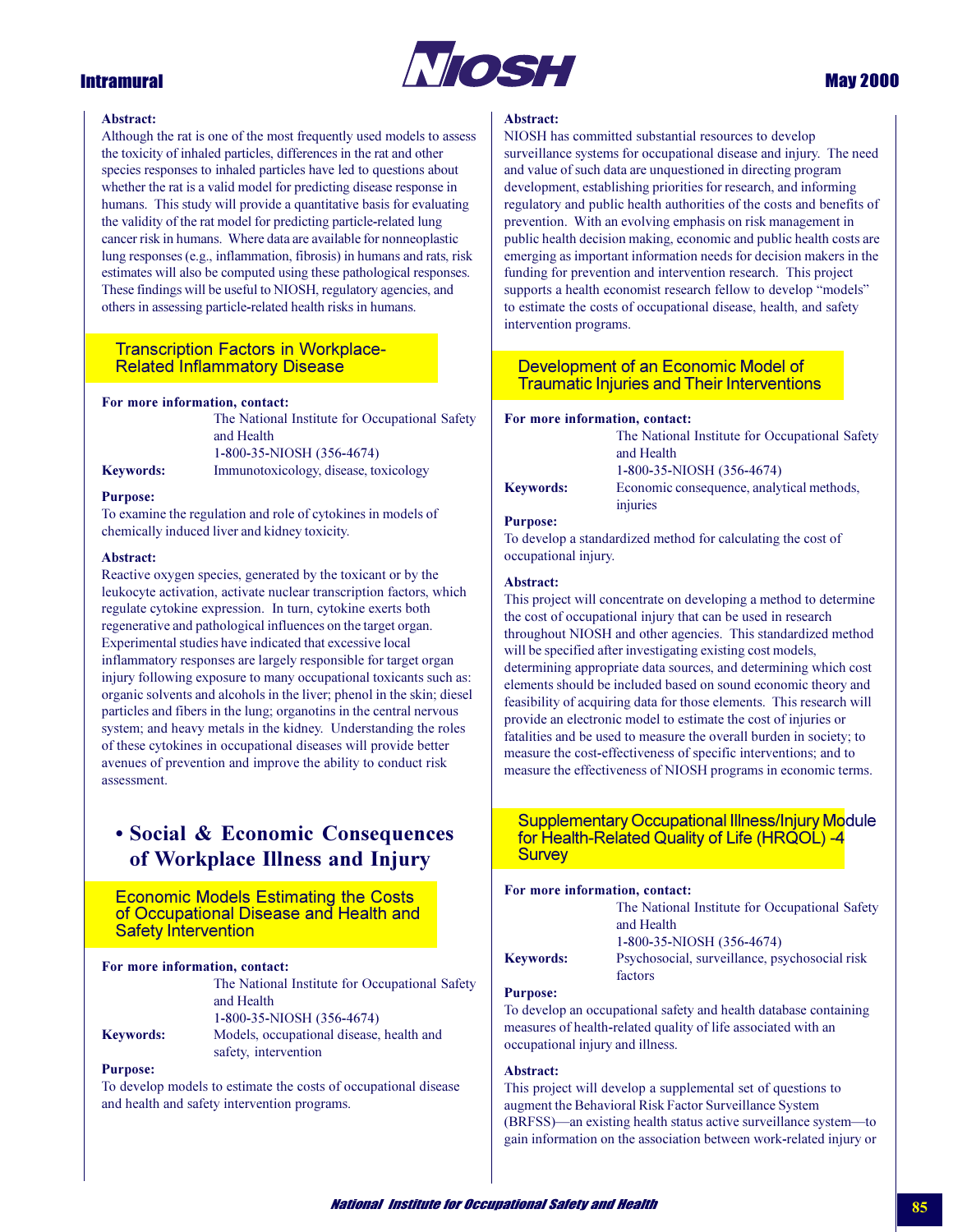**Abstract:**
Although the rat is one of the most frequently used models to assess the toxicity of inhaled particles, differences in the rat and other species responses to inhaled particles have led to questions about whether the rat is a valid model for predicting disease response in humans. This study will provide a quantitative basis for evaluating the validity of the rat model for predicting particle-related lung cancer risk in humans. Where data are available for nonneoplastic lung responses (e.g., inflammation, fibrosis) in humans and rats, risk estimates will also be computed using these pathological responses. These findings will be useful to NIOSH, regulatory agencies, and others in assessing particle-related health risks in humans.

### Transcription Factors in Workplace-Related Inflammatory Disease

**For more information, contact:**
The National Institute for Occupational Safety and Health
1-800-35-NIOSH (356-4674)

**Keywords:** Immunotoxicology, disease, toxicology

**Purpose:**
To examine the regulation and role of cytokines in models of chemically induced liver and kidney toxicity.

**Abstract:**
Reactive oxygen species, generated by the toxicant or by the leukocyte activation, activate nuclear transcription factors, which regulate cytokine expression. In turn, cytokine exerts both regenerative and pathological influences on the target organ. Experimental studies have indicated that excessive local inflammatory responses are largely responsible for target organ injury following exposure to many occupational toxicants such as: organic solvents and alcohols in the liver; phenol in the skin; diesel particles and fibers in the lung; organotins in the central nervous system; and heavy metals in the kidney. Understanding the roles of these cytokines in occupational diseases will provide better avenues of prevention and improve the ability to conduct risk assessment.

## • Social & Economic Consequences of Workplace Illness and Injury

### Economic Models Estimating the Costs of Occupational Disease and Health and Safety Intervention

**For more information, contact:**
The National Institute for Occupational Safety and Health
1-800-35-NIOSH (356-4674)

**Keywords:** Models, occupational disease, health and safety, intervention

**Purpose:**
To develop models to estimate the costs of occupational disease and health and safety intervention programs.

**Abstract:**
NIOSH has committed substantial resources to develop surveillance systems for occupational disease and injury. The need and value of such data are unquestioned in directing program development, establishing priorities for research, and informing regulatory and public health authorities of the costs and benefits of prevention. With an evolving emphasis on risk management in public health decision making, economic and public health costs are emerging as important information needs for decision makers in the funding for prevention and intervention research. This project supports a health economist research fellow to develop "models" to estimate the costs of occupational disease, health, and safety intervention programs.

### Development of an Economic Model of Traumatic Injuries and Their Interventions

**For more information, contact:**
The National Institute for Occupational Safety and Health
1-800-35-NIOSH (356-4674)

**Keywords:** Economic consequence, analytical methods, injuries

**Purpose:**
To develop a standardized method for calculating the cost of occupational injury.

**Abstract:**
This project will concentrate on developing a method to determine the cost of occupational injury that can be used in research throughout NIOSH and other agencies. This standardized method will be specified after investigating existing cost models, determining appropriate data sources, and determining which cost elements should be included based on sound economic theory and feasibility of acquiring data for those elements. This research will provide an electronic model to estimate the cost of injuries or fatalities and be used to measure the overall burden in society; to measure the cost-effectiveness of specific interventions; and to measure the effectiveness of NIOSH programs in economic terms.

### Supplementary Occupational Illness/Injury Module for Health-Related Quality of Life (HRQOL) -4 Survey

**For more information, contact:**
The National Institute for Occupational Safety and Health
1-800-35-NIOSH (356-4674)

**Keywords:** Psychosocial, surveillance, psychosocial risk factors

**Purpose:**
To develop an occupational safety and health database containing measures of health-related quality of life associated with an occupational injury and illness.

**Abstract:**
This project will develop a supplemental set of questions to augment the Behavioral Risk Factor Surveillance System (BRFSS)—an existing health status active surveillance system—to gain information on the association between work-related injury or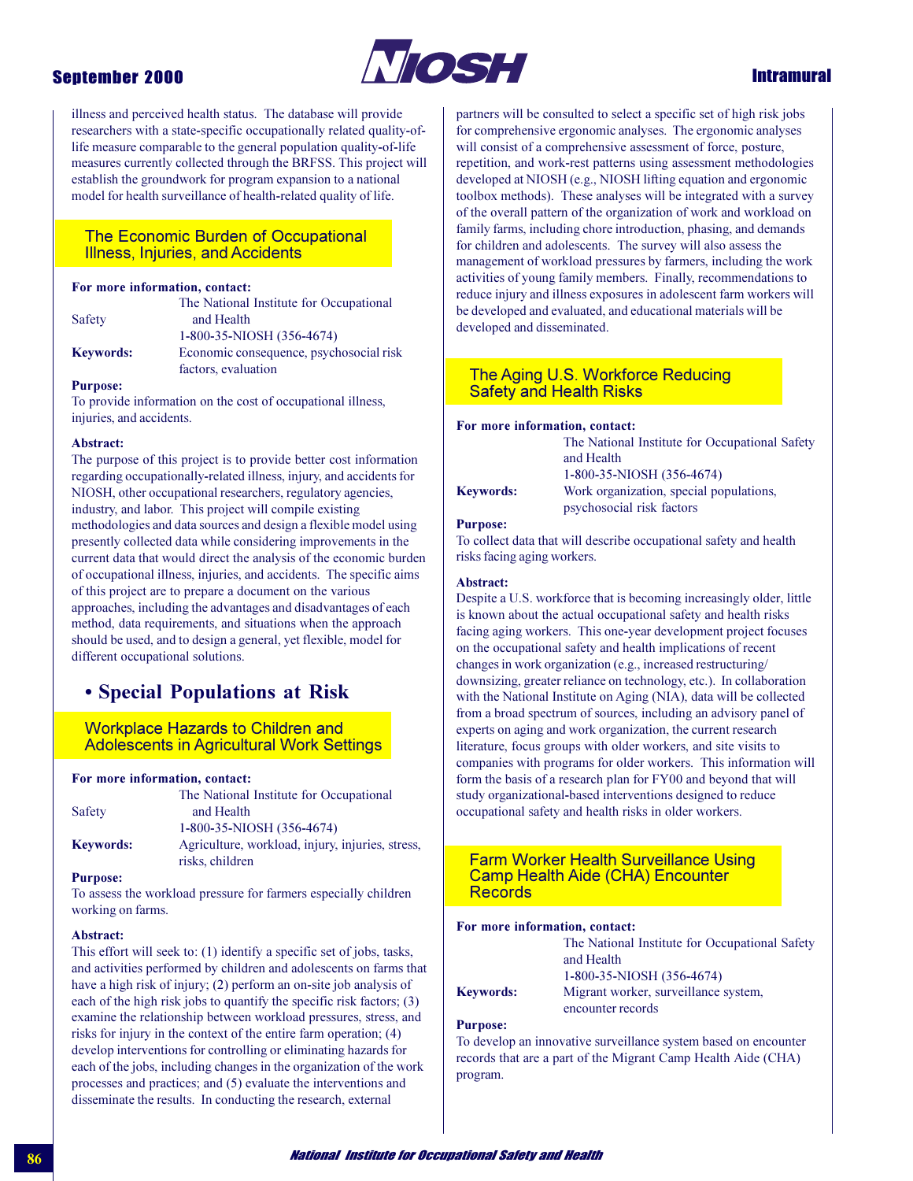illness and perceived health status. The database will provide researchers with a state-specific occupationally related quality-of-life measure comparable to the general population quality-of-life measures currently collected through the BRFSS. This project will establish the groundwork for program expansion to a national model for health surveillance of health-related quality of life.

### The Economic Burden of Occupational Illness, Injuries, and Accidents

**For more information, contact:**
The National Institute for Occupational Safety and Health
1-800-35-NIOSH (356-4674)

**Keywords:** Economic consequence, psychosocial risk factors, evaluation

**Purpose:**
To provide information on the cost of occupational illness, injuries, and accidents.

**Abstract:**
The purpose of this project is to provide better cost information regarding occupationally-related illness, injury, and accidents for NIOSH, other occupational researchers, regulatory agencies, industry, and labor. This project will compile existing methodologies and data sources and design a flexible model using presently collected data while considering improvements in the current data that would direct the analysis of the economic burden of occupational illness, injuries, and accidents. The specific aims of this project are to prepare a document on the various approaches, including the advantages and disadvantages of each method, data requirements, and situations when the approach should be used, and to design a general, yet flexible, model for different occupational solutions.

## • Special Populations at Risk

### Workplace Hazards to Children and Adolescents in Agricultural Work Settings

**For more information, contact:**
The National Institute for Occupational Safety and Health
1-800-35-NIOSH (356-4674)

**Keywords:** Agriculture, workload, injury, injuries, stress, risks, children

**Purpose:**
To assess the workload pressure for farmers especially children working on farms.

**Abstract:**
This effort will seek to: (1) identify a specific set of jobs, tasks, and activities performed by children and adolescents on farms that have a high risk of injury; (2) perform an on-site job analysis of each of the high risk jobs to quantify the specific risk factors; (3) examine the relationship between workload pressures, stress, and risks for injury in the context of the entire farm operation; (4) develop interventions for controlling or eliminating hazards for each of the jobs, including changes in the organization of the work processes and practices; and (5) evaluate the interventions and disseminate the results. In conducting the research, external partners will be consulted to select a specific set of high risk jobs for comprehensive ergonomic analyses. The ergonomic analyses will consist of a comprehensive assessment of force, posture, repetition, and work-rest patterns using assessment methodologies developed at NIOSH (e.g., NIOSH lifting equation and ergonomic toolbox methods). These analyses will be integrated with a survey of the overall pattern of the organization of work and workload on family farms, including chore introduction, phasing, and demands for children and adolescents. The survey will also assess the management of workload pressures by farmers, including the work activities of young family members. Finally, recommendations to reduce injury and illness exposures in adolescent farm workers will be developed and evaluated, and educational materials will be developed and disseminated.

### The Aging U.S. Workforce Reducing Safety and Health Risks

**For more information, contact:**
The National Institute for Occupational Safety and Health
1-800-35-NIOSH (356-4674)

**Keywords:** Work organization, special populations, psychosocial risk factors

**Purpose:**
To collect data that will describe occupational safety and health risks facing aging workers.

**Abstract:**
Despite a U.S. workforce that is becoming increasingly older, little is known about the actual occupational safety and health risks facing aging workers. This one-year development project focuses on the occupational safety and health implications of recent changes in work organization (e.g., increased restructuring/downsizing, greater reliance on technology, etc.). In collaboration with the National Institute on Aging (NIA), data will be collected from a broad spectrum of sources, including an advisory panel of experts on aging and work organization, the current research literature, focus groups with older workers, and site visits to companies with programs for older workers. This information will form the basis of a research plan for FY00 and beyond that will study organizational-based interventions designed to reduce occupational safety and health risks in older workers.

### Farm Worker Health Surveillance Using Camp Health Aide (CHA) Encounter Records

**For more information, contact:**
The National Institute for Occupational Safety and Health
1-800-35-NIOSH (356-4674)

**Keywords:** Migrant worker, surveillance system, encounter records

**Purpose:**
To develop an innovative surveillance system based on encounter records that are a part of the Migrant Camp Health Aide (CHA) program.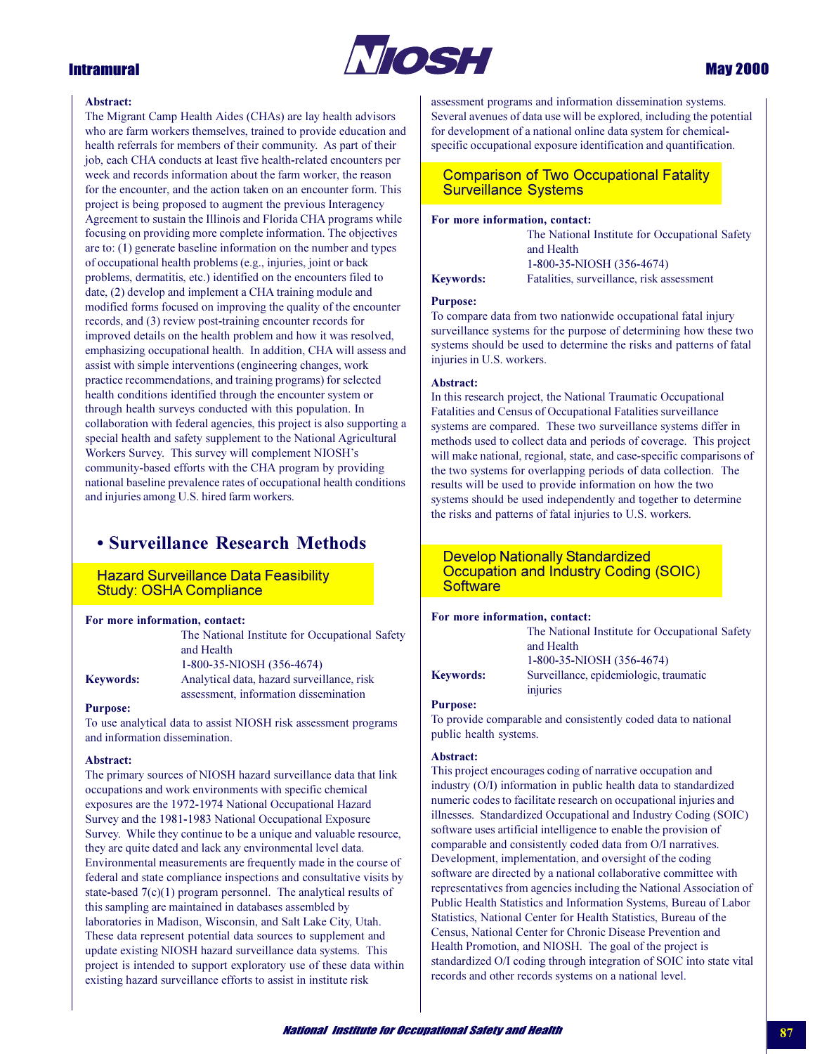**Abstract:**
The Migrant Camp Health Aides (CHAs) are lay health advisors who are farm workers themselves, trained to provide education and health referrals for members of their community. As part of their job, each CHA conducts at least five health-related encounters per week and records information about the farm worker, the reason for the encounter, and the action taken on an encounter form. This project is being proposed to augment the previous Interagency Agreement to sustain the Illinois and Florida CHA programs while focusing on providing more complete information. The objectives are to: (1) generate baseline information on the number and types of occupational health problems (e.g., injuries, joint or back problems, dermatitis, etc.) identified on the encounters filed to date, (2) develop and implement a CHA training module and modified forms focused on improving the quality of the encounter records, and (3) review post-training encounter records for improved details on the health problem and how it was resolved, emphasizing occupational health. In addition, CHA will assess and assist with simple interventions (engineering changes, work practice recommendations, and training programs) for selected health conditions identified through the encounter system or through health surveys conducted with this population. In collaboration with federal agencies, this project is also supporting a special health and safety supplement to the National Agricultural Workers Survey. This survey will complement NIOSH's community-based efforts with the CHA program by providing national baseline prevalence rates of occupational health conditions and injuries among U.S. hired farm workers.

## • Surveillance Research Methods

### Hazard Surveillance Data Feasibility Study: OSHA Compliance

**For more information, contact:**
The National Institute for Occupational Safety and Health
1-800-35-NIOSH (356-4674)

**Keywords:** Analytical data, hazard surveillance, risk assessment, information dissemination

**Purpose:**
To use analytical data to assist NIOSH risk assessment programs and information dissemination.

**Abstract:**
The primary sources of NIOSH hazard surveillance data that link occupations and work environments with specific chemical exposures are the 1972-1974 National Occupational Hazard Survey and the 1981-1983 National Occupational Exposure Survey. While they continue to be a unique and valuable resource, they are quite dated and lack any environmental level data. Environmental measurements are frequently made in the course of federal and state compliance inspections and consultative visits by state-based 7(c)(1) program personnel. The analytical results of this sampling are maintained in databases assembled by laboratories in Madison, Wisconsin, and Salt Lake City, Utah. These data represent potential data sources to supplement and update existing NIOSH hazard surveillance data systems. This project is intended to support exploratory use of these data within existing hazard surveillance efforts to assist in institute risk assessment programs and information dissemination systems. Several avenues of data use will be explored, including the potential for development of a national online data system for chemical-specific occupational exposure identification and quantification.

### Comparison of Two Occupational Fatality Surveillance Systems

**For more information, contact:**
The National Institute for Occupational Safety and Health
1-800-35-NIOSH (356-4674)

**Keywords:** Fatalities, surveillance, risk assessment

**Purpose:**
To compare data from two nationwide occupational fatal injury surveillance systems for the purpose of determining how these two systems should be used to determine the risks and patterns of fatal injuries in U.S. workers.

**Abstract:**
In this research project, the National Traumatic Occupational Fatalities and Census of Occupational Fatalities surveillance systems are compared. These two surveillance systems differ in methods used to collect data and periods of coverage. This project will make national, regional, state, and case-specific comparisons of the two systems for overlapping periods of data collection. The results will be used to provide information on how the two systems should be used independently and together to determine the risks and patterns of fatal injuries to U.S. workers.

### Develop Nationally Standardized Occupation and Industry Coding (SOIC) Software

**For more information, contact:**
The National Institute for Occupational Safety and Health
1-800-35-NIOSH (356-4674)

**Keywords:** Surveillance, epidemiologic, traumatic injuries

**Purpose:**
To provide comparable and consistently coded data to national public health systems.

**Abstract:**
This project encourages coding of narrative occupation and industry (O/I) information in public health data to standardized numeric codes to facilitate research on occupational injuries and illnesses. Standardized Occupational and Industry Coding (SOIC) software uses artificial intelligence to enable the provision of comparable and consistently coded data from O/I narratives. Development, implementation, and oversight of the coding software are directed by a national collaborative committee with representatives from agencies including the National Association of Public Health Statistics and Information Systems, Bureau of Labor Statistics, National Center for Health Statistics, Bureau of the Census, National Center for Chronic Disease Prevention and Health Promotion, and NIOSH. The goal of the project is standardized O/I coding through integration of SOIC into state vital records and other records systems on a national level.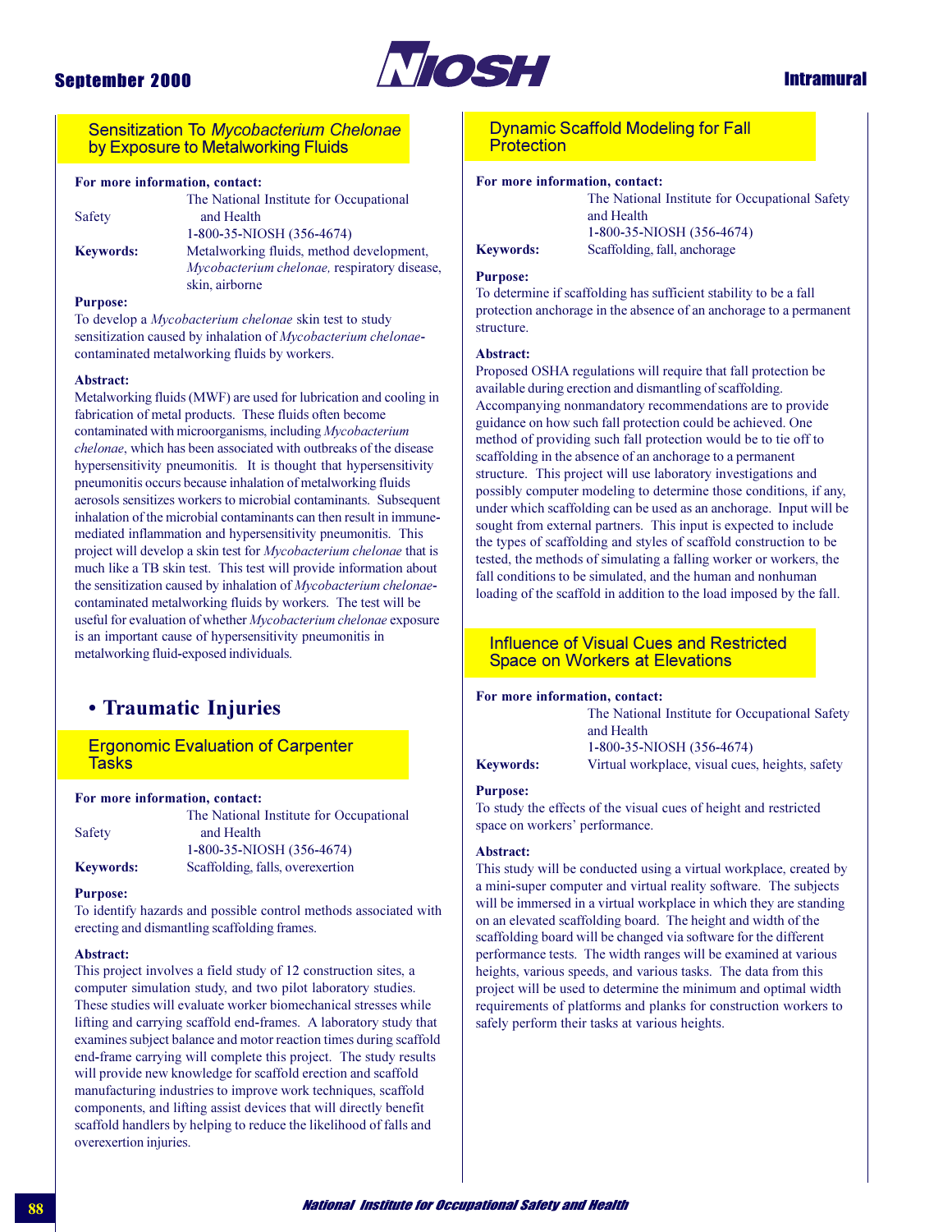### Sensitization To *Mycobacterium Chelonae* by Exposure to Metalworking Fluids

**For more information, contact:**
The National Institute for Occupational Safety and Health
1-800-35-NIOSH (356-4674)

**Keywords:** Metalworking fluids, method development, *Mycobacterium chelonae,* respiratory disease, skin, airborne

**Purpose:**
To develop a *Mycobacterium chelonae* skin test to study sensitization caused by inhalation of *Mycobacterium chelonae*-contaminated metalworking fluids by workers.

**Abstract:**
Metalworking fluids (MWF) are used for lubrication and cooling in fabrication of metal products. These fluids often become contaminated with microorganisms, including *Mycobacterium chelonae*, which has been associated with outbreaks of the disease hypersensitivity pneumonitis. It is thought that hypersensitivity pneumonitis occurs because inhalation of metalworking fluids aerosols sensitizes workers to microbial contaminants. Subsequent inhalation of the microbial contaminants can then result in immune-mediated inflammation and hypersensitivity pneumonitis. This project will develop a skin test for *Mycobacterium chelonae* that is much like a TB skin test. This test will provide information about the sensitization caused by inhalation of *Mycobacterium chelonae*-contaminated metalworking fluids by workers. The test will be useful for evaluation of whether *Mycobacterium chelonae* exposure is an important cause of hypersensitivity pneumonitis in metalworking fluid-exposed individuals.

## • Traumatic Injuries

### Ergonomic Evaluation of Carpenter Tasks

**For more information, contact:**
The National Institute for Occupational Safety and Health
1-800-35-NIOSH (356-4674)

**Keywords:** Scaffolding, falls, overexertion

**Purpose:**
To identify hazards and possible control methods associated with erecting and dismantling scaffolding frames.

**Abstract:**
This project involves a field study of 12 construction sites, a computer simulation study, and two pilot laboratory studies. These studies will evaluate worker biomechanical stresses while lifting and carrying scaffold end-frames. A laboratory study that examines subject balance and motor reaction times during scaffold end-frame carrying will complete this project. The study results will provide new knowledge for scaffold erection and scaffold manufacturing industries to improve work techniques, scaffold components, and lifting assist devices that will directly benefit scaffold handlers by helping to reduce the likelihood of falls and overexertion injuries.

### Dynamic Scaffold Modeling for Fall Protection

**For more information, contact:**
The National Institute for Occupational Safety and Health
1-800-35-NIOSH (356-4674)

**Keywords:** Scaffolding, fall, anchorage

**Purpose:**
To determine if scaffolding has sufficient stability to be a fall protection anchorage in the absence of an anchorage to a permanent structure.

**Abstract:**
Proposed OSHA regulations will require that fall protection be available during erection and dismantling of scaffolding. Accompanying nonmandatory recommendations are to provide guidance on how such fall protection could be achieved. One method of providing such fall protection would be to tie off to scaffolding in the absence of an anchorage to a permanent structure. This project will use laboratory investigations and possibly computer modeling to determine those conditions, if any, under which scaffolding can be used as an anchorage. Input will be sought from external partners. This input is expected to include the types of scaffolding and styles of scaffold construction to be tested, the methods of simulating a falling worker or workers, the fall conditions to be simulated, and the human and nonhuman loading of the scaffold in addition to the load imposed by the fall.

### Influence of Visual Cues and Restricted Space on Workers at Elevations

**For more information, contact:**
The National Institute for Occupational Safety and Health
1-800-35-NIOSH (356-4674)

**Keywords:** Virtual workplace, visual cues, heights, safety

**Purpose:**
To study the effects of the visual cues of height and restricted space on workers' performance.

**Abstract:**
This study will be conducted using a virtual workplace, created by a mini-super computer and virtual reality software. The subjects will be immersed in a virtual workplace in which they are standing on an elevated scaffolding board. The height and width of the scaffolding board will be changed via software for the different performance tests. The width ranges will be examined at various heights, various speeds, and various tasks. The data from this project will be used to determine the minimum and optimal width requirements of platforms and planks for construction workers to safely perform their tasks at various heights.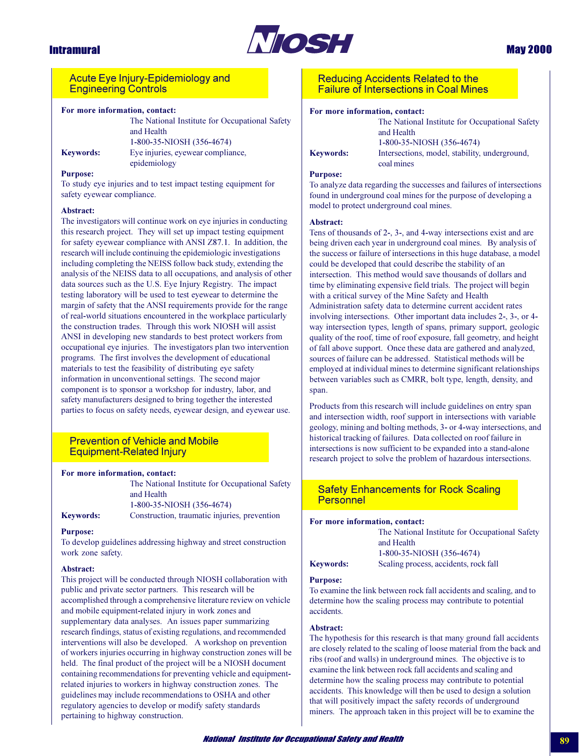## Acute Eye Injury-Epidemiology and Engineering Controls

**For more information, contact:**
The National Institute for Occupational Safety and Health
1-800-35-NIOSH (356-4674)

**Keywords:** Eye injuries, eyewear compliance, epidemiology

**Purpose:**
To study eye injuries and to test impact testing equipment for safety eyewear compliance.

**Abstract:**
The investigators will continue work on eye injuries in conducting this research project. They will set up impact testing equipment for safety eyewear compliance with ANSI Z87.1. In addition, the research will include continuing the epidemiologic investigations including completing the NEISS follow back study, extending the analysis of the NEISS data to all occupations, and analysis of other data sources such as the U.S. Eye Injury Registry. The impact testing laboratory will be used to test eyewear to determine the margin of safety that the ANSI requirements provide for the range of real-world situations encountered in the workplace particularly the construction trades. Through this work NIOSH will assist ANSI in developing new standards to best protect workers from occupational eye injuries. The investigators plan two intervention programs. The first involves the development of educational materials to test the feasibility of distributing eye safety information in unconventional settings. The second major component is to sponsor a workshop for industry, labor, and safety manufacturers designed to bring together the interested parties to focus on safety needs, eyewear design, and eyewear use.

## Prevention of Vehicle and Mobile Equipment-Related Injury

**For more information, contact:**
The National Institute for Occupational Safety and Health
1-800-35-NIOSH (356-4674)

**Keywords:** Construction, traumatic injuries, prevention

**Purpose:**
To develop guidelines addressing highway and street construction work zone safety.

**Abstract:**
This project will be conducted through NIOSH collaboration with public and private sector partners. This research will be accomplished through a comprehensive literature review on vehicle and mobile equipment-related injury in work zones and supplementary data analyses. An issues paper summarizing research findings, status of existing regulations, and recommended interventions will also be developed. A workshop on prevention of workers injuries occurring in highway construction zones will be held. The final product of the project will be a NIOSH document containing recommendations for preventing vehicle and equipment-related injuries to workers in highway construction zones. The guidelines may include recommendations to OSHA and other regulatory agencies to develop or modify safety standards pertaining to highway construction.

## Reducing Accidents Related to the Failure of Intersections in Coal Mines

**For more information, contact:**
The National Institute for Occupational Safety and Health
1-800-35-NIOSH (356-4674)

**Keywords:** Intersections, model, stability, underground, coal mines

**Purpose:**
To analyze data regarding the successes and failures of intersections found in underground coal mines for the purpose of developing a model to protect underground coal mines.

**Abstract:**
Tens of thousands of 2-, 3-, and 4-way intersections exist and are being driven each year in underground coal mines. By analysis of the success or failure of intersections in this huge database, a model could be developed that could describe the stability of an intersection. This method would save thousands of dollars and time by eliminating expensive field trials. The project will begin with a critical survey of the Mine Safety and Health Administration safety data to determine current accident rates involving intersections. Other important data includes 2-, 3-, or 4-way intersection types, length of spans, primary support, geologic quality of the roof, time of roof exposure, fall geometry, and height of fall above support. Once these data are gathered and analyzed, sources of failure can be addressed. Statistical methods will be employed at individual mines to determine significant relationships between variables such as CMRR, bolt type, length, density, and span.

Products from this research will include guidelines on entry span and intersection width, roof support in intersections with variable geology, mining and bolting methods, 3- or 4-way intersections, and historical tracking of failures. Data collected on roof failure in intersections is now sufficient to be expanded into a stand-alone research project to solve the problem of hazardous intersections.

## Safety Enhancements for Rock Scaling Personnel

**For more information, contact:**
The National Institute for Occupational Safety and Health
1-800-35-NIOSH (356-4674)

**Keywords:** Scaling process, accidents, rock fall

**Purpose:**
To examine the link between rock fall accidents and scaling, and to determine how the scaling process may contribute to potential accidents.

**Abstract:**
The hypothesis for this research is that many ground fall accidents are closely related to the scaling of loose material from the back and ribs (roof and walls) in underground mines. The objective is to examine the link between rock fall accidents and scaling and determine how the scaling process may contribute to potential accidents. This knowledge will then be used to design a solution that will positively impact the safety records of underground miners. The approach taken in this project will be to examine the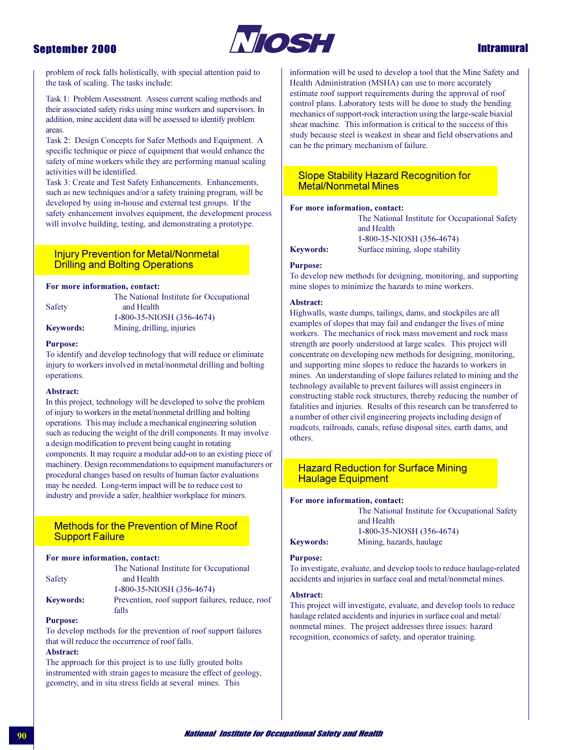problem of rock falls holistically, with special attention paid to the task of scaling. The tasks include:

Task 1: Problem Assessment. Assess current scaling methods and their associated safety risks using mine workers and supervisors. In addition, mine accident data will be assessed to identify problem areas.

Task 2: Design Concepts for Safer Methods and Equipment. A specific technique or piece of equipment that would enhance the safety of mine workers while they are performing manual scaling activities will be identified.

Task 3: Create and Test Safety Enhancements. Enhancements, such as new techniques and/or a safety training program, will be developed by using in-house and external test groups. If the safety enhancement involves equipment, the development process will involve building, testing, and demonstrating a prototype.

## Injury Prevention for Metal/Nonmetal Drilling and Bolting Operations

**For more information, contact:**
The National Institute for Occupational Safety and Health
1-800-35-NIOSH (356-4674)

**Keywords:** Mining, drilling, injuries

**Purpose:**
To identify and develop technology that will reduce or eliminate injury to workers involved in metal/nonmetal drilling and bolting operations.

**Abstract:**
In this project, technology will be developed to solve the problem of injury to workers in the metal/nonmetal drilling and bolting operations. This may include a mechanical engineering solution such as reducing the weight of the drill components. It may involve a design modification to prevent being caught in rotating components. It may require a modular add-on to an existing piece of machinery. Design recommendations to equipment manufacturers or procedural changes based on results of human factor evaluations may be needed. Long-term impact will be to reduce cost to industry and provide a safer, healthier workplace for miners.

## Methods for the Prevention of Mine Roof Support Failure

**For more information, contact:**
The National Institute for Occupational Safety and Health
1-800-35-NIOSH (356-4674)

**Keywords:** Prevention, roof support failures, reduce, roof falls

**Purpose:**
To develop methods for the prevention of roof support failures that will reduce the occurrence of roof falls.

**Abstract:**
The approach for this project is to use fully grouted bolts instrumented with strain gages to measure the effect of geology, geometry, and in situ stress fields at several mines. This information will be used to develop a tool that the Mine Safety and Health Administration (MSHA) can use to more accurately estimate roof support requirements during the approval of roof control plans. Laboratory tests will be done to study the bending mechanics of support-rock interaction using the large-scale biaxial shear machine. This information is critical to the success of this study because steel is weakest in shear and field observations and can be the primary mechanism of failure.

## Slope Stability Hazard Recognition for Metal/Nonmetal Mines

**For more information, contact:**
The National Institute for Occupational Safety and Health
1-800-35-NIOSH (356-4674)

**Keywords:** Surface mining, slope stability

**Purpose:**
To develop new methods for designing, monitoring, and supporting mine slopes to minimize the hazards to mine workers.

**Abstract:**
Highwalls, waste dumps, tailings, dams, and stockpiles are all examples of slopes that may fail and endanger the lives of mine workers. The mechanics of rock mass movement and rock mass strength are poorly understood at large scales. This project will concentrate on developing new methods for designing, monitoring, and supporting mine slopes to reduce the hazards to workers in mines. An understanding of slope failures related to mining and the technology available to prevent failures will assist engineers in constructing stable rock structures, thereby reducing the number of fatalities and injuries. Results of this research can be transferred to a number of other civil engineering projects including design of roadcuts, railroads, canals, refuse disposal sites, earth dams, and others.

## Hazard Reduction for Surface Mining Haulage Equipment

**For more information, contact:**
The National Institute for Occupational Safety and Health
1-800-35-NIOSH (356-4674)

**Keywords:** Mining, hazards, haulage

**Purpose:**
To investigate, evaluate, and develop tools to reduce haulage-related accidents and injuries in surface coal and metal/nonmetal mines.

**Abstract:**
This project will investigate, evaluate, and develop tools to reduce haulage related accidents and injuries in surface coal and metal/nonmetal mines. The project addresses three issues: hazard recognition, economics of safety, and operator training.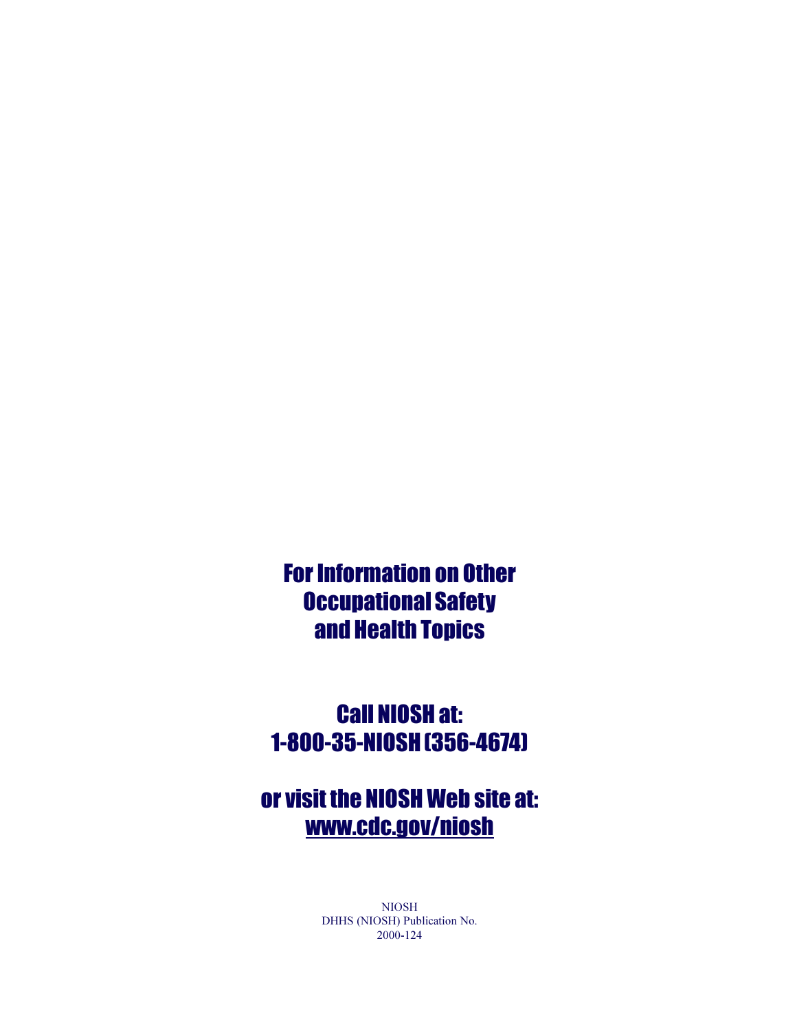## For Information on Other Occupational Safety and Health Topics

## Call NIOSH at: 1-800-35-NIOSH (356-4674)

## or visit the NIOSH Web site at: www.cdc.gov/niosh

NIOSH
DHHS (NIOSH) Publication No.
2000-124